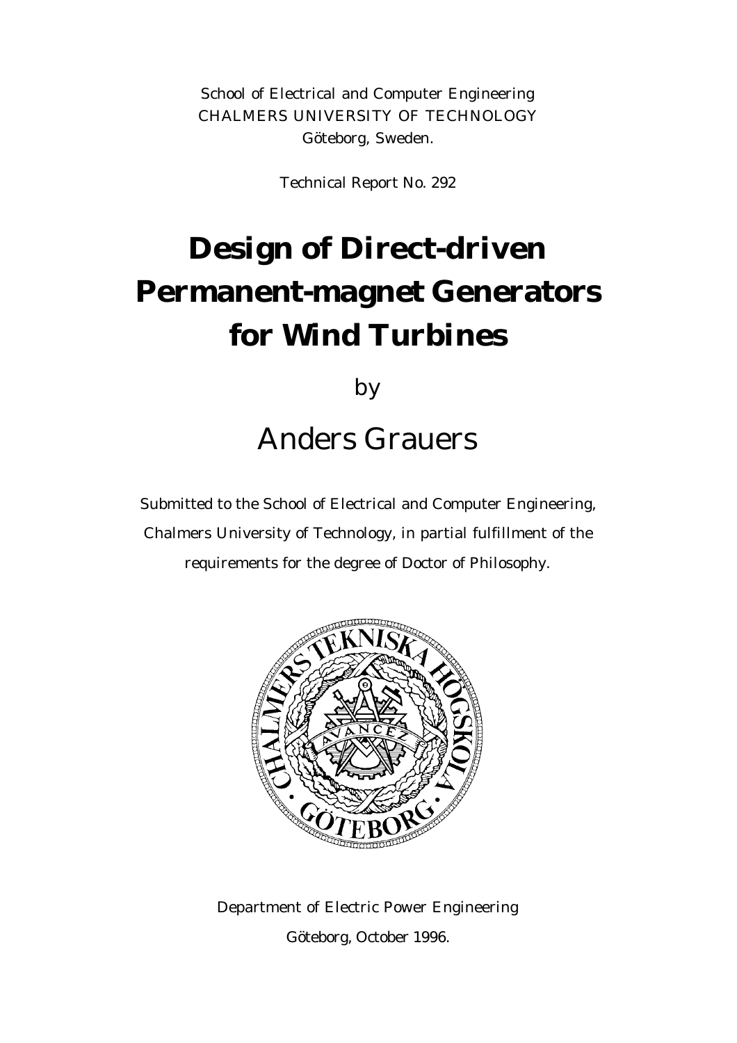School of Electrical and Computer Engineering
CHALMERS UNIVERSITY OF TECHNOLOGY
Göteborg, Sweden.

Technical Report No. 292

# Design of Direct-driven Permanent-magnet Generators for Wind Turbines

by

## Anders Grauers

Submitted to the School of Electrical and Computer Engineering, Chalmers University of Technology, in partial fulfillment of the requirements for the degree of Doctor of Philosophy.

Department of Electric Power Engineering
Göteborg, October 1996.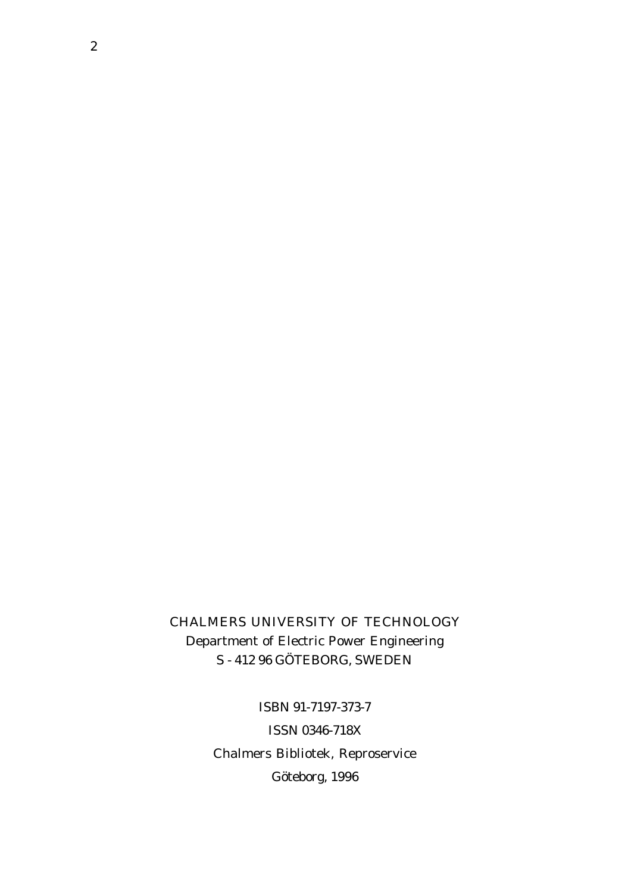CHALMERS UNIVERSITY OF TECHNOLOGY
Department of Electric Power Engineering
S - 412 96 GÖTEBORG, SWEDEN

ISBN 91-7197-373-7

ISSN 0346-718X

Chalmers Bibliotek, Reproservice

Göteborg, 1996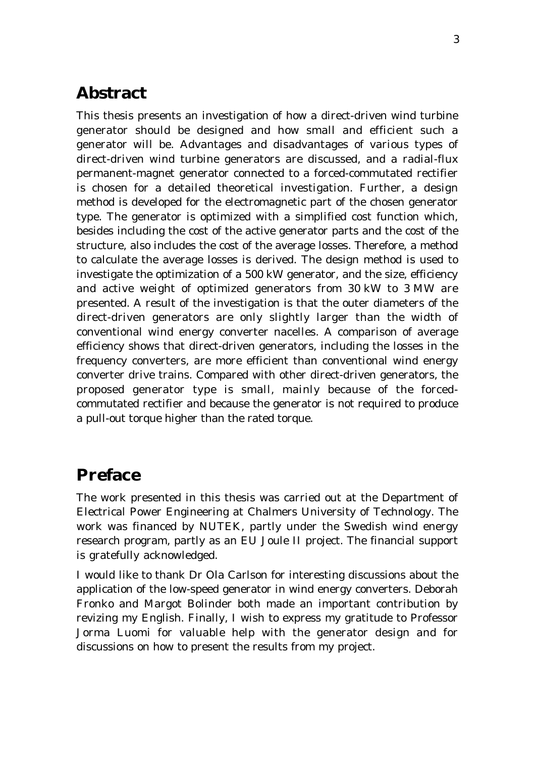# Abstract

This thesis presents an investigation of how a direct-driven wind turbine generator should be designed and how small and efficient such a generator will be. Advantages and disadvantages of various types of direct-driven wind turbine generators are discussed, and a radial-flux permanent-magnet generator connected to a forced-commutated rectifier is chosen for a detailed theoretical investigation. Further, a design method is developed for the electromagnetic part of the chosen generator type. The generator is optimized with a simplified cost function which, besides including the cost of the active generator parts and the cost of the structure, also includes the cost of the average losses. Therefore, a method to calculate the average losses is derived. The design method is used to investigate the optimization of a 500 kW generator, and the size, efficiency and active weight of optimized generators from 30 kW to 3 MW are presented. A result of the investigation is that the outer diameters of the direct-driven generators are only slightly larger than the width of conventional wind energy converter nacelles. A comparison of average efficiency shows that direct-driven generators, including the losses in the frequency converters, are more efficient than conventional wind energy converter drive trains. Compared with other direct-driven generators, the proposed generator type is small, mainly because of the forced-commutated rectifier and because the generator is not required to produce a pull-out torque higher than the rated torque.

# Preface

The work presented in this thesis was carried out at the Department of Electrical Power Engineering at Chalmers University of Technology. The work was financed by NUTEK, partly under the Swedish wind energy research program, partly as an EU Joule II project. The financial support is gratefully acknowledged.

I would like to thank Dr Ola Carlson for interesting discussions about the application of the low-speed generator in wind energy converters. Deborah Fronko and Margot Bolinder both made an important contribution by revizing my English. Finally, I wish to express my gratitude to Professor Jorma Luomi for valuable help with the generator design and for discussions on how to present the results from my project.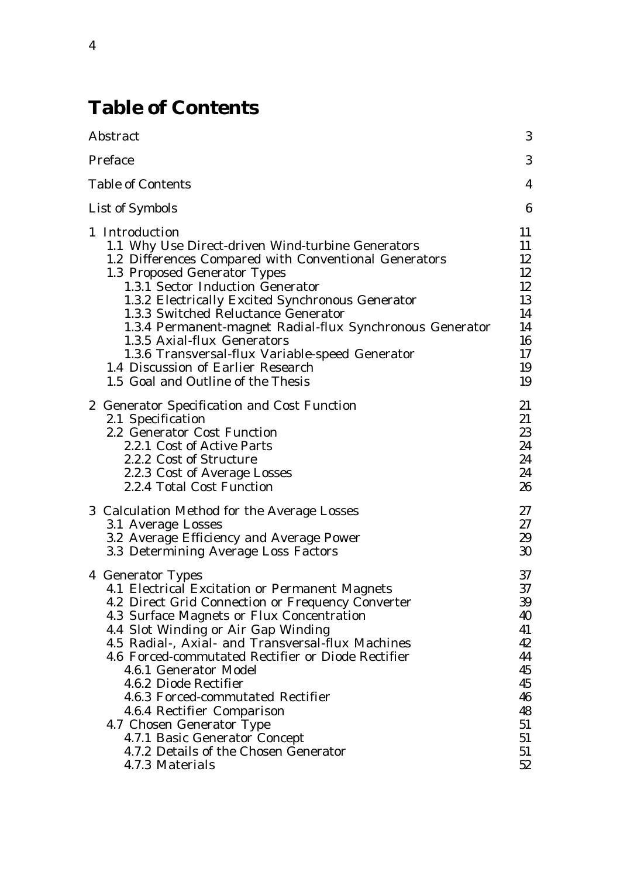# Table of Contents

| | |
|---|---|
| Abstract | 3 |
| Preface | 3 |
| Table of Contents | 4 |
| List of Symbols | 6 |
| 1 Introduction | 11 |
| 1.1 Why Use Direct-driven Wind-turbine Generators | 11 |
| 1.2 Differences Compared with Conventional Generators | 12 |
| 1.3 Proposed Generator Types | 12 |
| 1.3.1 Sector Induction Generator | 12 |
| 1.3.2 Electrically Excited Synchronous Generator | 13 |
| 1.3.3 Switched Reluctance Generator | 14 |
| 1.3.4 Permanent-magnet Radial-flux Synchronous Generator | 14 |
| 1.3.5 Axial-flux Generators | 16 |
| 1.3.6 Transversal-flux Variable-speed Generator | 17 |
| 1.4 Discussion of Earlier Research | 19 |
| 1.5 Goal and Outline of the Thesis | 19 |
| 2 Generator Specification and Cost Function | 21 |
| 2.1 Specification | 21 |
| 2.2 Generator Cost Function | 23 |
| 2.2.1 Cost of Active Parts | 24 |
| 2.2.2 Cost of Structure | 24 |
| 2.2.3 Cost of Average Losses | 24 |
| 2.2.4 Total Cost Function | 26 |
| 3 Calculation Method for the Average Losses | 27 |
| 3.1 Average Losses | 27 |
| 3.2 Average Efficiency and Average Power | 29 |
| 3.3 Determining Average Loss Factors | 30 |
| 4 Generator Types | 37 |
| 4.1 Electrical Excitation or Permanent Magnets | 37 |
| 4.2 Direct Grid Connection or Frequency Converter | 39 |
| 4.3 Surface Magnets or Flux Concentration | 40 |
| 4.4 Slot Winding or Air Gap Winding | 41 |
| 4.5 Radial-, Axial- and Transversal-flux Machines | 42 |
| 4.6 Forced-commutated Rectifier or Diode Rectifier | 44 |
| 4.6.1 Generator Model | 45 |
| 4.6.2 Diode Rectifier | 45 |
| 4.6.3 Forced-commutated Rectifier | 46 |
| 4.6.4 Rectifier Comparison | 48 |
| 4.7 Chosen Generator Type | 51 |
| 4.7.1 Basic Generator Concept | 51 |
| 4.7.2 Details of the Chosen Generator | 51 |
| 4.7.3 Materials | 52 |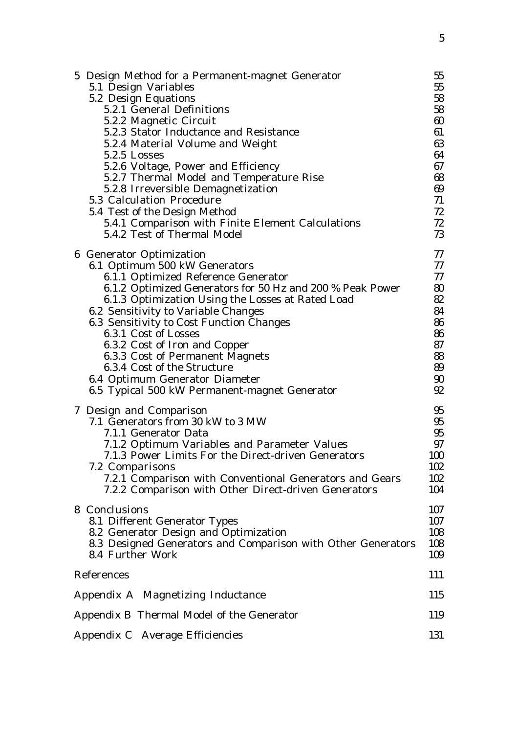| | |
|---|---|
| 5 Design Method for a Permanent-magnet Generator | 55 |
| 5.1 Design Variables | 55 |
| 5.2 Design Equations | 58 |
| 5.2.1 General Definitions | 58 |
| 5.2.2 Magnetic Circuit | 60 |
| 5.2.3 Stator Inductance and Resistance | 61 |
| 5.2.4 Material Volume and Weight | 63 |
| 5.2.5 Losses | 64 |
| 5.2.6 Voltage, Power and Efficiency | 67 |
| 5.2.7 Thermal Model and Temperature Rise | 68 |
| 5.2.8 Irreversible Demagnetization | 69 |
| 5.3 Calculation Procedure | 71 |
| 5.4 Test of the Design Method | 72 |
| 5.4.1 Comparison with Finite Element Calculations | 72 |
| 5.4.2 Test of Thermal Model | 73 |
| 6 Generator Optimization | 77 |
| 6.1 Optimum 500 kW Generators | 77 |
| 6.1.1 Optimized Reference Generator | 77 |
| 6.1.2 Optimized Generators for 50 Hz and 200 % Peak Power | 80 |
| 6.1.3 Optimization Using the Losses at Rated Load | 82 |
| 6.2 Sensitivity to Variable Changes | 84 |
| 6.3 Sensitivity to Cost Function Changes | 86 |
| 6.3.1 Cost of Losses | 86 |
| 6.3.2 Cost of Iron and Copper | 87 |
| 6.3.3 Cost of Permanent Magnets | 88 |
| 6.3.4 Cost of the Structure | 89 |
| 6.4 Optimum Generator Diameter | 90 |
| 6.5 Typical 500 kW Permanent-magnet Generator | 92 |
| 7 Design and Comparison | 95 |
| 7.1 Generators from 30 kW to 3 MW | 95 |
| 7.1.1 Generator Data | 95 |
| 7.1.2 Optimum Variables and Parameter Values | 97 |
| 7.1.3 Power Limits For the Direct-driven Generators | 100 |
| 7.2 Comparisons | 102 |
| 7.2.1 Comparison with Conventional Generators and Gears | 102 |
| 7.2.2 Comparison with Other Direct-driven Generators | 104 |
| 8 Conclusions | 107 |
| 8.1 Different Generator Types | 107 |
| 8.2 Generator Design and Optimization | 108 |
| 8.3 Designed Generators and Comparison with Other Generators | 108 |
| 8.4 Further Work | 109 |
| References | 111 |
| Appendix A Magnetizing Inductance | 115 |
| Appendix B Thermal Model of the Generator | 119 |
| Appendix C Average Efficiencies | 131 |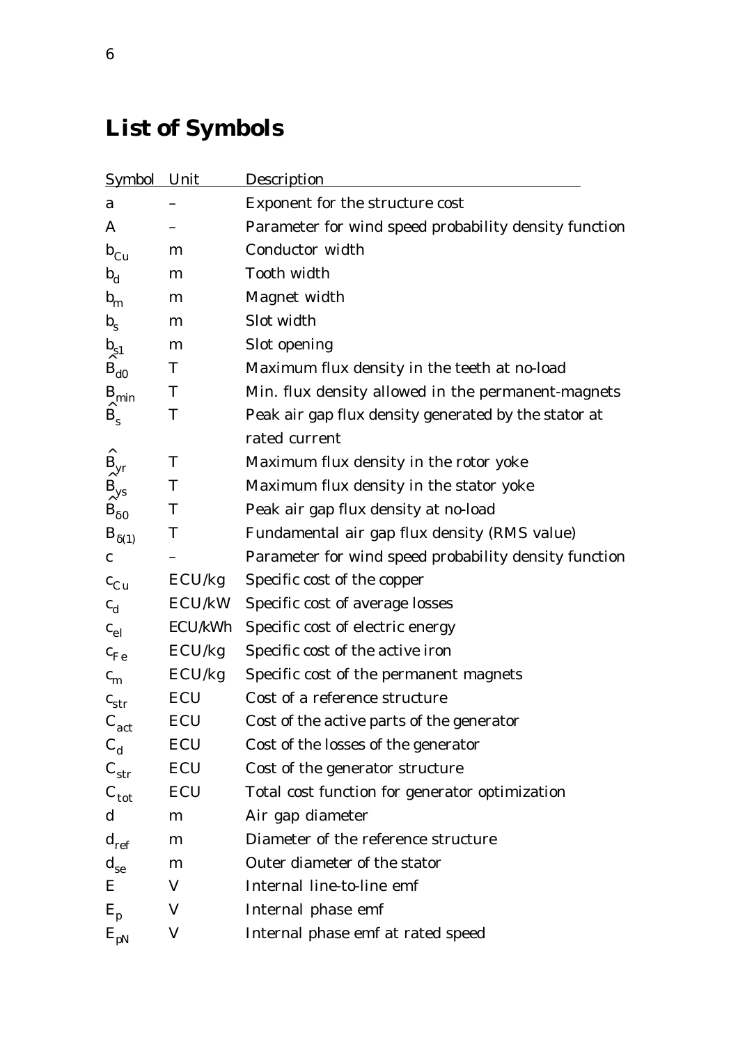# List of Symbols

| Symbol | Unit | Description |
|---|---|---|
| $a$ | – | Exponent for the structure cost |
| $A$ | – | Parameter for wind speed probability density function |
| $b_{Cu}$ | m | Conductor width |
| $b_d$ | m | Tooth width |
| $b_m$ | m | Magnet width |
| $b_s$ | m | Slot width |
| $b_{s1}$ | m | Slot opening |
| $\hat{B}_{d0}$ | T | Maximum flux density in the teeth at no-load |
| $B_{min}$ | T | Min. flux density allowed in the permanent-magnets |
| $\hat{B}_s$ | T | Peak air gap flux density generated by the stator at rated current |
| $\hat{B}_{yr}$ | T | Maximum flux density in the rotor yoke |
| $\hat{B}_{ys}$ | T | Maximum flux density in the stator yoke |
| $\hat{B}_{\delta 0}$ | T | Peak air gap flux density at no-load |
| $B_{\delta(1)}$ | T | Fundamental air gap flux density (RMS value) |
| $c$ | – | Parameter for wind speed probability density function |
| $c_{Cu}$ | ECU/kg | Specific cost of the copper |
| $c_d$ | ECU/kW | Specific cost of average losses |
| $c_{el}$ | ECU/kWh | Specific cost of electric energy |
| $c_{Fe}$ | ECU/kg | Specific cost of the active iron |
| $c_m$ | ECU/kg | Specific cost of the permanent magnets |
| $c_{str}$ | ECU | Cost of a reference structure |
| $C_{act}$ | ECU | Cost of the active parts of the generator |
| $C_d$ | ECU | Cost of the losses of the generator |
| $C_{str}$ | ECU | Cost of the generator structure |
| $C_{tot}$ | ECU | Total cost function for generator optimization |
| $d$ | m | Air gap diameter |
| $d_{ref}$ | m | Diameter of the reference structure |
| $d_{se}$ | m | Outer diameter of the stator |
| $E$ | V | Internal line-to-line emf |
| $E_p$ | V | Internal phase emf |
| $E_{pN}$ | V | Internal phase emf at rated speed |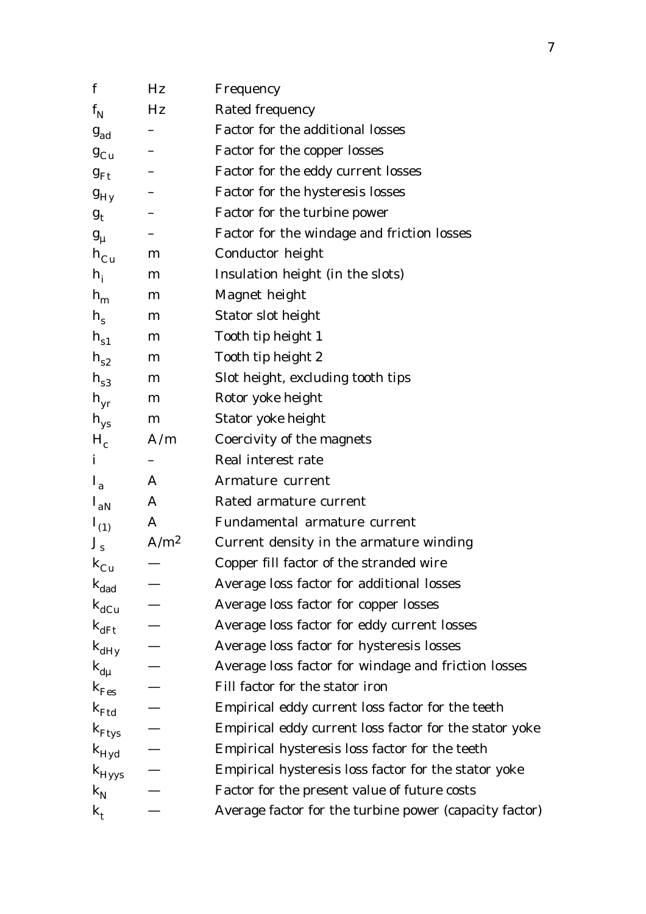| | | |
|---|---|---|
| $f$ | Hz | Frequency |
| $f_N$ | Hz | Rated frequency |
| $g_{ad}$ | – | Factor for the additional losses |
| $g_{Cu}$ | – | Factor for the copper losses |
| $g_{Ft}$ | – | Factor for the eddy current losses |
| $g_{Hy}$ | – | Factor for the hysteresis losses |
| $g_t$ | – | Factor for the turbine power |
| $g_\mu$ | – | Factor for the windage and friction losses |
| $h_{Cu}$ | m | Conductor height |
| $h_i$ | m | Insulation height (in the slots) |
| $h_m$ | m | Magnet height |
| $h_s$ | m | Stator slot height |
| $h_{s1}$ | m | Tooth tip height 1 |
| $h_{s2}$ | m | Tooth tip height 2 |
| $h_{s3}$ | m | Slot height, excluding tooth tips |
| $h_{yr}$ | m | Rotor yoke height |
| $h_{ys}$ | m | Stator yoke height |
| $H_c$ | A/m | Coercivity of the magnets |
| $i$ | – | Real interest rate |
| $I_a$ | A | Armature current |
| $I_{aN}$ | A | Rated armature current |
| $I_{(1)}$ | A | Fundamental armature current |
| $J_s$ | A/m$^2$ | Current density in the armature winding |
| $k_{Cu}$ | — | Copper fill factor of the stranded wire |
| $k_{dad}$ | — | Average loss factor for additional losses |
| $k_{dCu}$ | — | Average loss factor for copper losses |
| $k_{dFt}$ | — | Average loss factor for eddy current losses |
| $k_{dHy}$ | — | Average loss factor for hysteresis losses |
| $k_{d\mu}$ | — | Average loss factor for windage and friction losses |
| $k_{Fes}$ | — | Fill factor for the stator iron |
| $k_{Ftd}$ | — | Empirical eddy current loss factor for the teeth |
| $k_{Ftys}$ | — | Empirical eddy current loss factor for the stator yoke |
| $k_{Hyd}$ | — | Empirical hysteresis loss factor for the teeth |
| $k_{Hyys}$ | — | Empirical hysteresis loss factor for the stator yoke |
| $k_N$ | — | Factor for the present value of future costs |
| $k_t$ | — | Average factor for the turbine power (capacity factor) |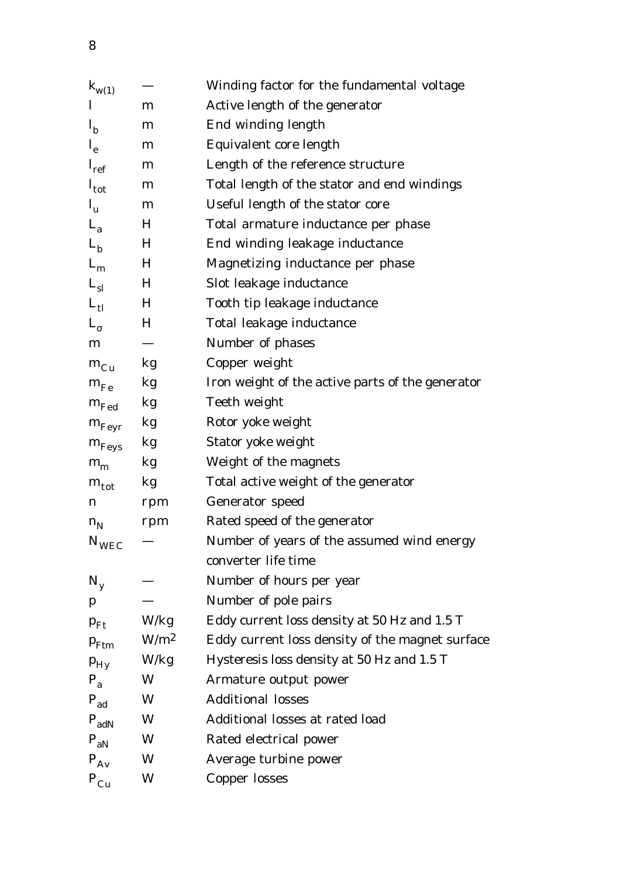| | | |
|---|---|---|
| $k_{w(1)}$ | — | Winding factor for the fundamental voltage |
| $l$ | m | Active length of the generator |
| $l_b$ | m | End winding length |
| $l_e$ | m | Equivalent core length |
| $l_{ref}$ | m | Length of the reference structure |
| $l_{tot}$ | m | Total length of the stator and end windings |
| $l_u$ | m | Useful length of the stator core |
| $L_a$ | H | Total armature inductance per phase |
| $L_b$ | H | End winding leakage inductance |
| $L_m$ | H | Magnetizing inductance per phase |
| $L_{sl}$ | H | Slot leakage inductance |
| $L_{tl}$ | H | Tooth tip leakage inductance |
| $L_\sigma$ | H | Total leakage inductance |
| $m$ | — | Number of phases |
| $m_{Cu}$ | kg | Copper weight |
| $m_{Fe}$ | kg | Iron weight of the active parts of the generator |
| $m_{Fed}$ | kg | Teeth weight |
| $m_{Feyr}$ | kg | Rotor yoke weight |
| $m_{Feys}$ | kg | Stator yoke weight |
| $m_m$ | kg | Weight of the magnets |
| $m_{tot}$ | kg | Total active weight of the generator |
| $n$ | rpm | Generator speed |
| $n_N$ | rpm | Rated speed of the generator |
| $N_{WEC}$ | — | Number of years of the assumed wind energy converter life time |
| $N_y$ | — | Number of hours per year |
| $p$ | — | Number of pole pairs |
| $p_{Ft}$ | W/kg | Eddy current loss density at 50 Hz and 1.5 T |
| $p_{Ftm}$ | W/m$^2$ | Eddy current loss density of the magnet surface |
| $p_{Hy}$ | W/kg | Hysteresis loss density at 50 Hz and 1.5 T |
| $P_a$ | W | Armature output power |
| $P_{ad}$ | W | Additional losses |
| $P_{adN}$ | W | Additional losses at rated load |
| $P_{aN}$ | W | Rated electrical power |
| $P_{Av}$ | W | Average turbine power |
| $P_{Cu}$ | W | Copper losses |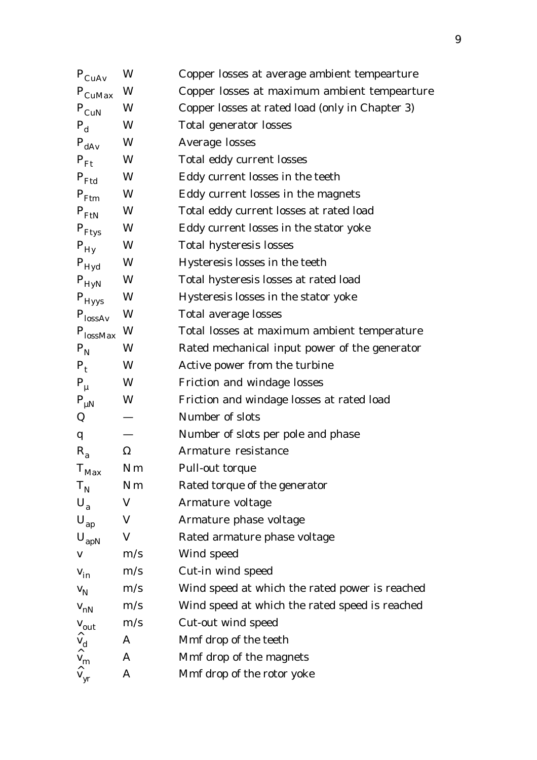| | | |
|---|---|---|
| $P_{CuAv}$ | W | Copper losses at average ambient tempearture |
| $P_{CuMax}$ | W | Copper losses at maximum ambient tempearture |
| $P_{CuN}$ | W | Copper losses at rated load (only in Chapter 3) |
| $P_d$ | W | Total generator losses |
| $P_{dAv}$ | W | Average losses |
| $P_{Ft}$ | W | Total eddy current losses |
| $P_{Ftd}$ | W | Eddy current losses in the teeth |
| $P_{Ftm}$ | W | Eddy current losses in the magnets |
| $P_{FtN}$ | W | Total eddy current losses at rated load |
| $P_{Ftys}$ | W | Eddy current losses in the stator yoke |
| $P_{Hy}$ | W | Total hysteresis losses |
| $P_{Hyd}$ | W | Hysteresis losses in the teeth |
| $P_{HyN}$ | W | Total hysteresis losses at rated load |
| $P_{Hyys}$ | W | Hysteresis losses in the stator yoke |
| $P_{lossAv}$ | W | Total average losses |
| $P_{lossMax}$ | W | Total losses at maximum ambient temperature |
| $P_N$ | W | Rated mechanical input power of the generator |
| $P_t$ | W | Active power from the turbine |
| $P_\mu$ | W | Friction and windage losses |
| $P_{\mu N}$ | W | Friction and windage losses at rated load |
| $Q$ | — | Number of slots |
| $q$ | — | Number of slots per pole and phase |
| $R_a$ | Ω | Armature resistance |
| $T_{Max}$ | Nm | Pull-out torque |
| $T_N$ | Nm | Rated torque of the generator |
| $U_a$ | V | Armature voltage |
| $U_{ap}$ | V | Armature phase voltage |
| $U_{apN}$ | V | Rated armature phase voltage |
| $v$ | m/s | Wind speed |
| $v_{in}$ | m/s | Cut-in wind speed |
| $v_N$ | m/s | Wind speed at which the rated power is reached |
| $v_{nN}$ | m/s | Wind speed at which the rated speed is reached |
| $v_{out}$ | m/s | Cut-out wind speed |
| $\hat{v}_d$ | A | Mmf drop of the teeth |
| $\hat{v}_m$ | A | Mmf drop of the magnets |
| $\hat{v}_{yr}$ | A | Mmf drop of the rotor yoke |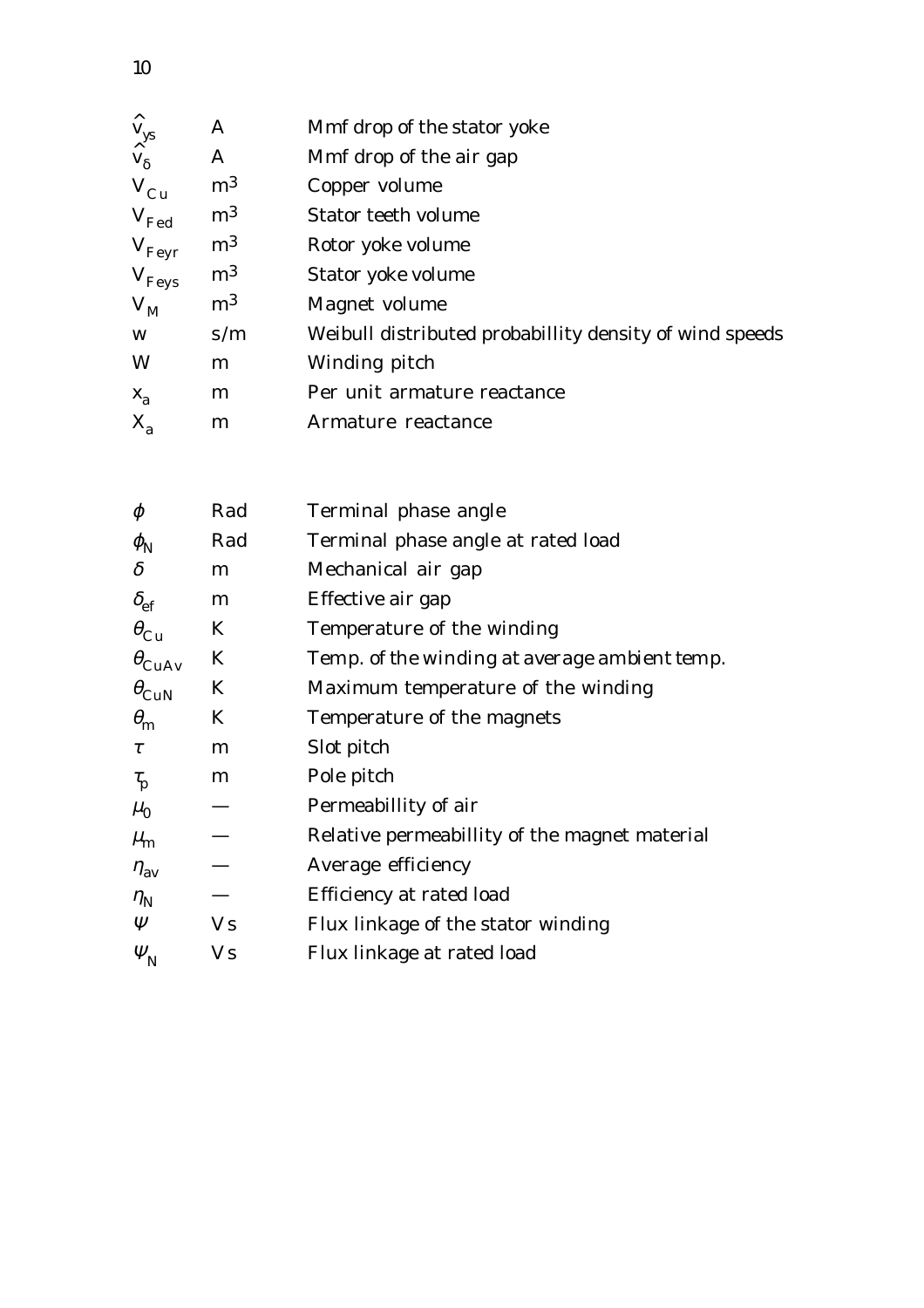| | | |
|---|---|---|
| $\hat{v}_{ys}$ | A | Mmf drop of the stator yoke |
| $\hat{v}_{\delta}$ | A | Mmf drop of the air gap |
| $V_{Cu}$ | $m^3$ | Copper volume |
| $V_{Fed}$ | $m^3$ | Stator teeth volume |
| $V_{Feyr}$ | $m^3$ | Rotor yoke volume |
| $V_{Feys}$ | $m^3$ | Stator yoke volume |
| $V_M$ | $m^3$ | Magnet volume |
| w | s/m | Weibull distributed probabillity density of wind speeds |
| W | m | Winding pitch |
| $x_a$ | m | Per unit armature reactance |
| $X_a$ | m | Armature reactance |

| | | |
|---|---|---|
| $\phi$ | Rad | Terminal phase angle |
| $\phi_N$ | Rad | Terminal phase angle at rated load |
| $\delta$ | m | Mechanical air gap |
| $\delta_{ef}$ | m | Effective air gap |
| $\theta_{Cu}$ | K | Temperature of the winding |
| $\theta_{CuAv}$ | K | Temp. of the winding at average ambient temp. |
| $\theta_{CuN}$ | K | Maximum temperature of the winding |
| $\theta_m$ | K | Temperature of the magnets |
| $\tau$ | m | Slot pitch |
| $\tau_p$ | m | Pole pitch |
| $\mu_0$ | — | Permeabillity of air |
| $\mu_m$ | — | Relative permeabillity of the magnet material |
| $\eta_{av}$ | — | Average efficiency |
| $\eta_N$ | — | Efficiency at rated load |
| $\Psi$ | Vs | Flux linkage of the stator winding |
| $\Psi_N$ | Vs | Flux linkage at rated load |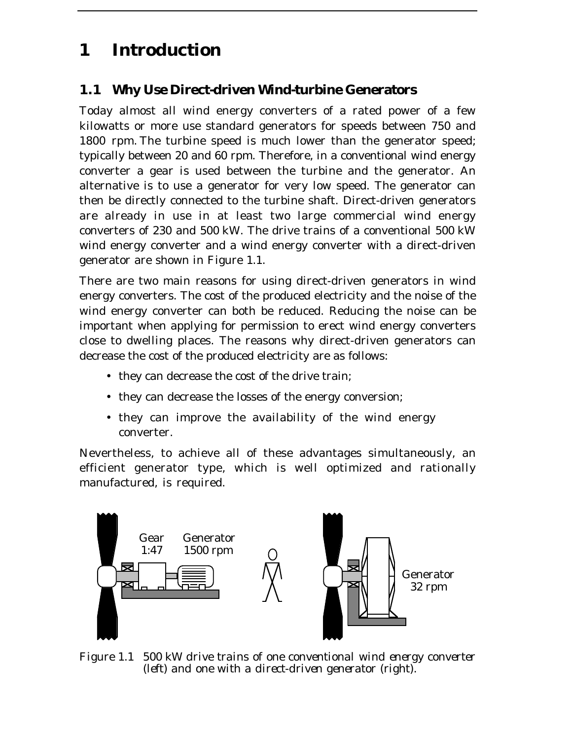# 1 Introduction

## 1.1 Why Use Direct-driven Wind-turbine Generators

Today almost all wind energy converters of a rated power of a few kilowatts or more use standard generators for speeds between 750 and 1800 rpm. The turbine speed is much lower than the generator speed; typically between 20 and 60 rpm. Therefore, in a conventional wind energy converter a gear is used between the turbine and the generator. An alternative is to use a generator for very low speed. The generator can then be directly connected to the turbine shaft. Direct-driven generators are already in use in at least two large commercial wind energy converters of 230 and 500 kW. The drive trains of a conventional 500 kW wind energy converter and a wind energy converter with a direct-driven generator are shown in Figure 1.1.

There are two main reasons for using direct-driven generators in wind energy converters. The cost of the produced electricity and the noise of the wind energy converter can both be reduced. Reducing the noise can be important when applying for permission to erect wind energy converters close to dwelling places. The reasons why direct-driven generators can decrease the cost of the produced electricity are as follows:

- they can decrease the cost of the drive train;
- they can decrease the losses of the energy conversion;
- they can improve the availability of the wind energy converter.

Nevertheless, to achieve all of these advantages simultaneously, an efficient generator type, which is well optimized and rationally manufactured, is required.

Gear 1:47 | Generator 1500 rpm | Generator 32 rpm

Figure 1.1 500 kW drive trains of one conventional wind energy converter (left) and one with a direct-driven generator (right).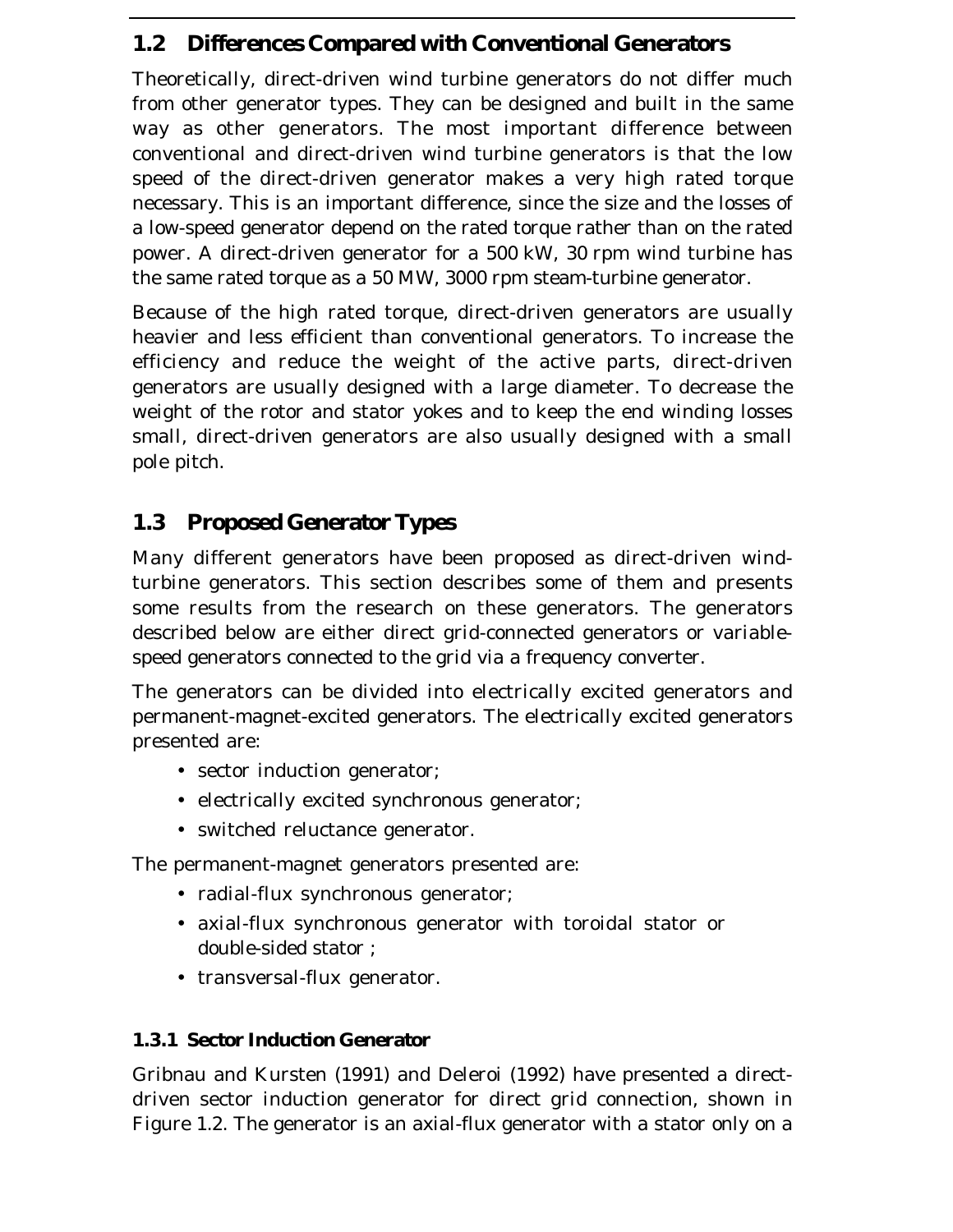## 1.2 Differences Compared with Conventional Generators

Theoretically, direct-driven wind turbine generators do not differ much from other generator types. They can be designed and built in the same way as other generators. The most important difference between conventional and direct-driven wind turbine generators is that the low speed of the direct-driven generator makes a very high rated torque necessary. This is an important difference, since the size and the losses of a low-speed generator depend on the rated torque rather than on the rated power. A direct-driven generator for a 500 kW, 30 rpm wind turbine has the same rated torque as a 50 MW, 3000 rpm steam-turbine generator.

Because of the high rated torque, direct-driven generators are usually heavier and less efficient than conventional generators. To increase the efficiency and reduce the weight of the active parts, direct-driven generators are usually designed with a large diameter. To decrease the weight of the rotor and stator yokes and to keep the end winding losses small, direct-driven generators are also usually designed with a small pole pitch.

## 1.3 Proposed Generator Types

Many different generators have been proposed as direct-driven wind-turbine generators. This section describes some of them and presents some results from the research on these generators. The generators described below are either direct grid-connected generators or variable-speed generators connected to the grid via a frequency converter.

The generators can be divided into electrically excited generators and permanent-magnet-excited generators. The electrically excited generators presented are:

- sector induction generator;
- electrically excited synchronous generator;
- switched reluctance generator.

The permanent-magnet generators presented are:

- radial-flux synchronous generator;
- axial-flux synchronous generator with toroidal stator or double-sided stator ;
- transversal-flux generator.

### 1.3.1 Sector Induction Generator

Gribnau and Kursten (1991) and Deleroi (1992) have presented a direct-driven sector induction generator for direct grid connection, shown in Figure 1.2. The generator is an axial-flux generator with a stator only on a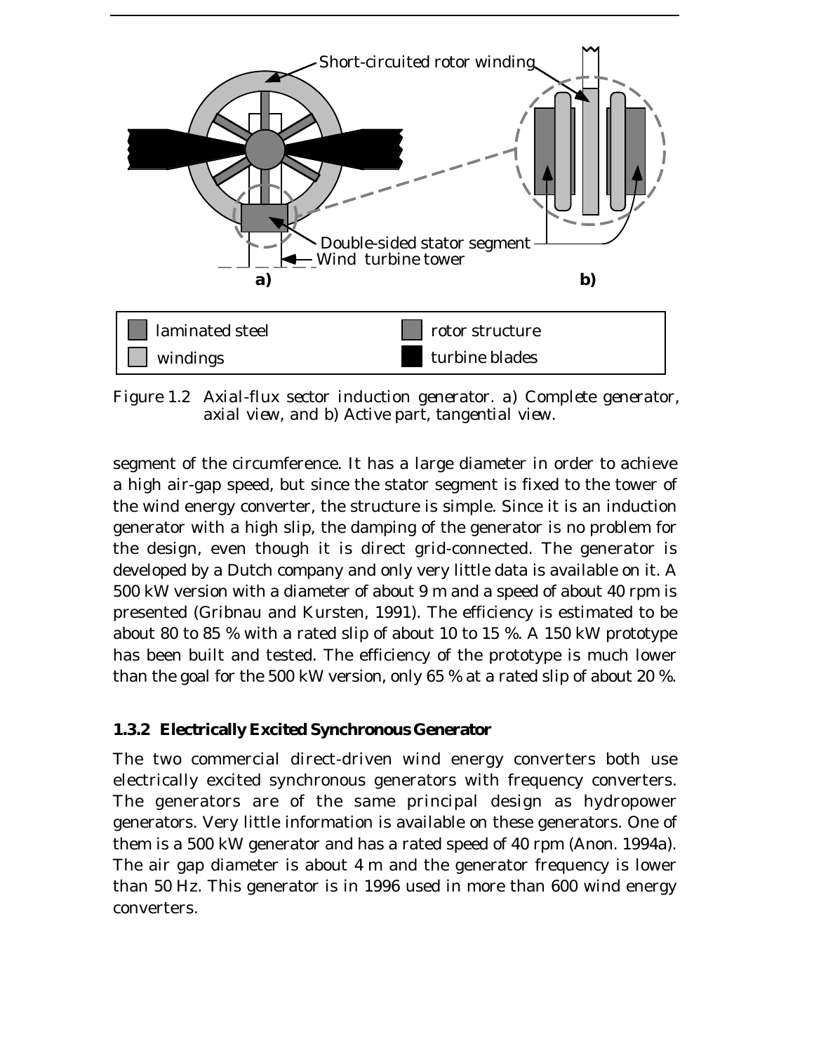Figure 1.2 Axial-flux sector induction generator. a) Complete generator, axial view, and b) Active part, tangential view.

segment of the circumference. It has a large diameter in order to achieve a high air-gap speed, but since the stator segment is fixed to the tower of the wind energy converter, the structure is simple. Since it is an induction generator with a high slip, the damping of the generator is no problem for the design, even though it is direct grid-connected. The generator is developed by a Dutch company and only very little data is available on it. A 500 kW version with a diameter of about 9 m and a speed of about 40 rpm is presented (Gribnau and Kursten, 1991). The efficiency is estimated to be about 80 to 85 % with a rated slip of about 10 to 15 %. A 150 kW prototype has been built and tested. The efficiency of the prototype is much lower than the goal for the 500 kW version, only 65 % at a rated slip of about 20 %.

### 1.3.2 Electrically Excited Synchronous Generator

The two commercial direct-driven wind energy converters both use electrically excited synchronous generators with frequency converters. The generators are of the same principal design as hydropower generators. Very little information is available on these generators. One of them is a 500 kW generator and has a rated speed of 40 rpm (Anon. 1994a). The air gap diameter is about 4 m and the generator frequency is lower than 50 Hz. This generator is in 1996 used in more than 600 wind energy converters.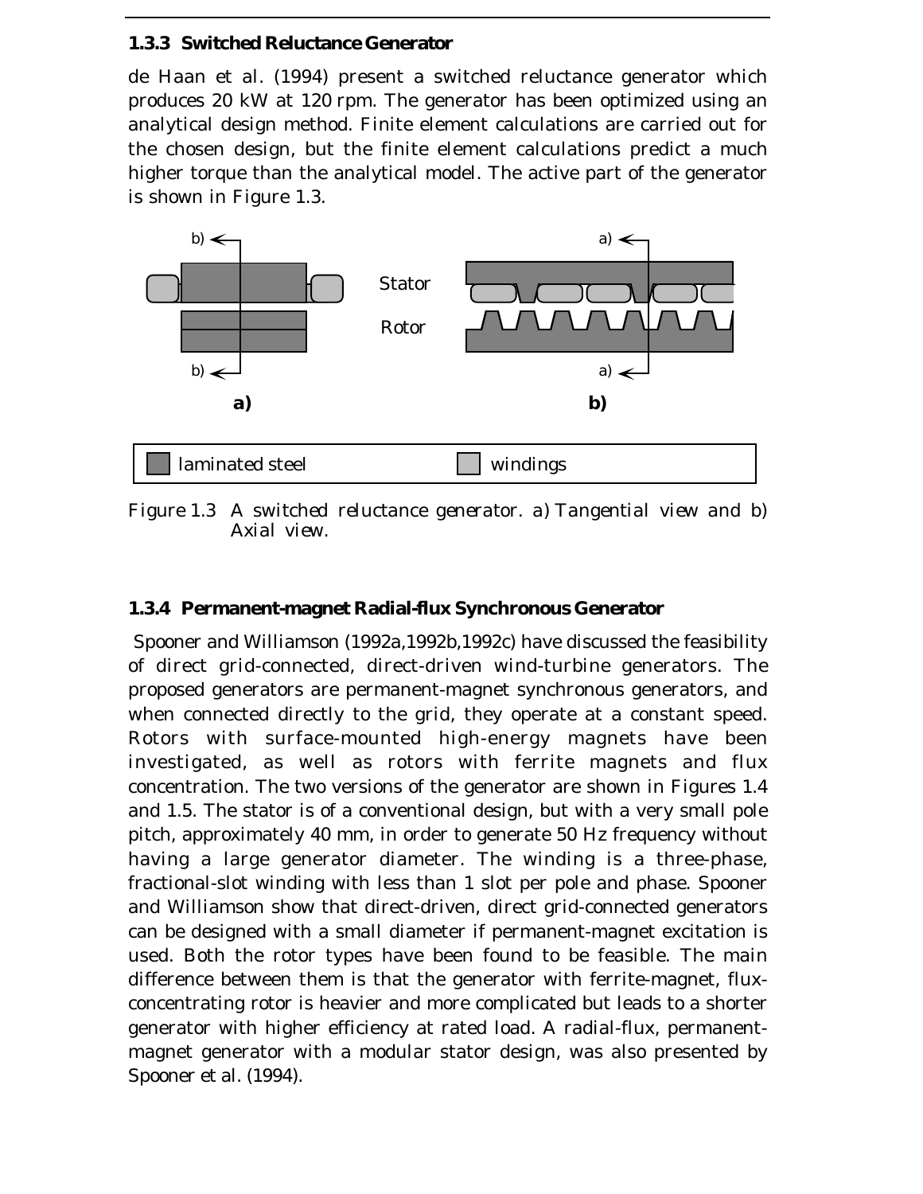### 1.3.3 Switched Reluctance Generator

de Haan et al. (1994) present a switched reluctance generator which produces 20 kW at 120 rpm. The generator has been optimized using an analytical design method. Finite element calculations are carried out for the chosen design, but the finite element calculations predict a much higher torque than the analytical model. The active part of the generator is shown in Figure 1.3.

Figure 1.3 A switched reluctance generator. a) Tangential view and b) Axial view.

### 1.3.4 Permanent-magnet Radial-flux Synchronous Generator

Spooner and Williamson (1992a,1992b,1992c) have discussed the feasibility of direct grid-connected, direct-driven wind-turbine generators. The proposed generators are permanent-magnet synchronous generators, and when connected directly to the grid, they operate at a constant speed. Rotors with surface-mounted high-energy magnets have been investigated, as well as rotors with ferrite magnets and flux concentration. The two versions of the generator are shown in Figures 1.4 and 1.5. The stator is of a conventional design, but with a very small pole pitch, approximately 40 mm, in order to generate 50 Hz frequency without having a large generator diameter. The winding is a three-phase, fractional-slot winding with less than 1 slot per pole and phase. Spooner and Williamson show that direct-driven, direct grid-connected generators can be designed with a small diameter if permanent-magnet excitation is used. Both the rotor types have been found to be feasible. The main difference between them is that the generator with ferrite-magnet, flux-concentrating rotor is heavier and more complicated but leads to a shorter generator with higher efficiency at rated load. A radial-flux, permanent-magnet generator with a modular stator design, was also presented by Spooner et al. (1994).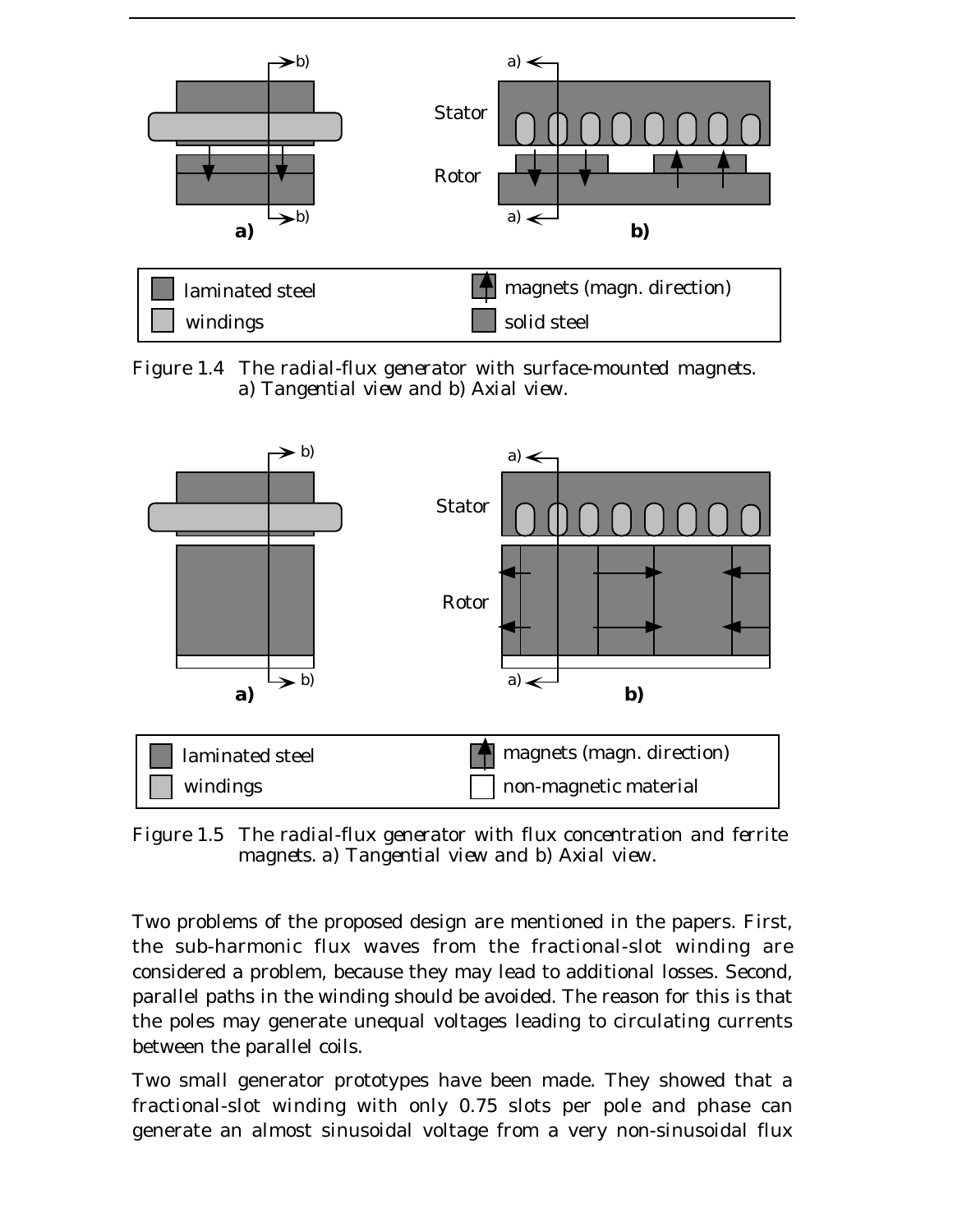Figure 1.4 The radial-flux generator with surface-mounted magnets. a) Tangential view and b) Axial view.

Figure 1.5 The radial-flux generator with flux concentration and ferrite magnets. a) Tangential view and b) Axial view.

Two problems of the proposed design are mentioned in the papers. First, the sub-harmonic flux waves from the fractional-slot winding are considered a problem, because they may lead to additional losses. Second, parallel paths in the winding should be avoided. The reason for this is that the poles may generate unequal voltages leading to circulating currents between the parallel coils.

Two small generator prototypes have been made. They showed that a fractional-slot winding with only 0.75 slots per pole and phase can generate an almost sinusoidal voltage from a very non-sinusoidal flux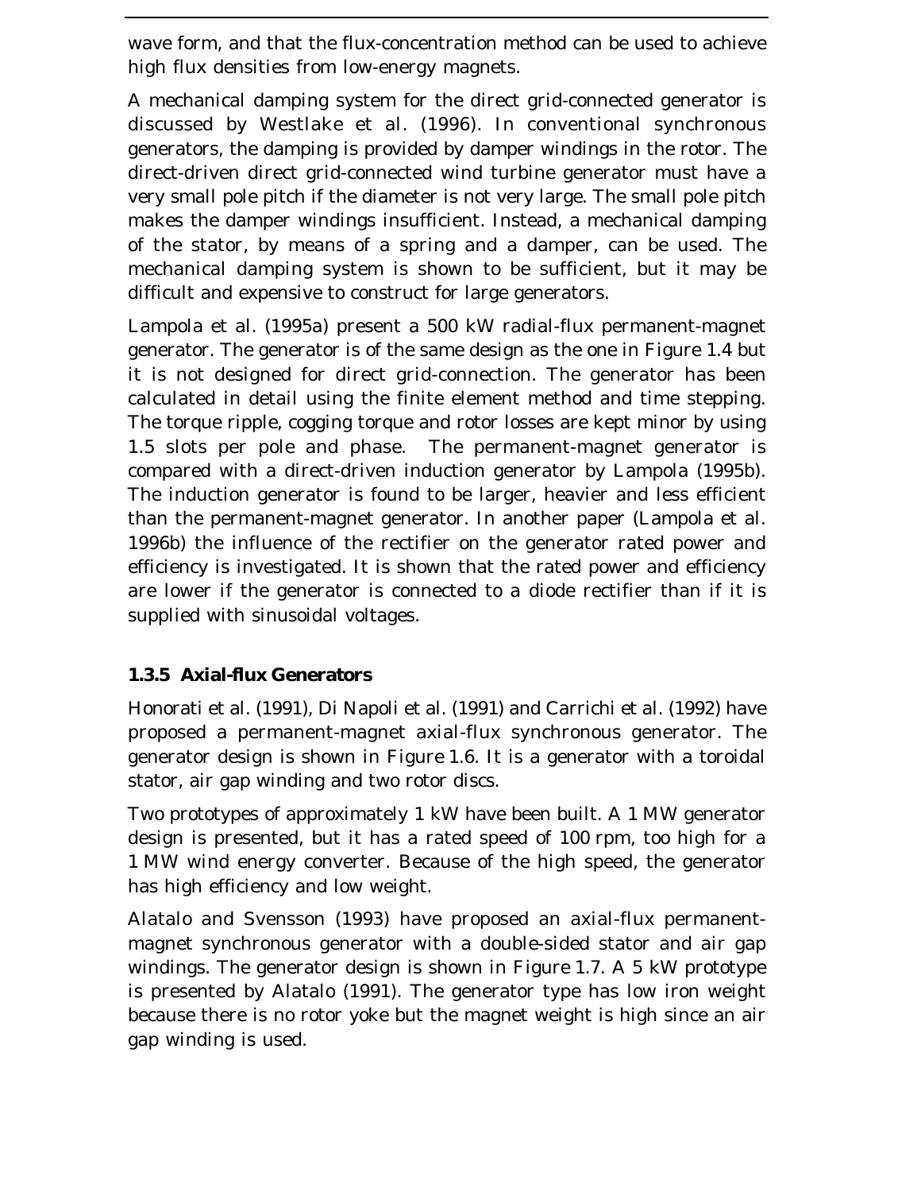wave form, and that the flux-concentration method can be used to achieve high flux densities from low-energy magnets.

A mechanical damping system for the direct grid-connected generator is discussed by Westlake et al. (1996). In conventional synchronous generators, the damping is provided by damper windings in the rotor. The direct-driven direct grid-connected wind turbine generator must have a very small pole pitch if the diameter is not very large. The small pole pitch makes the damper windings insufficient. Instead, a mechanical damping of the stator, by means of a spring and a damper, can be used. The mechanical damping system is shown to be sufficient, but it may be difficult and expensive to construct for large generators.

Lampola et al. (1995a) present a 500 kW radial-flux permanent-magnet generator. The generator is of the same design as the one in Figure 1.4 but it is not designed for direct grid-connection. The generator has been calculated in detail using the finite element method and time stepping. The torque ripple, cogging torque and rotor losses are kept minor by using 1.5 slots per pole and phase. The permanent-magnet generator is compared with a direct-driven induction generator by Lampola (1995b). The induction generator is found to be larger, heavier and less efficient than the permanent-magnet generator. In another paper (Lampola et al. 1996b) the influence of the rectifier on the generator rated power and efficiency is investigated. It is shown that the rated power and efficiency are lower if the generator is connected to a diode rectifier than if it is supplied with sinusoidal voltages.

### 1.3.5 Axial-flux Generators

Honorati et al. (1991), Di Napoli et al. (1991) and Carrichi et al. (1992) have proposed a permanent-magnet axial-flux synchronous generator. The generator design is shown in Figure 1.6. It is a generator with a toroidal stator, air gap winding and two rotor discs.

Two prototypes of approximately 1 kW have been built. A 1 MW generator design is presented, but it has a rated speed of 100 rpm, too high for a 1 MW wind energy converter. Because of the high speed, the generator has high efficiency and low weight.

Alatalo and Svensson (1993) have proposed an axial-flux permanent-magnet synchronous generator with a double-sided stator and air gap windings. The generator design is shown in Figure 1.7. A 5 kW prototype is presented by Alatalo (1991). The generator type has low iron weight because there is no rotor yoke but the magnet weight is high since an air gap winding is used.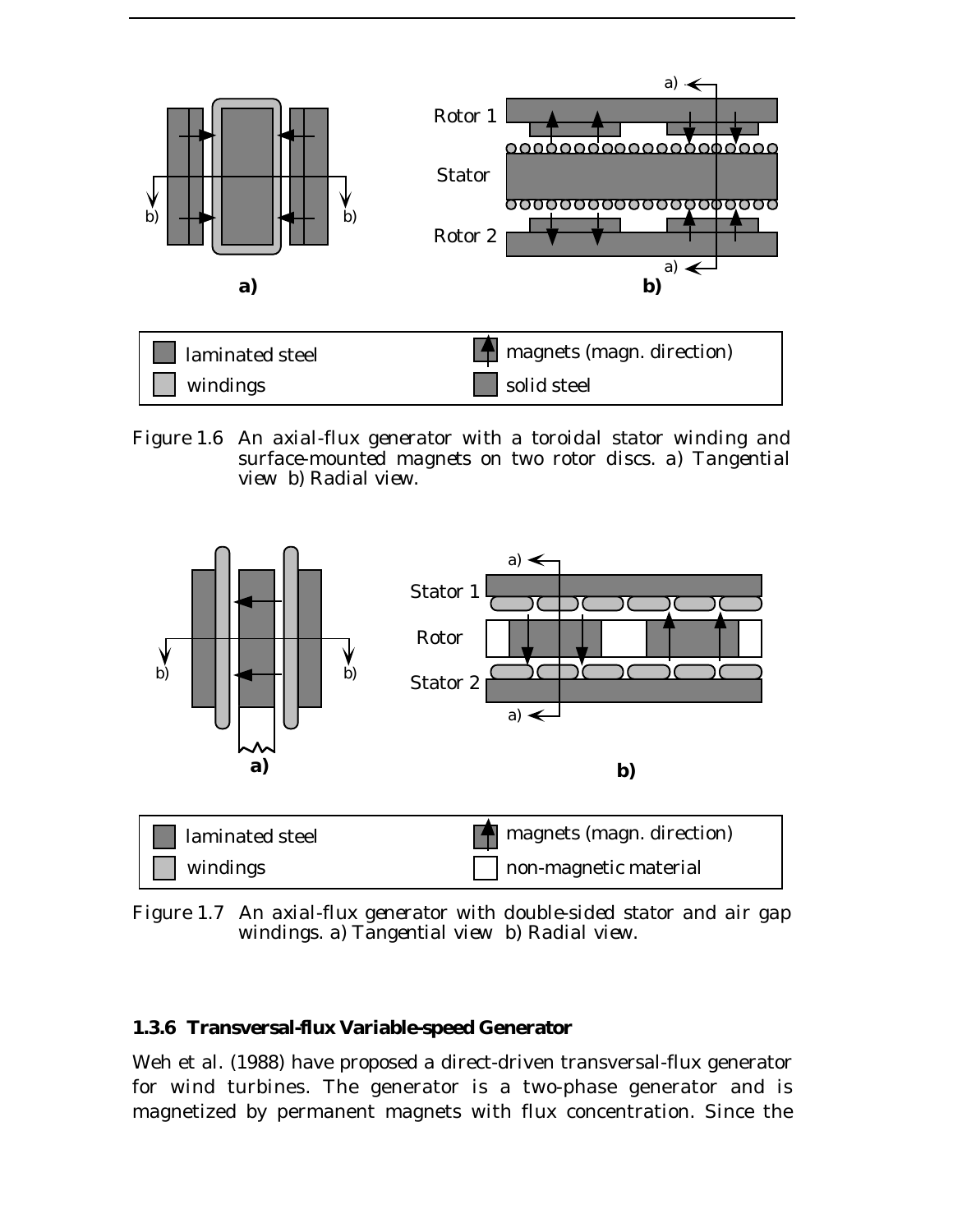Figure 1.6 An axial-flux generator with a toroidal stator winding and surface-mounted magnets on two rotor discs. a) Tangential view b) Radial view.

Figure 1.7 An axial-flux generator with double-sided stator and air gap windings. a) Tangential view b) Radial view.

### 1.3.6 Transversal-flux Variable-speed Generator

Weh et al. (1988) have proposed a direct-driven transversal-flux generator for wind turbines. The generator is a two-phase generator and is magnetized by permanent magnets with flux concentration. Since the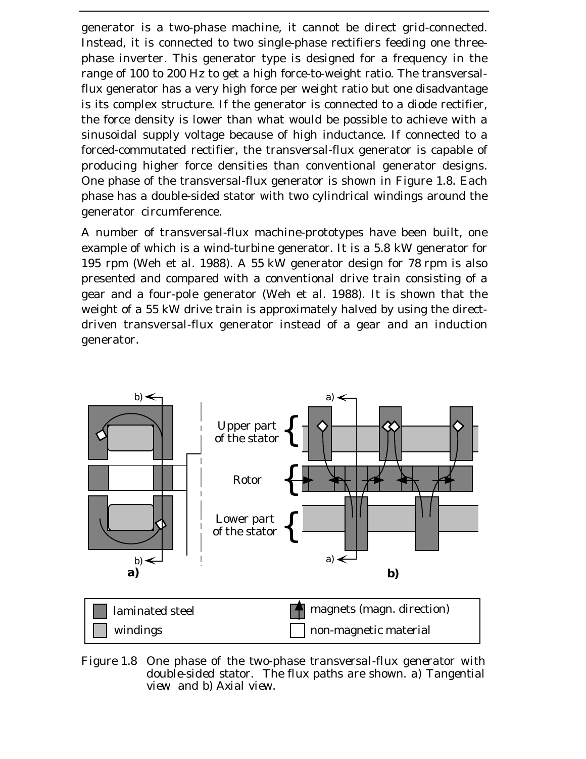generator is a two-phase machine, it cannot be direct grid-connected. Instead, it is connected to two single-phase rectifiers feeding one three-phase inverter. This generator type is designed for a frequency in the range of 100 to 200 Hz to get a high force-to-weight ratio. The transversal-flux generator has a very high force per weight ratio but one disadvantage is its complex structure. If the generator is connected to a diode rectifier, the force density is lower than what would be possible to achieve with a sinusoidal supply voltage because of high inductance. If connected to a forced-commutated rectifier, the transversal-flux generator is capable of producing higher force densities than conventional generator designs. One phase of the transversal-flux generator is shown in Figure 1.8. Each phase has a double-sided stator with two cylindrical windings around the generator circumference.

A number of transversal-flux machine-prototypes have been built, one example of which is a wind-turbine generator. It is a 5.8 kW generator for 195 rpm (Weh et al. 1988). A 55 kW generator design for 78 rpm is also presented and compared with a conventional drive train consisting of a gear and a four-pole generator (Weh et al. 1988). It is shown that the weight of a 55 kW drive train is approximately halved by using the direct-driven transversal-flux generator instead of a gear and an induction generator.

Figure 1.8 One phase of the two-phase transversal-flux generator with double-sided stator. The flux paths are shown. a) Tangential view and b) Axial view.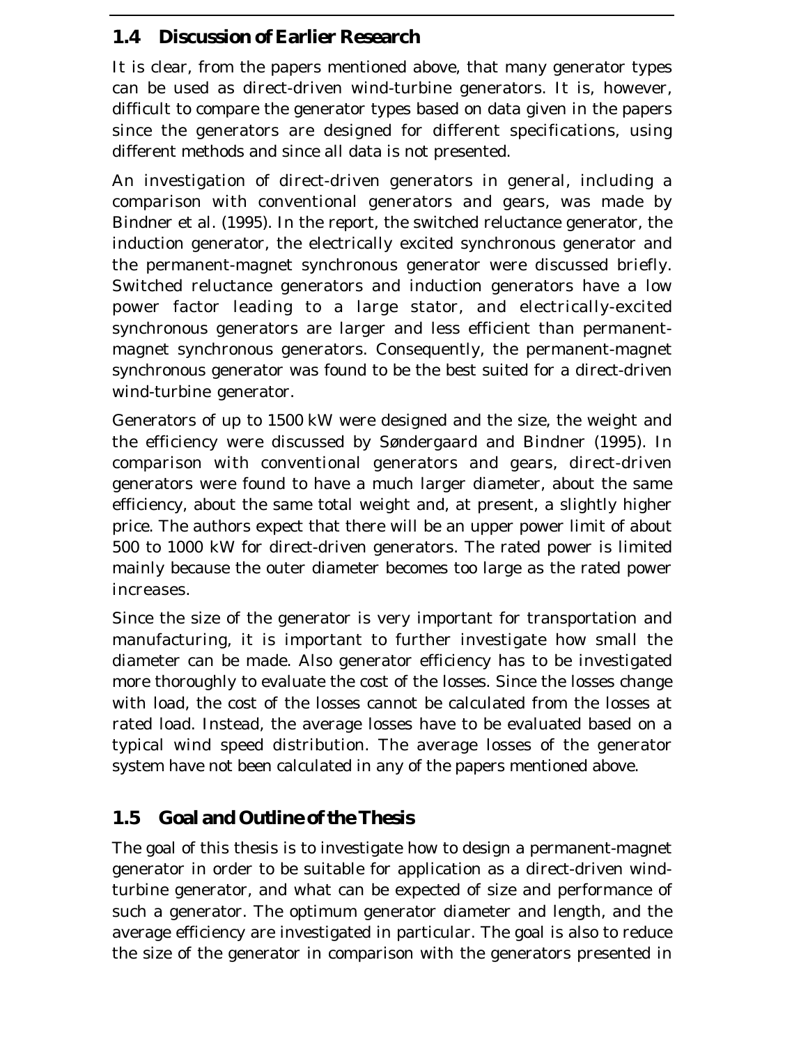## 1.4 Discussion of Earlier Research

It is clear, from the papers mentioned above, that many generator types can be used as direct-driven wind-turbine generators. It is, however, difficult to compare the generator types based on data given in the papers since the generators are designed for different specifications, using different methods and since all data is not presented.

An investigation of direct-driven generators in general, including a comparison with conventional generators and gears, was made by Bindner et al. (1995). In the report, the switched reluctance generator, the induction generator, the electrically excited synchronous generator and the permanent-magnet synchronous generator were discussed briefly. Switched reluctance generators and induction generators have a low power factor leading to a large stator, and electrically-excited synchronous generators are larger and less efficient than permanent-magnet synchronous generators. Consequently, the permanent-magnet synchronous generator was found to be the best suited for a direct-driven wind-turbine generator.

Generators of up to 1500 kW were designed and the size, the weight and the efficiency were discussed by Søndergaard and Bindner (1995). In comparison with conventional generators and gears, direct-driven generators were found to have a much larger diameter, about the same efficiency, about the same total weight and, at present, a slightly higher price. The authors expect that there will be an upper power limit of about 500 to 1000 kW for direct-driven generators. The rated power is limited mainly because the outer diameter becomes too large as the rated power increases.

Since the size of the generator is very important for transportation and manufacturing, it is important to further investigate how small the diameter can be made. Also generator efficiency has to be investigated more thoroughly to evaluate the cost of the losses. Since the losses change with load, the cost of the losses cannot be calculated from the losses at rated load. Instead, the average losses have to be evaluated based on a typical wind speed distribution. The average losses of the generator system have not been calculated in any of the papers mentioned above.

## 1.5 Goal and Outline of the Thesis

The goal of this thesis is to investigate how to design a permanent-magnet generator in order to be suitable for application as a direct-driven wind-turbine generator, and what can be expected of size and performance of such a generator. The optimum generator diameter and length, and the average efficiency are investigated in particular. The goal is also to reduce the size of the generator in comparison with the generators presented in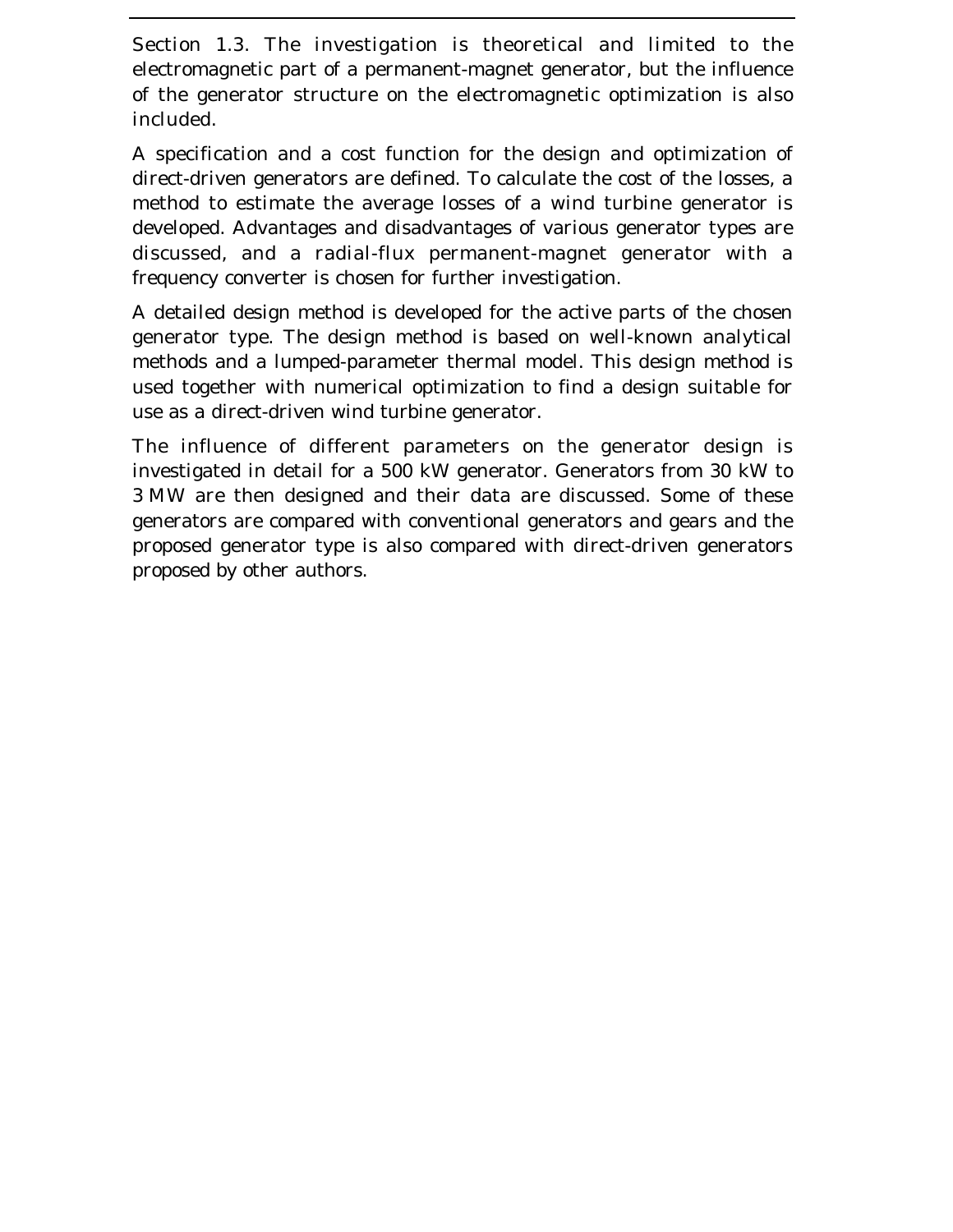Section 1.3. The investigation is theoretical and limited to the electromagnetic part of a permanent-magnet generator, but the influence of the generator structure on the electromagnetic optimization is also included.

A specification and a cost function for the design and optimization of direct-driven generators are defined. To calculate the cost of the losses, a method to estimate the average losses of a wind turbine generator is developed. Advantages and disadvantages of various generator types are discussed, and a radial-flux permanent-magnet generator with a frequency converter is chosen for further investigation.

A detailed design method is developed for the active parts of the chosen generator type. The design method is based on well-known analytical methods and a lumped-parameter thermal model. This design method is used together with numerical optimization to find a design suitable for use as a direct-driven wind turbine generator.

The influence of different parameters on the generator design is investigated in detail for a 500 kW generator. Generators from 30 kW to 3 MW are then designed and their data are discussed. Some of these generators are compared with conventional generators and gears and the proposed generator type is also compared with direct-driven generators proposed by other authors.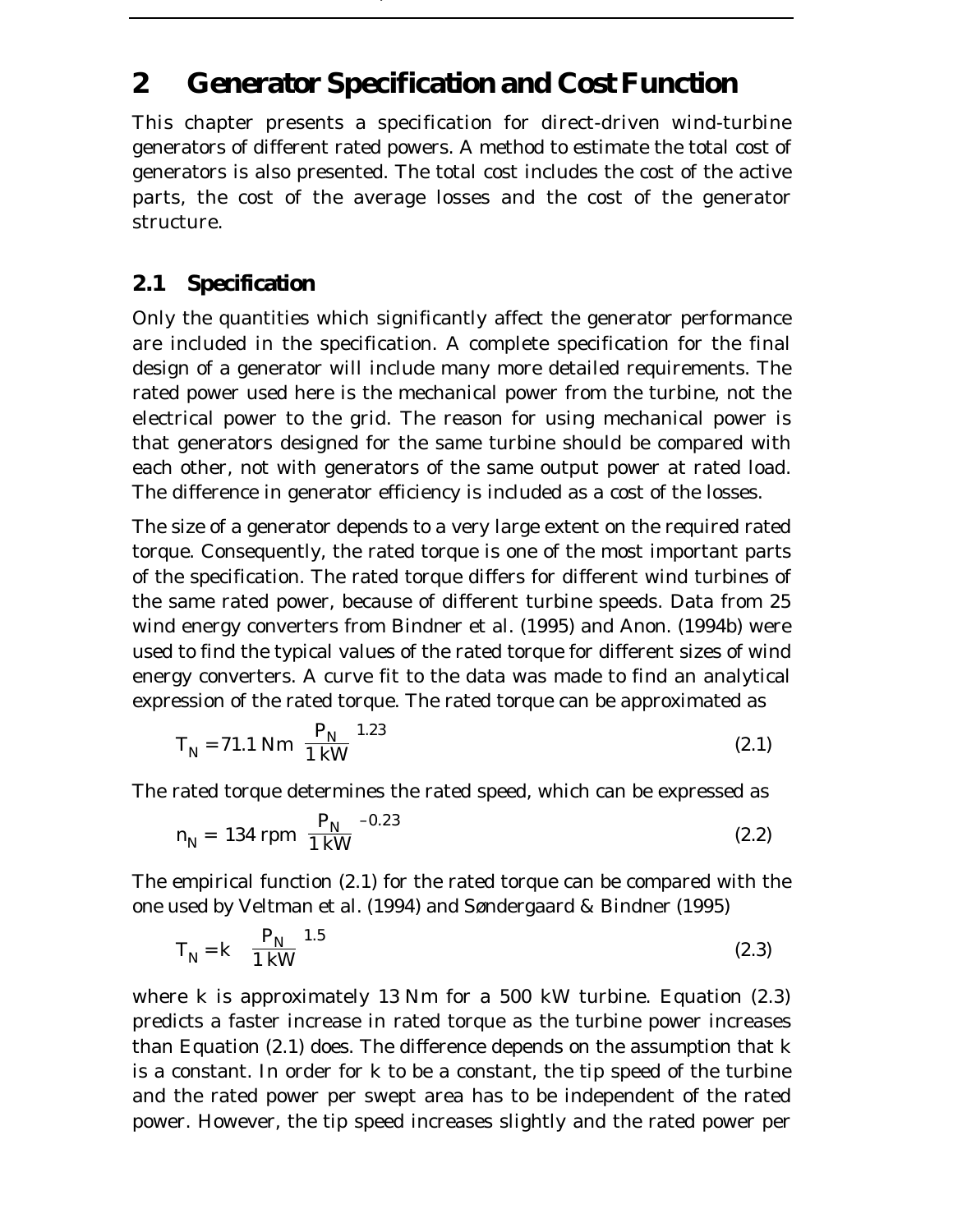# 2 Generator Specification and Cost Function

This chapter presents a specification for direct-driven wind-turbine generators of different rated powers. A method to estimate the total cost of generators is also presented. The total cost includes the cost of the active parts, the cost of the average losses and the cost of the generator structure.

## 2.1 Specification

Only the quantities which significantly affect the generator performance are included in the specification. A complete specification for the final design of a generator will include many more detailed requirements. The rated power used here is the mechanical power from the turbine, not the electrical power to the grid. The reason for using mechanical power is that generators designed for the same turbine should be compared with each other, not with generators of the same output power at rated load. The difference in generator efficiency is included as a cost of the losses.

The size of a generator depends to a very large extent on the required rated torque. Consequently, the rated torque is one of the most important parts of the specification. The rated torque differs for different wind turbines of the same rated power, because of different turbine speeds. Data from 25 wind energy converters from Bindner et al. (1995) and Anon. (1994b) were used to find the typical values of the rated torque for different sizes of wind energy converters. A curve fit to the data was made to find an analytical expression of the rated torque. The rated torque can be approximated as

$$T_N = 71.1\ \text{Nm} \left(\frac{P_N}{1\ \text{kW}}\right)^{1.23} \tag{2.1}$$

The rated torque determines the rated speed, which can be expressed as

$$n_N = 134\ \text{rpm} \left(\frac{P_N}{1\ \text{kW}}\right)^{-0.23} \tag{2.2}$$

The empirical function (2.1) for the rated torque can be compared with the one used by Veltman et al. (1994) and Søndergaard & Bindner (1995)

$$T_N = k \left(\frac{P_N}{1\ \text{kW}}\right)^{1.5} \tag{2.3}$$

where $k$ is approximately 13 Nm for a 500 kW turbine. Equation (2.3) predicts a faster increase in rated torque as the turbine power increases than Equation (2.1) does. The difference depends on the assumption that $k$ is a constant. In order for $k$ to be a constant, the tip speed of the turbine and the rated power per swept area has to be independent of the rated power. However, the tip speed increases slightly and the rated power per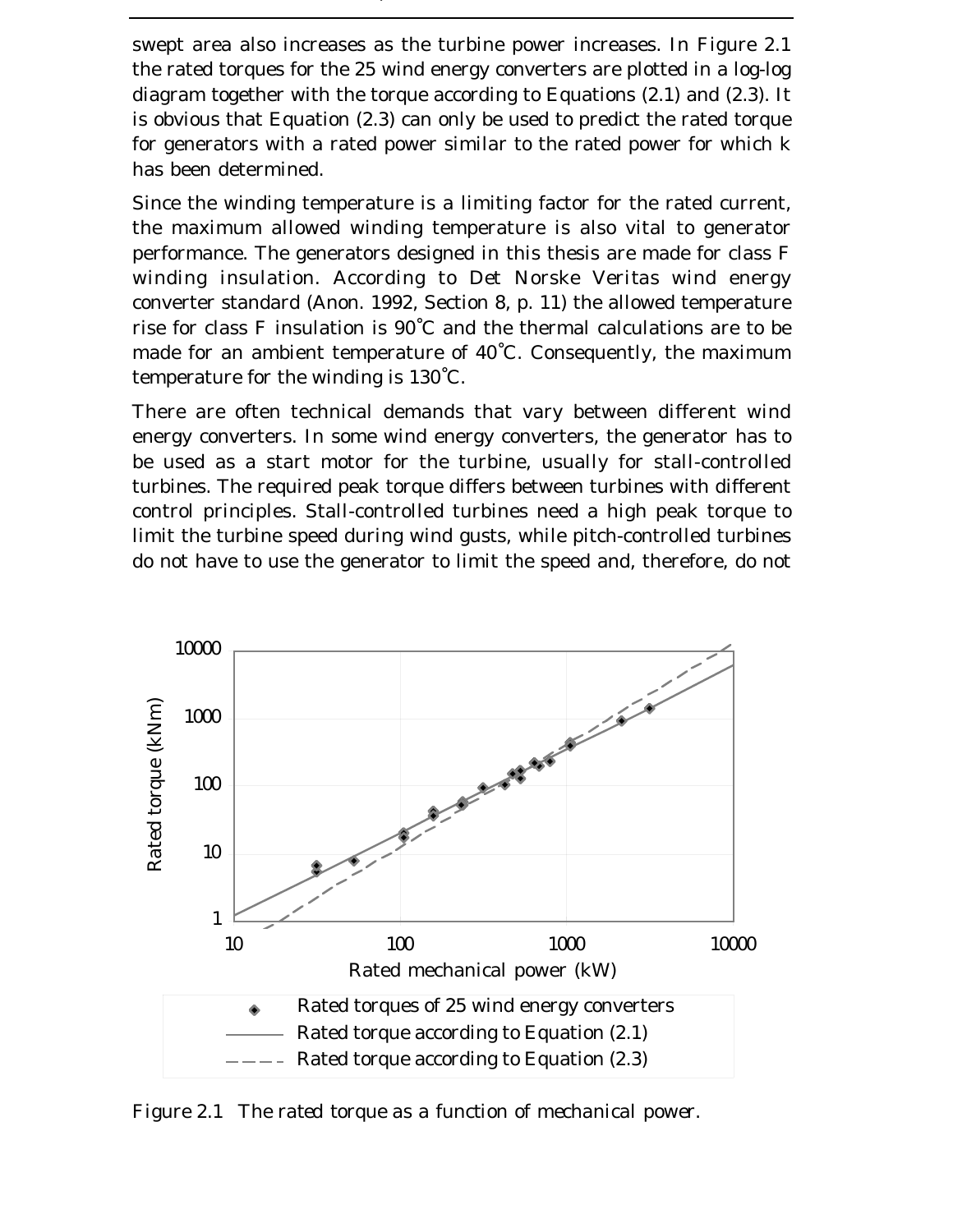swept area also increases as the turbine power increases. In Figure 2.1 the rated torques for the 25 wind energy converters are plotted in a log-log diagram together with the torque according to Equations (2.1) and (2.3). It is obvious that Equation (2.3) can only be used to predict the rated torque for generators with a rated power similar to the rated power for which k has been determined.

Since the winding temperature is a limiting factor for the rated current, the maximum allowed winding temperature is also vital to generator performance. The generators designed in this thesis are made for class F winding insulation. According to Det Norske Veritas wind energy converter standard (Anon. 1992, Section 8, p. 11) the allowed temperature rise for class F insulation is 90˚C and the thermal calculations are to be made for an ambient temperature of 40˚C. Consequently, the maximum temperature for the winding is 130˚C.

There are often technical demands that vary between different wind energy converters. In some wind energy converters, the generator has to be used as a start motor for the turbine, usually for stall-controlled turbines. The required peak torque differs between turbines with different control principles. Stall-controlled turbines need a high peak torque to limit the turbine speed during wind gusts, while pitch-controlled turbines do not have to use the generator to limit the speed and, therefore, do not

Figure 2.1 The rated torque as a function of mechanical power.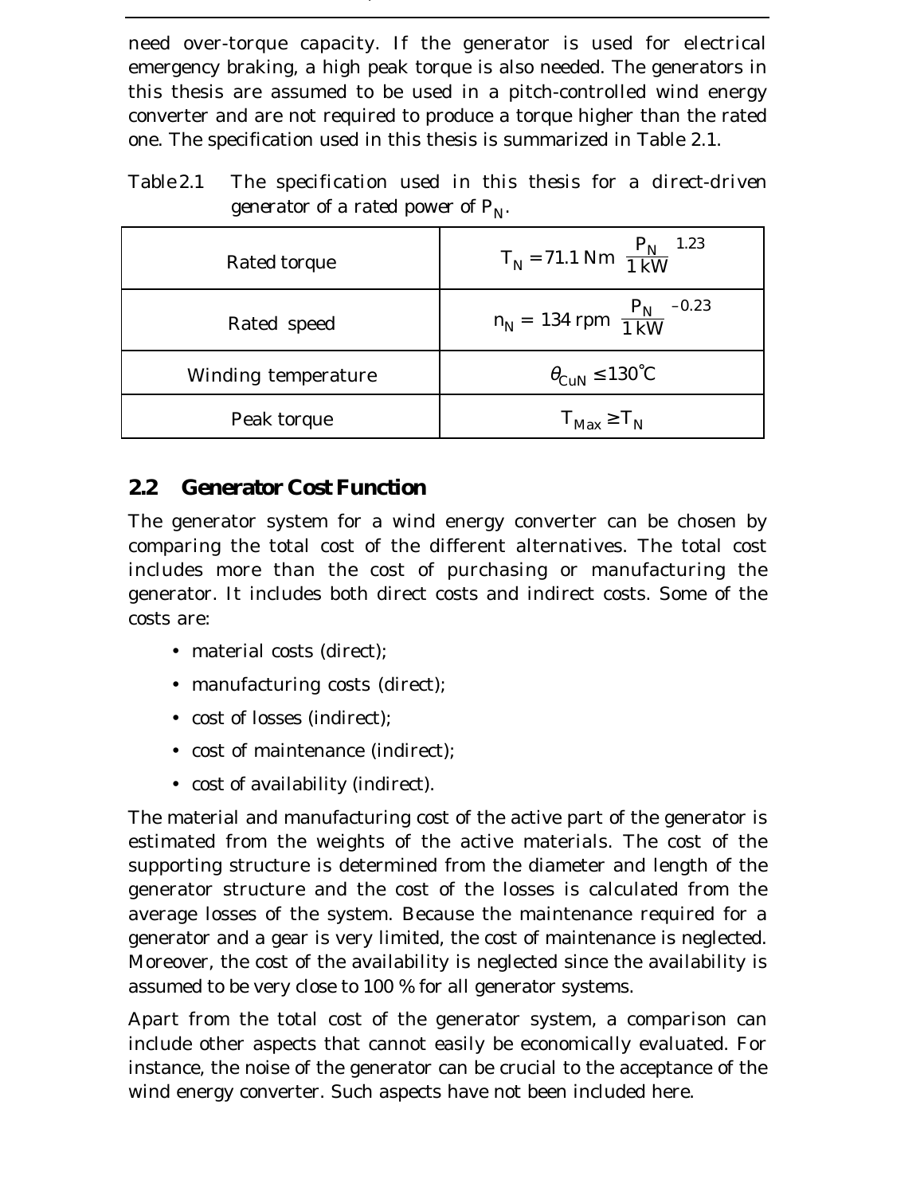need over-torque capacity. If the generator is used for electrical emergency braking, a high peak torque is also needed. The generators in this thesis are assumed to be used in a pitch-controlled wind energy converter and are not required to produce a torque higher than the rated one. The specification used in this thesis is summarized in Table 2.1.

Table 2.1 The specification used in this thesis for a direct-driven generator of a rated power of $P_N$.

| | |
|---|---|
| Rated torque | $T_N = 71.1\ \text{Nm} \left(\frac{P_N}{1\ \text{kW}}\right)^{1.23}$ |
| Rated speed | $n_N = 134\ \text{rpm} \left(\frac{P_N}{1\ \text{kW}}\right)^{-0.23}$ |
| Winding temperature | $\theta_{CuN} \leq 130°\text{C}$ |
| Peak torque | $T_{Max} \geq T_N$ |

## 2.2 Generator Cost Function

The generator system for a wind energy converter can be chosen by comparing the total cost of the different alternatives. The total cost includes more than the cost of purchasing or manufacturing the generator. It includes both direct costs and indirect costs. Some of the costs are:

- material costs (direct);
- manufacturing costs (direct);
- cost of losses (indirect);
- cost of maintenance (indirect);
- cost of availability (indirect).

The material and manufacturing cost of the active part of the generator is estimated from the weights of the active materials. The cost of the supporting structure is determined from the diameter and length of the generator structure and the cost of the losses is calculated from the average losses of the system. Because the maintenance required for a generator and a gear is very limited, the cost of maintenance is neglected. Moreover, the cost of the availability is neglected since the availability is assumed to be very close to 100 % for all generator systems.

Apart from the total cost of the generator system, a comparison can include other aspects that cannot easily be economically evaluated. For instance, the noise of the generator can be crucial to the acceptance of the wind energy converter. Such aspects have not been included here.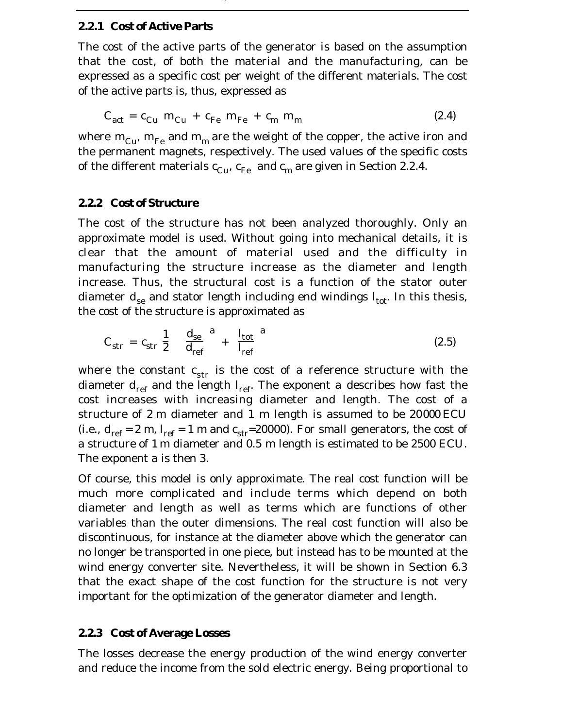### 2.2.1 Cost of Active Parts

The cost of the active parts of the generator is based on the assumption that the cost, of both the material and the manufacturing, can be expressed as a specific cost per weight of the different materials. The cost of the active parts is, thus, expressed as

$$C_{act} = c_{Cu}\ m_{Cu} + c_{Fe}\ m_{Fe} + c_m\ m_m \tag{2.4}$$

where $m_{Cu}$, $m_{Fe}$ and $m_m$ are the weight of the copper, the active iron and the permanent magnets, respectively. The used values of the specific costs of the different materials $c_{Cu}$, $c_{Fe}$ and $c_m$ are given in Section 2.2.4.

### 2.2.2 Cost of Structure

The cost of the structure has not been analyzed thoroughly. Only an approximate model is used. Without going into mechanical details, it is clear that the amount of material used and the difficulty in manufacturing the structure increase as the diameter and length increase. Thus, the structural cost is a function of the stator outer diameter $d_{se}$ and stator length including end windings $l_{tot}$. In this thesis, the cost of the structure is approximated as

$$C_{str} = c_{str}\,\frac{1}{2}\left[\left(\frac{d_{se}}{d_{ref}}\right)^{a} + \left(\frac{l_{tot}}{l_{ref}}\right)^{a}\right] \tag{2.5}$$

where the constant $c_{str}$ is the cost of a reference structure with the diameter $d_{ref}$ and the length $l_{ref}$. The exponent a describes how fast the cost increases with increasing diameter and length. The cost of a structure of 2 m diameter and 1 m length is assumed to be 20000 ECU (i.e., $d_{ref} = 2$ m, $l_{ref} = 1$ m and $c_{str}$=20000). For small generators, the cost of a structure of 1 m diameter and 0.5 m length is estimated to be 2500 ECU. The exponent a is then 3.

Of course, this model is only approximate. The real cost function will be much more complicated and include terms which depend on both diameter and length as well as terms which are functions of other variables than the outer dimensions. The real cost function will also be discontinuous, for instance at the diameter above which the generator can no longer be transported in one piece, but instead has to be mounted at the wind energy converter site. Nevertheless, it will be shown in Section 6.3 that the exact shape of the cost function for the structure is not very important for the optimization of the generator diameter and length.

### 2.2.3 Cost of Average Losses

The losses decrease the energy production of the wind energy converter and reduce the income from the sold electric energy. Being proportional to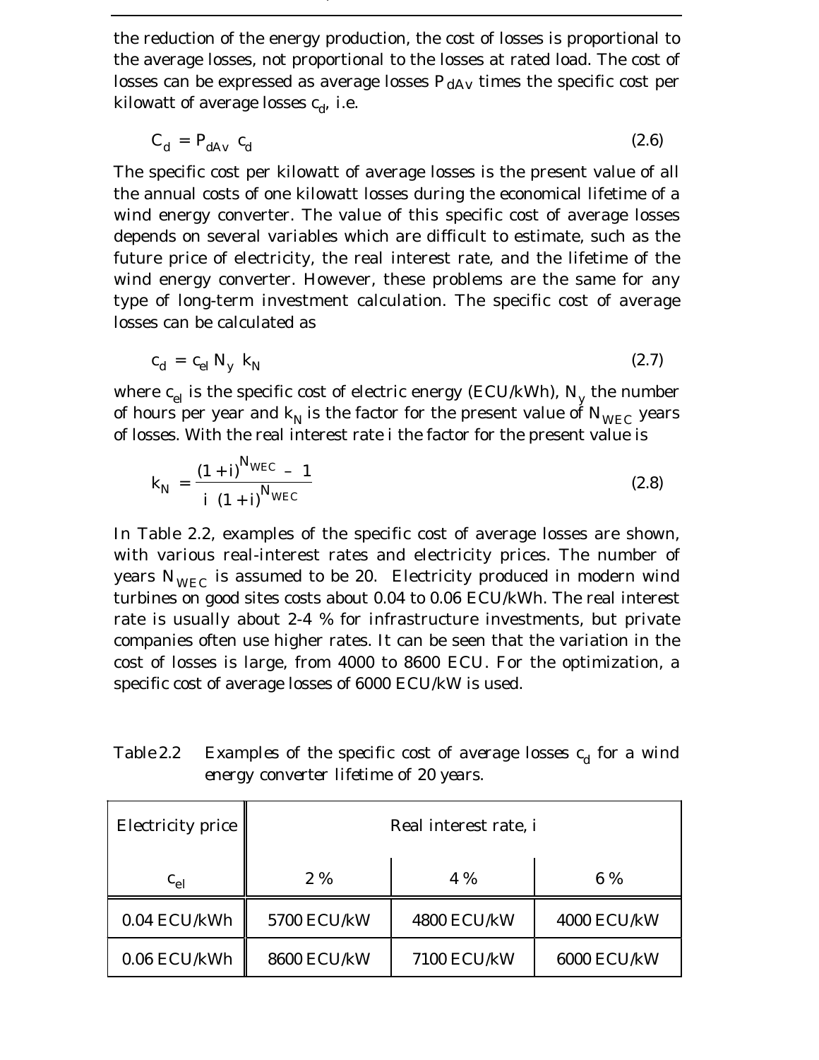the reduction of the energy production, the cost of losses is proportional to the average losses, not proportional to the losses at rated load. The cost of losses can be expressed as average losses $P_{dAv}$ times the specific cost per kilowatt of average losses $c_d$, i.e.

$$C_d = P_{dAv} \; c_d \tag{2.6}$$

The specific cost per kilowatt of average losses is the present value of all the annual costs of one kilowatt losses during the economical lifetime of a wind energy converter. The value of this specific cost of average losses depends on several variables which are difficult to estimate, such as the future price of electricity, the real interest rate, and the lifetime of the wind energy converter. However, these problems are the same for any type of long-term investment calculation. The specific cost of average losses can be calculated as

$$c_d = c_{el} \, N_y \; k_N \tag{2.7}$$

where $c_{el}$ is the specific cost of electric energy (ECU/kWh), $N_y$ the number of hours per year and $k_N$ is the factor for the present value of $N_{WEC}$ years of losses. With the real interest rate i the factor for the present value is

$$k_N = \frac{(1+i)^{N_{WEC}} - 1}{i \; (1+i)^{N_{WEC}}} \tag{2.8}$$

In Table 2.2, examples of the specific cost of average losses are shown, with various real-interest rates and electricity prices. The number of years $N_{WEC}$ is assumed to be 20. Electricity produced in modern wind turbines on good sites costs about 0.04 to 0.06 ECU/kWh. The real interest rate is usually about 2-4 % for infrastructure investments, but private companies often use higher rates. It can be seen that the variation in the cost of losses is large, from 4000 to 8600 ECU. For the optimization, a specific cost of average losses of 6000 ECU/kW is used.

Table 2.2 &nbsp;&nbsp; *Examples of the specific cost of average losses $c_d$ for a wind energy converter lifetime of 20 years.*

| Electricity price | Real interest rate, i | | |
|---|---|---|---|
| $c_{el}$ | 2 % | 4 % | 6 % |
| 0.04 ECU/kWh | 5700 ECU/kW | 4800 ECU/kW | 4000 ECU/kW |
| 0.06 ECU/kWh | 8600 ECU/kW | 7100 ECU/kW | 6000 ECU/kW |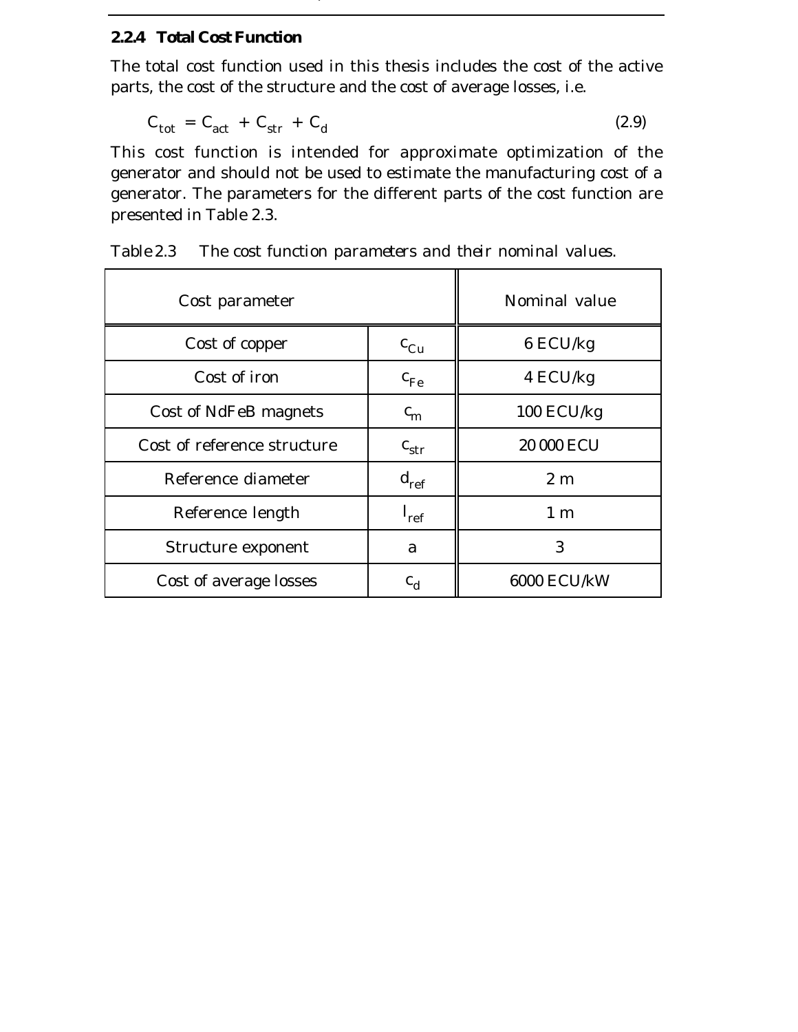### 2.2.4 Total Cost Function

The total cost function used in this thesis includes the cost of the active parts, the cost of the structure and the cost of average losses, i.e.

$$C_{tot} = C_{act} + C_{str} + C_d \tag{2.9}$$

This cost function is intended for approximate optimization of the generator and should not be used to estimate the manufacturing cost of a generator. The parameters for the different parts of the cost function are presented in Table 2.3.

Table 2.3 The cost function parameters and their nominal values.

| Cost parameter | | Nominal value |
|---|---|---|
| Cost of copper | $c_{Cu}$ | 6 ECU/kg |
| Cost of iron | $c_{Fe}$ | 4 ECU/kg |
| Cost of NdFeB magnets | $c_m$ | 100 ECU/kg |
| Cost of reference structure | $c_{str}$ | 20 000 ECU |
| Reference diameter | $d_{ref}$ | 2 m |
| Reference length | $l_{ref}$ | 1 m |
| Structure exponent | a | 3 |
| Cost of average losses | $c_d$ | 6000 ECU/kW |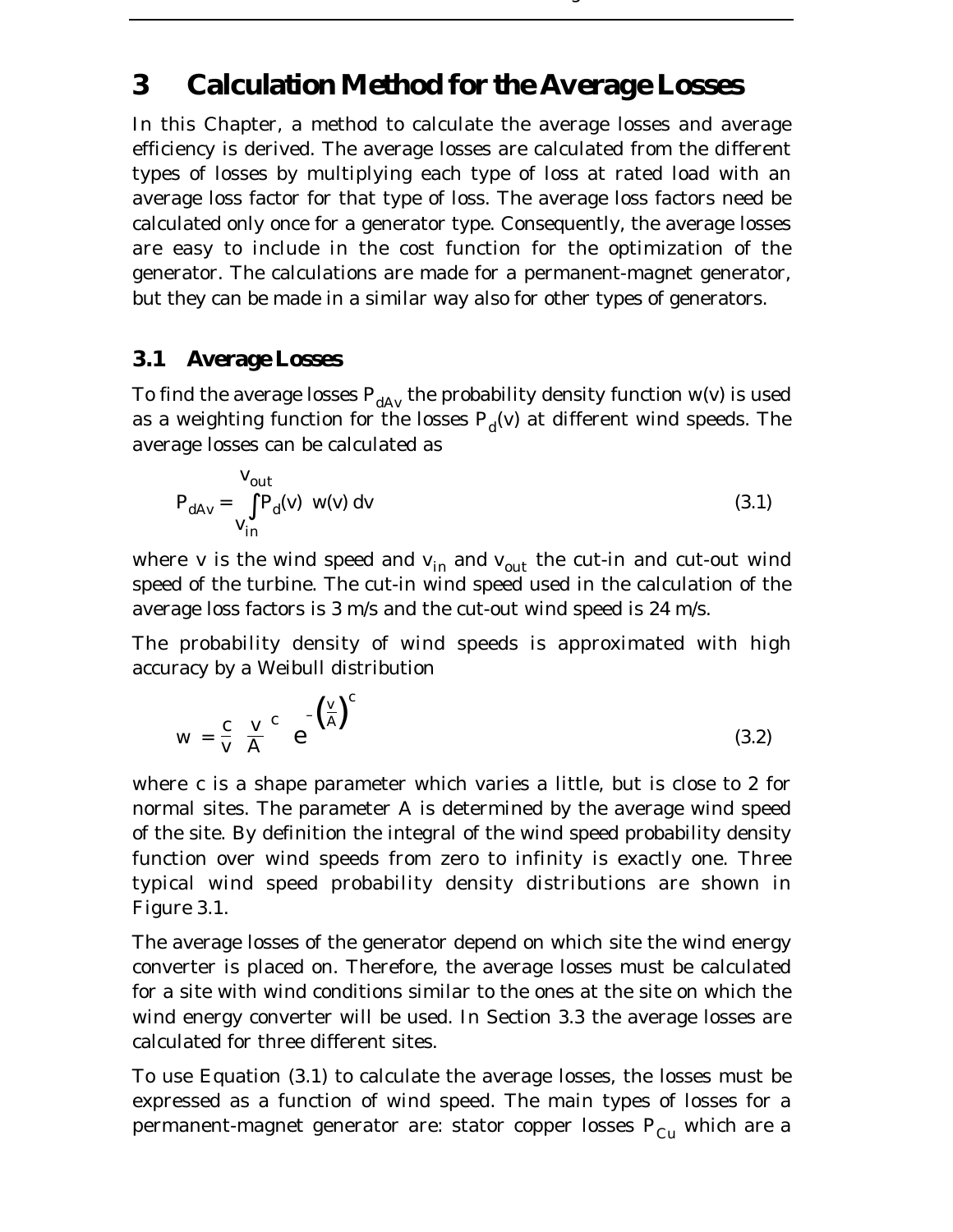# 3 Calculation Method for the Average Losses

In this Chapter, a method to calculate the average losses and average efficiency is derived. The average losses are calculated from the different types of losses by multiplying each type of loss at rated load with an average loss factor for that type of loss. The average loss factors need be calculated only once for a generator type. Consequently, the average losses are easy to include in the cost function for the optimization of the generator. The calculations are made for a permanent-magnet generator, but they can be made in a similar way also for other types of generators.

## 3.1 Average Losses

To find the average losses $P_{dAv}$ the probability density function $w(v)$ is used as a weighting function for the losses $P_d(v)$ at different wind speeds. The average losses can be calculated as

$$P_{dAv} = \int_{v_{in}}^{v_{out}} P_d(v)\ w(v)\, dv \tag{3.1}$$

where $v$ is the wind speed and $v_{in}$ and $v_{out}$ the cut-in and cut-out wind speed of the turbine. The cut-in wind speed used in the calculation of the average loss factors is 3 m/s and the cut-out wind speed is 24 m/s.

The probability density of wind speeds is approximated with high accuracy by a Weibull distribution

$$w = \frac{c}{v}\left(\frac{v}{A}\right)^{c} e^{-\left(\frac{v}{A}\right)^{c}} \tag{3.2}$$

where $c$ is a shape parameter which varies a little, but is close to 2 for normal sites. The parameter $A$ is determined by the average wind speed of the site. By definition the integral of the wind speed probability density function over wind speeds from zero to infinity is exactly one. Three typical wind speed probability density distributions are shown in Figure 3.1.

The average losses of the generator depend on which site the wind energy converter is placed on. Therefore, the average losses must be calculated for a site with wind conditions similar to the ones at the site on which the wind energy converter will be used. In Section 3.3 the average losses are calculated for three different sites.

To use Equation (3.1) to calculate the average losses, the losses must be expressed as a function of wind speed. The main types of losses for a permanent-magnet generator are: stator copper losses $P_{Cu}$ which are a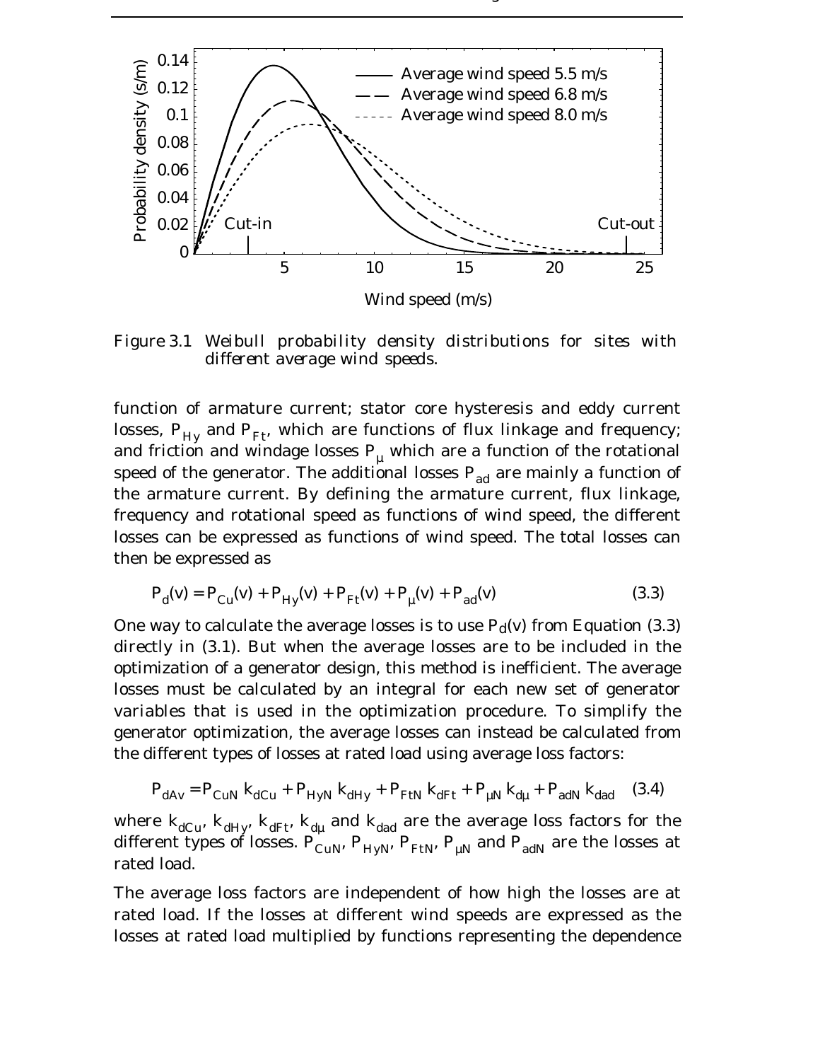Figure 3.1 *Weibull probability density distributions for sites with different average wind speeds.*

function of armature current; stator core hysteresis and eddy current losses, $P_{Hy}$ and $P_{Ft}$, which are functions of flux linkage and frequency; and friction and windage losses $P_{\mu}$ which are a function of the rotational speed of the generator. The additional losses $P_{ad}$ are mainly a function of the armature current. By defining the armature current, flux linkage, frequency and rotational speed as functions of wind speed, the different losses can be expressed as functions of wind speed. The total losses can then be expressed as

$$P_d(v) = P_{Cu}(v) + P_{Hy}(v) + P_{Ft}(v) + P_{\mu}(v) + P_{ad}(v) \tag{3.3}$$

One way to calculate the average losses is to use $P_d(v)$ from Equation (3.3) directly in (3.1). But when the average losses are to be included in the optimization of a generator design, this method is inefficient. The average losses must be calculated by an integral for each new set of generator variables that is used in the optimization procedure. To simplify the generator optimization, the average losses can instead be calculated from the different types of losses at rated load using average loss factors:

$$P_{dAv} = P_{CuN}\, k_{dCu} + P_{HyN}\, k_{dHy} + P_{FtN}\, k_{dFt} + P_{\mu N}\, k_{d\mu} + P_{adN}\, k_{dad} \tag{3.4}$$

where $k_{dCu}$, $k_{dHy}$, $k_{dFt}$, $k_{d\mu}$ and $k_{dad}$ are the average loss factors for the different types of losses. $P_{CuN}$, $P_{HyN}$, $P_{FtN}$, $P_{\mu N}$ and $P_{adN}$ are the losses at rated load.

The average loss factors are independent of how high the losses are at rated load. If the losses at different wind speeds are expressed as the losses at rated load multiplied by functions representing the dependence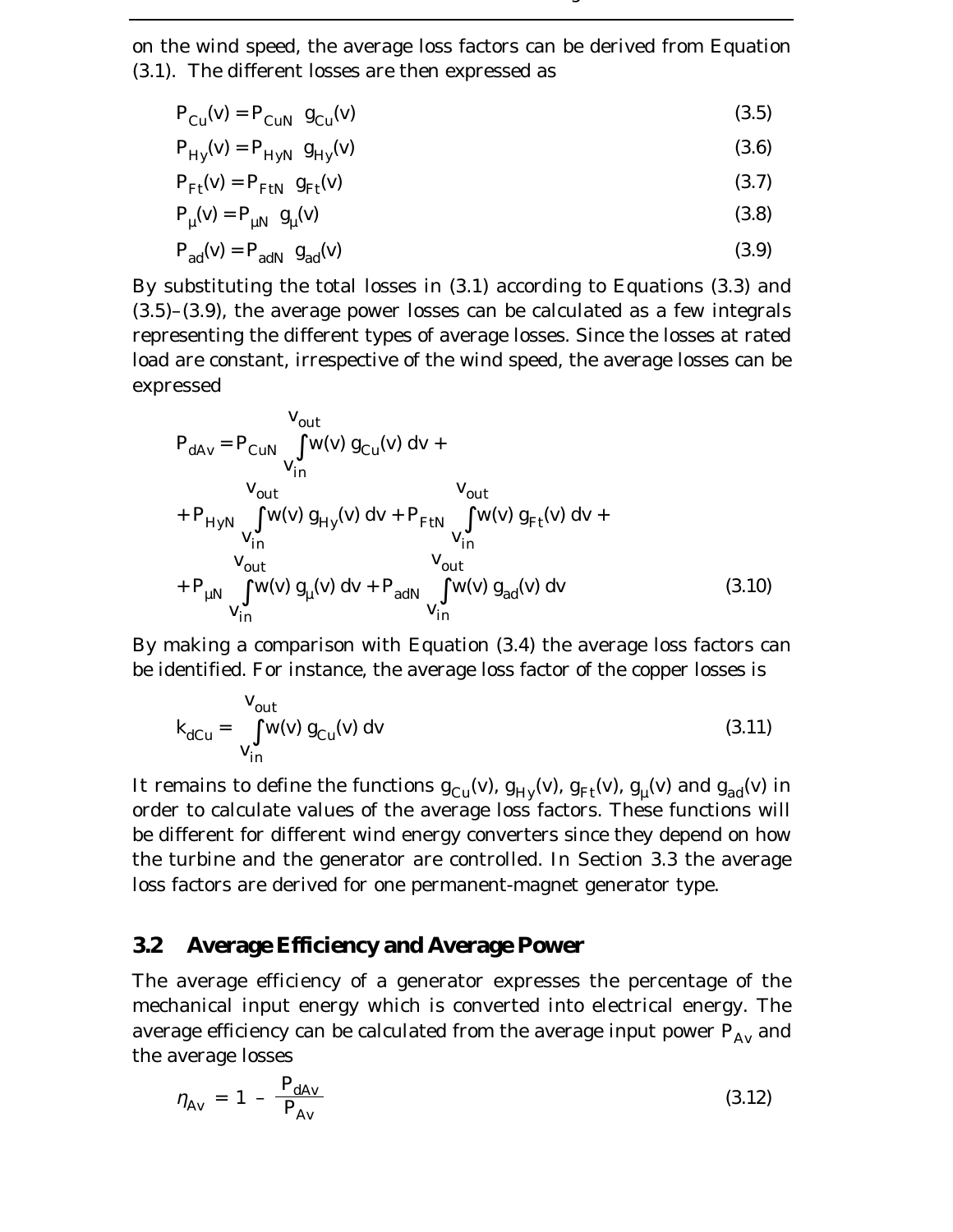on the wind speed, the average loss factors can be derived from Equation (3.1). The different losses are then expressed as

$$P_{Cu}(v) = P_{CuN} \; g_{Cu}(v) \tag{3.5}$$

$$P_{Hy}(v) = P_{HyN} \; g_{Hy}(v) \tag{3.6}$$

$$P_{Ft}(v) = P_{FtN} \; g_{Ft}(v) \tag{3.7}$$

$$P_{\mu}(v) = P_{\mu N} \; g_{\mu}(v) \tag{3.8}$$

$$P_{ad}(v) = P_{adN} \; g_{ad}(v) \tag{3.9}$$

By substituting the total losses in (3.1) according to Equations (3.3) and (3.5)–(3.9), the average power losses can be calculated as a few integrals representing the different types of average losses. Since the losses at rated load are constant, irrespective of the wind speed, the average losses can be expressed

$$\begin{aligned} P_{dAv} = {} & P_{CuN} \int_{v_{in}}^{v_{out}} w(v)\, g_{Cu}(v)\, dv \; + \\ & + P_{HyN} \int_{v_{in}}^{v_{out}} w(v)\, g_{Hy}(v)\, dv + P_{FtN} \int_{v_{in}}^{v_{out}} w(v)\, g_{Ft}(v)\, dv \; + \\ & + P_{\mu N} \int_{v_{in}}^{v_{out}} w(v)\, g_{\mu}(v)\, dv + P_{adN} \int_{v_{in}}^{v_{out}} w(v)\, g_{ad}(v)\, dv \end{aligned} \tag{3.10}$$

By making a comparison with Equation (3.4) the average loss factors can be identified. For instance, the average loss factor of the copper losses is

$$k_{dCu} = \int_{v_{in}}^{v_{out}} w(v)\, g_{Cu}(v)\, dv \tag{3.11}$$

It remains to define the functions $g_{Cu}(v)$, $g_{Hy}(v)$, $g_{Ft}(v)$, $g_{\mu}(v)$ and $g_{ad}(v)$ in order to calculate values of the average loss factors. These functions will be different for different wind energy converters since they depend on how the turbine and the generator are controlled. In Section 3.3 the average loss factors are derived for one permanent-magnet generator type.

## 3.2 Average Efficiency and Average Power

The average efficiency of a generator expresses the percentage of the mechanical input energy which is converted into electrical energy. The average efficiency can be calculated from the average input power $P_{Av}$ and the average losses

$$\eta_{Av} = 1 - \frac{P_{dAv}}{P_{Av}} \tag{3.12}$$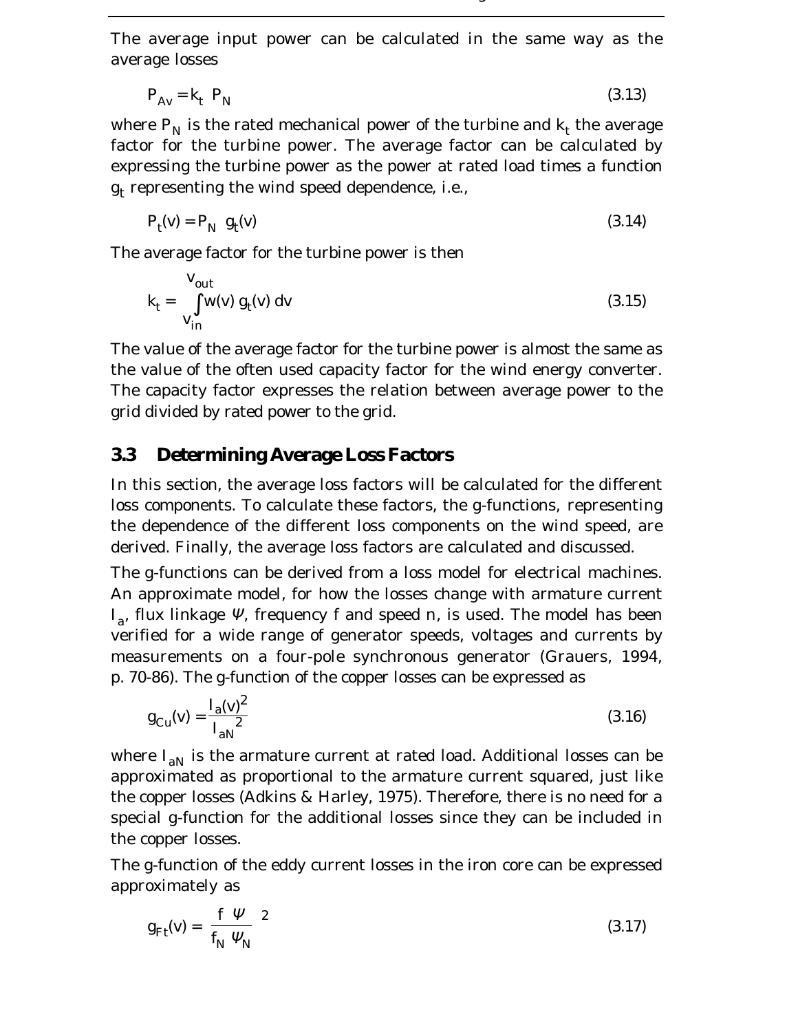The average input power can be calculated in the same way as the average losses

$$P_{Av} = k_t \; P_N \tag{3.13}$$

where $P_N$ is the rated mechanical power of the turbine and $k_t$ the average factor for the turbine power. The average factor can be calculated by expressing the turbine power as the power at rated load times a function $g_t$ representing the wind speed dependence, i.e.,

$$P_t(v) = P_N \; g_t(v) \tag{3.14}$$

The average factor for the turbine power is then

$$k_t = \int_{v_{in}}^{v_{out}} w(v) \, g_t(v) \, dv \tag{3.15}$$

The value of the average factor for the turbine power is almost the same as the value of the often used capacity factor for the wind energy converter. The capacity factor expresses the relation between average power to the grid divided by rated power to the grid.

## 3.3 Determining Average Loss Factors

In this section, the average loss factors will be calculated for the different loss components. To calculate these factors, the g-functions, representing the dependence of the different loss components on the wind speed, are derived. Finally, the average loss factors are calculated and discussed.

The g-functions can be derived from a loss model for electrical machines. An approximate model, for how the losses change with armature current $I_a$, flux linkage $\Psi$, frequency $f$ and speed $n$, is used. The model has been verified for a wide range of generator speeds, voltages and currents by measurements on a four-pole synchronous generator (Grauers, 1994, p. 70-86). The g-function of the copper losses can be expressed as

$$g_{Cu}(v) = \frac{I_a(v)^2}{I_{aN}^2} \tag{3.16}$$

where $I_{aN}$ is the armature current at rated load. Additional losses can be approximated as proportional to the armature current squared, just like the copper losses (Adkins & Harley, 1975). Therefore, there is no need for a special g-function for the additional losses since they can be included in the copper losses.

The g-function of the eddy current losses in the iron core can be expressed approximately as

$$g_{Ft}(v) = \left( \frac{f \; \Psi}{f_N \; \Psi_N} \right)^2 \tag{3.17}$$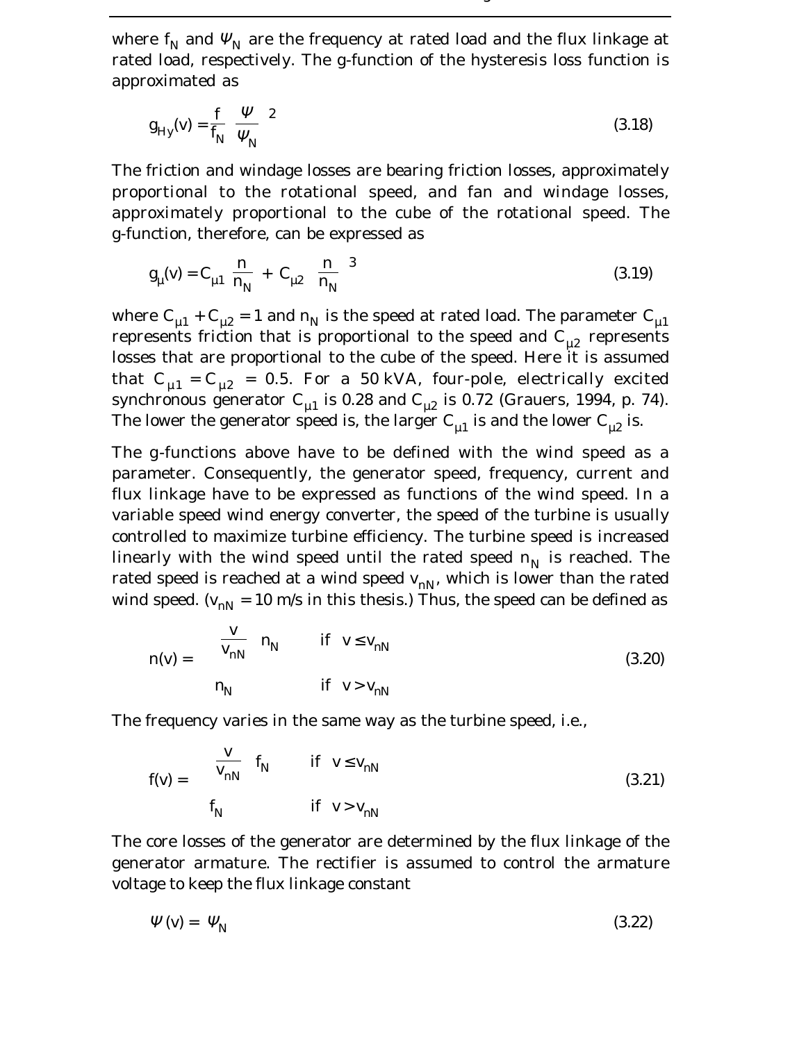where $f_N$ and $\Psi_N$ are the frequency at rated load and the flux linkage at rated load, respectively. The g-function of the hysteresis loss function is approximated as

$$g_{Hy}(v) = \frac{f}{f_N}\left(\frac{\Psi}{\Psi_N}\right)^2 \tag{3.18}$$

The friction and windage losses are bearing friction losses, approximately proportional to the rotational speed, and fan and windage losses, approximately proportional to the cube of the rotational speed. The g-function, therefore, can be expressed as

$$g_{\mu}(v) = C_{\mu 1}\frac{n}{n_N} + C_{\mu 2}\left(\frac{n}{n_N}\right)^3 \tag{3.19}$$

where $C_{\mu 1} + C_{\mu 2} = 1$ and $n_N$ is the speed at rated load. The parameter $C_{\mu 1}$ represents friction that is proportional to the speed and $C_{\mu 2}$ represents losses that are proportional to the cube of the speed. Here it is assumed that $C_{\mu 1} = C_{\mu 2} = 0.5$. For a 50 kVA, four-pole, electrically excited synchronous generator $C_{\mu 1}$ is 0.28 and $C_{\mu 2}$ is 0.72 (Grauers, 1994, p. 74). The lower the generator speed is, the larger $C_{\mu 1}$ is and the lower $C_{\mu 2}$ is.

The g-functions above have to be defined with the wind speed as a parameter. Consequently, the generator speed, frequency, current and flux linkage have to be expressed as functions of the wind speed. In a variable speed wind energy converter, the speed of the turbine is usually controlled to maximize turbine efficiency. The turbine speed is increased linearly with the wind speed until the rated speed $n_N$ is reached. The rated speed is reached at a wind speed $v_{nN}$, which is lower than the rated wind speed. ($v_{nN} = 10$ m/s in this thesis.) Thus, the speed can be defined as

$$n(v) = \begin{cases} \dfrac{v}{v_{nN}}\, n_N & \text{if } v \le v_{nN} \\ n_N & \text{if } v > v_{nN} \end{cases} \tag{3.20}$$

The frequency varies in the same way as the turbine speed, i.e.,

$$f(v) = \begin{cases} \dfrac{v}{v_{nN}}\, f_N & \text{if } v \le v_{nN} \\ f_N & \text{if } v > v_{nN} \end{cases} \tag{3.21}$$

The core losses of the generator are determined by the flux linkage of the generator armature. The rectifier is assumed to control the armature voltage to keep the flux linkage constant

$$\Psi(v) = \Psi_N \tag{3.22}$$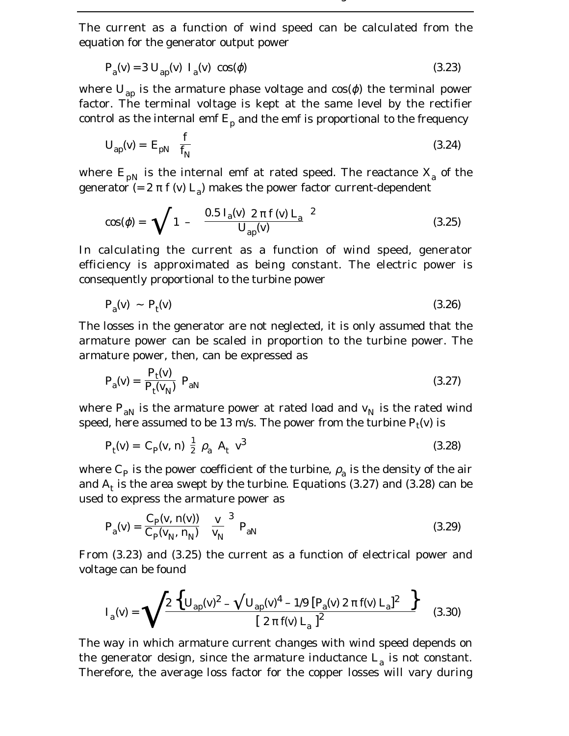The current as a function of wind speed can be calculated from the equation for the generator output power

$$P_a(v) = 3\, U_{ap}(v)\; I_a(v)\; \cos(\phi) \tag{3.23}$$

where $U_{ap}$ is the armature phase voltage and $\cos(\phi)$ the terminal power factor. The terminal voltage is kept at the same level by the rectifier control as the internal emf $E_p$ and the emf is proportional to the frequency

$$U_{ap}(v) = E_{pN}\;\frac{f}{f_N} \tag{3.24}$$

where $E_{pN}$ is the internal emf at rated speed. The reactance $X_a$ of the generator ($= 2\,\pi\,f\,(v)\,L_a$) makes the power factor current-dependent

$$\cos(\phi) = \sqrt{1 - \left(\frac{0.5\, I_a(v)\; 2\,\pi\, f\,(v)\, L_a}{U_{ap}(v)}\right)^2} \tag{3.25}$$

In calculating the current as a function of wind speed, generator efficiency is approximated as being constant. The electric power is consequently proportional to the turbine power

$$P_a(v) \sim P_t(v) \tag{3.26}$$

The losses in the generator are not neglected, it is only assumed that the armature power can be scaled in proportion to the turbine power. The armature power, then, can be expressed as

$$P_a(v) = \frac{P_t(v)}{P_t(v_N)}\; P_{aN} \tag{3.27}$$

where $P_{aN}$ is the armature power at rated load and $v_N$ is the rated wind speed, here assumed to be 13 m/s. The power from the turbine $P_t(v)$ is

$$P_t(v) = C_P(v, n)\; \tfrac{1}{2}\; \rho_a\; A_t\; v^3 \tag{3.28}$$

where $C_P$ is the power coefficient of the turbine, $\rho_a$ is the density of the air and $A_t$ is the area swept by the turbine. Equations (3.27) and (3.28) can be used to express the armature power as

$$P_a(v) = \frac{C_P(v, n(v))}{C_P(v_N, n_N)}\; \left(\frac{v}{v_N}\right)^3\; P_{aN} \tag{3.29}$$

From (3.23) and (3.25) the current as a function of electrical power and voltage can be found

$$I_a(v) = \sqrt{\frac{2\left\{U_{ap}(v)^2 - \sqrt{U_{ap}(v)^4 - 1/9\,[P_a(v)\; 2\,\pi\, f(v)\, L_a]^2}\right\}}{[\,2\,\pi\, f(v)\, L_a\,]^2}} \tag{3.30}$$

The way in which armature current changes with wind speed depends on the generator design, since the armature inductance $L_a$ is not constant. Therefore, the average loss factor for the copper losses will vary during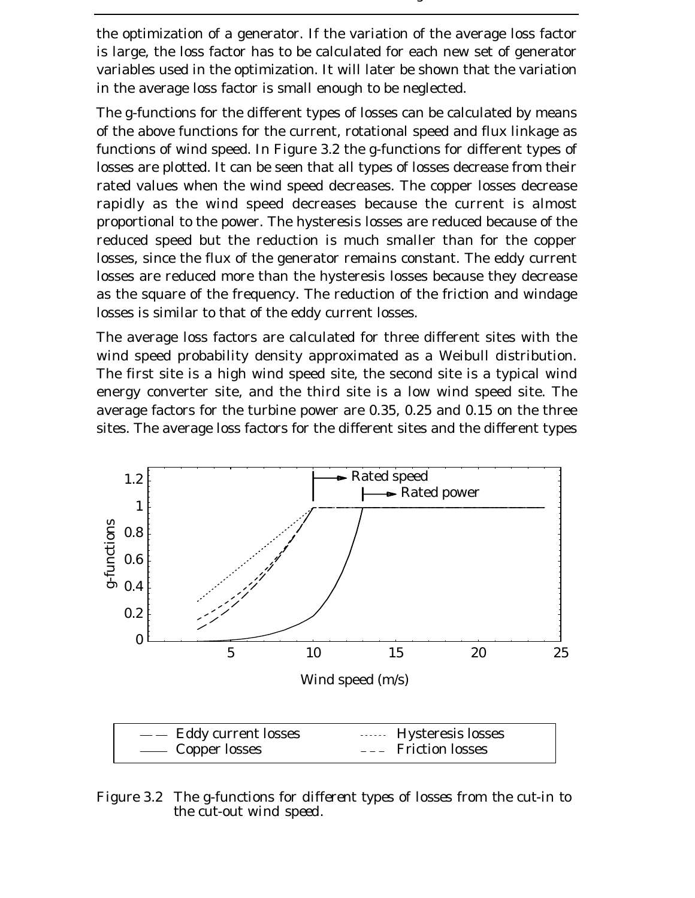the optimization of a generator. If the variation of the average loss factor is large, the loss factor has to be calculated for each new set of generator variables used in the optimization. It will later be shown that the variation in the average loss factor is small enough to be neglected.

The g-functions for the different types of losses can be calculated by means of the above functions for the current, rotational speed and flux linkage as functions of wind speed. In Figure 3.2 the g-functions for different types of losses are plotted. It can be seen that all types of losses decrease from their rated values when the wind speed decreases. The copper losses decrease rapidly as the wind speed decreases because the current is almost proportional to the power. The hysteresis losses are reduced because of the reduced speed but the reduction is much smaller than for the copper losses, since the flux of the generator remains constant. The eddy current losses are reduced more than the hysteresis losses because they decrease as the square of the frequency. The reduction of the friction and windage losses is similar to that of the eddy current losses.

The average loss factors are calculated for three different sites with the wind speed probability density approximated as a Weibull distribution. The first site is a high wind speed site, the second site is a typical wind energy converter site, and the third site is a low wind speed site. The average factors for the turbine power are 0.35, 0.25 and 0.15 on the three sites. The average loss factors for the different sites and the different types

*Figure 3.2 The g-functions for different types of losses from the cut-in to the cut-out wind speed.*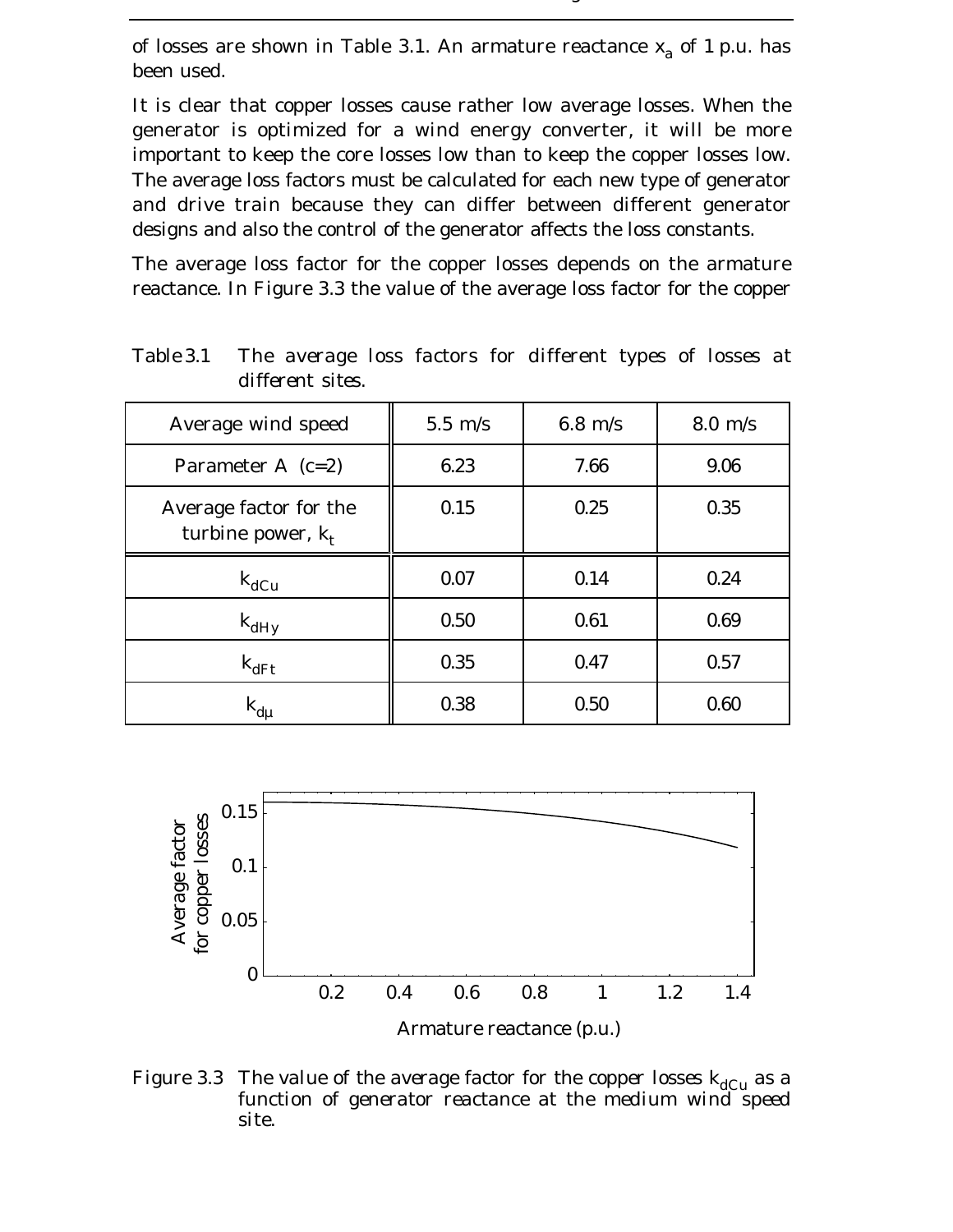of losses are shown in Table 3.1. An armature reactance $x_a$ of 1 p.u. has been used.

It is clear that copper losses cause rather low average losses. When the generator is optimized for a wind energy converter, it will be more important to keep the core losses low than to keep the copper losses low. The average loss factors must be calculated for each new type of generator and drive train because they can differ between different generator designs and also the control of the generator affects the loss constants.

The average loss factor for the copper losses depends on the armature reactance. In Figure 3.3 the value of the average loss factor for the copper

Table 3.1 The average loss factors for different types of losses at different sites.

| Average wind speed | 5.5 m/s | 6.8 m/s | 8.0 m/s |
|---|---|---|---|
| Parameter A (c=2) | 6.23 | 7.66 | 9.06 |
| Average factor for the turbine power, $k_t$ | 0.15 | 0.25 | 0.35 |
| $k_{dCu}$ | 0.07 | 0.14 | 0.24 |
| $k_{dHy}$ | 0.50 | 0.61 | 0.69 |
| $k_{dFt}$ | 0.35 | 0.47 | 0.57 |
| $k_{d\mu}$ | 0.38 | 0.50 | 0.60 |

Figure 3.3 The value of the average factor for the copper losses $k_{dCu}$ as a function of generator reactance at the medium wind speed site.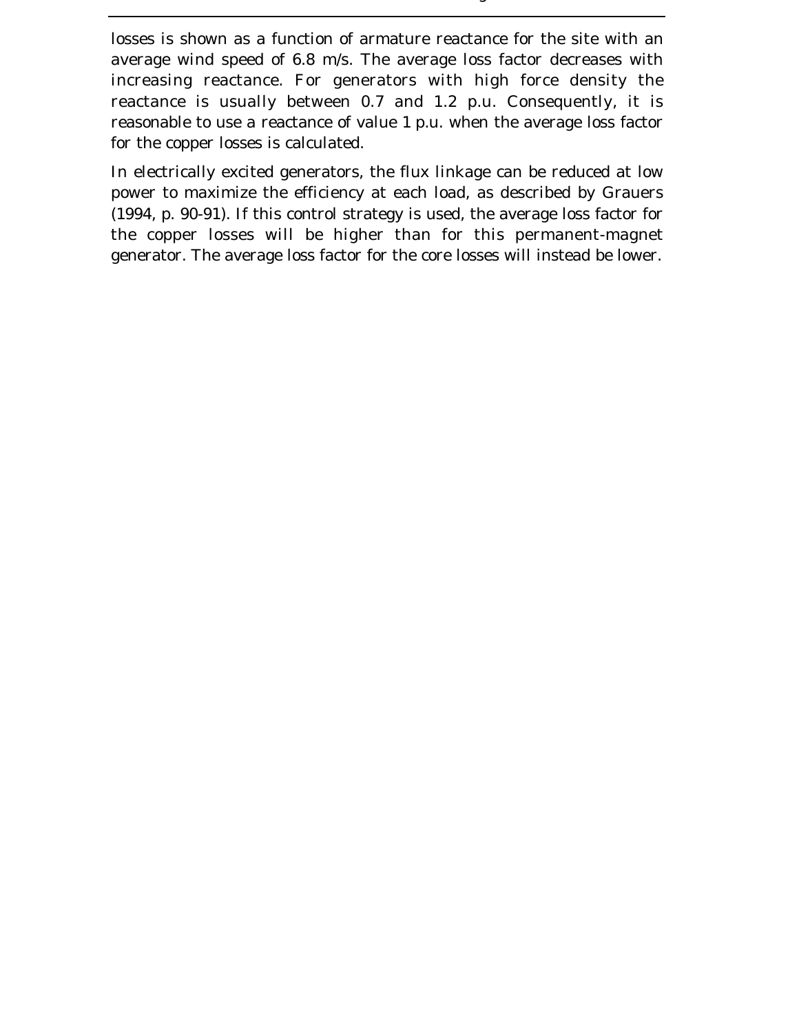losses is shown as a function of armature reactance for the site with an average wind speed of 6.8 m/s. The average loss factor decreases with increasing reactance. For generators with high force density the reactance is usually between 0.7 and 1.2 p.u. Consequently, it is reasonable to use a reactance of value 1 p.u. when the average loss factor for the copper losses is calculated.

In electrically excited generators, the flux linkage can be reduced at low power to maximize the efficiency at each load, as described by Grauers (1994, p. 90-91). If this control strategy is used, the average loss factor for the copper losses will be higher than for this permanent-magnet generator. The average loss factor for the core losses will instead be lower.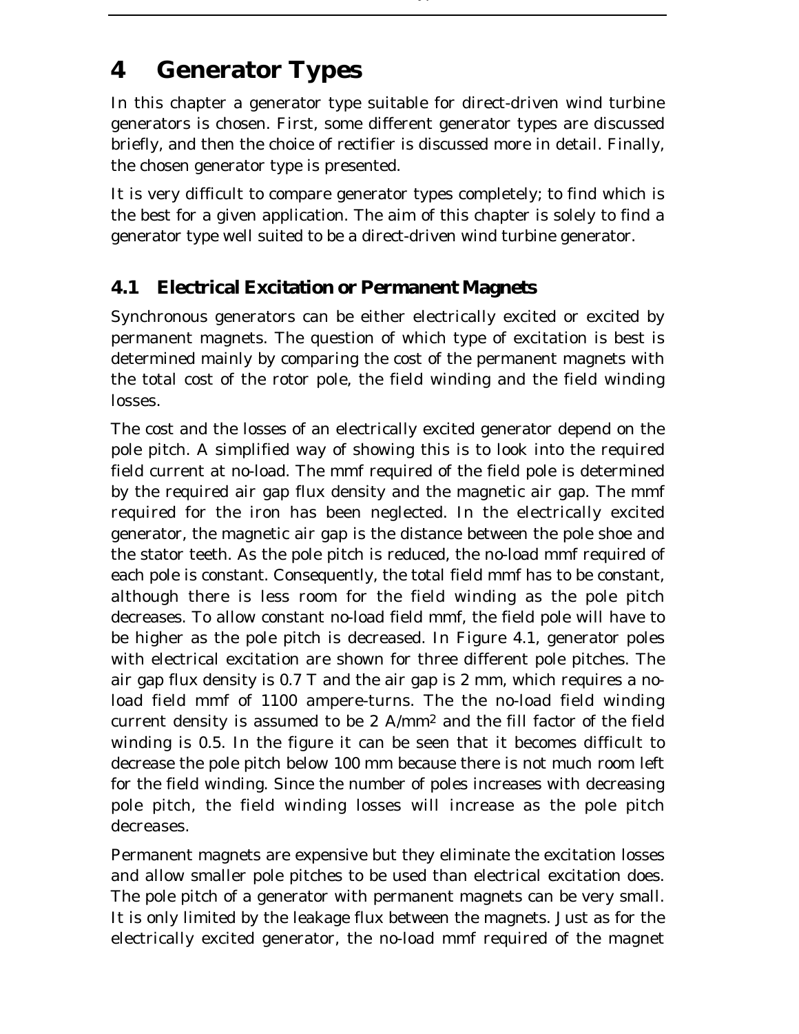# 4 Generator Types

In this chapter a generator type suitable for direct-driven wind turbine generators is chosen. First, some different generator types are discussed briefly, and then the choice of rectifier is discussed more in detail. Finally, the chosen generator type is presented.

It is very difficult to compare generator types completely; to find which is the best for a given application. The aim of this chapter is solely to find a generator type well suited to be a direct-driven wind turbine generator.

## 4.1 Electrical Excitation or Permanent Magnets

Synchronous generators can be either electrically excited or excited by permanent magnets. The question of which type of excitation is best is determined mainly by comparing the cost of the permanent magnets with the total cost of the rotor pole, the field winding and the field winding losses.

The cost and the losses of an electrically excited generator depend on the pole pitch. A simplified way of showing this is to look into the required field current at no-load. The mmf required of the field pole is determined by the required air gap flux density and the magnetic air gap. The mmf required for the iron has been neglected. In the electrically excited generator, the magnetic air gap is the distance between the pole shoe and the stator teeth. As the pole pitch is reduced, the no-load mmf required of each pole is constant. Consequently, the total field mmf has to be constant, although there is less room for the field winding as the pole pitch decreases. To allow constant no-load field mmf, the field pole will have to be higher as the pole pitch is decreased. In Figure 4.1, generator poles with electrical excitation are shown for three different pole pitches. The air gap flux density is 0.7 T and the air gap is 2 mm, which requires a no-load field mmf of 1100 ampere-turns. The the no-load field winding current density is assumed to be 2 A/mm$^2$ and the fill factor of the field winding is 0.5. In the figure it can be seen that it becomes difficult to decrease the pole pitch below 100 mm because there is not much room left for the field winding. Since the number of poles increases with decreasing pole pitch, the field winding losses will increase as the pole pitch decreases.

Permanent magnets are expensive but they eliminate the excitation losses and allow smaller pole pitches to be used than electrical excitation does. The pole pitch of a generator with permanent magnets can be very small. It is only limited by the leakage flux between the magnets. Just as for the electrically excited generator, the no-load mmf required of the magnet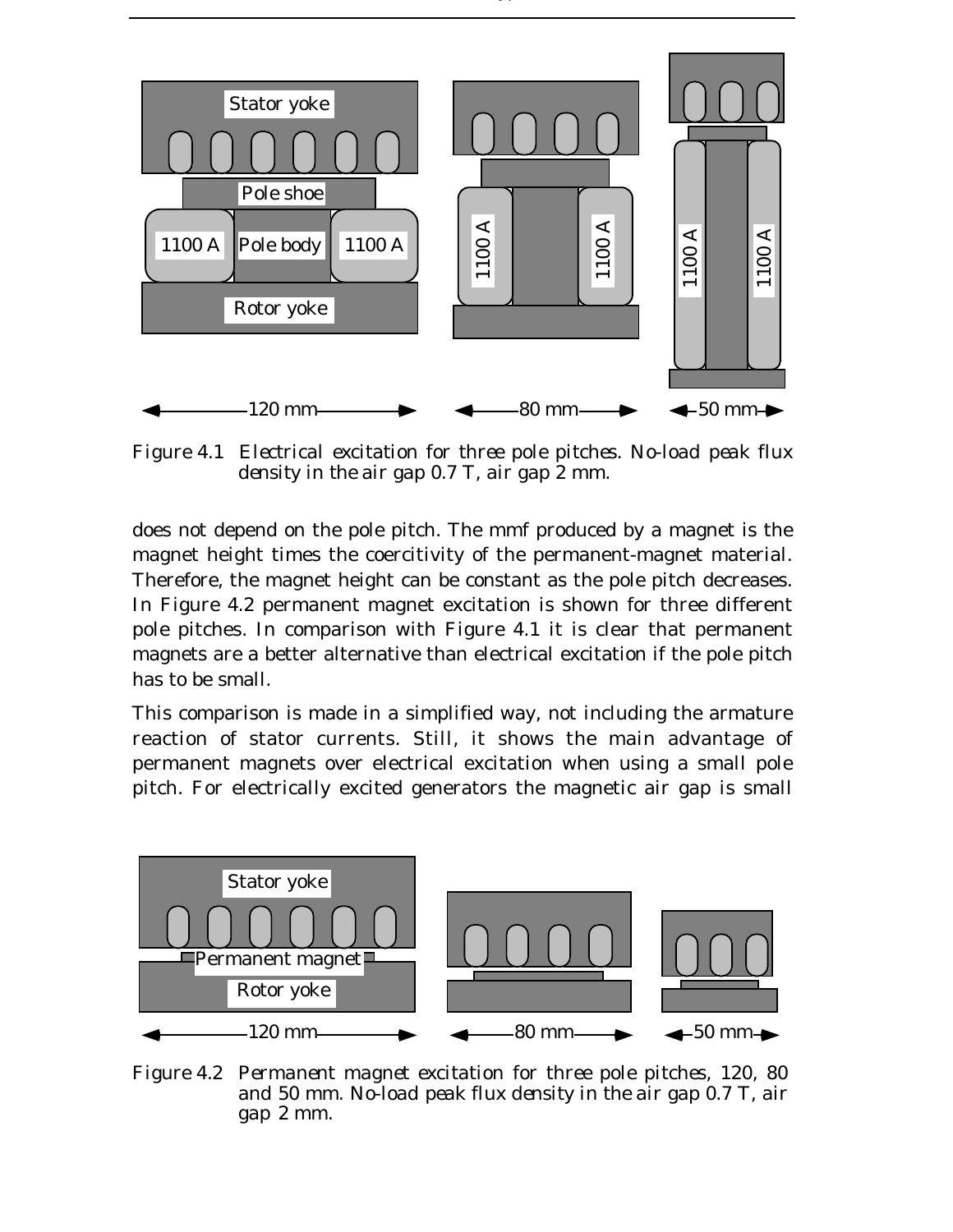Figure 4.1 Electrical excitation for three pole pitches. No-load peak flux density in the air gap 0.7 T, air gap 2 mm.

does not depend on the pole pitch. The mmf produced by a magnet is the magnet height times the coercitivity of the permanent-magnet material. Therefore, the magnet height can be constant as the pole pitch decreases. In Figure 4.2 permanent magnet excitation is shown for three different pole pitches. In comparison with Figure 4.1 it is clear that permanent magnets are a better alternative than electrical excitation if the pole pitch has to be small.

This comparison is made in a simplified way, not including the armature reaction of stator currents. Still, it shows the main advantage of permanent magnets over electrical excitation when using a small pole pitch. For electrically excited generators the magnetic air gap is small

Figure 4.2 Permanent magnet excitation for three pole pitches, 120, 80 and 50 mm. No-load peak flux density in the air gap 0.7 T, air gap 2 mm.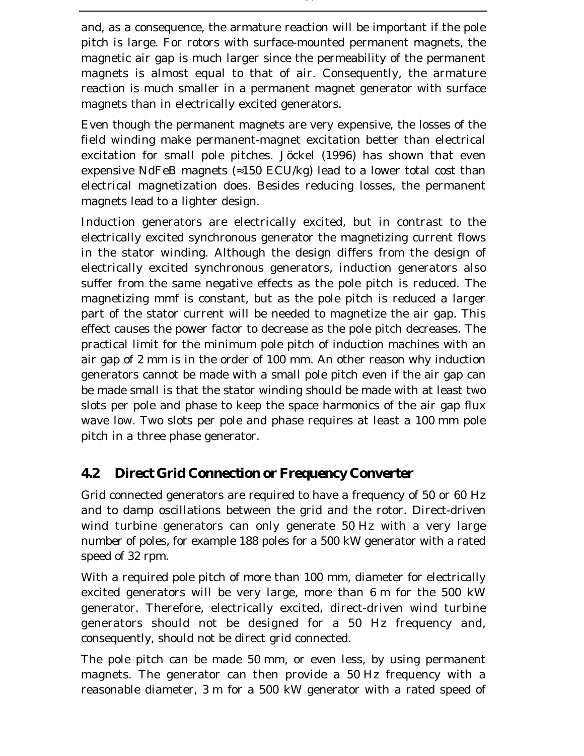and, as a consequence, the armature reaction will be important if the pole pitch is large. For rotors with surface-mounted permanent magnets, the magnetic air gap is much larger since the permeability of the permanent magnets is almost equal to that of air. Consequently, the armature reaction is much smaller in a permanent magnet generator with surface magnets than in electrically excited generators.

Even though the permanent magnets are very expensive, the losses of the field winding make permanent-magnet excitation better than electrical excitation for small pole pitches. Jöckel (1996) has shown that even expensive NdFeB magnets (≈150 ECU/kg) lead to a lower total cost than electrical magnetization does. Besides reducing losses, the permanent magnets lead to a lighter design.

Induction generators are electrically excited, but in contrast to the electrically excited synchronous generator the magnetizing current flows in the stator winding. Although the design differs from the design of electrically excited synchronous generators, induction generators also suffer from the same negative effects as the pole pitch is reduced. The magnetizing mmf is constant, but as the pole pitch is reduced a larger part of the stator current will be needed to magnetize the air gap. This effect causes the power factor to decrease as the pole pitch decreases. The practical limit for the minimum pole pitch of induction machines with an air gap of 2 mm is in the order of 100 mm. An other reason why induction generators cannot be made with a small pole pitch even if the air gap can be made small is that the stator winding should be made with at least two slots per pole and phase to keep the space harmonics of the air gap flux wave low. Two slots per pole and phase requires at least a 100 mm pole pitch in a three phase generator.

## 4.2 Direct Grid Connection or Frequency Converter

Grid connected generators are required to have a frequency of 50 or 60 Hz and to damp oscillations between the grid and the rotor. Direct-driven wind turbine generators can only generate 50 Hz with a very large number of poles, for example 188 poles for a 500 kW generator with a rated speed of 32 rpm.

With a required pole pitch of more than 100 mm, diameter for electrically excited generators will be very large, more than 6 m for the 500 kW generator. Therefore, electrically excited, direct-driven wind turbine generators should not be designed for a 50 Hz frequency and, consequently, should not be direct grid connected.

The pole pitch can be made 50 mm, or even less, by using permanent magnets. The generator can then provide a 50 Hz frequency with a reasonable diameter, 3 m for a 500 kW generator with a rated speed of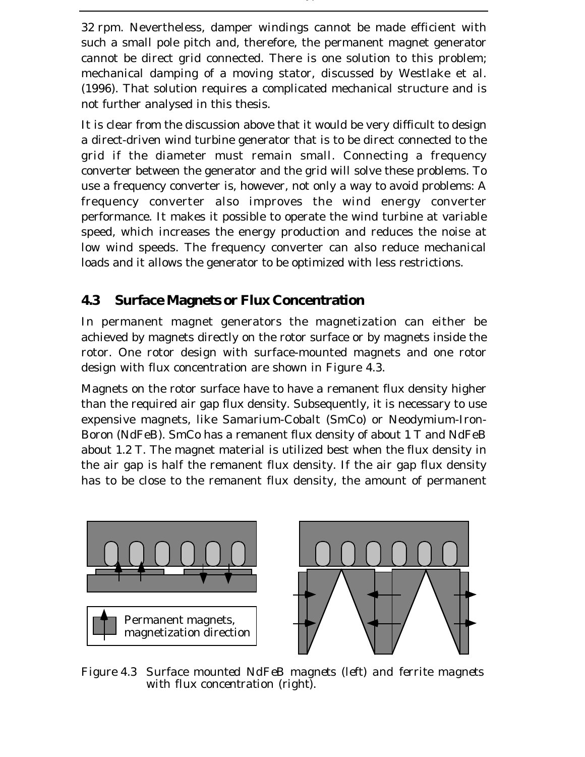32 rpm. Nevertheless, damper windings cannot be made efficient with such a small pole pitch and, therefore, the permanent magnet generator cannot be direct grid connected. There is one solution to this problem; mechanical damping of a moving stator, discussed by Westlake et al. (1996). That solution requires a complicated mechanical structure and is not further analysed in this thesis.

It is clear from the discussion above that it would be very difficult to design a direct-driven wind turbine generator that is to be direct connected to the grid if the diameter must remain small. Connecting a frequency converter between the generator and the grid will solve these problems. To use a frequency converter is, however, not only a way to avoid problems: A frequency converter also improves the wind energy converter performance. It makes it possible to operate the wind turbine at variable speed, which increases the energy production and reduces the noise at low wind speeds. The frequency converter can also reduce mechanical loads and it allows the generator to be optimized with less restrictions.

## 4.3 Surface Magnets or Flux Concentration

In permanent magnet generators the magnetization can either be achieved by magnets directly on the rotor surface or by magnets inside the rotor. One rotor design with surface-mounted magnets and one rotor design with flux concentration are shown in Figure 4.3.

Magnets on the rotor surface have to have a remanent flux density higher than the required air gap flux density. Subsequently, it is necessary to use expensive magnets, like Samarium-Cobalt (SmCo) or Neodymium-Iron-Boron (NdFeB). SmCo has a remanent flux density of about 1 T and NdFeB about 1.2 T. The magnet material is utilized best when the flux density in the air gap is half the remanent flux density. If the air gap flux density has to be close to the remanent flux density, the amount of permanent

Permanent magnets, magnetization direction

Figure 4.3 Surface mounted NdFeB magnets (left) and ferrite magnets with flux concentration (right).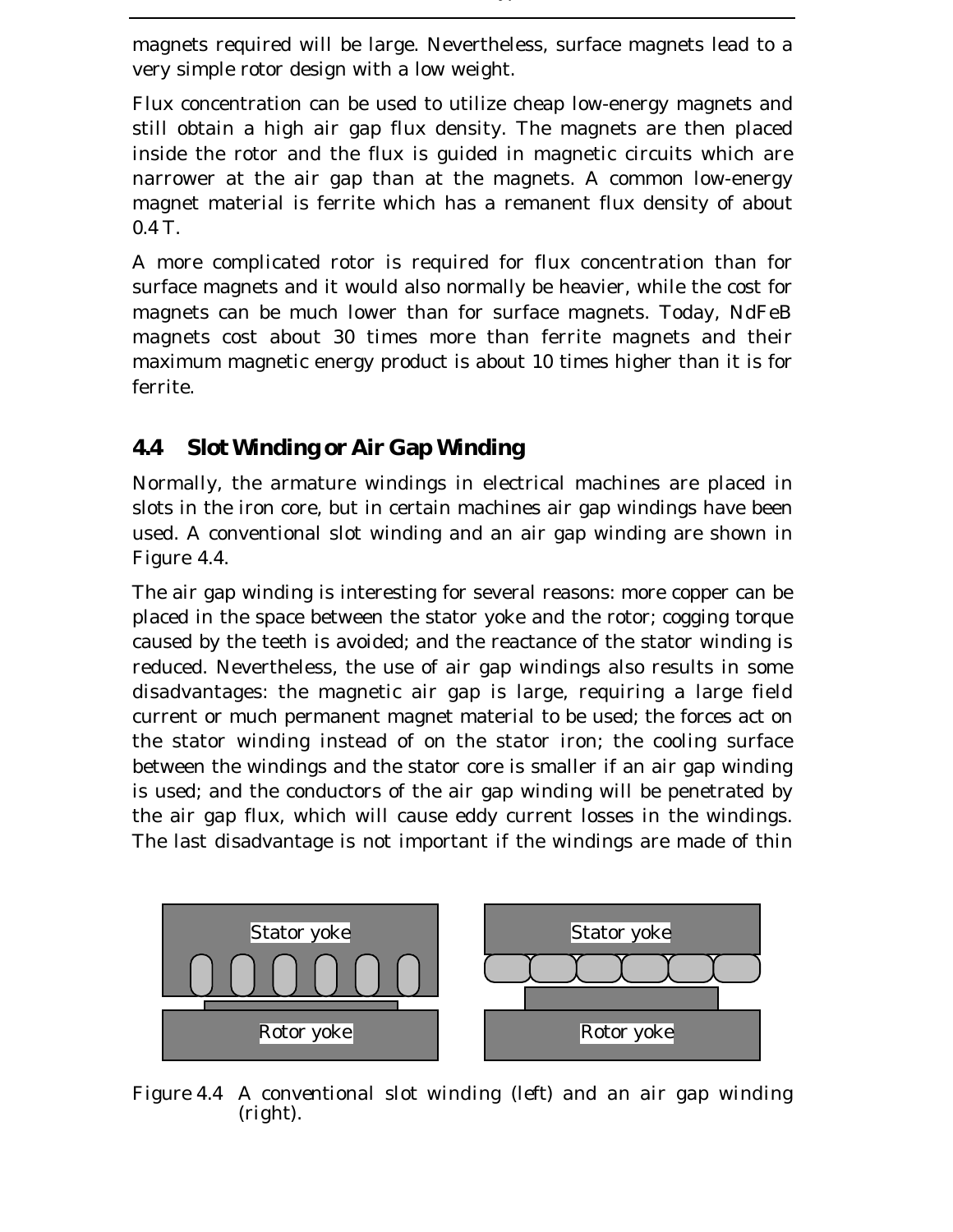magnets required will be large. Nevertheless, surface magnets lead to a very simple rotor design with a low weight.

Flux concentration can be used to utilize cheap low-energy magnets and still obtain a high air gap flux density. The magnets are then placed inside the rotor and the flux is guided in magnetic circuits which are narrower at the air gap than at the magnets. A common low-energy magnet material is ferrite which has a remanent flux density of about 0.4 T.

A more complicated rotor is required for flux concentration than for surface magnets and it would also normally be heavier, while the cost for magnets can be much lower than for surface magnets. Today, NdFeB magnets cost about 30 times more than ferrite magnets and their maximum magnetic energy product is about 10 times higher than it is for ferrite.

## 4.4 Slot Winding or Air Gap Winding

Normally, the armature windings in electrical machines are placed in slots in the iron core, but in certain machines air gap windings have been used. A conventional slot winding and an air gap winding are shown in Figure 4.4.

The air gap winding is interesting for several reasons: more copper can be placed in the space between the stator yoke and the rotor; cogging torque caused by the teeth is avoided; and the reactance of the stator winding is reduced. Nevertheless, the use of air gap windings also results in some disadvantages: the magnetic air gap is large, requiring a large field current or much permanent magnet material to be used; the forces act on the stator winding instead of on the stator iron; the cooling surface between the windings and the stator core is smaller if an air gap winding is used; and the conductors of the air gap winding will be penetrated by the air gap flux, which will cause eddy current losses in the windings. The last disadvantage is not important if the windings are made of thin

Stator yoke | Rotor yoke | Stator yoke | Rotor yoke

Figure 4.4 A conventional slot winding (left) and an air gap winding (right).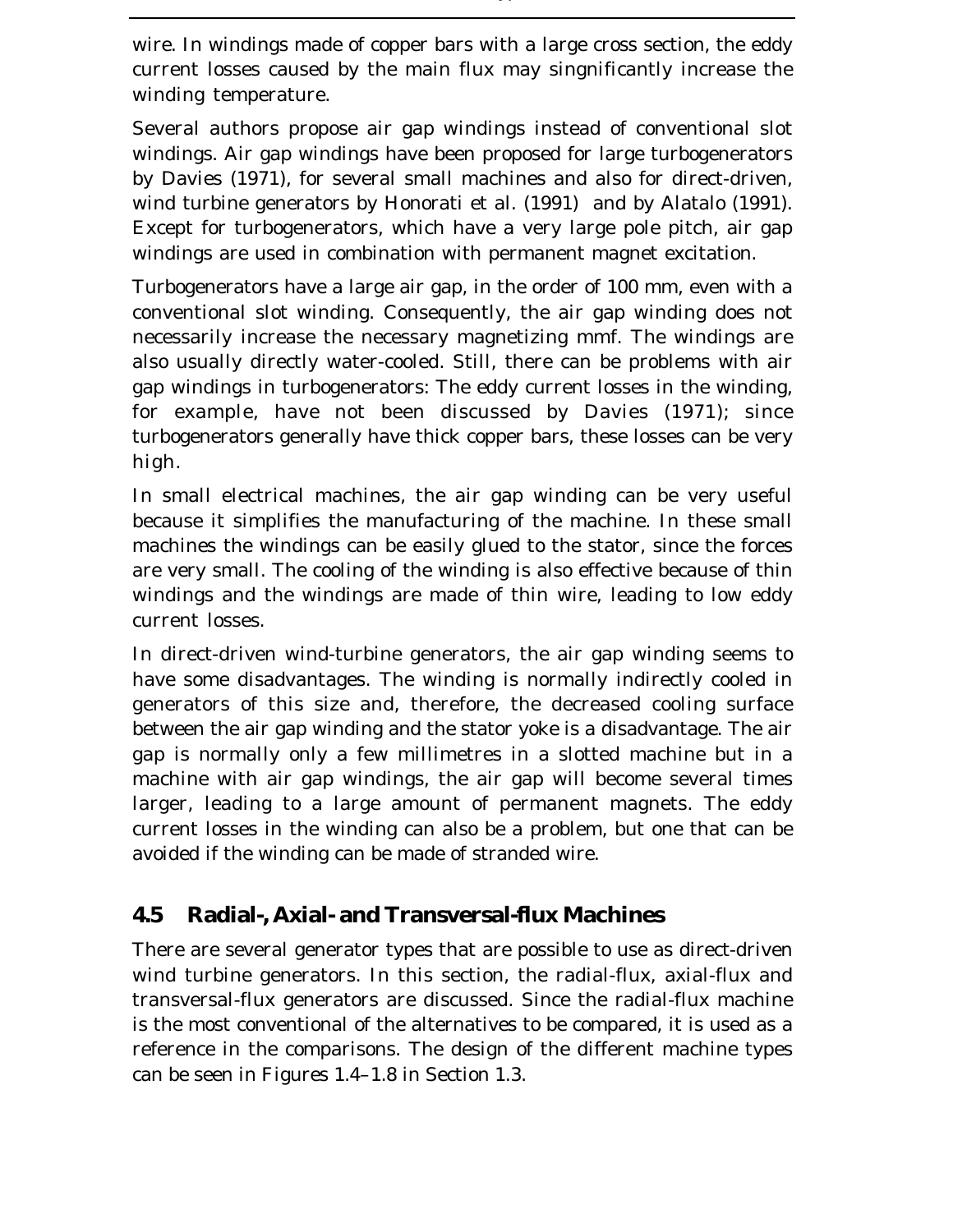wire. In windings made of copper bars with a large cross section, the eddy current losses caused by the main flux may signnificantly increase the winding temperature.

Several authors propose air gap windings instead of conventional slot windings. Air gap windings have been proposed for large turbogenerators by Davies (1971), for several small machines and also for direct-driven, wind turbine generators by Honorati et al. (1991) and by Alatalo (1991). Except for turbogenerators, which have a very large pole pitch, air gap windings are used in combination with permanent magnet excitation.

Turbogenerators have a large air gap, in the order of 100 mm, even with a conventional slot winding. Consequently, the air gap winding does not necessarily increase the necessary magnetizing mmf. The windings are also usually directly water-cooled. Still, there can be problems with air gap windings in turbogenerators: The eddy current losses in the winding, for example, have not been discussed by Davies (1971); since turbogenerators generally have thick copper bars, these losses can be very high.

In small electrical machines, the air gap winding can be very useful because it simplifies the manufacturing of the machine. In these small machines the windings can be easily glued to the stator, since the forces are very small. The cooling of the winding is also effective because of thin windings and the windings are made of thin wire, leading to low eddy current losses.

In direct-driven wind-turbine generators, the air gap winding seems to have some disadvantages. The winding is normally indirectly cooled in generators of this size and, therefore, the decreased cooling surface between the air gap winding and the stator yoke is a disadvantage. The air gap is normally only a few millimetres in a slotted machine but in a machine with air gap windings, the air gap will become several times larger, leading to a large amount of permanent magnets. The eddy current losses in the winding can also be a problem, but one that can be avoided if the winding can be made of stranded wire.

## 4.5 Radial-, Axial- and Transversal-flux Machines

There are several generator types that are possible to use as direct-driven wind turbine generators. In this section, the radial-flux, axial-flux and transversal-flux generators are discussed. Since the radial-flux machine is the most conventional of the alternatives to be compared, it is used as a reference in the comparisons. The design of the different machine types can be seen in Figures 1.4–1.8 in Section 1.3.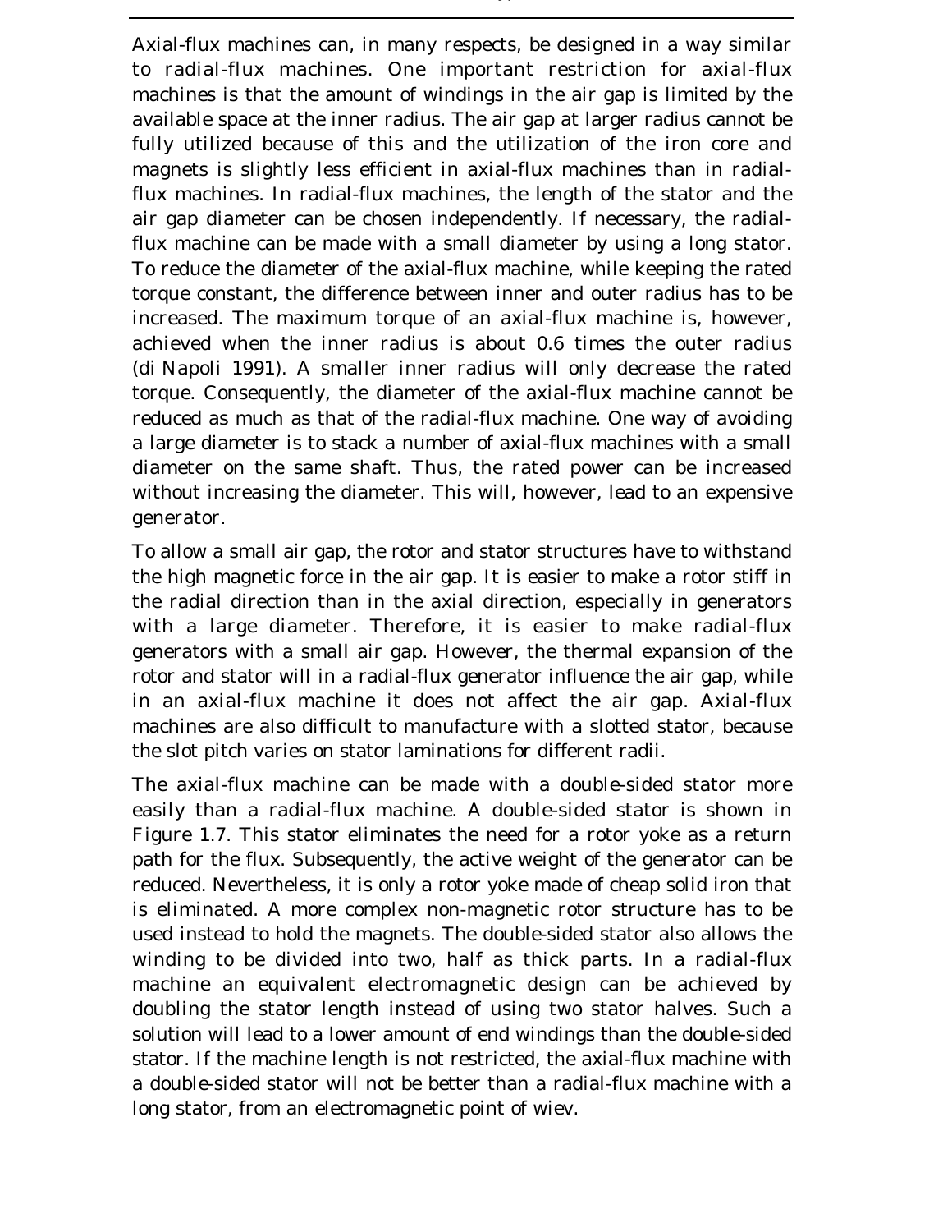Axial-flux machines can, in many respects, be designed in a way similar to radial-flux machines. One important restriction for axial-flux machines is that the amount of windings in the air gap is limited by the available space at the inner radius. The air gap at larger radius cannot be fully utilized because of this and the utilization of the iron core and magnets is slightly less efficient in axial-flux machines than in radial-flux machines. In radial-flux machines, the length of the stator and the air gap diameter can be chosen independently. If necessary, the radial-flux machine can be made with a small diameter by using a long stator. To reduce the diameter of the axial-flux machine, while keeping the rated torque constant, the difference between inner and outer radius has to be increased. The maximum torque of an axial-flux machine is, however, achieved when the inner radius is about 0.6 times the outer radius (di Napoli 1991). A smaller inner radius will only decrease the rated torque. Consequently, the diameter of the axial-flux machine cannot be reduced as much as that of the radial-flux machine. One way of avoiding a large diameter is to stack a number of axial-flux machines with a small diameter on the same shaft. Thus, the rated power can be increased without increasing the diameter. This will, however, lead to an expensive generator.

To allow a small air gap, the rotor and stator structures have to withstand the high magnetic force in the air gap. It is easier to make a rotor stiff in the radial direction than in the axial direction, especially in generators with a large diameter. Therefore, it is easier to make radial-flux generators with a small air gap. However, the thermal expansion of the rotor and stator will in a radial-flux generator influence the air gap, while in an axial-flux machine it does not affect the air gap. Axial-flux machines are also difficult to manufacture with a slotted stator, because the slot pitch varies on stator laminations for different radii.

The axial-flux machine can be made with a double-sided stator more easily than a radial-flux machine. A double-sided stator is shown in Figure 1.7. This stator eliminates the need for a rotor yoke as a return path for the flux. Subsequently, the active weight of the generator can be reduced. Nevertheless, it is only a rotor yoke made of cheap solid iron that is eliminated. A more complex non-magnetic rotor structure has to be used instead to hold the magnets. The double-sided stator also allows the winding to be divided into two, half as thick parts. In a radial-flux machine an equivalent electromagnetic design can be achieved by doubling the stator length instead of using two stator halves. Such a solution will lead to a lower amount of end windings than the double-sided stator. If the machine length is not restricted, the axial-flux machine with a double-sided stator will not be better than a radial-flux machine with a long stator, from an electromagnetic point of wiev.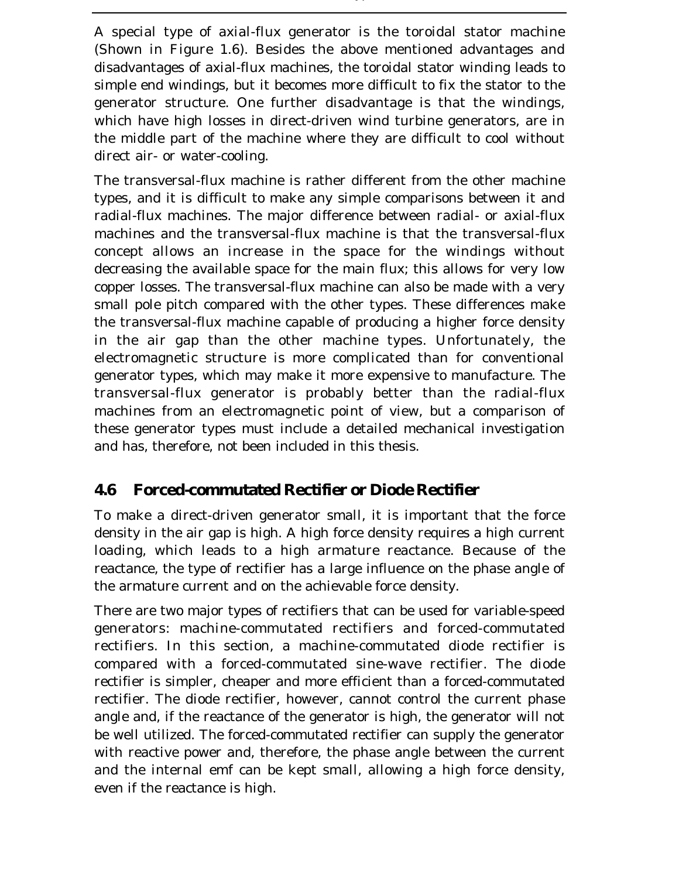A special type of axial-flux generator is the toroidal stator machine (Shown in Figure 1.6). Besides the above mentioned advantages and disadvantages of axial-flux machines, the toroidal stator winding leads to simple end windings, but it becomes more difficult to fix the stator to the generator structure. One further disadvantage is that the windings, which have high losses in direct-driven wind turbine generators, are in the middle part of the machine where they are difficult to cool without direct air- or water-cooling.

The transversal-flux machine is rather different from the other machine types, and it is difficult to make any simple comparisons between it and radial-flux machines. The major difference between radial- or axial-flux machines and the transversal-flux machine is that the transversal-flux concept allows an increase in the space for the windings without decreasing the available space for the main flux; this allows for very low copper losses. The transversal-flux machine can also be made with a very small pole pitch compared with the other types. These differences make the transversal-flux machine capable of producing a higher force density in the air gap than the other machine types. Unfortunately, the electromagnetic structure is more complicated than for conventional generator types, which may make it more expensive to manufacture. The transversal-flux generator is probably better than the radial-flux machines from an electromagnetic point of view, but a comparison of these generator types must include a detailed mechanical investigation and has, therefore, not been included in this thesis.

## 4.6 Forced-commutated Rectifier or Diode Rectifier

To make a direct-driven generator small, it is important that the force density in the air gap is high. A high force density requires a high current loading, which leads to a high armature reactance. Because of the reactance, the type of rectifier has a large influence on the phase angle of the armature current and on the achievable force density.

There are two major types of rectifiers that can be used for variable-speed generators: machine-commutated rectifiers and forced-commutated rectifiers. In this section, a machine-commutated diode rectifier is compared with a forced-commutated sine-wave rectifier. The diode rectifier is simpler, cheaper and more efficient than a forced-commutated rectifier. The diode rectifier, however, cannot control the current phase angle and, if the reactance of the generator is high, the generator will not be well utilized. The forced-commutated rectifier can supply the generator with reactive power and, therefore, the phase angle between the current and the internal emf can be kept small, allowing a high force density, even if the reactance is high.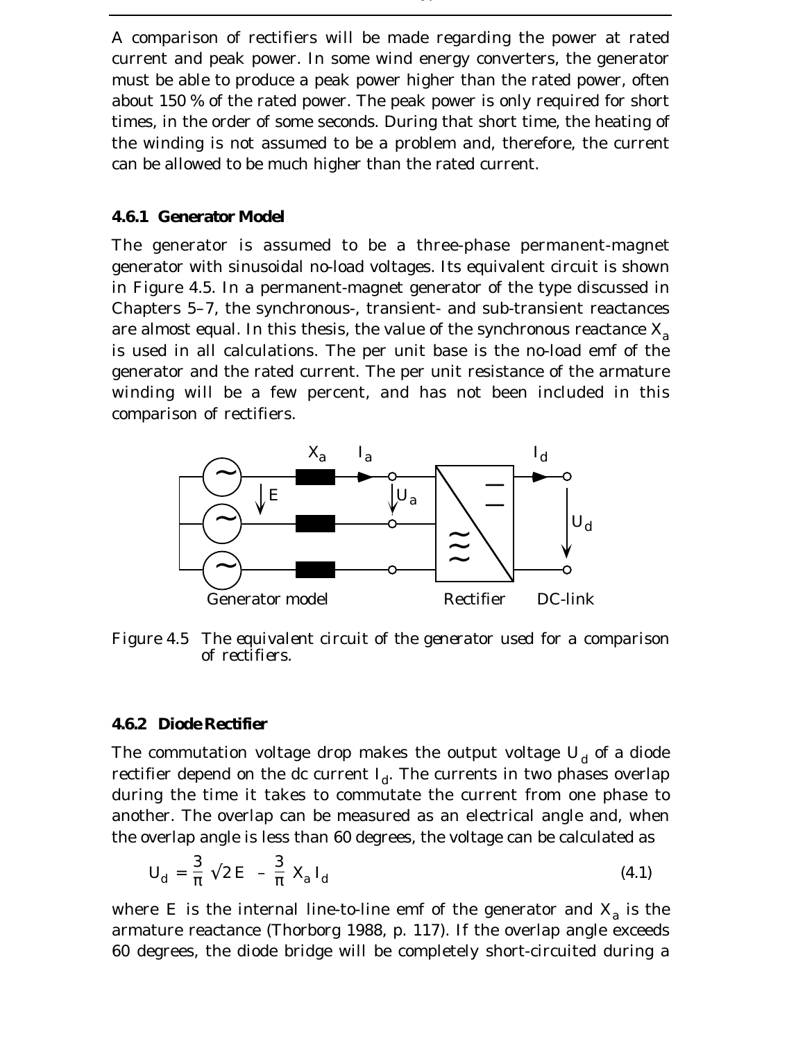A comparison of rectifiers will be made regarding the power at rated current and peak power. In some wind energy converters, the generator must be able to produce a peak power higher than the rated power, often about 150 % of the rated power. The peak power is only required for short times, in the order of some seconds. During that short time, the heating of the winding is not assumed to be a problem and, therefore, the current can be allowed to be much higher than the rated current.

### 4.6.1 Generator Model

The generator is assumed to be a three-phase permanent-magnet generator with sinusoidal no-load voltages. Its equivalent circuit is shown in Figure 4.5. In a permanent-magnet generator of the type discussed in Chapters 5–7, the synchronous-, transient- and sub-transient reactances are almost equal. In this thesis, the value of the synchronous reactance $X_a$ is used in all calculations. The per unit base is the no-load emf of the generator and the rated current. The per unit resistance of the armature winding will be a few percent, and has not been included in this comparison of rectifiers.

Figure 4.5 *The equivalent circuit of the generator used for a comparison of rectifiers.*

### 4.6.2 Diode Rectifier

The commutation voltage drop makes the output voltage $U_d$ of a diode rectifier depend on the dc current $I_d$. The currents in two phases overlap during the time it takes to commutate the current from one phase to another. The overlap can be measured as an electrical angle and, when the overlap angle is less than 60 degrees, the voltage can be calculated as

$$U_d = \frac{3}{\pi}\sqrt{2}\,E - \frac{3}{\pi}X_a I_d \qquad (4.1)$$

where $E$ is the internal line-to-line emf of the generator and $X_a$ is the armature reactance (Thorborg 1988, p. 117). If the overlap angle exceeds 60 degrees, the diode bridge will be completely short-circuited during a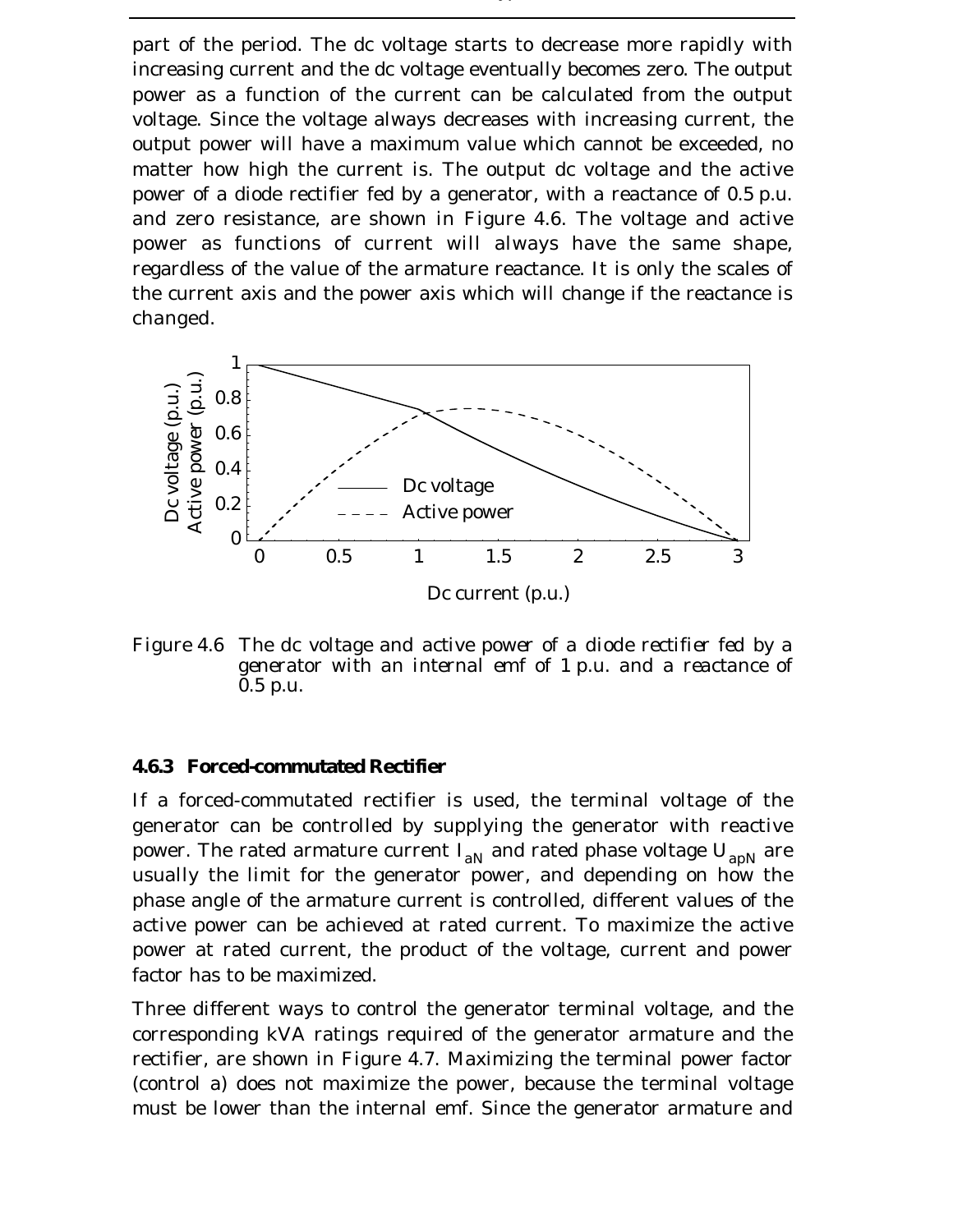part of the period. The dc voltage starts to decrease more rapidly with increasing current and the dc voltage eventually becomes zero. The output power as a function of the current can be calculated from the output voltage. Since the voltage always decreases with increasing current, the output power will have a maximum value which cannot be exceeded, no matter how high the current is. The output dc voltage and the active power of a diode rectifier fed by a generator, with a reactance of 0.5 p.u. and zero resistance, are shown in Figure 4.6. The voltage and active power as functions of current will always have the same shape, regardless of the value of the armature reactance. It is only the scales of the current axis and the power axis which will change if the reactance is changed.

*Figure 4.6 The dc voltage and active power of a diode rectifier fed by a generator with an internal emf of 1 p.u. and a reactance of 0.5 p.u.*

### 4.6.3 Forced-commutated Rectifier

If a forced-commutated rectifier is used, the terminal voltage of the generator can be controlled by supplying the generator with reactive power. The rated armature current $I_{aN}$ and rated phase voltage $U_{apN}$ are usually the limit for the generator power, and depending on how the phase angle of the armature current is controlled, different values of the active power can be achieved at rated current. To maximize the active power at rated current, the product of the voltage, current and power factor has to be maximized.

Three different ways to control the generator terminal voltage, and the corresponding kVA ratings required of the generator armature and the rectifier, are shown in Figure 4.7. Maximizing the terminal power factor (control a) does not maximize the power, because the terminal voltage must be lower than the internal emf. Since the generator armature and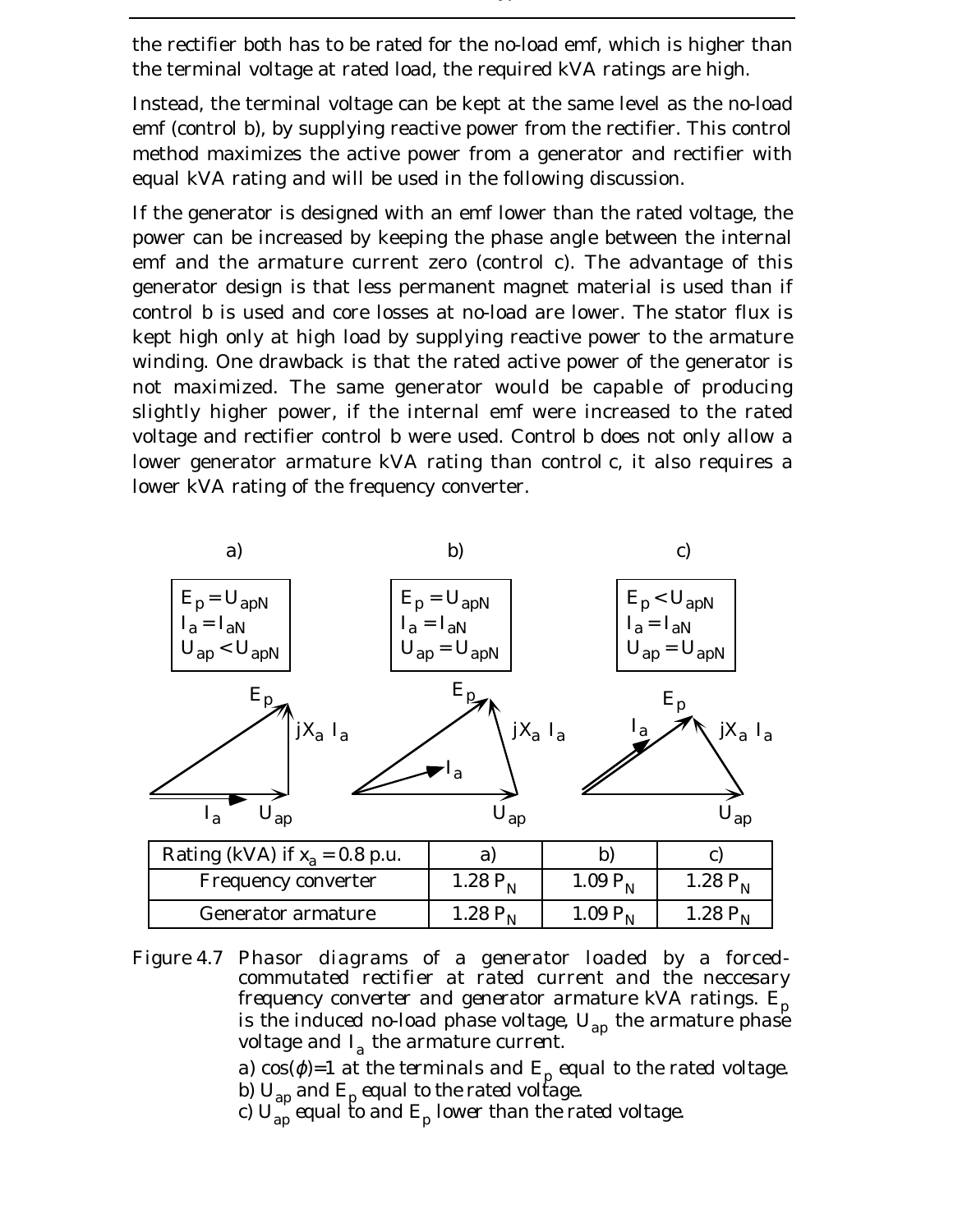the rectifier both has to be rated for the no-load emf, which is higher than the terminal voltage at rated load, the required kVA ratings are high.

Instead, the terminal voltage can be kept at the same level as the no-load emf (control b), by supplying reactive power from the rectifier. This control method maximizes the active power from a generator and rectifier with equal kVA rating and will be used in the following discussion.

If the generator is designed with an emf lower than the rated voltage, the power can be increased by keeping the phase angle between the internal emf and the armature current zero (control c). The advantage of this generator design is that less permanent magnet material is used than if control b is used and core losses at no-load are lower. The stator flux is kept high only at high load by supplying reactive power to the armature winding. One drawback is that the rated active power of the generator is not maximized. The same generator would be capable of producing slightly higher power, if the internal emf were increased to the rated voltage and rectifier control b were used. Control b does not only allow a lower generator armature kVA rating than control c, it also requires a lower kVA rating of the frequency converter.

| a) | b) | c) |
|---|---|---|
| $E_p = U_{apN}$, $I_a = I_{aN}$, $U_{ap} < U_{apN}$ | $E_p = U_{apN}$, $I_a = I_{aN}$, $U_{ap} = U_{apN}$ | $E_p < U_{apN}$, $I_a = I_{aN}$, $U_{ap} = U_{apN}$ |

| Rating (kVA) if $x_a = 0.8$ p.u. | a) | b) | c) |
|---|---|---|---|
| Frequency converter | 1.28 $P_N$ | 1.09 $P_N$ | 1.28 $P_N$ |
| Generator armature | 1.28 $P_N$ | 1.09 $P_N$ | 1.28 $P_N$ |

Figure 4.7 Phasor diagrams of a generator loaded by a forced-commutated rectifier at rated current and the neccesary frequency converter and generator armature kVA ratings. $E_p$ is the induced no-load phase voltage, $U_{ap}$ the armature phase voltage and $I_a$ the armature current.

a) $\cos(\varphi)=1$ at the terminals and $E_p$ equal to the rated voltage.
b) $U_{ap}$ and $E_p$ equal to the rated voltage.
c) $U_{ap}$ equal to and $E_p$ lower than the rated voltage.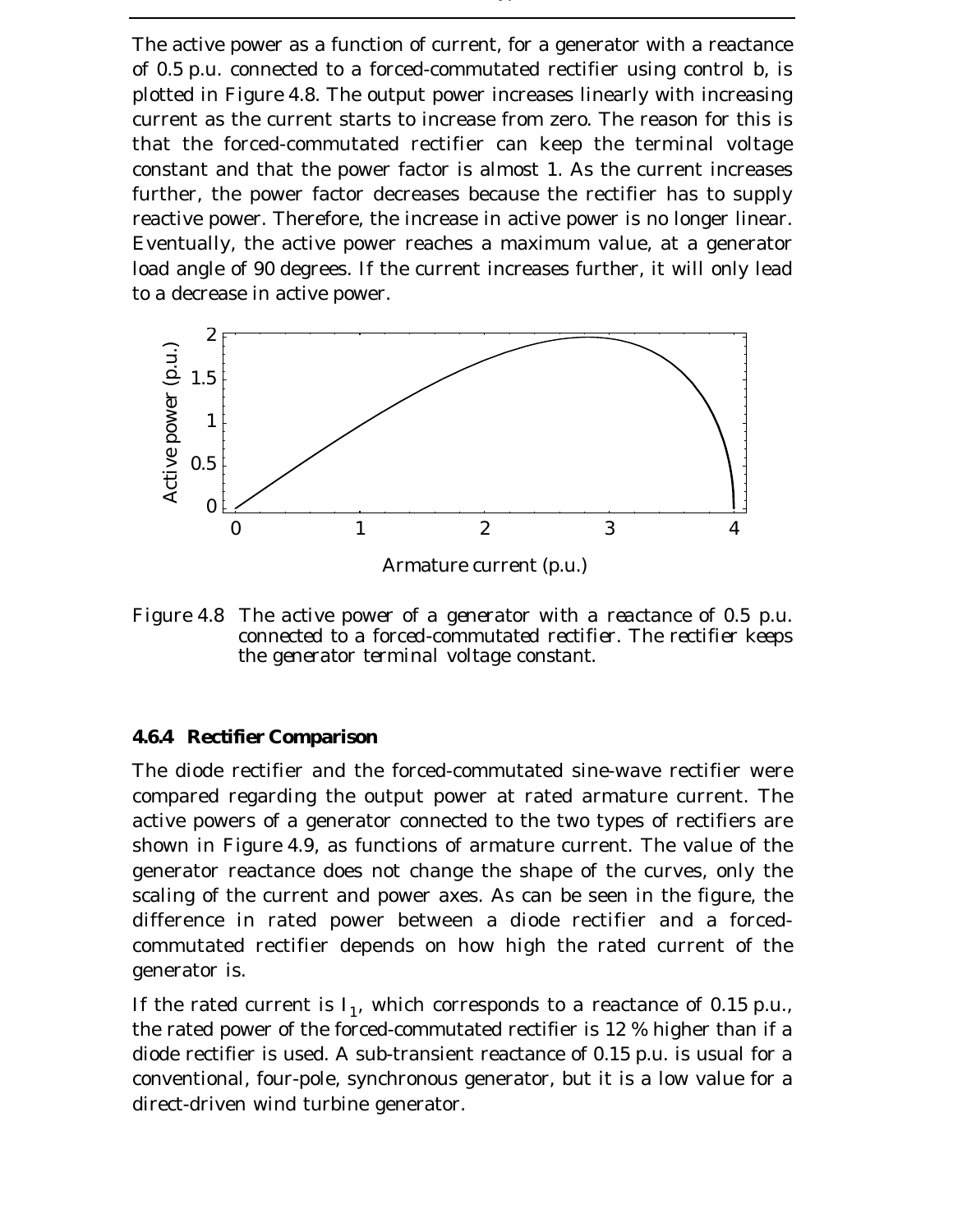The active power as a function of current, for a generator with a reactance of 0.5 p.u. connected to a forced-commutated rectifier using control b, is plotted in Figure 4.8. The output power increases linearly with increasing current as the current starts to increase from zero. The reason for this is that the forced-commutated rectifier can keep the terminal voltage constant and that the power factor is almost 1. As the current increases further, the power factor decreases because the rectifier has to supply reactive power. Therefore, the increase in active power is no longer linear. Eventually, the active power reaches a maximum value, at a generator load angle of 90 degrees. If the current increases further, it will only lead to a decrease in active power.

*Figure 4.8 The active power of a generator with a reactance of 0.5 p.u. connected to a forced-commutated rectifier. The rectifier keeps the generator terminal voltage constant.*

### 4.6.4 Rectifier Comparison

The diode rectifier and the forced-commutated sine-wave rectifier were compared regarding the output power at rated armature current. The active powers of a generator connected to the two types of rectifiers are shown in Figure 4.9, as functions of armature current. The value of the generator reactance does not change the shape of the curves, only the scaling of the current and power axes. As can be seen in the figure, the difference in rated power between a diode rectifier and a forced-commutated rectifier depends on how high the rated current of the generator is.

If the rated current is $I_1$, which corresponds to a reactance of 0.15 p.u., the rated power of the forced-commutated rectifier is 12 % higher than if a diode rectifier is used. A sub-transient reactance of 0.15 p.u. is usual for a conventional, four-pole, synchronous generator, but it is a low value for a direct-driven wind turbine generator.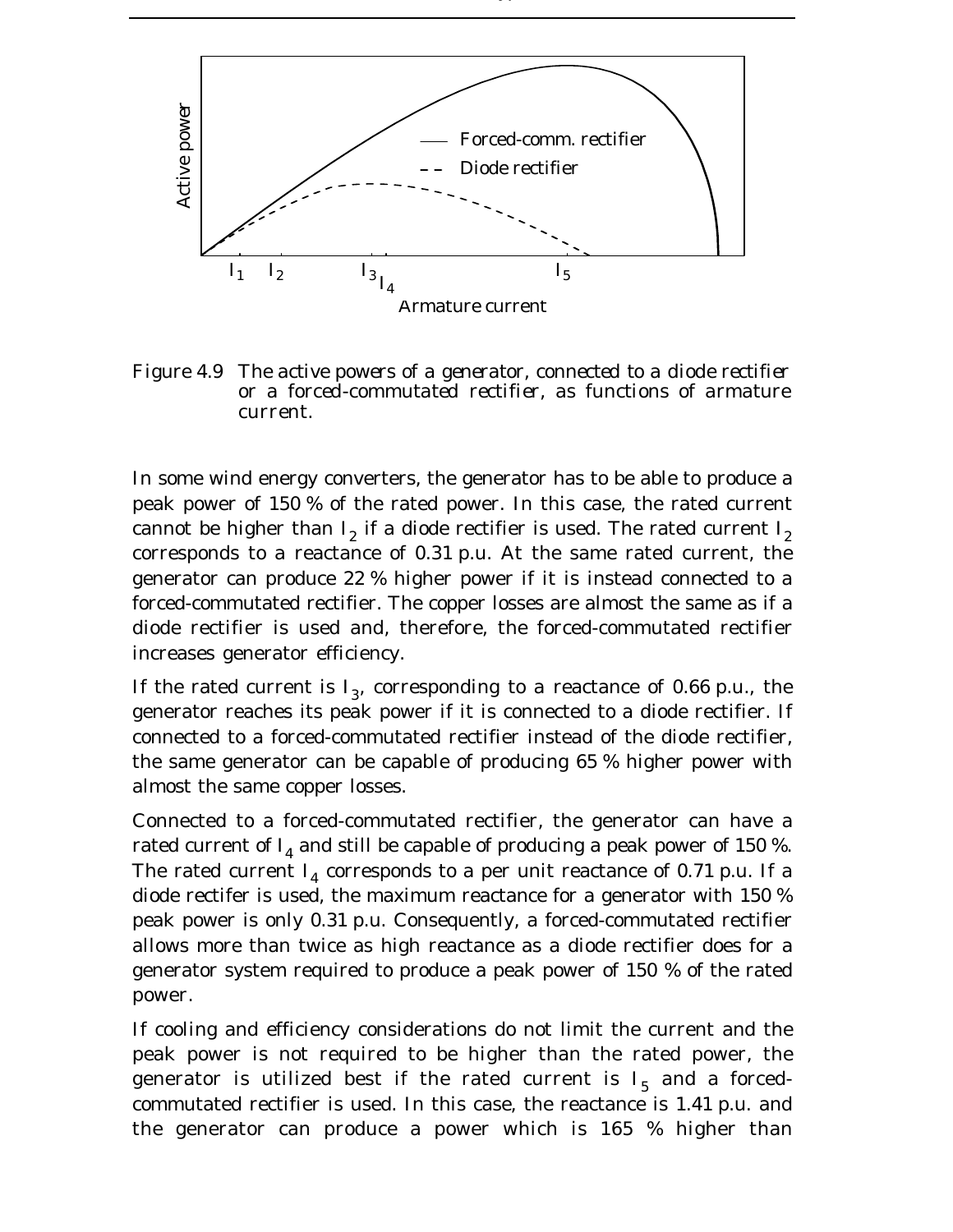Figure 4.9 The active powers of a generator, connected to a diode rectifier or a forced-commutated rectifier, as functions of armature current.

In some wind energy converters, the generator has to be able to produce a peak power of 150 % of the rated power. In this case, the rated current cannot be higher than $I_2$ if a diode rectifier is used. The rated current $I_2$ corresponds to a reactance of 0.31 p.u. At the same rated current, the generator can produce 22 % higher power if it is instead connected to a forced-commutated rectifier. The copper losses are almost the same as if a diode rectifier is used and, therefore, the forced-commutated rectifier increases generator efficiency.

If the rated current is $I_3$, corresponding to a reactance of 0.66 p.u., the generator reaches its peak power if it is connected to a diode rectifier. If connected to a forced-commutated rectifier instead of the diode rectifier, the same generator can be capable of producing 65 % higher power with almost the same copper losses.

Connected to a forced-commutated rectifier, the generator can have a rated current of $I_4$ and still be capable of producing a peak power of 150 %. The rated current $I_4$ corresponds to a per unit reactance of 0.71 p.u. If a diode rectifer is used, the maximum reactance for a generator with 150 % peak power is only 0.31 p.u. Consequently, a forced-commutated rectifier allows more than twice as high reactance as a diode rectifier does for a generator system required to produce a peak power of 150 % of the rated power.

If cooling and efficiency considerations do not limit the current and the peak power is not required to be higher than the rated power, the generator is utilized best if the rated current is $I_5$ and a forced-commutated rectifier is used. In this case, the reactance is 1.41 p.u. and the generator can produce a power which is 165 % higher than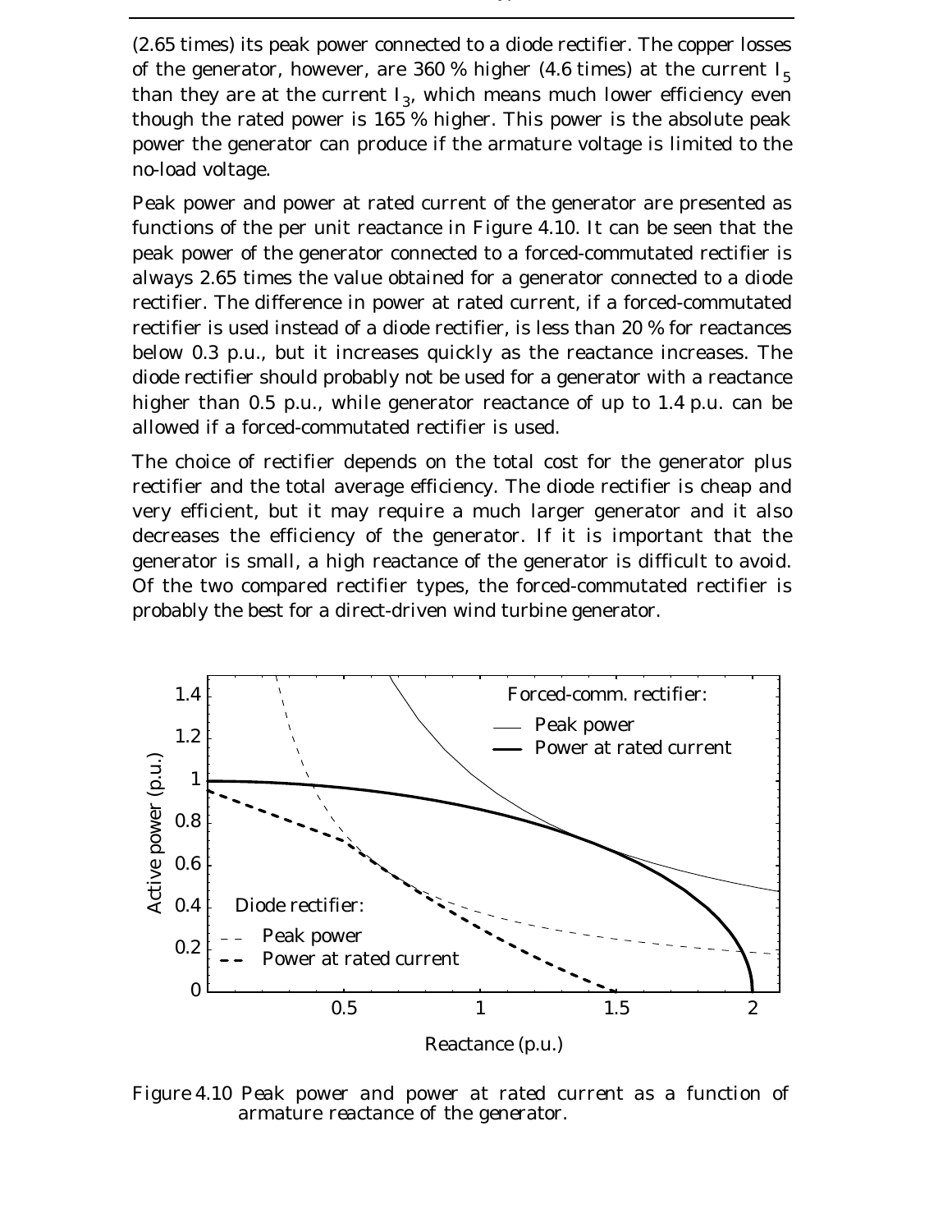(2.65 times) its peak power connected to a diode rectifier. The copper losses of the generator, however, are 360 % higher (4.6 times) at the current $I_5$ than they are at the current $I_3$, which means much lower efficiency even though the rated power is 165 % higher. This power is the absolute peak power the generator can produce if the armature voltage is limited to the no-load voltage.

Peak power and power at rated current of the generator are presented as functions of the per unit reactance in Figure 4.10. It can be seen that the peak power of the generator connected to a forced-commutated rectifier is always 2.65 times the value obtained for a generator connected to a diode rectifier. The difference in power at rated current, if a forced-commutated rectifier is used instead of a diode rectifier, is less than 20 % for reactances below 0.3 p.u., but it increases quickly as the reactance increases. The diode rectifier should probably not be used for a generator with a reactance higher than 0.5 p.u., while generator reactance of up to 1.4 p.u. can be allowed if a forced-commutated rectifier is used.

The choice of rectifier depends on the total cost for the generator plus rectifier and the total average efficiency. The diode rectifier is cheap and very efficient, but it may require a much larger generator and it also decreases the efficiency of the generator. If it is important that the generator is small, a high reactance of the generator is difficult to avoid. Of the two compared rectifier types, the forced-commutated rectifier is probably the best for a direct-driven wind turbine generator.

*Figure 4.10 Peak power and power at rated current as a function of armature reactance of the generator.*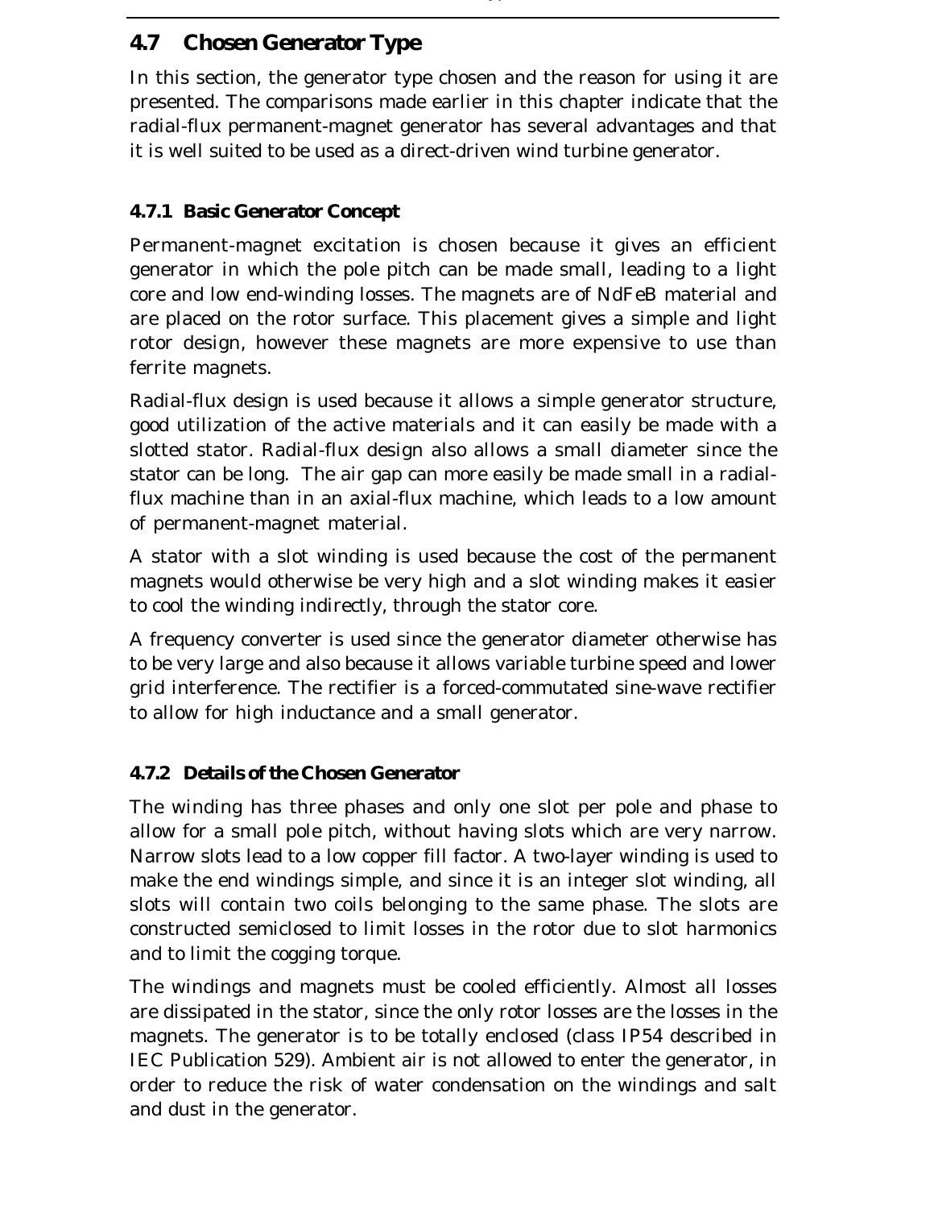## 4.7 Chosen Generator Type

In this section, the generator type chosen and the reason for using it are presented. The comparisons made earlier in this chapter indicate that the radial-flux permanent-magnet generator has several advantages and that it is well suited to be used as a direct-driven wind turbine generator.

### 4.7.1 Basic Generator Concept

Permanent-magnet excitation is chosen because it gives an efficient generator in which the pole pitch can be made small, leading to a light core and low end-winding losses. The magnets are of NdFeB material and are placed on the rotor surface. This placement gives a simple and light rotor design, however these magnets are more expensive to use than ferrite magnets.

Radial-flux design is used because it allows a simple generator structure, good utilization of the active materials and it can easily be made with a slotted stator. Radial-flux design also allows a small diameter since the stator can be long. The air gap can more easily be made small in a radial-flux machine than in an axial-flux machine, which leads to a low amount of permanent-magnet material.

A stator with a slot winding is used because the cost of the permanent magnets would otherwise be very high and a slot winding makes it easier to cool the winding indirectly, through the stator core.

A frequency converter is used since the generator diameter otherwise has to be very large and also because it allows variable turbine speed and lower grid interference. The rectifier is a forced-commutated sine-wave rectifier to allow for high inductance and a small generator.

### 4.7.2 Details of the Chosen Generator

The winding has three phases and only one slot per pole and phase to allow for a small pole pitch, without having slots which are very narrow. Narrow slots lead to a low copper fill factor. A two-layer winding is used to make the end windings simple, and since it is an integer slot winding, all slots will contain two coils belonging to the same phase. The slots are constructed semiclosed to limit losses in the rotor due to slot harmonics and to limit the cogging torque.

The windings and magnets must be cooled efficiently. Almost all losses are dissipated in the stator, since the only rotor losses are the losses in the magnets. The generator is to be totally enclosed (class IP54 described in IEC Publication 529). Ambient air is not allowed to enter the generator, in order to reduce the risk of water condensation on the windings and salt and dust in the generator.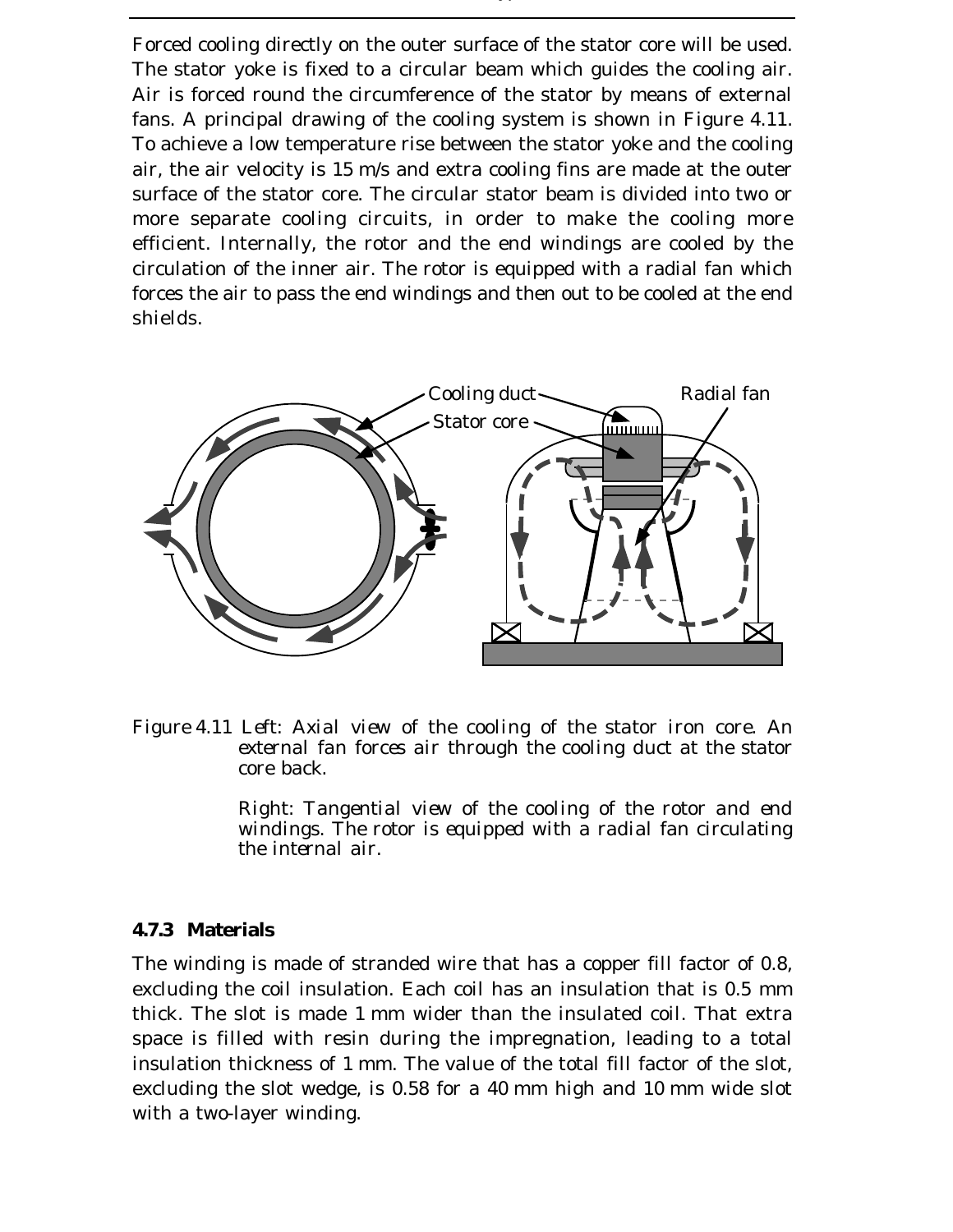Forced cooling directly on the outer surface of the stator core will be used. The stator yoke is fixed to a circular beam which guides the cooling air. Air is forced round the circumference of the stator by means of external fans. A principal drawing of the cooling system is shown in Figure 4.11. To achieve a low temperature rise between the stator yoke and the cooling air, the air velocity is 15 m/s and extra cooling fins are made at the outer surface of the stator core. The circular stator beam is divided into two or more separate cooling circuits, in order to make the cooling more efficient. Internally, the rotor and the end windings are cooled by the circulation of the inner air. The rotor is equipped with a radial fan which forces the air to pass the end windings and then out to be cooled at the end shields.

Figure 4.11 Left: Axial view of the cooling of the stator iron core. An external fan forces air through the cooling duct at the stator core back.

Right: Tangential view of the cooling of the rotor and end windings. The rotor is equipped with a radial fan circulating the internal air.

### 4.7.3 Materials

The winding is made of stranded wire that has a copper fill factor of 0.8, excluding the coil insulation. Each coil has an insulation that is 0.5 mm thick. The slot is made 1 mm wider than the insulated coil. That extra space is filled with resin during the impregnation, leading to a total insulation thickness of 1 mm. The value of the total fill factor of the slot, excluding the slot wedge, is 0.58 for a 40 mm high and 10 mm wide slot with a two-layer winding.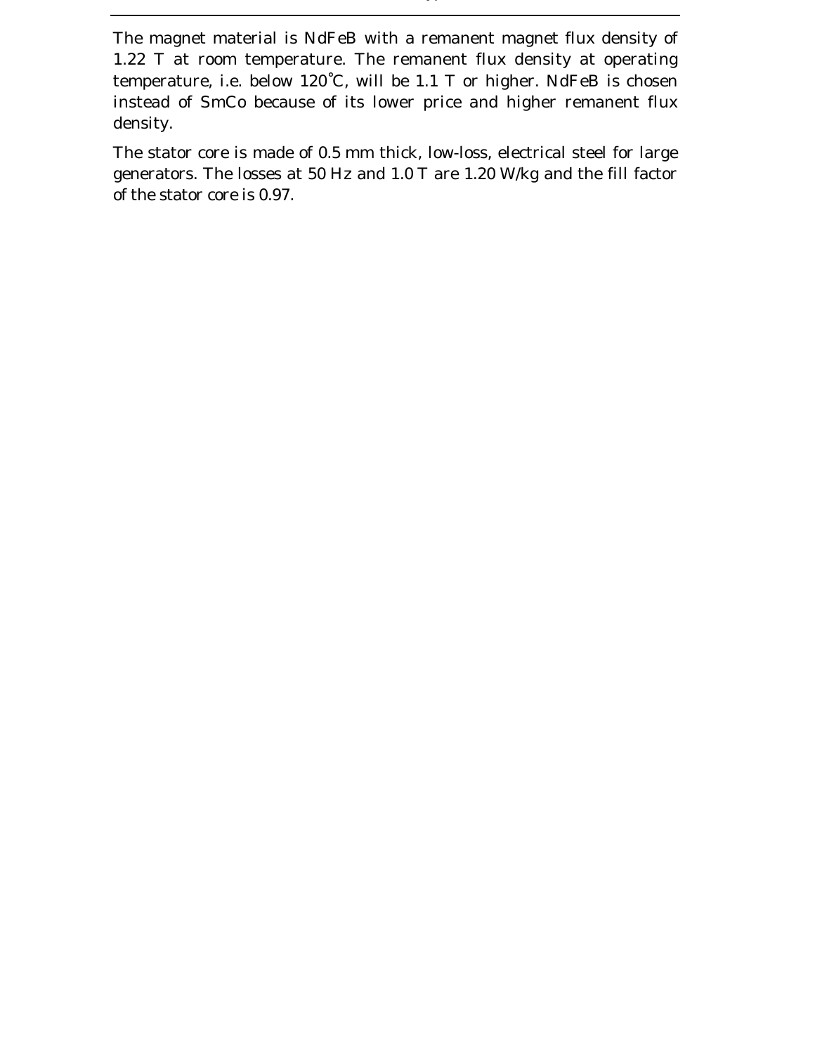The magnet material is NdFeB with a remanent magnet flux density of 1.22 T at room temperature. The remanent flux density at operating temperature, i.e. below 120°C, will be 1.1 T or higher. NdFeB is chosen instead of SmCo because of its lower price and higher remanent flux density.

The stator core is made of 0.5 mm thick, low-loss, electrical steel for large generators. The losses at 50 Hz and 1.0 T are 1.20 W/kg and the fill factor of the stator core is 0.97.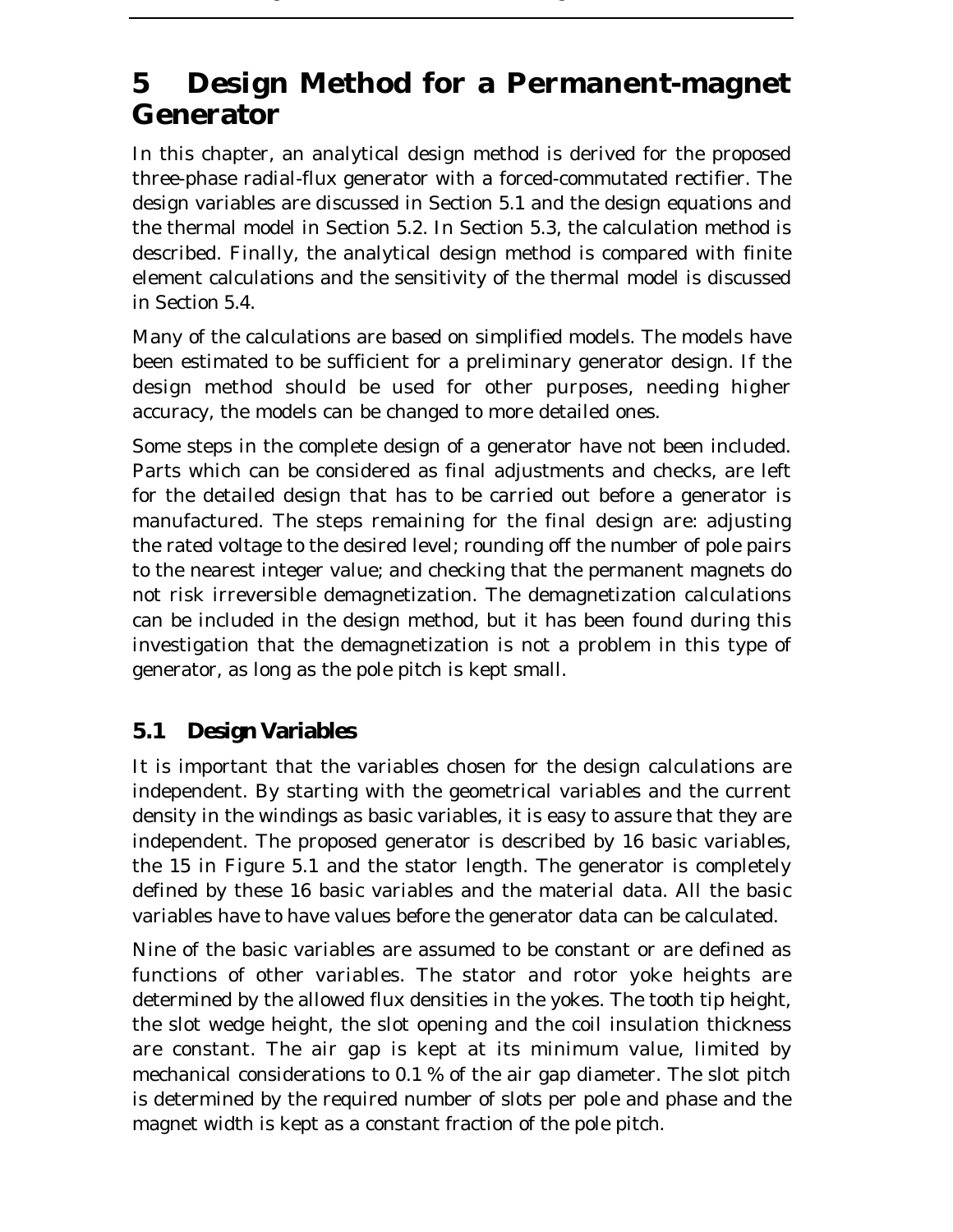# 5 Design Method for a Permanent-magnet Generator

In this chapter, an analytical design method is derived for the proposed three-phase radial-flux generator with a forced-commutated rectifier. The design variables are discussed in Section 5.1 and the design equations and the thermal model in Section 5.2. In Section 5.3, the calculation method is described. Finally, the analytical design method is compared with finite element calculations and the sensitivity of the thermal model is discussed in Section 5.4.

Many of the calculations are based on simplified models. The models have been estimated to be sufficient for a preliminary generator design. If the design method should be used for other purposes, needing higher accuracy, the models can be changed to more detailed ones.

Some steps in the complete design of a generator have not been included. Parts which can be considered as final adjustments and checks, are left for the detailed design that has to be carried out before a generator is manufactured. The steps remaining for the final design are: adjusting the rated voltage to the desired level; rounding off the number of pole pairs to the nearest integer value; and checking that the permanent magnets do not risk irreversible demagnetization. The demagnetization calculations can be included in the design method, but it has been found during this investigation that the demagnetization is not a problem in this type of generator, as long as the pole pitch is kept small.

## 5.1 Design Variables

It is important that the variables chosen for the design calculations are independent. By starting with the geometrical variables and the current density in the windings as basic variables, it is easy to assure that they are independent. The proposed generator is described by 16 basic variables, the 15 in Figure 5.1 and the stator length. The generator is completely defined by these 16 basic variables and the material data. All the basic variables have to have values before the generator data can be calculated.

Nine of the basic variables are assumed to be constant or are defined as functions of other variables. The stator and rotor yoke heights are determined by the allowed flux densities in the yokes. The tooth tip height, the slot wedge height, the slot opening and the coil insulation thickness are constant. The air gap is kept at its minimum value, limited by mechanical considerations to 0.1 % of the air gap diameter. The slot pitch is determined by the required number of slots per pole and phase and the magnet width is kept as a constant fraction of the pole pitch.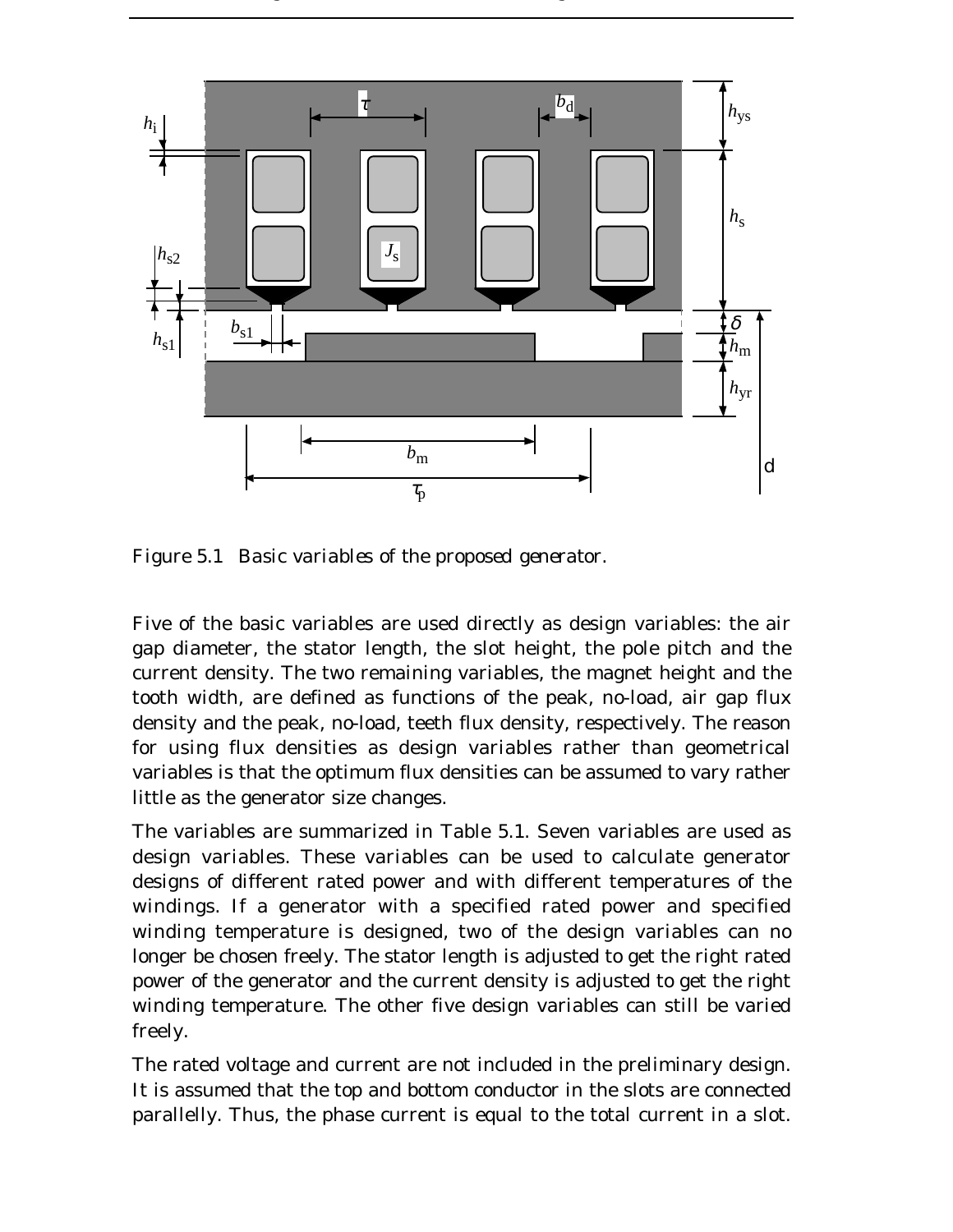Figure 5.1 Basic variables of the proposed generator.

Five of the basic variables are used directly as design variables: the air gap diameter, the stator length, the slot height, the pole pitch and the current density. The two remaining variables, the magnet height and the tooth width, are defined as functions of the peak, no-load, air gap flux density and the peak, no-load, teeth flux density, respectively. The reason for using flux densities as design variables rather than geometrical variables is that the optimum flux densities can be assumed to vary rather little as the generator size changes.

The variables are summarized in Table 5.1. Seven variables are used as design variables. These variables can be used to calculate generator designs of different rated power and with different temperatures of the windings. If a generator with a specified rated power and specified winding temperature is designed, two of the design variables can no longer be chosen freely. The stator length is adjusted to get the right rated power of the generator and the current density is adjusted to get the right winding temperature. The other five design variables can still be varied freely.

The rated voltage and current are not included in the preliminary design. It is assumed that the top and bottom conductor in the slots are connected parallelly. Thus, the phase current is equal to the total current in a slot.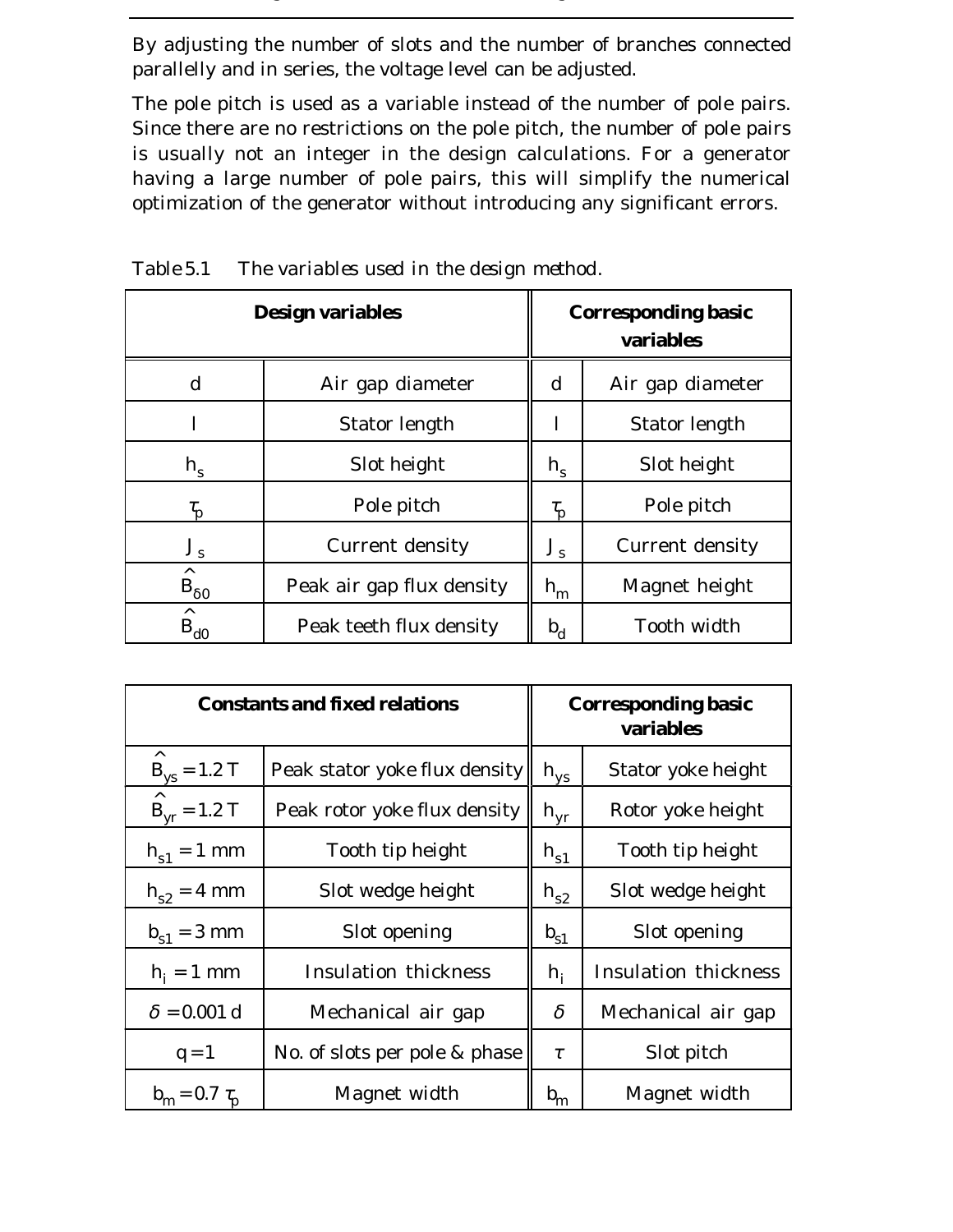By adjusting the number of slots and the number of branches connected parallelly and in series, the voltage level can be adjusted.

The pole pitch is used as a variable instead of the number of pole pairs. Since there are no restrictions on the pole pitch, the number of pole pairs is usually not an integer in the design calculations. For a generator having a large number of pole pairs, this will simplify the numerical optimization of the generator without introducing any significant errors.

Table 5.1 The variables used in the design method.

| **Design variables** | | **Corresponding basic variables** | |
|---|---|---|---|
| $d$ | Air gap diameter | $d$ | Air gap diameter |
| $l$ | Stator length | $l$ | Stator length |
| $h_s$ | Slot height | $h_s$ | Slot height |
| $\tau_p$ | Pole pitch | $\tau_p$ | Pole pitch |
| $J_s$ | Current density | $J_s$ | Current density |
| $\hat{B}_{\delta 0}$ | Peak air gap flux density | $h_m$ | Magnet height |
| $\hat{B}_{d0}$ | Peak teeth flux density | $b_d$ | Tooth width |

| **Constants and fixed relations** | | **Corresponding basic variables** | |
|---|---|---|---|
| $\hat{B}_{ys} = 1.2\ \text{T}$ | Peak stator yoke flux density | $h_{ys}$ | Stator yoke height |
| $\hat{B}_{yr} = 1.2\ \text{T}$ | Peak rotor yoke flux density | $h_{yr}$ | Rotor yoke height |
| $h_{s1} = 1\ \text{mm}$ | Tooth tip height | $h_{s1}$ | Tooth tip height |
| $h_{s2} = 4\ \text{mm}$ | Slot wedge height | $h_{s2}$ | Slot wedge height |
| $b_{s1} = 3\ \text{mm}$ | Slot opening | $b_{s1}$ | Slot opening |
| $h_i = 1\ \text{mm}$ | Insulation thickness | $h_i$ | Insulation thickness |
| $\delta = 0.001\ d$ | Mechanical air gap | $\delta$ | Mechanical air gap |
| $q = 1$ | No. of slots per pole & phase | $\tau$ | Slot pitch |
| $b_m = 0.7\ \tau_p$ | Magnet width | $b_m$ | Magnet width |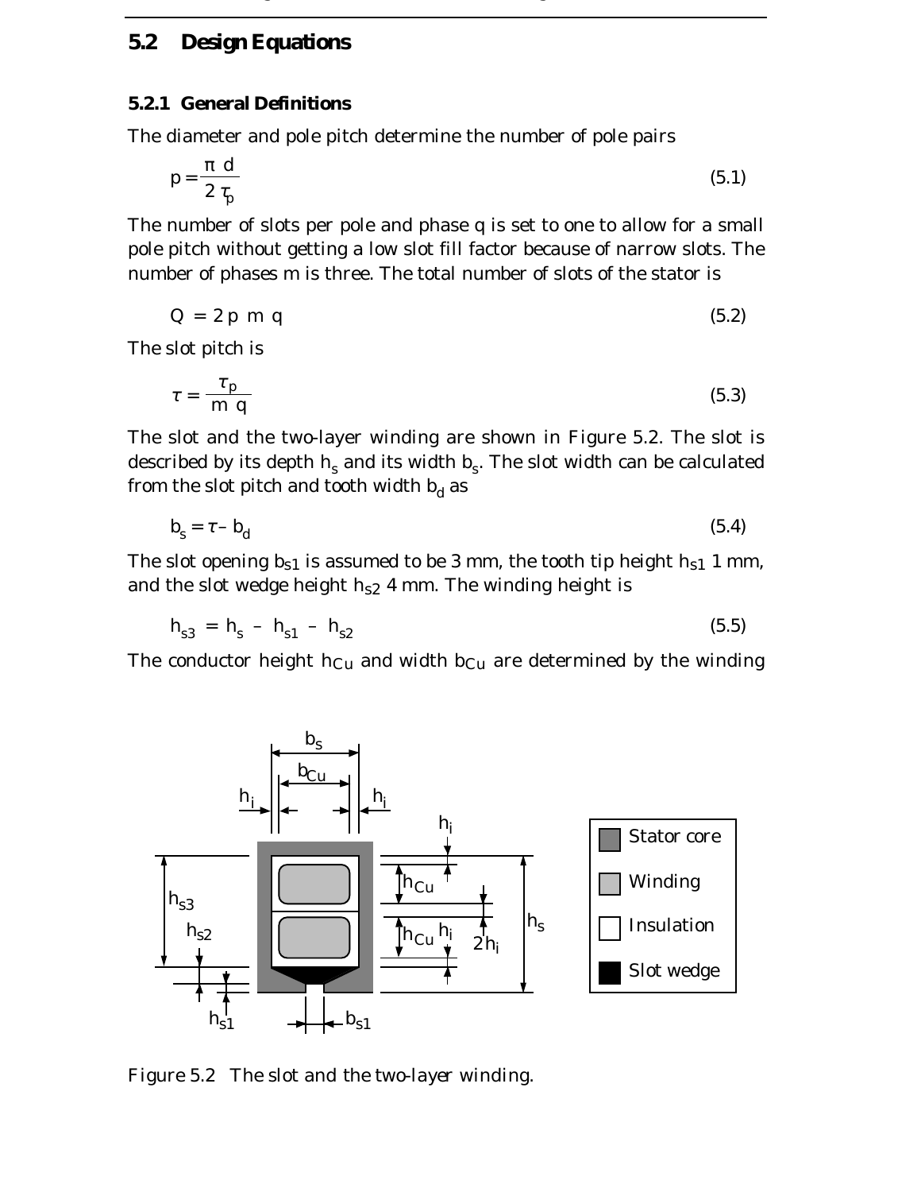## 5.2 Design Equations

### 5.2.1 General Definitions

The diameter and pole pitch determine the number of pole pairs

$$p = \frac{\pi d}{2 \tau_p} \tag{5.1}$$

The number of slots per pole and phase q is set to one to allow for a small pole pitch without getting a low slot fill factor because of narrow slots. The number of phases m is three. The total number of slots of the stator is

$$Q = 2 p m q \tag{5.2}$$

The slot pitch is

$$\tau = \frac{\tau_p}{m q} \tag{5.3}$$

The slot and the two-layer winding are shown in Figure 5.2. The slot is described by its depth $h_s$ and its width $b_s$. The slot width can be calculated from the slot pitch and tooth width $b_d$ as

$$b_s = \tau - b_d \tag{5.4}$$

The slot opening $b_{s1}$ is assumed to be 3 mm, the tooth tip height $h_{s1}$ 1 mm, and the slot wedge height $h_{s2}$ 4 mm. The winding height is

$$h_{s3} = h_s - h_{s1} - h_{s2} \tag{5.5}$$

The conductor height $h_{Cu}$ and width $b_{Cu}$ are determined by the winding

Figure 5.2 The slot and the two-layer winding.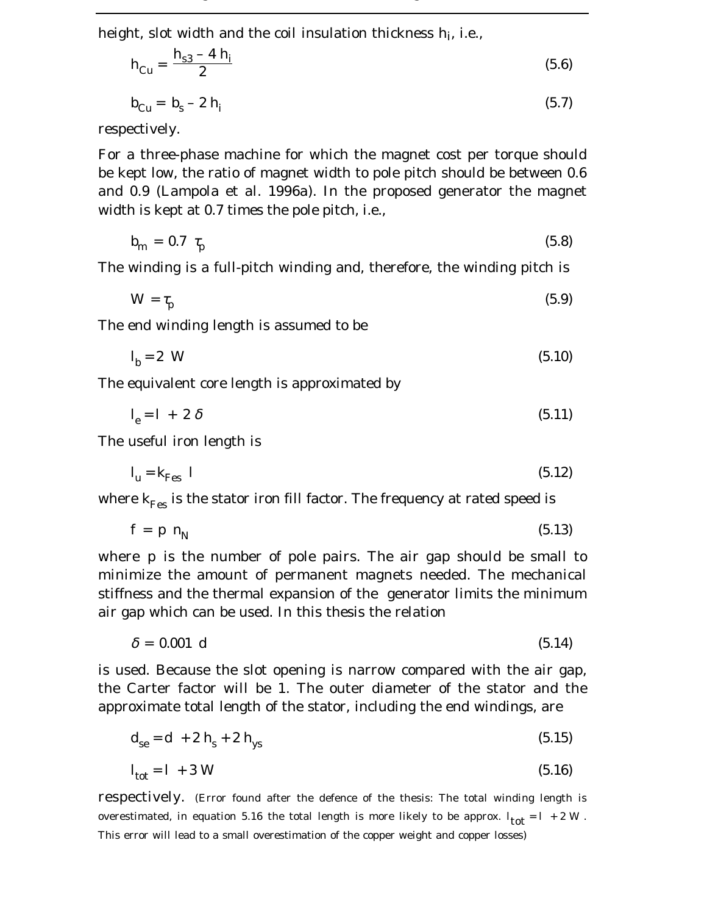height, slot width and the coil insulation thickness $h_i$, i.e.,

$$h_{Cu} = \frac{h_{s3} - 4\,h_i}{2} \tag{5.6}$$

$$b_{Cu} = b_s - 2\,h_i \tag{5.7}$$

respectively.

For a three-phase machine for which the magnet cost per torque should be kept low, the ratio of magnet width to pole pitch should be between 0.6 and 0.9 (Lampola et al. 1996a). In the proposed generator the magnet width is kept at 0.7 times the pole pitch, i.e.,

$$b_m = 0.7\;\tau_p \tag{5.8}$$

The winding is a full-pitch winding and, therefore, the winding pitch is

$$W = \tau_p \tag{5.9}$$

The end winding length is assumed to be

$$l_b = 2\;W \tag{5.10}$$

The equivalent core length is approximated by

$$l_e = l + 2\,\delta \tag{5.11}$$

The useful iron length is

$$l_u = k_{Fes}\;l \tag{5.12}$$

where $k_{Fes}$ is the stator iron fill factor. The frequency at rated speed is

$$f = p\;n_N \tag{5.13}$$

where p is the number of pole pairs. The air gap should be small to minimize the amount of permanent magnets needed. The mechanical stiffness and the thermal expansion of the generator limits the minimum air gap which can be used. In this thesis the relation

$$\delta = 0.001\;d \tag{5.14}$$

is used. Because the slot opening is narrow compared with the air gap, the Carter factor will be 1. The outer diameter of the stator and the approximate total length of the stator, including the end windings, are

$$d_{se} = d + 2\,h_s + 2\,h_{ys} \tag{5.15}$$

$$l_{tot} = l + 3\,W \tag{5.16}$$

respectively. (Error found after the defence of the thesis: The total winding length is overestimated, in equation 5.16 the total length is more likely to be approx. $l_{tot} = l + 2\,W$. This error will lead to a small overestimation of the copper weight and copper losses)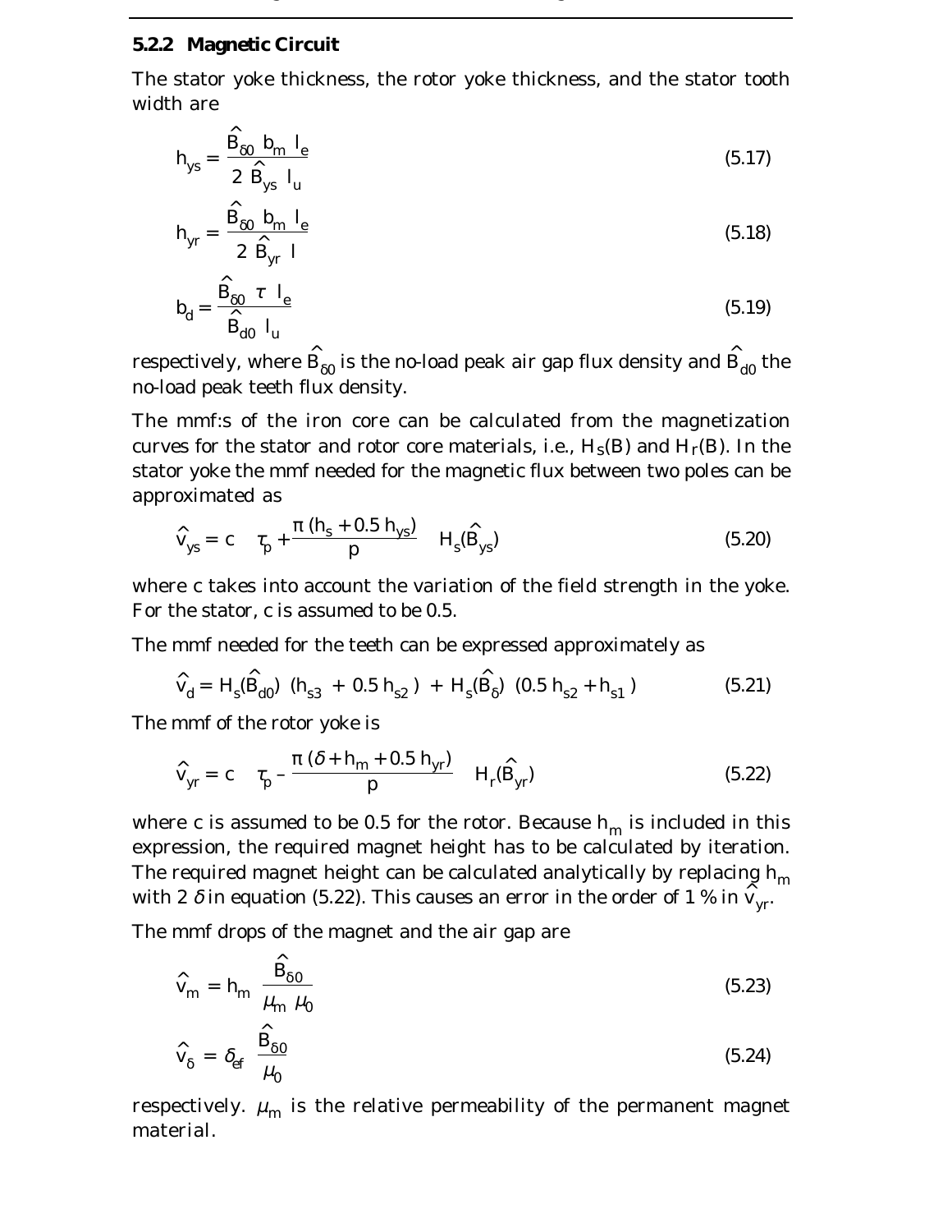### 5.2.2 Magnetic Circuit

The stator yoke thickness, the rotor yoke thickness, and the stator tooth width are

$$h_{ys} = \frac{\hat{B}_{\delta 0}\, b_m\, l_e}{2\, \hat{B}_{ys}\, l_u} \tag{5.17}$$

$$h_{yr} = \frac{\hat{B}_{\delta 0}\, b_m\, l_e}{2\, \hat{B}_{yr}\, l} \tag{5.18}$$

$$b_d = \frac{\hat{B}_{\delta 0}\, \tau\, l_e}{\hat{B}_{d0}\, l_u} \tag{5.19}$$

respectively, where $\hat{B}_{\delta 0}$ is the no-load peak air gap flux density and $\hat{B}_{d0}$ the no-load peak teeth flux density.

The mmf:s of the iron core can be calculated from the magnetization curves for the stator and rotor core materials, i.e., $H_s(B)$ and $H_r(B)$. In the stator yoke the mmf needed for the magnetic flux between two poles can be approximated as

$$\hat{V}_{ys} = c\left(\tau_p + \frac{\pi\,(h_s + 0.5\, h_{ys})}{p}\right) H_s(\hat{B}_{ys}) \tag{5.20}$$

where c takes into account the variation of the field strength in the yoke. For the stator, c is assumed to be 0.5.

The mmf needed for the teeth can be expressed approximately as

$$\hat{V}_d = H_s(\hat{B}_{d0})\,(h_{s3} + 0.5\, h_{s2}) + H_s(\hat{B}_{\delta})\,(0.5\, h_{s2} + h_{s1}) \tag{5.21}$$

The mmf of the rotor yoke is

$$\hat{V}_{yr} = c\left(\tau_p - \frac{\pi\,(\delta + h_m + 0.5\, h_{yr})}{p}\right) H_r(\hat{B}_{yr}) \tag{5.22}$$

where c is assumed to be 0.5 for the rotor. Because $h_m$ is included in this expression, the required magnet height has to be calculated by iteration. The required magnet height can be calculated analytically by replacing $h_m$ with $2\,\delta$ in equation (5.22). This causes an error in the order of 1 % in $\hat{V}_{yr}$.

The mmf drops of the magnet and the air gap are

$$\hat{V}_m = h_m\, \frac{\hat{B}_{\delta 0}}{\mu_m\, \mu_0} \tag{5.23}$$

$$\hat{V}_{\delta} = \delta_{ef}\, \frac{\hat{B}_{\delta 0}}{\mu_0} \tag{5.24}$$

respectively. $\mu_m$ is the relative permeability of the permanent magnet material.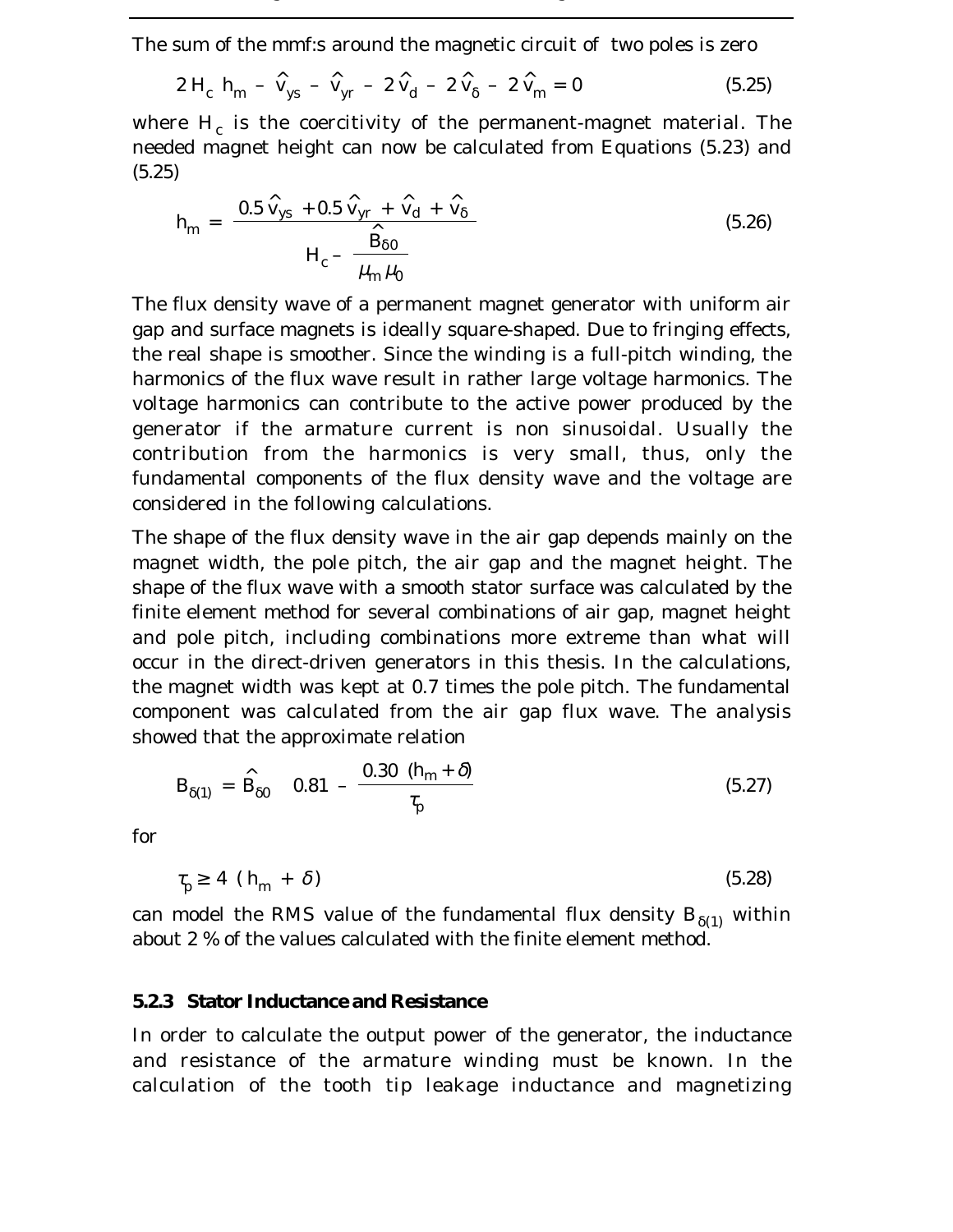The sum of the mmf:s around the magnetic circuit of two poles is zero

$$2 H_c \, h_m - \hat{v}_{ys} - \hat{v}_{yr} - 2\hat{v}_d - 2\hat{v}_\delta - 2\hat{v}_m = 0 \tag{5.25}$$

where $H_c$ is the coercitivity of the permanent-magnet material. The needed magnet height can now be calculated from Equations (5.23) and (5.25)

$$h_m = \frac{0.5\,\hat{v}_{ys} + 0.5\,\hat{v}_{yr} + \hat{v}_d + \hat{v}_\delta}{H_c - \dfrac{\hat{B}_{\delta 0}}{\mu_m \mu_0}} \tag{5.26}$$

The flux density wave of a permanent magnet generator with uniform air gap and surface magnets is ideally square-shaped. Due to fringing effects, the real shape is smoother. Since the winding is a full-pitch winding, the harmonics of the flux wave result in rather large voltage harmonics. The voltage harmonics can contribute to the active power produced by the generator if the armature current is non sinusoidal. Usually the contribution from the harmonics is very small, thus, only the fundamental components of the flux density wave and the voltage are considered in the following calculations.

The shape of the flux density wave in the air gap depends mainly on the magnet width, the pole pitch, the air gap and the magnet height. The shape of the flux wave with a smooth stator surface was calculated by the finite element method for several combinations of air gap, magnet height and pole pitch, including combinations more extreme than what will occur in the direct-driven generators in this thesis. In the calculations, the magnet width was kept at 0.7 times the pole pitch. The fundamental component was calculated from the air gap flux wave. The analysis showed that the approximate relation

$$B_{\delta(1)} = \hat{B}_{\delta 0} \left( 0.81 - \frac{0.30\,(h_m + \delta)}{\tau_p} \right) \tag{5.27}$$

for

$$\tau_p \geq 4\,(h_m + \delta) \tag{5.28}$$

can model the RMS value of the fundamental flux density $B_{\delta(1)}$ within about 2 % of the values calculated with the finite element method.

### 5.2.3 Stator Inductance and Resistance

In order to calculate the output power of the generator, the inductance and resistance of the armature winding must be known. In the calculation of the tooth tip leakage inductance and magnetizing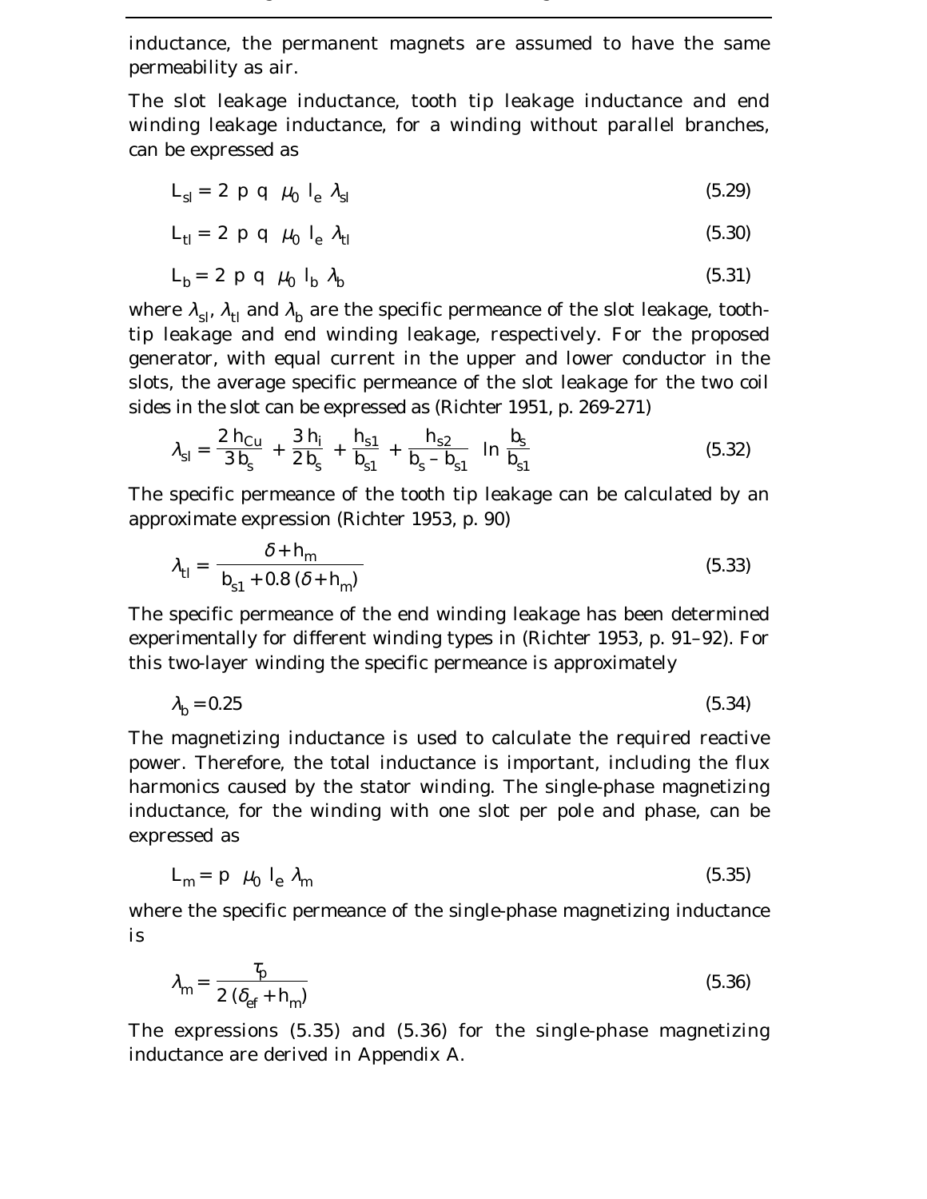inductance, the permanent magnets are assumed to have the same permeability as air.

The slot leakage inductance, tooth tip leakage inductance and end winding leakage inductance, for a winding without parallel branches, can be expressed as

$$L_{sl} = 2\ p\ q\ \ \mu_0\ l_e\ \lambda_{sl} \tag{5.29}$$

$$L_{tl} = 2\ p\ q\ \ \mu_0\ l_e\ \lambda_{tl} \tag{5.30}$$

$$L_b = 2\ p\ q\ \ \mu_0\ l_b\ \lambda_b \tag{5.31}$$

where $\lambda_{sl}$, $\lambda_{tl}$ and $\lambda_b$ are the specific permeance of the slot leakage, tooth-tip leakage and end winding leakage, respectively. For the proposed generator, with equal current in the upper and lower conductor in the slots, the average specific permeance of the slot leakage for the two coil sides in the slot can be expressed as (Richter 1951, p. 269-271)

$$\lambda_{sl} = \frac{2\,h_{Cu}}{3\,b_s} + \frac{3\,h_i}{2\,b_s} + \frac{h_{s1}}{b_{s1}} + \frac{h_{s2}}{b_s - b_{s1}}\ \ln\frac{b_s}{b_{s1}} \tag{5.32}$$

The specific permeance of the tooth tip leakage can be calculated by an approximate expression (Richter 1953, p. 90)

$$\lambda_{tl} = \frac{\delta + h_m}{b_{s1} + 0.8\,(\delta + h_m)} \tag{5.33}$$

The specific permeance of the end winding leakage has been determined experimentally for different winding types in (Richter 1953, p. 91–92). For this two-layer winding the specific permeance is approximately

$$\lambda_b = 0.25 \tag{5.34}$$

The magnetizing inductance is used to calculate the required reactive power. Therefore, the total inductance is important, including the flux harmonics caused by the stator winding. The single-phase magnetizing inductance, for the winding with one slot per pole and phase, can be expressed as

$$L_m = p\ \ \mu_0\ l_e\ \lambda_m \tag{5.35}$$

where the specific permeance of the single-phase magnetizing inductance is

$$\lambda_m = \frac{\tau_p}{2\,(\delta_{ef} + h_m)} \tag{5.36}$$

The expressions (5.35) and (5.36) for the single-phase magnetizing inductance are derived in Appendix A.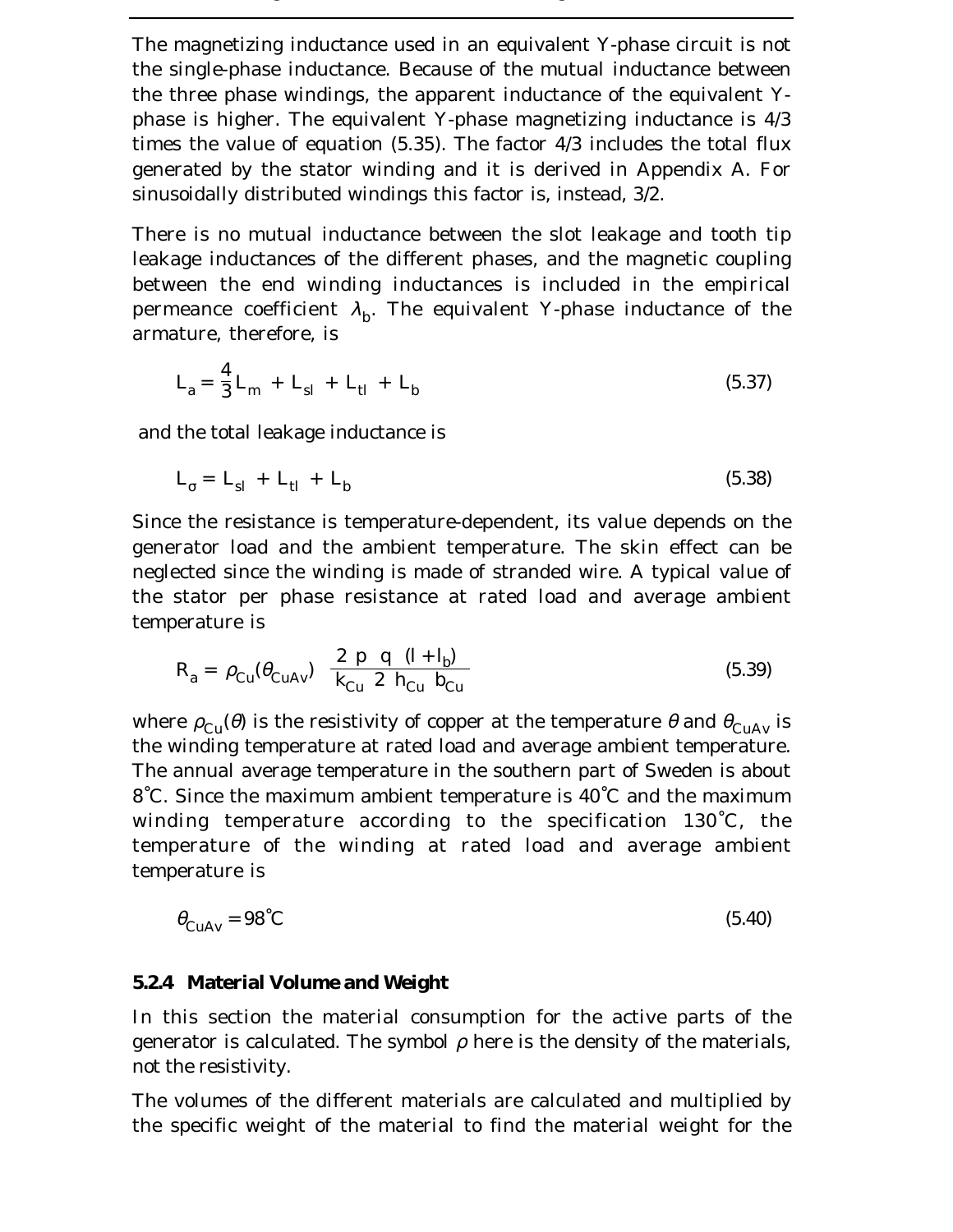The magnetizing inductance used in an equivalent Y-phase circuit is not the single-phase inductance. Because of the mutual inductance between the three phase windings, the apparent inductance of the equivalent Y-phase is higher. The equivalent Y-phase magnetizing inductance is 4/3 times the value of equation (5.35). The factor 4/3 includes the total flux generated by the stator winding and it is derived in Appendix A. For sinusoidally distributed windings this factor is, instead, 3/2.

There is no mutual inductance between the slot leakage and tooth tip leakage inductances of the different phases, and the magnetic coupling between the end winding inductances is included in the empirical permeance coefficient $\lambda_b$. The equivalent Y-phase inductance of the armature, therefore, is

$$L_a = \frac{4}{3} L_m + L_{sl} + L_{tl} + L_b \tag{5.37}$$

and the total leakage inductance is

$$L_\sigma = L_{sl} + L_{tl} + L_b \tag{5.38}$$

Since the resistance is temperature-dependent, its value depends on the generator load and the ambient temperature. The skin effect can be neglected since the winding is made of stranded wire. A typical value of the stator per phase resistance at rated load and average ambient temperature is

$$R_a = \rho_{Cu}(\theta_{CuAv}) \; \frac{2 \; p \; q \; (l + l_b)}{k_{Cu} \; 2 \; h_{Cu} \; b_{Cu}} \tag{5.39}$$

where $\rho_{Cu}(\theta)$ is the resistivity of copper at the temperature $\theta$ and $\theta_{CuAv}$ is the winding temperature at rated load and average ambient temperature. The annual average temperature in the southern part of Sweden is about 8°C. Since the maximum ambient temperature is 40°C and the maximum winding temperature according to the specification 130°C, the temperature of the winding at rated load and average ambient temperature is

$$\theta_{CuAv} = 98^\circ\text{C} \tag{5.40}$$

### 5.2.4 Material Volume and Weight

In this section the material consumption for the active parts of the generator is calculated. The symbol $\rho$ here is the density of the materials, not the resistivity.

The volumes of the different materials are calculated and multiplied by the specific weight of the material to find the material weight for the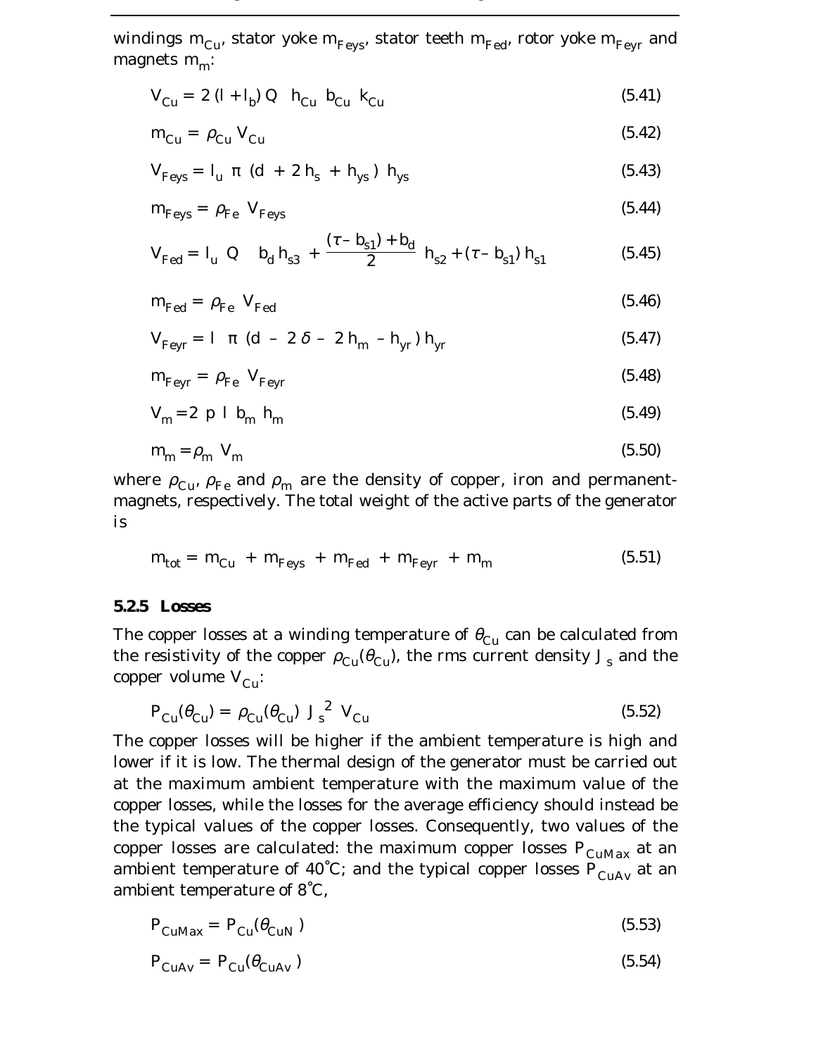windings $m_{Cu}$, stator yoke $m_{Feys}$, stator teeth $m_{Fed}$, rotor yoke $m_{Feyr}$ and magnets $m_m$:

$$V_{Cu} = 2\,(l + l_b)\,Q\,\;h_{Cu}\;b_{Cu}\;k_{Cu} \tag{5.41}$$

$$m_{Cu} = \rho_{Cu}\,V_{Cu} \tag{5.42}$$

$$V_{Feys} = l_u\;\pi\;(d\;+ 2\,h_s\;+ h_{ys}\,)\;h_{ys} \tag{5.43}$$

$$m_{Feys} = \rho_{Fe}\;V_{Feys} \tag{5.44}$$

$$V_{Fed} = l_u\;Q\;\;\;\left(b_d\,h_{s3}\;+ \frac{(\tau - b_{s1}) + b_d}{2}\;h_{s2} + (\tau - b_{s1})\,h_{s1}\right) \tag{5.45}$$

$$m_{Fed} = \rho_{Fe}\;V_{Fed} \tag{5.46}$$

$$V_{Feyr} = l\;\;\pi\;(d\;-\;2\,\delta\;-\;2\,h_m\;- h_{yr}\,)\,h_{yr} \tag{5.47}$$

$$m_{Feyr} = \rho_{Fe}\;V_{Feyr} \tag{5.48}$$

$$V_m = 2\;p\;l\;b_m\;h_m \tag{5.49}$$

$$m_m = \rho_m\;V_m \tag{5.50}$$

where $\rho_{Cu}$, $\rho_{Fe}$ and $\rho_m$ are the density of copper, iron and permanent-magnets, respectively. The total weight of the active parts of the generator is

$$m_{tot} = m_{Cu}\;+ m_{Feys}\;+ m_{Fed}\;+ m_{Feyr}\;+ m_m \tag{5.51}$$

### 5.2.5 Losses

The copper losses at a winding temperature of $\theta_{Cu}$ can be calculated from the resistivity of the copper $\rho_{Cu}(\theta_{Cu})$, the rms current density $J_s$ and the copper volume $V_{Cu}$:

$$P_{Cu}(\theta_{Cu}) = \rho_{Cu}(\theta_{Cu})\;J_s^{\;2}\;V_{Cu} \tag{5.52}$$

The copper losses will be higher if the ambient temperature is high and lower if it is low. The thermal design of the generator must be carried out at the maximum ambient temperature with the maximum value of the copper losses, while the losses for the average efficiency should instead be the typical values of the copper losses. Consequently, two values of the copper losses are calculated: the maximum copper losses $P_{CuMax}$ at an ambient temperature of 40°C; and the typical copper losses $P_{CuAv}$ at an ambient temperature of 8°C,

$$P_{CuMax} = P_{Cu}(\theta_{CuN}\,) \tag{5.53}$$

$$P_{CuAv} = P_{Cu}(\theta_{CuAv}\,) \tag{5.54}$$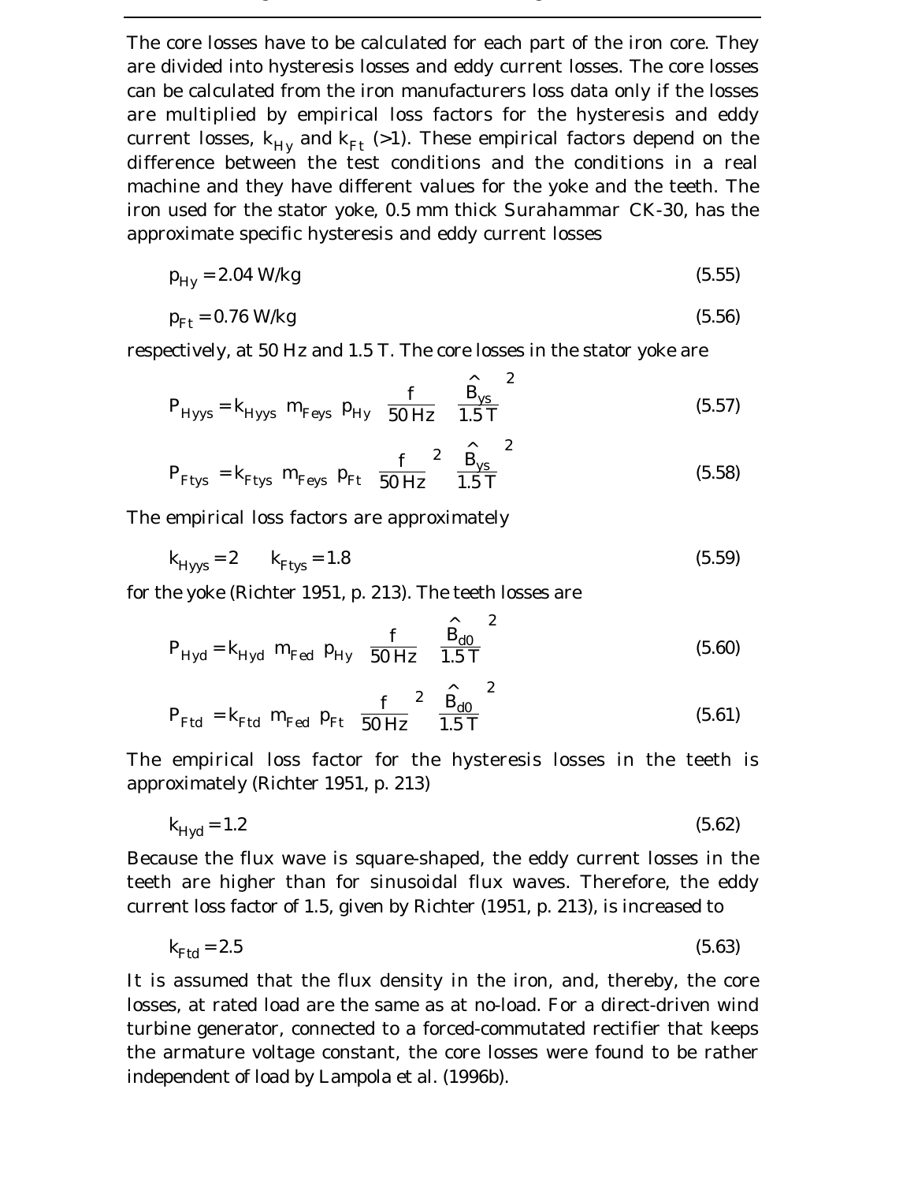The core losses have to be calculated for each part of the iron core. They are divided into hysteresis losses and eddy current losses. The core losses can be calculated from the iron manufacturers loss data only if the losses are multiplied by empirical loss factors for the hysteresis and eddy current losses, $k_{Hy}$ and $k_{Ft}$ (>1). These empirical factors depend on the difference between the test conditions and the conditions in a real machine and they have different values for the yoke and the teeth. The iron used for the stator yoke, 0.5 mm thick Surahammar CK-30, has the approximate specific hysteresis and eddy current losses

$$p_{Hy} = 2.04 \text{ W/kg} \tag{5.55}$$

$$p_{Ft} = 0.76 \text{ W/kg} \tag{5.56}$$

respectively, at 50 Hz and 1.5 T. The core losses in the stator yoke are

$$P_{Hyys} = k_{Hyys}\, m_{Feys}\, p_{Hy} \left(\frac{f}{50\text{ Hz}}\right) \left(\frac{\hat{B}_{ys}}{1.5\text{ T}}\right)^2 \tag{5.57}$$

$$P_{Ftys} = k_{Ftys}\, m_{Feys}\, p_{Ft} \left(\frac{f}{50\text{ Hz}}\right)^2 \left(\frac{\hat{B}_{ys}}{1.5\text{ T}}\right)^2 \tag{5.58}$$

The empirical loss factors are approximately

$$k_{Hyys} = 2 \qquad k_{Ftys} = 1.8 \tag{5.59}$$

for the yoke (Richter 1951, p. 213). The teeth losses are

$$P_{Hyd} = k_{Hyd}\, m_{Fed}\, p_{Hy} \left(\frac{f}{50\text{ Hz}}\right) \left(\frac{\hat{B}_{d0}}{1.5\text{ T}}\right)^2 \tag{5.60}$$

$$P_{Ftd} = k_{Ftd}\, m_{Fed}\, p_{Ft} \left(\frac{f}{50\text{ Hz}}\right)^2 \left(\frac{\hat{B}_{d0}}{1.5\text{ T}}\right)^2 \tag{5.61}$$

The empirical loss factor for the hysteresis losses in the teeth is approximately (Richter 1951, p. 213)

$$k_{Hyd} = 1.2 \tag{5.62}$$

Because the flux wave is square-shaped, the eddy current losses in the teeth are higher than for sinusoidal flux waves. Therefore, the eddy current loss factor of 1.5, given by Richter (1951, p. 213), is increased to

$$k_{Ftd} = 2.5 \tag{5.63}$$

It is assumed that the flux density in the iron, and, thereby, the core losses, at rated load are the same as at no-load. For a direct-driven wind turbine generator, connected to a forced-commutated rectifier that keeps the armature voltage constant, the core losses were found to be rather independent of load by Lampola et al. (1996b).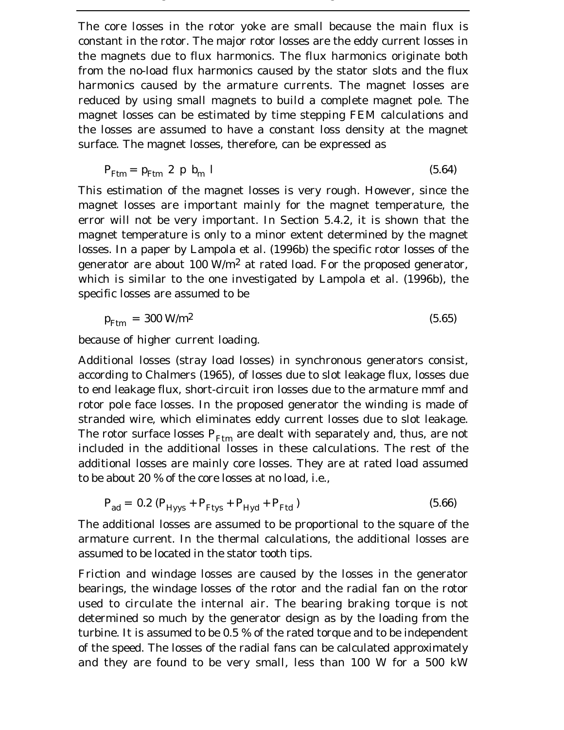The core losses in the rotor yoke are small because the main flux is constant in the rotor. The major rotor losses are the eddy current losses in the magnets due to flux harmonics. The flux harmonics originate both from the no-load flux harmonics caused by the stator slots and the flux harmonics caused by the armature currents. The magnet losses are reduced by using small magnets to build a complete magnet pole. The magnet losses can be estimated by time stepping FEM calculations and the losses are assumed to have a constant loss density at the magnet surface. The magnet losses, therefore, can be expressed as

$$P_{Ftm} = p_{Ftm}\ 2\ p\ b_m\ l \tag{5.64}$$

This estimation of the magnet losses is very rough. However, since the magnet losses are important mainly for the magnet temperature, the error will not be very important. In Section 5.4.2, it is shown that the magnet temperature is only to a minor extent determined by the magnet losses. In a paper by Lampola et al. (1996b) the specific rotor losses of the generator are about 100 W/m$^2$ at rated load. For the proposed generator, which is similar to the one investigated by Lampola et al. (1996b), the specific losses are assumed to be

$$p_{Ftm} = 300\ \text{W/m}^2 \tag{5.65}$$

because of higher current loading.

Additional losses (stray load losses) in synchronous generators consist, according to Chalmers (1965), of losses due to slot leakage flux, losses due to end leakage flux, short-circuit iron losses due to the armature mmf and rotor pole face losses. In the proposed generator the winding is made of stranded wire, which eliminates eddy current losses due to slot leakage. The rotor surface losses $P_{Ftm}$ are dealt with separately and, thus, are not included in the additional losses in these calculations. The rest of the additional losses are mainly core losses. They are at rated load assumed to be about 20 % of the core losses at no load, i.e.,

$$P_{ad} = 0.2\,(P_{Hyys} + P_{Ftys} + P_{Hyd} + P_{Ftd}) \tag{5.66}$$

The additional losses are assumed to be proportional to the square of the armature current. In the thermal calculations, the additional losses are assumed to be located in the stator tooth tips.

Friction and windage losses are caused by the losses in the generator bearings, the windage losses of the rotor and the radial fan on the rotor used to circulate the internal air. The bearing braking torque is not determined so much by the generator design as by the loading from the turbine. It is assumed to be 0.5 % of the rated torque and to be independent of the speed. The losses of the radial fans can be calculated approximately and they are found to be very small, less than 100 W for a 500 kW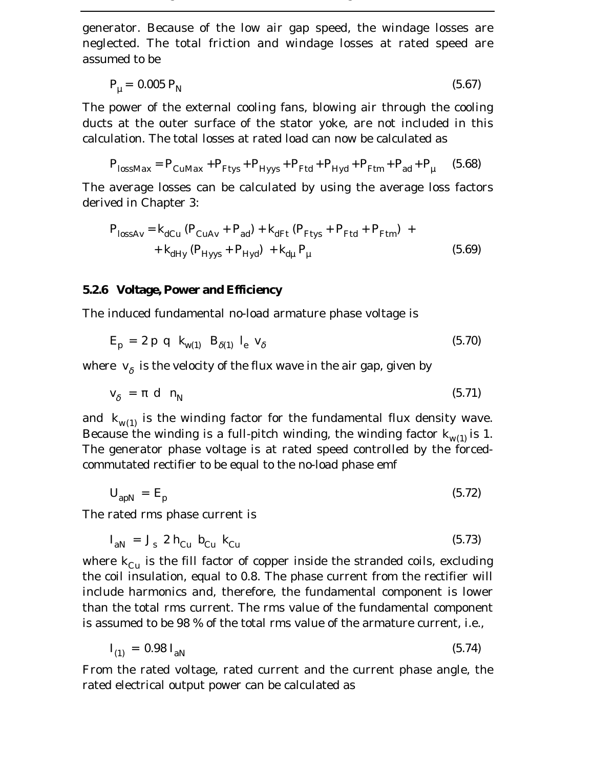generator. Because of the low air gap speed, the windage losses are neglected. The total friction and windage losses at rated speed are assumed to be

$$P_{\mu} = 0.005\, P_N \tag{5.67}$$

The power of the external cooling fans, blowing air through the cooling ducts at the outer surface of the stator yoke, are not included in this calculation. The total losses at rated load can now be calculated as

$$P_{lossMax} = P_{CuMax} + P_{Ftys} + P_{Hyys} + P_{Ftd} + P_{Hyd} + P_{Ftm} + P_{ad} + P_{\mu} \tag{5.68}$$

The average losses can be calculated by using the average loss factors derived in Chapter 3:

$$\begin{aligned} P_{lossAv} = {} & k_{dCu}\,(P_{CuAv} + P_{ad}) + k_{dFt}\,(P_{Ftys} + P_{Ftd} + P_{Ftm}) + \\ & + k_{dHy}\,(P_{Hyys} + P_{Hyd}) + k_{d\mu}\, P_{\mu} \end{aligned} \tag{5.69}$$

### 5.2.6 Voltage, Power and Efficiency

The induced fundamental no-load armature phase voltage is

$$E_p = 2\, p\, q\;\, k_{w(1)}\;\, B_{\delta(1)}\;\, l_e\;\, v_{\delta} \tag{5.70}$$

where $v_{\delta}$ is the velocity of the flux wave in the air gap, given by

$$v_{\delta} = \pi\;\, d\;\, n_N \tag{5.71}$$

and $k_{w(1)}$ is the winding factor for the fundamental flux density wave. Because the winding is a full-pitch winding, the winding factor $k_{w(1)}$ is 1. The generator phase voltage is at rated speed controlled by the forced-commutated rectifier to be equal to the no-load phase emf

$$U_{apN} = E_p \tag{5.72}$$

The rated rms phase current is

$$I_{aN} = J_s\;\, 2\, h_{Cu}\;\, b_{Cu}\;\, k_{Cu} \tag{5.73}$$

where $k_{Cu}$ is the fill factor of copper inside the stranded coils, excluding the coil insulation, equal to 0.8. The phase current from the rectifier will include harmonics and, therefore, the fundamental component is lower than the total rms current. The rms value of the fundamental component is assumed to be 98 % of the total rms value of the armature current, i.e.,

$$I_{(1)} = 0.98\, I_{aN} \tag{5.74}$$

From the rated voltage, rated current and the current phase angle, the rated electrical output power can be calculated as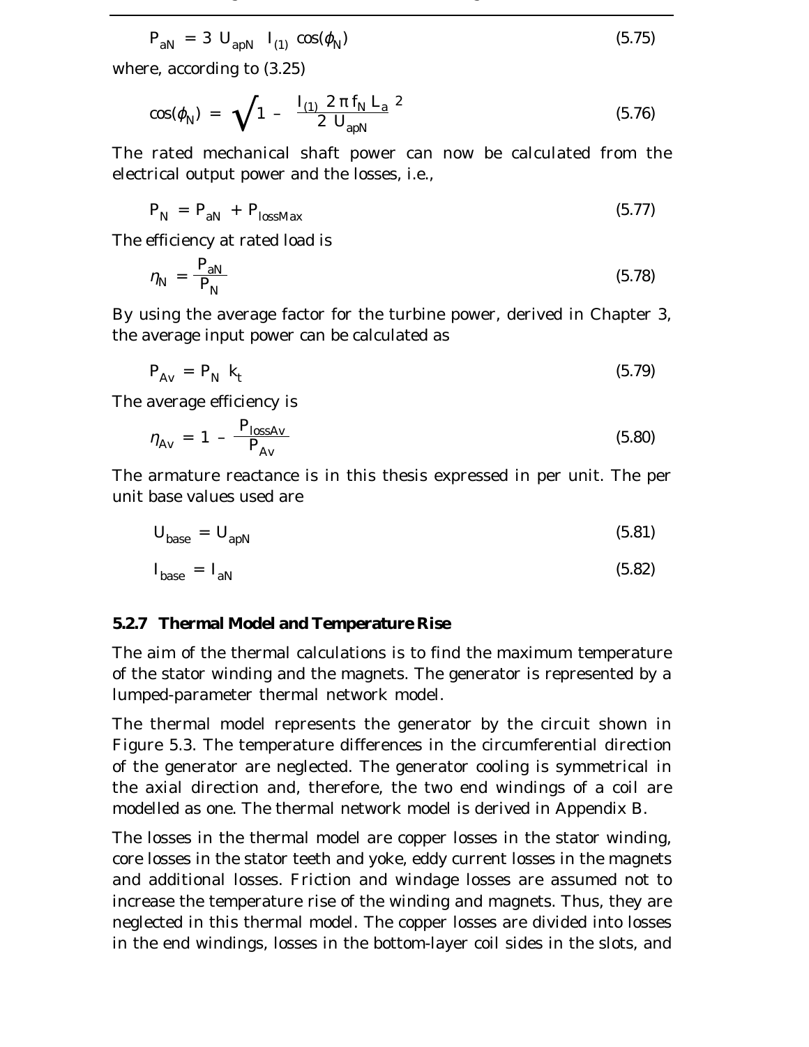$$P_{aN} = 3\, U_{apN}\, I_{(1)} \cos(\phi_N) \tag{5.75}$$

where, according to (3.25)

$$\cos(\phi_N) = \sqrt{1 - \left(\frac{I_{(1)}\, 2\,\pi\, f_N\, L_a}{2\, U_{apN}}\right)^2} \tag{5.76}$$

The rated mechanical shaft power can now be calculated from the electrical output power and the losses, i.e.,

$$P_N = P_{aN} + P_{lossMax} \tag{5.77}$$

The efficiency at rated load is

$$\eta_N = \frac{P_{aN}}{P_N} \tag{5.78}$$

By using the average factor for the turbine power, derived in Chapter 3, the average input power can be calculated as

$$P_{Av} = P_N\, k_t \tag{5.79}$$

The average efficiency is

$$\eta_{Av} = 1 - \frac{P_{lossAv}}{P_{Av}} \tag{5.80}$$

The armature reactance is in this thesis expressed in per unit. The per unit base values used are

$$U_{base} = U_{apN} \tag{5.81}$$

$$I_{base} = I_{aN} \tag{5.82}$$

### 5.2.7 Thermal Model and Temperature Rise

The aim of the thermal calculations is to find the maximum temperature of the stator winding and the magnets. The generator is represented by a lumped-parameter thermal network model.

The thermal model represents the generator by the circuit shown in Figure 5.3. The temperature differences in the circumferential direction of the generator are neglected. The generator cooling is symmetrical in the axial direction and, therefore, the two end windings of a coil are modelled as one. The thermal network model is derived in Appendix B.

The losses in the thermal model are copper losses in the stator winding, core losses in the stator teeth and yoke, eddy current losses in the magnets and additional losses. Friction and windage losses are assumed not to increase the temperature rise of the winding and magnets. Thus, they are neglected in this thermal model. The copper losses are divided into losses in the end windings, losses in the bottom-layer coil sides in the slots, and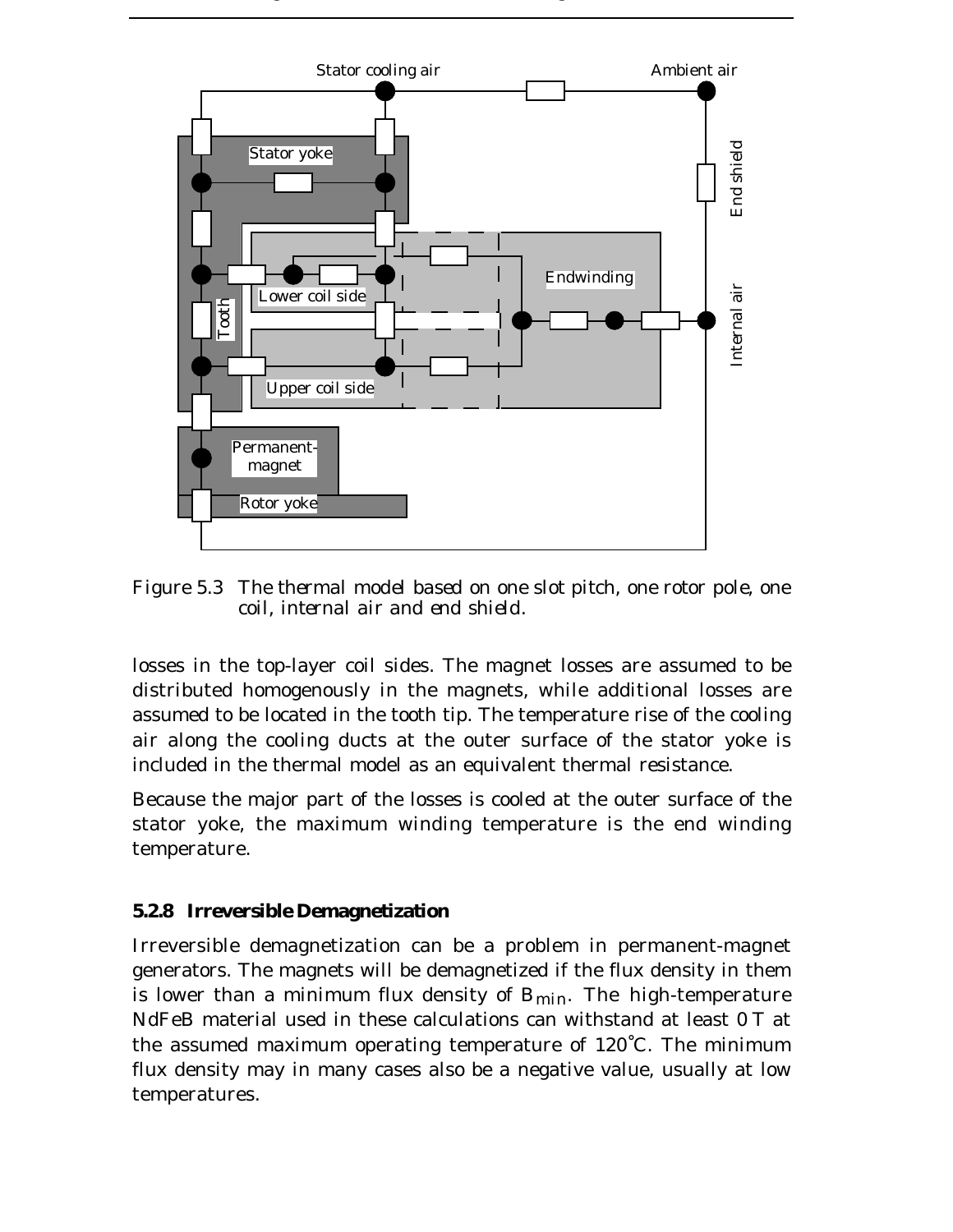Figure 5.3 The thermal model based on one slot pitch, one rotor pole, one coil, internal air and end shield.

losses in the top-layer coil sides. The magnet losses are assumed to be distributed homogenously in the magnets, while additional losses are assumed to be located in the tooth tip. The temperature rise of the cooling air along the cooling ducts at the outer surface of the stator yoke is included in the thermal model as an equivalent thermal resistance.

Because the major part of the losses is cooled at the outer surface of the stator yoke, the maximum winding temperature is the end winding temperature.

### 5.2.8 Irreversible Demagnetization

Irreversible demagnetization can be a problem in permanent-magnet generators. The magnets will be demagnetized if the flux density in them is lower than a minimum flux density of $B_{min}$. The high-temperature NdFeB material used in these calculations can withstand at least 0 T at the assumed maximum operating temperature of 120°C. The minimum flux density may in many cases also be a negative value, usually at low temperatures.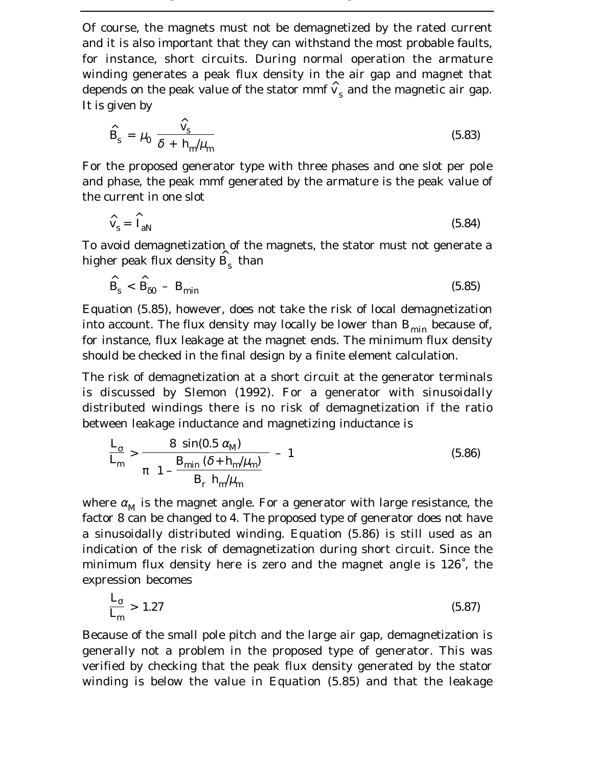Of course, the magnets must not be demagnetized by the rated current and it is also important that they can withstand the most probable faults, for instance, short circuits. During normal operation the armature winding generates a peak flux density in the air gap and magnet that depends on the peak value of the stator mmf $\hat{v}_s$ and the magnetic air gap. It is given by

$$\hat{B}_s = \mu_0 \frac{\hat{v}_s}{\delta + h_m/\mu_m} \tag{5.83}$$

For the proposed generator type with three phases and one slot per pole and phase, the peak mmf generated by the armature is the peak value of the current in one slot

$$\hat{v}_s = \hat{I}_{aN} \tag{5.84}$$

To avoid demagnetization of the magnets, the stator must not generate a higher peak flux density $\hat{B}_s$ than

$$\hat{B}_s < \hat{B}_{\delta 0} - B_{min} \tag{5.85}$$

Equation (5.85), however, does not take the risk of local demagnetization into account. The flux density may locally be lower than $B_{min}$ because of, for instance, flux leakage at the magnet ends. The minimum flux density should be checked in the final design by a finite element calculation.

The risk of demagnetization at a short circuit at the generator terminals is discussed by Slemon (1992). For a generator with sinusoidally distributed windings there is no risk of demagnetization if the ratio between leakage inductance and magnetizing inductance is

$$\frac{L_\sigma}{L_m} > \frac{8 \sin(0.5\,\alpha_M)}{\pi \left(1 - \dfrac{B_{min}(\delta + h_m/\mu_m)}{B_r\, h_m/\mu_m}\right)} - 1 \tag{5.86}$$

where $\alpha_M$ is the magnet angle. For a generator with large resistance, the factor 8 can be changed to 4. The proposed type of generator does not have a sinusoidally distributed winding. Equation (5.86) is still used as an indication of the risk of demagnetization during short circuit. Since the minimum flux density here is zero and the magnet angle is 126°, the expression becomes

$$\frac{L_\sigma}{L_m} > 1.27 \tag{5.87}$$

Because of the small pole pitch and the large air gap, demagnetization is generally not a problem in the proposed type of generator. This was verified by checking that the peak flux density generated by the stator winding is below the value in Equation (5.85) and that the leakage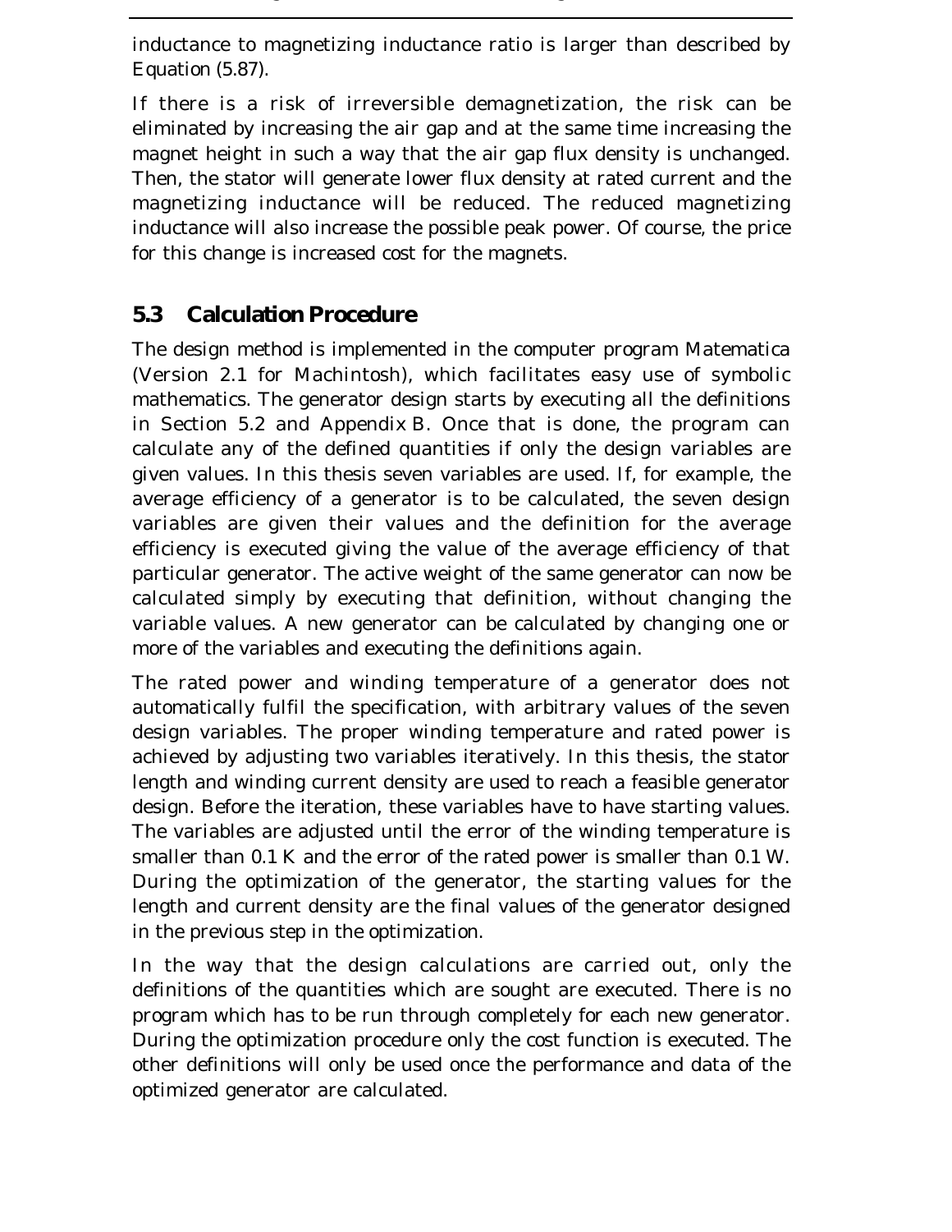inductance to magnetizing inductance ratio is larger than described by Equation (5.87).

If there is a risk of irreversible demagnetization, the risk can be eliminated by increasing the air gap and at the same time increasing the magnet height in such a way that the air gap flux density is unchanged. Then, the stator will generate lower flux density at rated current and the magnetizing inductance will be reduced. The reduced magnetizing inductance will also increase the possible peak power. Of course, the price for this change is increased cost for the magnets.

## 5.3 Calculation Procedure

The design method is implemented in the computer program Matematica (Version 2.1 for Machintosh), which facilitates easy use of symbolic mathematics. The generator design starts by executing all the definitions in Section 5.2 and Appendix B. Once that is done, the program can calculate any of the defined quantities if only the design variables are given values. In this thesis seven variables are used. If, for example, the average efficiency of a generator is to be calculated, the seven design variables are given their values and the definition for the average efficiency is executed giving the value of the average efficiency of that particular generator. The active weight of the same generator can now be calculated simply by executing that definition, without changing the variable values. A new generator can be calculated by changing one or more of the variables and executing the definitions again.

The rated power and winding temperature of a generator does not automatically fulfil the specification, with arbitrary values of the seven design variables. The proper winding temperature and rated power is achieved by adjusting two variables iteratively. In this thesis, the stator length and winding current density are used to reach a feasible generator design. Before the iteration, these variables have to have starting values. The variables are adjusted until the error of the winding temperature is smaller than 0.1 K and the error of the rated power is smaller than 0.1 W. During the optimization of the generator, the starting values for the length and current density are the final values of the generator designed in the previous step in the optimization.

In the way that the design calculations are carried out, only the definitions of the quantities which are sought are executed. There is no program which has to be run through completely for each new generator. During the optimization procedure only the cost function is executed. The other definitions will only be used once the performance and data of the optimized generator are calculated.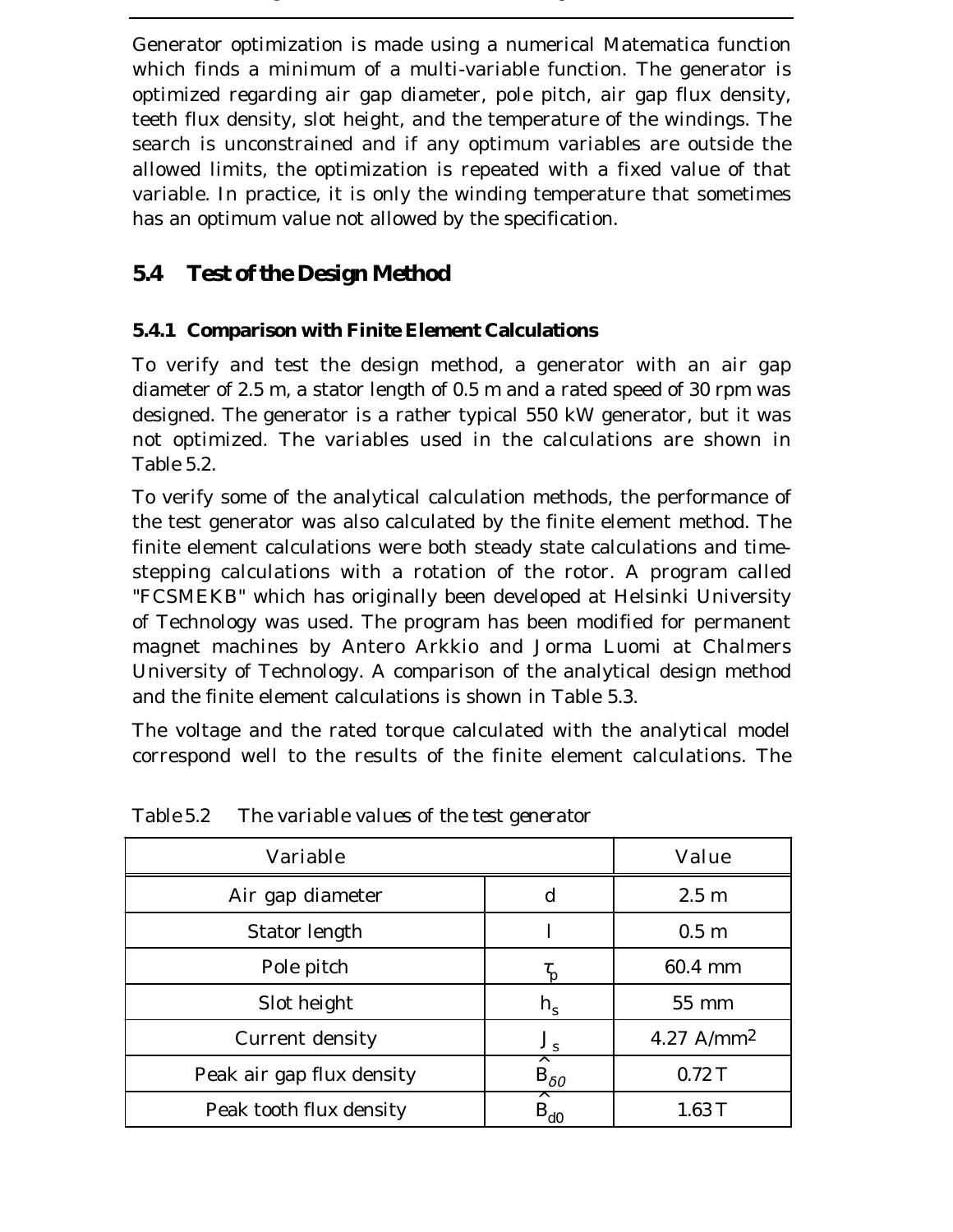Generator optimization is made using a numerical Matematica function which finds a minimum of a multi-variable function. The generator is optimized regarding air gap diameter, pole pitch, air gap flux density, teeth flux density, slot height, and the temperature of the windings. The search is unconstrained and if any optimum variables are outside the allowed limits, the optimization is repeated with a fixed value of that variable. In practice, it is only the winding temperature that sometimes has an optimum value not allowed by the specification.

## 5.4 Test of the Design Method

### 5.4.1 Comparison with Finite Element Calculations

To verify and test the design method, a generator with an air gap diameter of 2.5 m, a stator length of 0.5 m and a rated speed of 30 rpm was designed. The generator is a rather typical 550 kW generator, but it was not optimized. The variables used in the calculations are shown in Table 5.2.

To verify some of the analytical calculation methods, the performance of the test generator was also calculated by the finite element method. The finite element calculations were both steady state calculations and time-stepping calculations with a rotation of the rotor. A program called "FCSMEKB" which has originally been developed at Helsinki University of Technology was used. The program has been modified for permanent magnet machines by Antero Arkkio and Jorma Luomi at Chalmers University of Technology. A comparison of the analytical design method and the finite element calculations is shown in Table 5.3.

The voltage and the rated torque calculated with the analytical model correspond well to the results of the finite element calculations. The

*Table 5.2 The variable values of the test generator*

| Variable | | Value |
|---|---|---|
| Air gap diameter | $d$ | 2.5 m |
| Stator length | $l$ | 0.5 m |
| Pole pitch | $\tau_p$ | 60.4 mm |
| Slot height | $h_s$ | 55 mm |
| Current density | $J_s$ | 4.27 A/mm$^2$ |
| Peak air gap flux density | $\hat{B}_{\delta 0}$ | 0.72 T |
| Peak tooth flux density | $\hat{B}_{d0}$ | 1.63 T |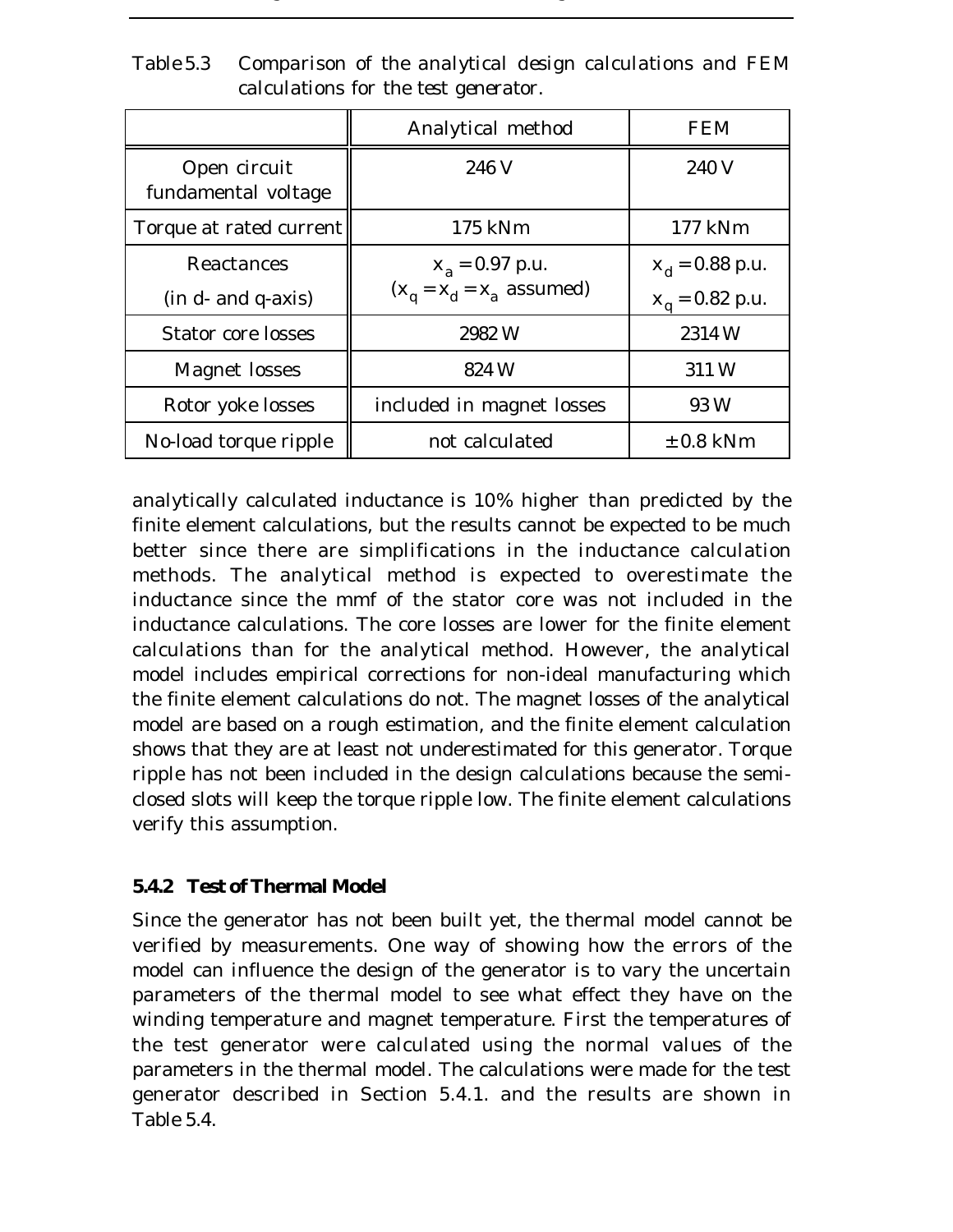Table 5.3 Comparison of the analytical design calculations and FEM calculations for the test generator.

| | Analytical method | FEM |
|---|---|---|
| Open circuit fundamental voltage | 246 V | 240 V |
| Torque at rated current | 175 kNm | 177 kNm |
| Reactances (in d- and q-axis) | $x_a = 0.97$ p.u. ($x_q = x_d = x_a$ assumed) | $x_d = 0.88$ p.u. $x_q = 0.82$ p.u. |
| Stator core losses | 2982 W | 2314 W |
| Magnet losses | 824 W | 311 W |
| Rotor yoke losses | included in magnet losses | 93 W |
| No-load torque ripple | not calculated | $\pm 0.8$ kNm |

analytically calculated inductance is 10% higher than predicted by the finite element calculations, but the results cannot be expected to be much better since there are simplifications in the inductance calculation methods. The analytical method is expected to overestimate the inductance since the mmf of the stator core was not included in the inductance calculations. The core losses are lower for the finite element calculations than for the analytical method. However, the analytical model includes empirical corrections for non-ideal manufacturing which the finite element calculations do not. The magnet losses of the analytical model are based on a rough estimation, and the finite element calculation shows that they are at least not underestimated for this generator. Torque ripple has not been included in the design calculations because the semi-closed slots will keep the torque ripple low. The finite element calculations verify this assumption.

### 5.4.2 Test of Thermal Model

Since the generator has not been built yet, the thermal model cannot be verified by measurements. One way of showing how the errors of the model can influence the design of the generator is to vary the uncertain parameters of the thermal model to see what effect they have on the winding temperature and magnet temperature. First the temperatures of the test generator were calculated using the normal values of the parameters in the thermal model. The calculations were made for the test generator described in Section 5.4.1. and the results are shown in Table 5.4.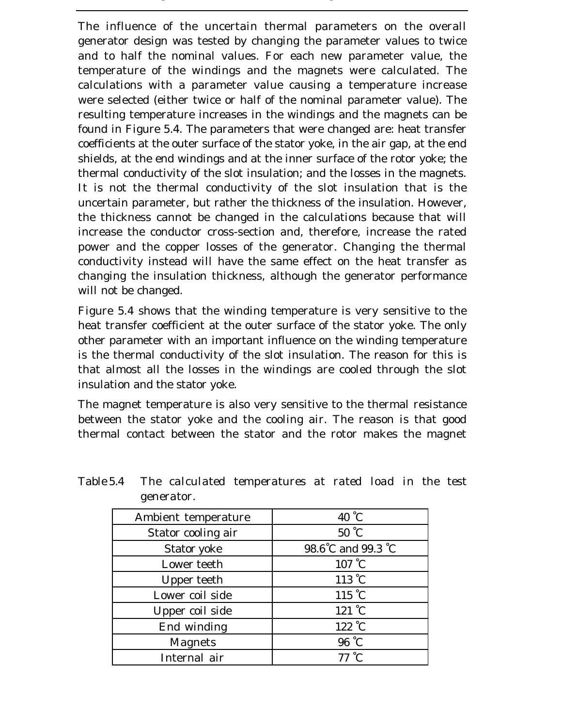The influence of the uncertain thermal parameters on the overall generator design was tested by changing the parameter values to twice and to half the nominal values. For each new parameter value, the temperature of the windings and the magnets were calculated. The calculations with a parameter value causing a temperature increase were selected (either twice or half of the nominal parameter value). The resulting temperature increases in the windings and the magnets can be found in Figure 5.4. The parameters that were changed are: heat transfer coefficients at the outer surface of the stator yoke, in the air gap, at the end shields, at the end windings and at the inner surface of the rotor yoke; the thermal conductivity of the slot insulation; and the losses in the magnets. It is not the thermal conductivity of the slot insulation that is the uncertain parameter, but rather the thickness of the insulation. However, the thickness cannot be changed in the calculations because that will increase the conductor cross-section and, therefore, increase the rated power and the copper losses of the generator. Changing the thermal conductivity instead will have the same effect on the heat transfer as changing the insulation thickness, although the generator performance will not be changed.

Figure 5.4 shows that the winding temperature is very sensitive to the heat transfer coefficient at the outer surface of the stator yoke. The only other parameter with an important influence on the winding temperature is the thermal conductivity of the slot insulation. The reason for this is that almost all the losses in the windings are cooled through the slot insulation and the stator yoke.

The magnet temperature is also very sensitive to the thermal resistance between the stator yoke and the cooling air. The reason is that good thermal contact between the stator and the rotor makes the magnet

Table 5.4 The calculated temperatures at rated load in the test generator.

| Ambient temperature | 40 ℃ |
|---|---|
| Stator cooling air | 50 ℃ |
| Stator yoke | 98.6℃ and 99.3 ℃ |
| Lower teeth | 107 ℃ |
| Upper teeth | 113 ℃ |
| Lower coil side | 115 ℃ |
| Upper coil side | 121 ℃ |
| End winding | 122 ℃ |
| Magnets | 96 ℃ |
| Internal air | 77 ℃ |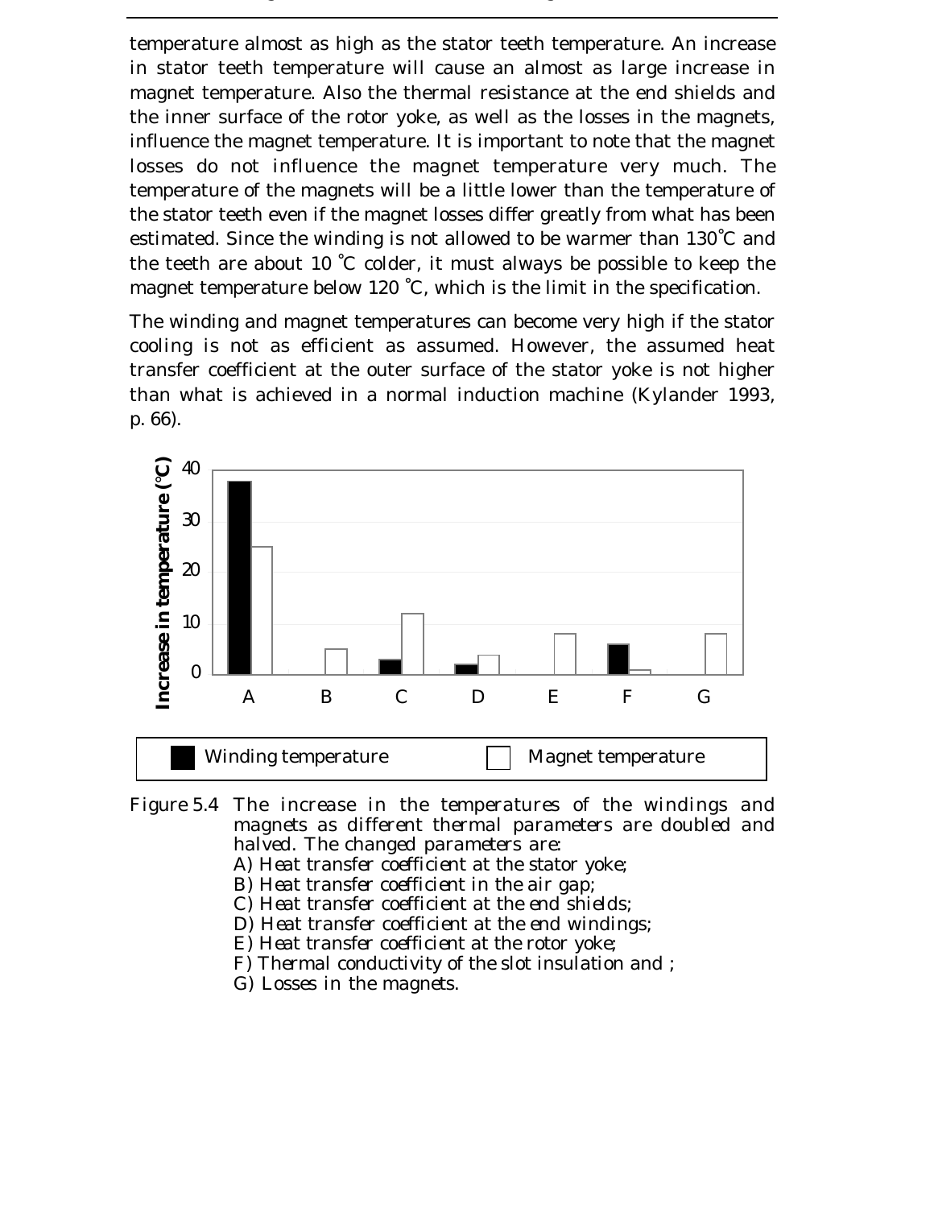temperature almost as high as the stator teeth temperature. An increase in stator teeth temperature will cause an almost as large increase in magnet temperature. Also the thermal resistance at the end shields and the inner surface of the rotor yoke, as well as the losses in the magnets, influence the magnet temperature. It is important to note that the magnet losses do not influence the magnet temperature very much. The temperature of the magnets will be a little lower than the temperature of the stator teeth even if the magnet losses differ greatly from what has been estimated. Since the winding is not allowed to be warmer than 130°C and the teeth are about 10 °C colder, it must always be possible to keep the magnet temperature below 120 °C, which is the limit in the specification.

The winding and magnet temperatures can become very high if the stator cooling is not as efficient as assumed. However, the assumed heat transfer coefficient at the outer surface of the stator yoke is not higher than what is achieved in a normal induction machine (Kylander 1993, p. 66).

Figure 5.4 The increase in the temperatures of the windings and magnets as different thermal parameters are doubled and halved. The changed parameters are:
A) Heat transfer coefficient at the stator yoke;
B) Heat transfer coefficient in the air gap;
C) Heat transfer coefficient at the end shields;
D) Heat transfer coefficient at the end windings;
E) Heat transfer coefficient at the rotor yoke;
F) Thermal conductivity of the slot insulation and ;
G) Losses in the magnets.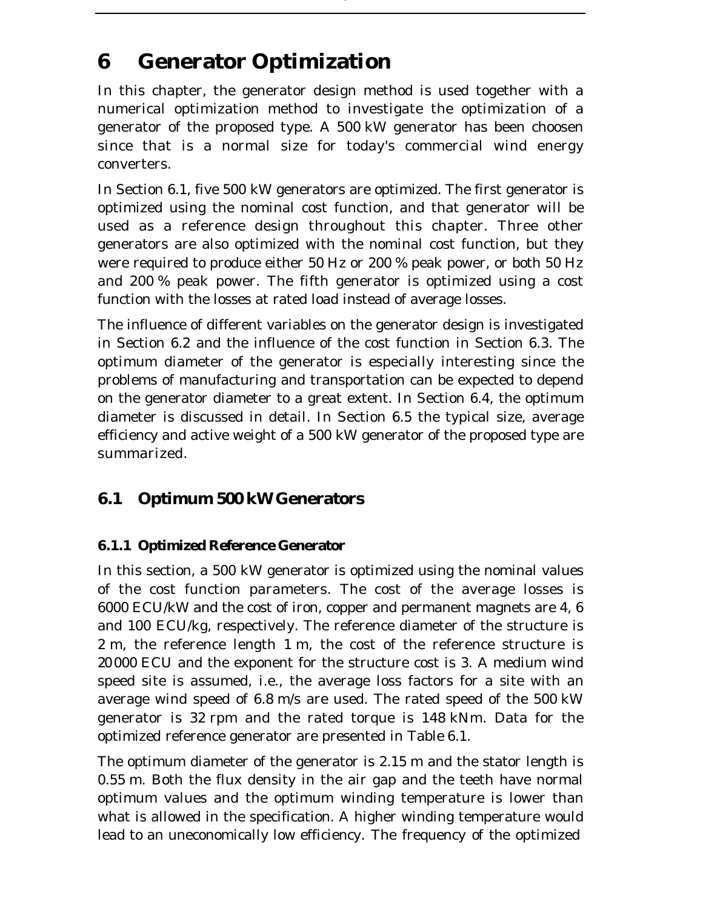# 6 Generator Optimization

In this chapter, the generator design method is used together with a numerical optimization method to investigate the optimization of a generator of the proposed type. A 500 kW generator has been choosen since that is a normal size for today's commercial wind energy converters.

In Section 6.1, five 500 kW generators are optimized. The first generator is optimized using the nominal cost function, and that generator will be used as a reference design throughout this chapter. Three other generators are also optimized with the nominal cost function, but they were required to produce either 50 Hz or 200 % peak power, or both 50 Hz and 200 % peak power. The fifth generator is optimized using a cost function with the losses at rated load instead of average losses.

The influence of different variables on the generator design is investigated in Section 6.2 and the influence of the cost function in Section 6.3. The optimum diameter of the generator is especially interesting since the problems of manufacturing and transportation can be expected to depend on the generator diameter to a great extent. In Section 6.4, the optimum diameter is discussed in detail. In Section 6.5 the typical size, average efficiency and active weight of a 500 kW generator of the proposed type are summarized.

## 6.1 Optimum 500 kW Generators

### 6.1.1 Optimized Reference Generator

In this section, a 500 kW generator is optimized using the nominal values of the cost function parameters. The cost of the average losses is 6000 ECU/kW and the cost of iron, copper and permanent magnets are 4, 6 and 100 ECU/kg, respectively. The reference diameter of the structure is 2 m, the reference length 1 m, the cost of the reference structure is 20000 ECU and the exponent for the structure cost is 3. A medium wind speed site is assumed, i.e., the average loss factors for a site with an average wind speed of 6.8 m/s are used. The rated speed of the 500 kW generator is 32 rpm and the rated torque is 148 kNm. Data for the optimized reference generator are presented in Table 6.1.

The optimum diameter of the generator is 2.15 m and the stator length is 0.55 m. Both the flux density in the air gap and the teeth have normal optimum values and the optimum winding temperature is lower than what is allowed in the specification. A higher winding temperature would lead to an uneconomically low efficiency. The frequency of the optimized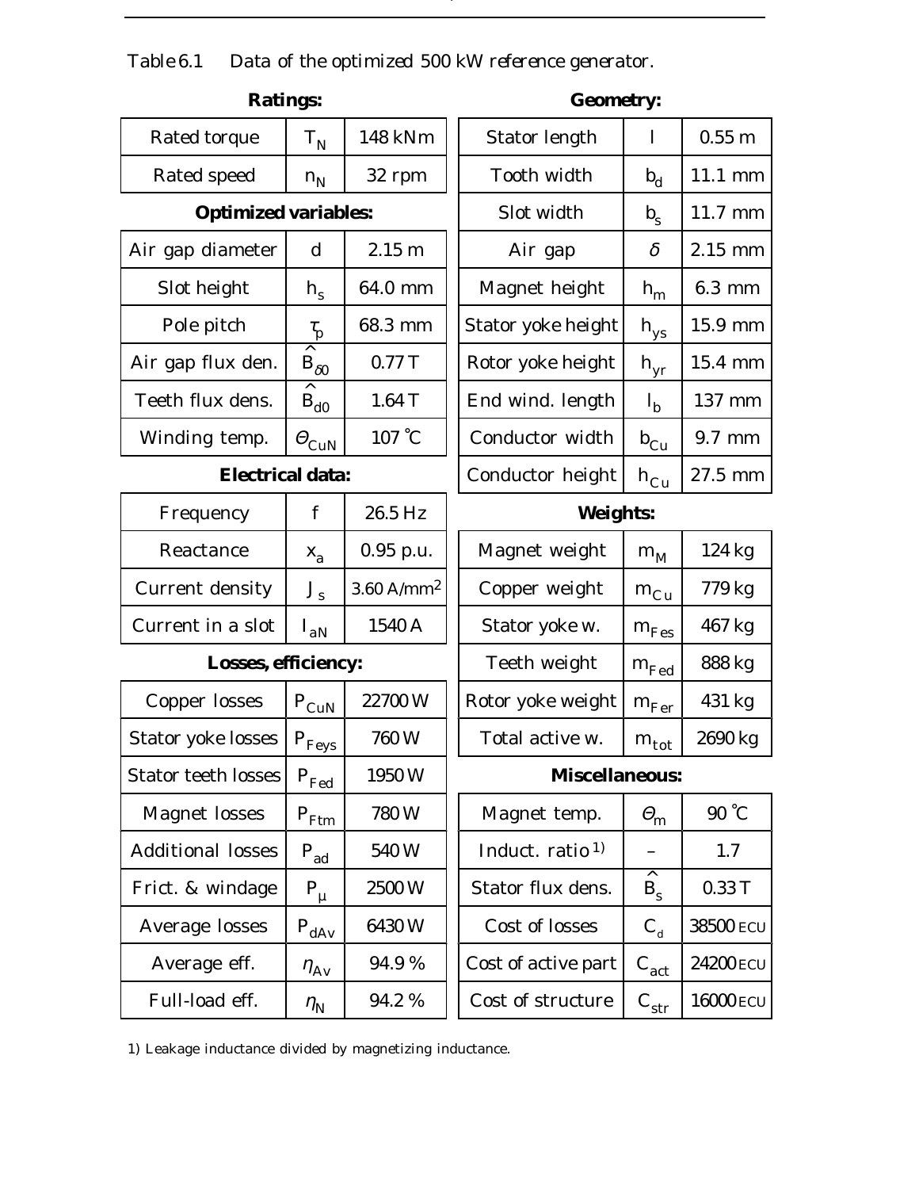Table 6.1 Data of the optimized 500 kW reference generator.

**Ratings:**

| | | |
|---|---|---|
| Rated torque | $T_N$ | 148 kNm |
| Rated speed | $n_N$ | 32 rpm |

**Optimized variables:**

| | | |
|---|---|---|
| Air gap diameter | $d$ | 2.15 m |
| Slot height | $h_s$ | 64.0 mm |
| Pole pitch | $\tau_p$ | 68.3 mm |
| Air gap flux den. | $\hat{B}_{\delta 0}$ | 0.77 T |
| Teeth flux dens. | $\hat{B}_{d0}$ | 1.64 T |
| Winding temp. | $\Theta_{CuN}$ | 107 °C |

**Electrical data:**

| | | |
|---|---|---|
| Frequency | $f$ | 26.5 Hz |
| Reactance | $x_a$ | 0.95 p.u. |
| Current density | $J_s$ | 3.60 A/mm$^2$ |
| Current in a slot | $I_{aN}$ | 1540 A |

**Losses, efficiency:**

| | | |
|---|---|---|
| Copper losses | $P_{CuN}$ | 22700 W |
| Stator yoke losses | $P_{Feys}$ | 760 W |
| Stator teeth losses | $P_{Fed}$ | 1950 W |
| Magnet losses | $P_{Ftm}$ | 780 W |
| Additional losses | $P_{ad}$ | 540 W |
| Frict. & windage | $P_{\mu}$ | 2500 W |
| Average losses | $P_{dAv}$ | 6430 W |
| Average eff. | $\eta_{Av}$ | 94.9 % |
| Full-load eff. | $\eta_N$ | 94.2 % |

**Geometry:**

| | | |
|---|---|---|
| Stator length | $l$ | 0.55 m |
| Tooth width | $b_d$ | 11.1 mm |
| Slot width | $b_s$ | 11.7 mm |
| Air gap | $\delta$ | 2.15 mm |
| Magnet height | $h_m$ | 6.3 mm |
| Stator yoke height | $h_{ys}$ | 15.9 mm |
| Rotor yoke height | $h_{yr}$ | 15.4 mm |
| End wind. length | $l_b$ | 137 mm |
| Conductor width | $b_{Cu}$ | 9.7 mm |
| Conductor height | $h_{Cu}$ | 27.5 mm |

**Weights:**

| | | |
|---|---|---|
| Magnet weight | $m_M$ | 124 kg |
| Copper weight | $m_{Cu}$ | 779 kg |
| Stator yoke w. | $m_{Fes}$ | 467 kg |
| Teeth weight | $m_{Fed}$ | 888 kg |
| Rotor yoke weight | $m_{Fer}$ | 431 kg |
| Total active w. | $m_{tot}$ | 2690 kg |

**Miscellaneous:**

| | | |
|---|---|---|
| Magnet temp. | $\Theta_m$ | 90 °C |
| Induct. ratio [1] | – | 1.7 |
| Stator flux dens. | $\hat{B}_s$ | 0.33 T |
| Cost of losses | $C_d$ | 38500 ECU |
| Cost of active part | $C_{act}$ | 24200 ECU |
| Cost of structure | $C_{str}$ | 16000 ECU |

1) Leakage inductance divided by magnetizing inductance.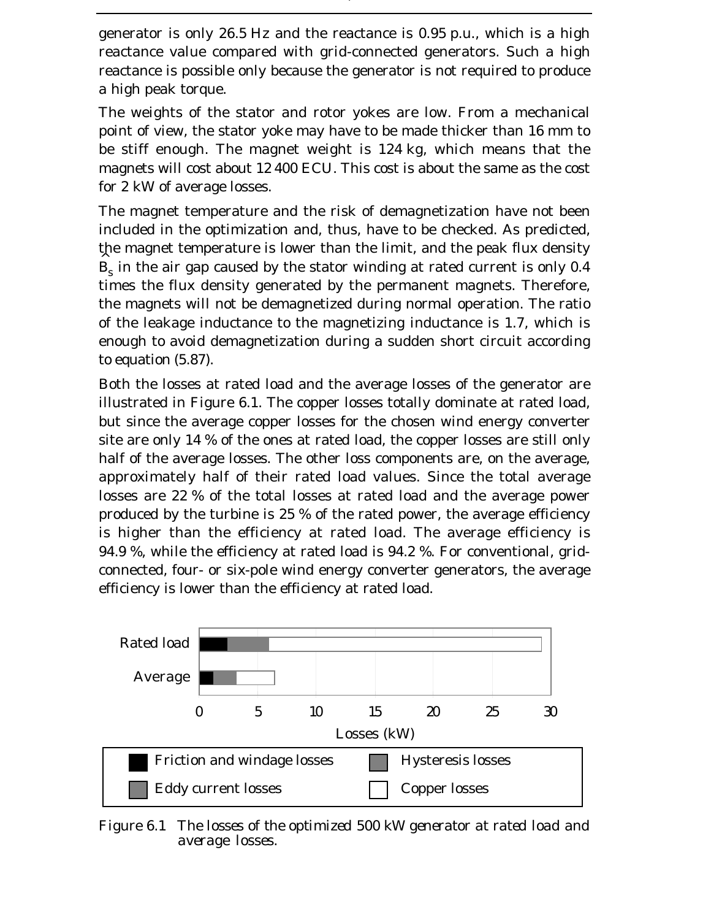generator is only 26.5 Hz and the reactance is 0.95 p.u., which is a high reactance value compared with grid-connected generators. Such a high reactance is possible only because the generator is not required to produce a high peak torque.

The weights of the stator and rotor yokes are low. From a mechanical point of view, the stator yoke may have to be made thicker than 16 mm to be stiff enough. The magnet weight is 124 kg, which means that the magnets will cost about 12 400 ECU. This cost is about the same as the cost for 2 kW of average losses.

The magnet temperature and the risk of demagnetization have not been included in the optimization and, thus, have to be checked. As predicted, the magnet temperature is lower than the limit, and the peak flux density $\hat{B}_s$ in the air gap caused by the stator winding at rated current is only 0.4 times the flux density generated by the permanent magnets. Therefore, the magnets will not be demagnetized during normal operation. The ratio of the leakage inductance to the magnetizing inductance is 1.7, which is enough to avoid demagnetization during a sudden short circuit according to equation (5.87).

Both the losses at rated load and the average losses of the generator are illustrated in Figure 6.1. The copper losses totally dominate at rated load, but since the average copper losses for the chosen wind energy converter site are only 14 % of the ones at rated load, the copper losses are still only half of the average losses. The other loss components are, on the average, approximately half of their rated load values. Since the total average losses are 22 % of the total losses at rated load and the average power produced by the turbine is 25 % of the rated power, the average efficiency is higher than the efficiency at rated load. The average efficiency is 94.9 %, while the efficiency at rated load is 94.2 %. For conventional, grid-connected, four- or six-pole wind energy converter generators, the average efficiency is lower than the efficiency at rated load.

Figure 6.1 The losses of the optimized 500 kW generator at rated load and average losses.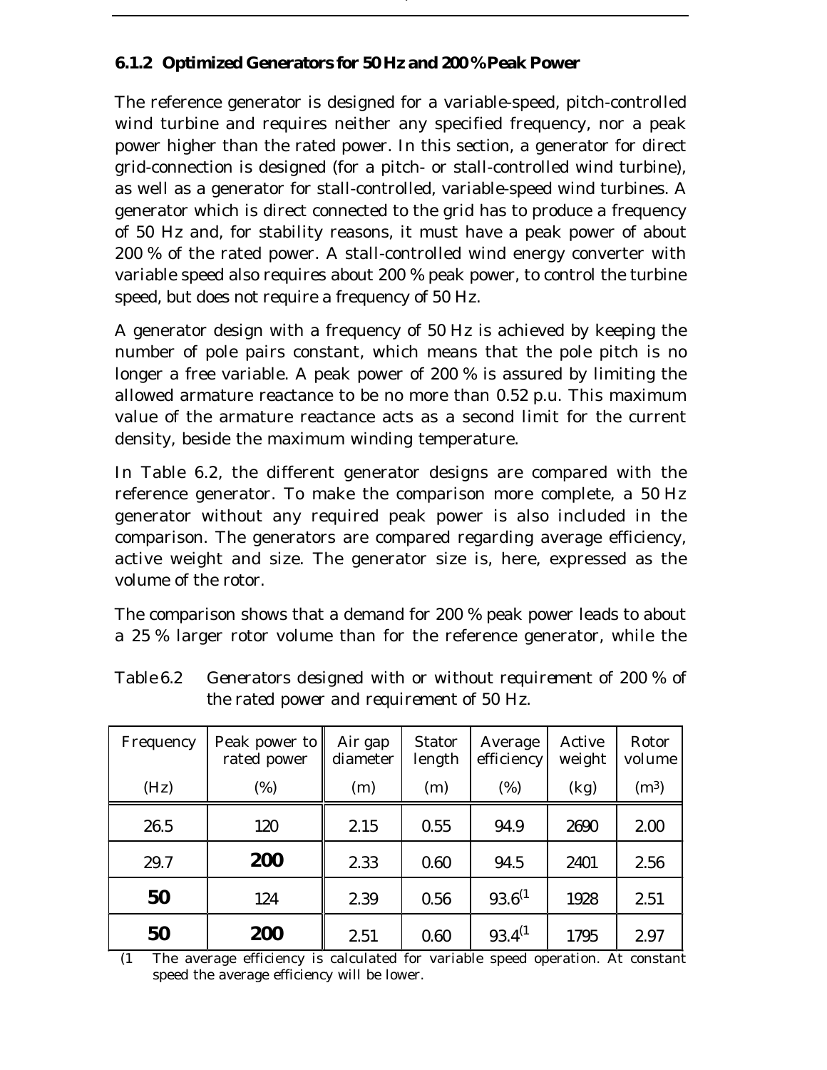### 6.1.2 Optimized Generators for 50 Hz and 200 % Peak Power

The reference generator is designed for a variable-speed, pitch-controlled wind turbine and requires neither any specified frequency, nor a peak power higher than the rated power. In this section, a generator for direct grid-connection is designed (for a pitch- or stall-controlled wind turbine), as well as a generator for stall-controlled, variable-speed wind turbines. A generator which is direct connected to the grid has to produce a frequency of 50 Hz and, for stability reasons, it must have a peak power of about 200 % of the rated power. A stall-controlled wind energy converter with variable speed also requires about 200 % peak power, to control the turbine speed, but does not require a frequency of 50 Hz.

A generator design with a frequency of 50 Hz is achieved by keeping the number of pole pairs constant, which means that the pole pitch is no longer a free variable. A peak power of 200 % is assured by limiting the allowed armature reactance to be no more than 0.52 p.u. This maximum value of the armature reactance acts as a second limit for the current density, beside the maximum winding temperature.

In Table 6.2, the different generator designs are compared with the reference generator. To make the comparison more complete, a 50 Hz generator without any required peak power is also included in the comparison. The generators are compared regarding average efficiency, active weight and size. The generator size is, here, expressed as the volume of the rotor.

The comparison shows that a demand for 200 % peak power leads to about a 25 % larger rotor volume than for the reference generator, while the

*Table 6.2 Generators designed with or without requirement of 200 % of the rated power and requirement of 50 Hz.*

| Frequency (Hz) | Peak power to rated power (%) | Air gap diameter (m) | Stator length (m) | Average efficiency (%) | Active weight (kg) | Rotor volume ($m^3$) |
|---|---|---|---|---|---|---|
| 26.5 | 120 | 2.15 | 0.55 | 94.9 | 2690 | 2.00 |
| 29.7 | **200** | 2.33 | 0.60 | 94.5 | 2401 | 2.56 |
| **50** | 124 | 2.39 | 0.56 | 93.6(1 | 1928 | 2.51 |
| **50** | **200** | 2.51 | 0.60 | 93.4(1 | 1795 | 2.97 |

(1 The average efficiency is calculated for variable speed operation. At constant speed the average efficiency will be lower.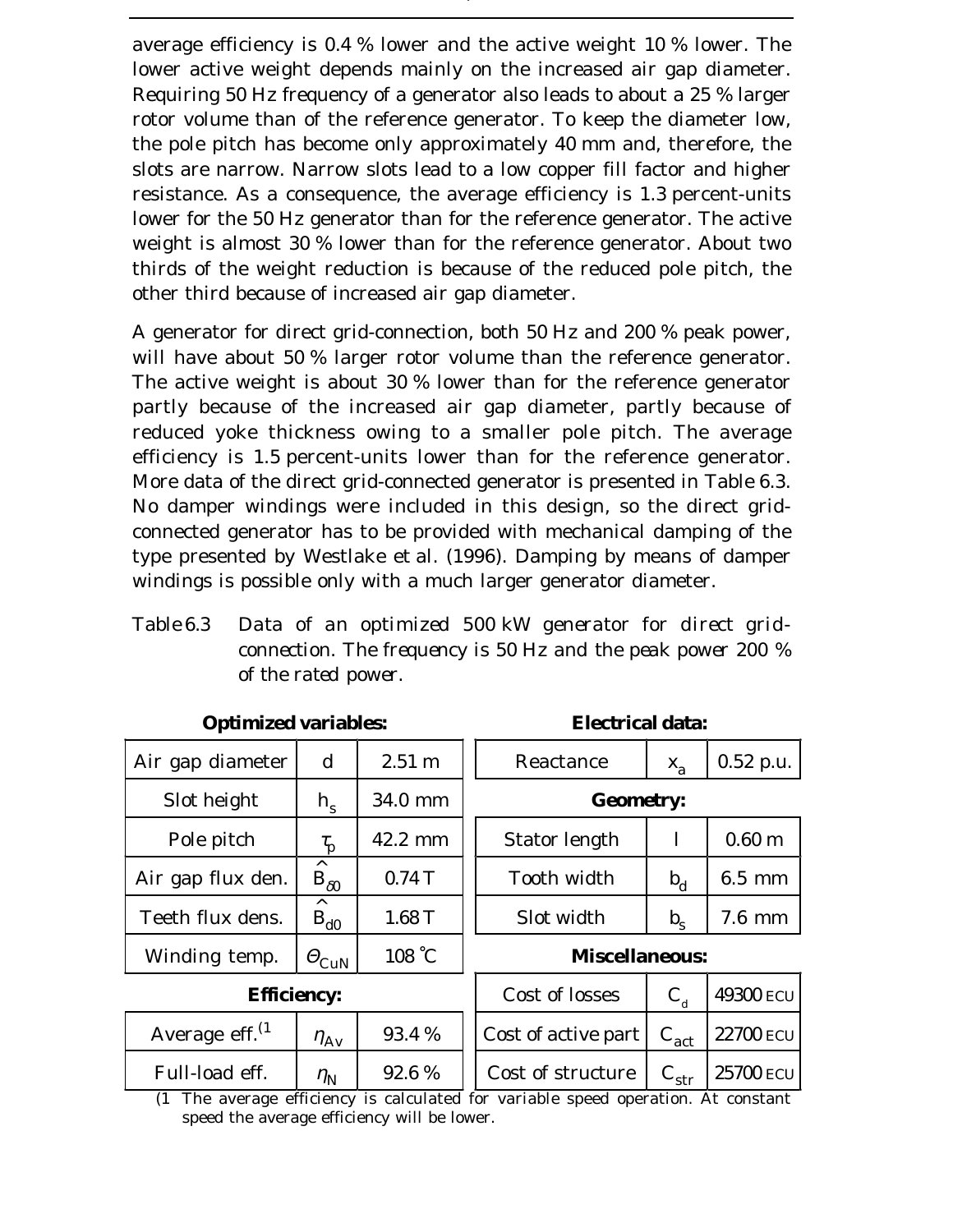average efficiency is 0.4 % lower and the active weight 10 % lower. The lower active weight depends mainly on the increased air gap diameter. Requiring 50 Hz frequency of a generator also leads to about a 25 % larger rotor volume than of the reference generator. To keep the diameter low, the pole pitch has become only approximately 40 mm and, therefore, the slots are narrow. Narrow slots lead to a low copper fill factor and higher resistance. As a consequence, the average efficiency is 1.3 percent-units lower for the 50 Hz generator than for the reference generator. The active weight is almost 30 % lower than for the reference generator. About two thirds of the weight reduction is because of the reduced pole pitch, the other third because of increased air gap diameter.

A generator for direct grid-connection, both 50 Hz and 200 % peak power, will have about 50 % larger rotor volume than the reference generator. The active weight is about 30 % lower than for the reference generator partly because of the increased air gap diameter, partly because of reduced yoke thickness owing to a smaller pole pitch. The average efficiency is 1.5 percent-units lower than for the reference generator. More data of the direct grid-connected generator is presented in Table 6.3. No damper windings were included in this design, so the direct grid-connected generator has to be provided with mechanical damping of the type presented by Westlake et al. (1996). Damping by means of damper windings is possible only with a much larger generator diameter.

Table 6.3 *Data of an optimized 500 kW generator for direct grid-connection. The frequency is 50 Hz and the peak power 200 % of the rated power.*

| **Optimized variables:** | | | **Electrical data:** | | |
|---|---|---|---|---|---|
| Air gap diameter | $d$ | 2.51 m | Reactance | $x_a$ | 0.52 p.u. |
| Slot height | $h_s$ | 34.0 mm | **Geometry:** | | |
| Pole pitch | $\tau_p$ | 42.2 mm | Stator length | $l$ | 0.60 m |
| Air gap flux den. | $\hat{B}_{\delta 0}$ | 0.74 T | Tooth width | $b_d$ | 6.5 mm |
| Teeth flux dens. | $\hat{B}_{d0}$ | 1.68 T | Slot width | $b_s$ | 7.6 mm |
| Winding temp. | $\Theta_{CuN}$ | 108 °C | **Miscellaneous:** | | |
| **Efficiency:** | | | Cost of losses | $C_d$ | 49300 ECU |
| Average eff.(1 | $\eta_{Av}$ | 93.4 % | Cost of active part | $C_{act}$ | 22700 ECU |
| Full-load eff. | $\eta_N$ | 92.6 % | Cost of structure | $C_{str}$ | 25700 ECU |

(1 The average efficiency is calculated for variable speed operation. At constant speed the average efficiency will be lower.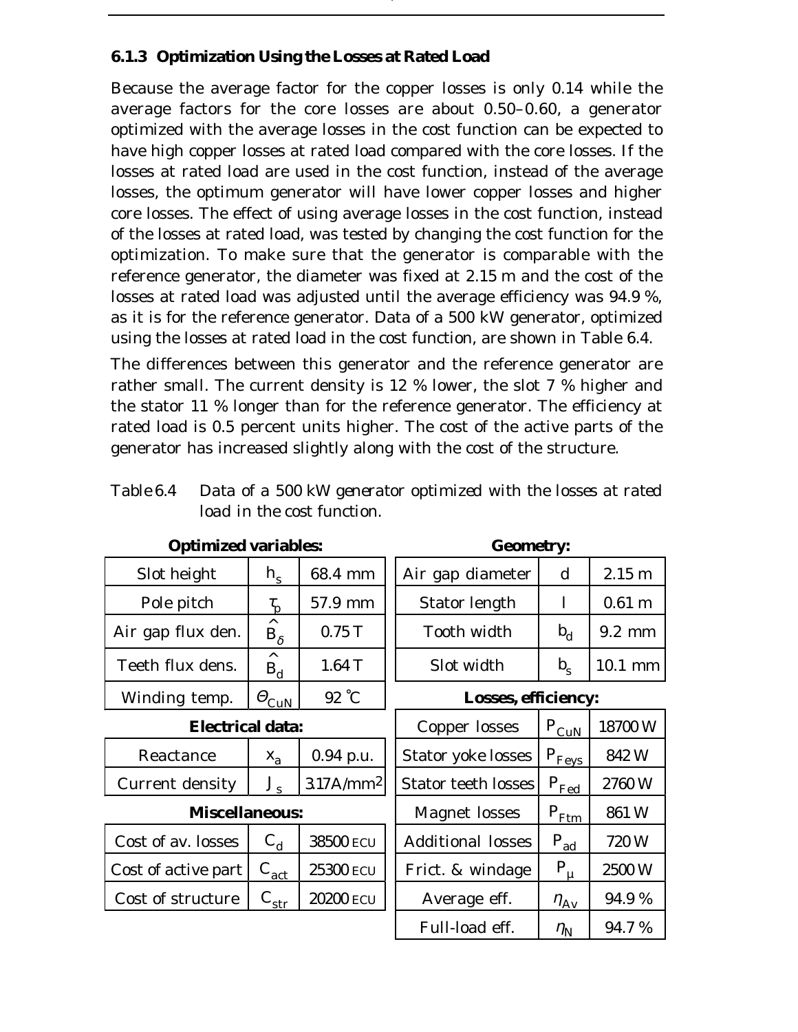### 6.1.3 Optimization Using the Losses at Rated Load

Because the average factor for the copper losses is only 0.14 while the average factors for the core losses are about 0.50–0.60, a generator optimized with the average losses in the cost function can be expected to have high copper losses at rated load compared with the core losses. If the losses at rated load are used in the cost function, instead of the average losses, the optimum generator will have lower copper losses and higher core losses. The effect of using average losses in the cost function, instead of the losses at rated load, was tested by changing the cost function for the optimization. To make sure that the generator is comparable with the reference generator, the diameter was fixed at 2.15 m and the cost of the losses at rated load was adjusted until the average efficiency was 94.9 %, as it is for the reference generator. Data of a 500 kW generator, optimized using the losses at rated load in the cost function, are shown in Table 6.4.

The differences between this generator and the reference generator are rather small. The current density is 12 % lower, the slot 7 % higher and the stator 11 % longer than for the reference generator. The efficiency at rated load is 0.5 percent units higher. The cost of the active parts of the generator has increased slightly along with the cost of the structure.

Table 6.4 Data of a 500 kW generator optimized with the losses at rated load in the cost function.

**Optimized variables:**

| | | |
|---|---|---|
| Slot height | $h_s$ | 68.4 mm |
| Pole pitch | $\tau_p$ | 57.9 mm |
| Air gap flux den. | $\hat{B}_\delta$ | 0.75 T |
| Teeth flux dens. | $\hat{B}_d$ | 1.64 T |
| Winding temp. | $\Theta_{CuN}$ | 92 °C |

**Electrical data:**

| | | |
|---|---|---|
| Reactance | $x_a$ | 0.94 p.u. |
| Current density | $J_s$ | 3.17 A/mm$^2$ |

**Miscellaneous:**

| | | |
|---|---|---|
| Cost of av. losses | $C_d$ | 38500 ECU |
| Cost of active part | $C_{act}$ | 25300 ECU |
| Cost of structure | $C_{str}$ | 20200 ECU |

**Geometry:**

| | | |
|---|---|---|
| Air gap diameter | d | 2.15 m |
| Stator length | l | 0.61 m |
| Tooth width | $b_d$ | 9.2 mm |
| Slot width | $b_s$ | 10.1 mm |

**Losses, efficiency:**

| | | |
|---|---|---|
| Copper losses | $P_{CuN}$ | 18700 W |
| Stator yoke losses | $P_{Feys}$ | 842 W |
| Stator teeth losses | $P_{Fed}$ | 2760 W |
| Magnet losses | $P_{Ftm}$ | 861 W |
| Additional losses | $P_{ad}$ | 720 W |
| Frict. & windage | $P_\mu$ | 2500 W |
| Average eff. | $\eta_{Av}$ | 94.9 % |
| Full-load eff. | $\eta_N$ | 94.7 % |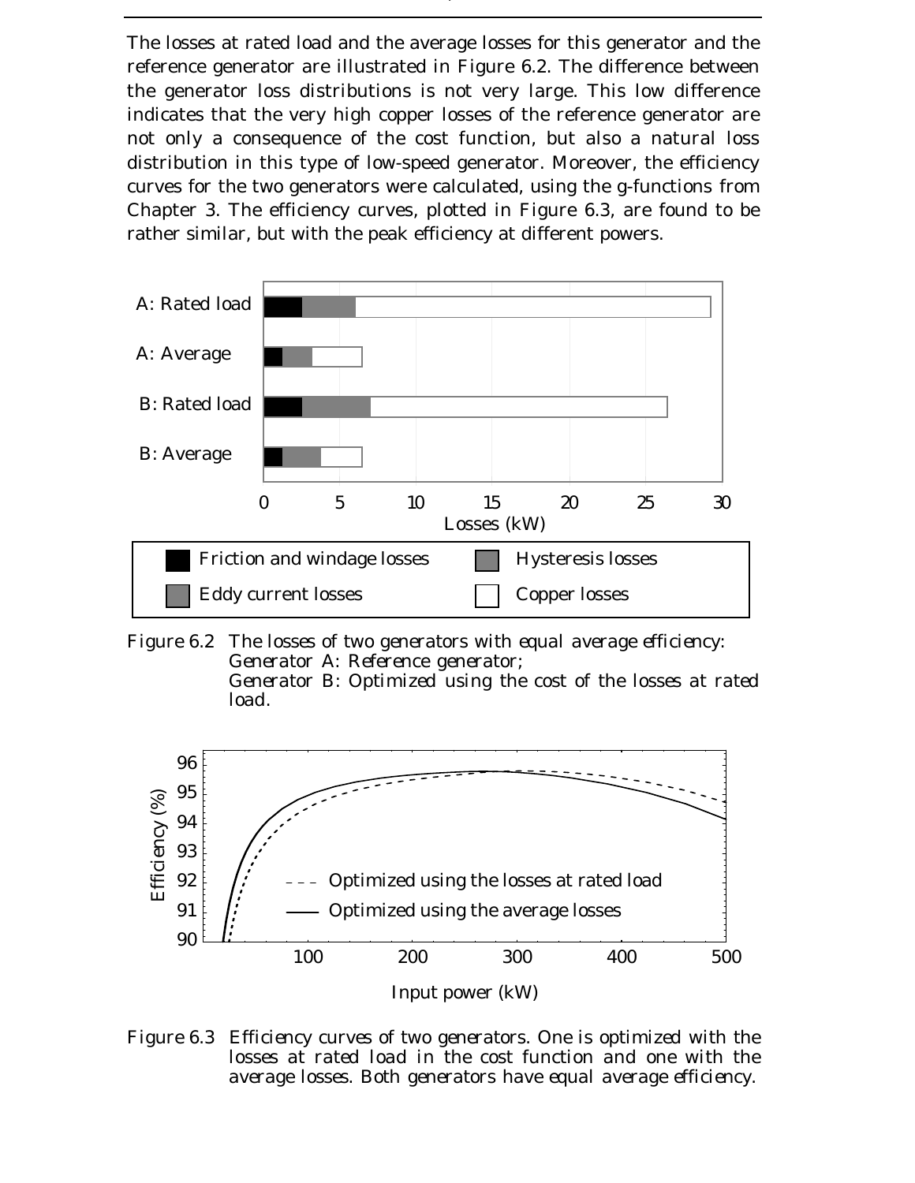The losses at rated load and the average losses for this generator and the reference generator are illustrated in Figure 6.2. The difference between the generator loss distributions is not very large. This low difference indicates that the very high copper losses of the reference generator are not only a consequence of the cost function, but also a natural loss distribution in this type of low-speed generator. Moreover, the efficiency curves for the two generators were calculated, using the g-functions from Chapter 3. The efficiency curves, plotted in Figure 6.3, are found to be rather similar, but with the peak efficiency at different powers.

Figure 6.2 The losses of two generators with equal average efficiency: Generator A: Reference generator; Generator B: Optimized using the cost of the losses at rated load.

Figure 6.3 Efficiency curves of two generators. One is optimized with the losses at rated load in the cost function and one with the average losses. Both generators have equal average efficiency.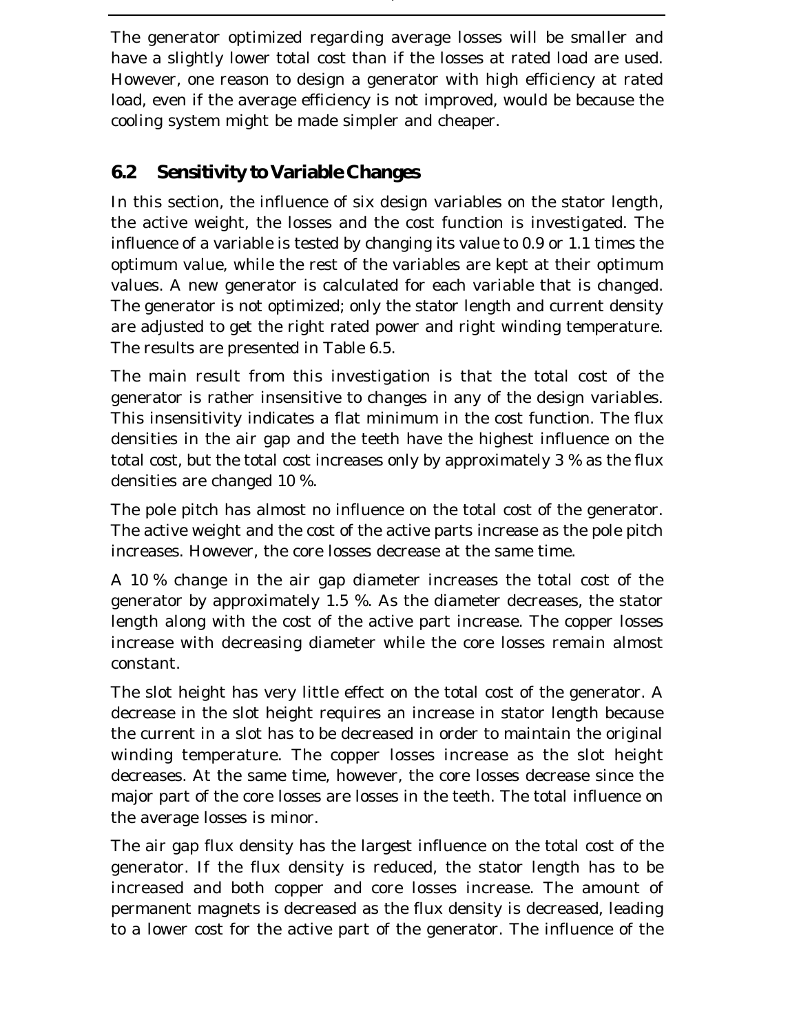The generator optimized regarding average losses will be smaller and have a slightly lower total cost than if the losses at rated load are used. However, one reason to design a generator with high efficiency at rated load, even if the average efficiency is not improved, would be because the cooling system might be made simpler and cheaper.

## 6.2 Sensitivity to Variable Changes

In this section, the influence of six design variables on the stator length, the active weight, the losses and the cost function is investigated. The influence of a variable is tested by changing its value to 0.9 or 1.1 times the optimum value, while the rest of the variables are kept at their optimum values. A new generator is calculated for each variable that is changed. The generator is not optimized; only the stator length and current density are adjusted to get the right rated power and right winding temperature. The results are presented in Table 6.5.

The main result from this investigation is that the total cost of the generator is rather insensitive to changes in any of the design variables. This insensitivity indicates a flat minimum in the cost function. The flux densities in the air gap and the teeth have the highest influence on the total cost, but the total cost increases only by approximately 3 % as the flux densities are changed 10 %.

The pole pitch has almost no influence on the total cost of the generator. The active weight and the cost of the active parts increase as the pole pitch increases. However, the core losses decrease at the same time.

A 10 % change in the air gap diameter increases the total cost of the generator by approximately 1.5 %. As the diameter decreases, the stator length along with the cost of the active part increase. The copper losses increase with decreasing diameter while the core losses remain almost constant.

The slot height has very little effect on the total cost of the generator. A decrease in the slot height requires an increase in stator length because the current in a slot has to be decreased in order to maintain the original winding temperature. The copper losses increase as the slot height decreases. At the same time, however, the core losses decrease since the major part of the core losses are losses in the teeth. The total influence on the average losses is minor.

The air gap flux density has the largest influence on the total cost of the generator. If the flux density is reduced, the stator length has to be increased and both copper and core losses increase. The amount of permanent magnets is decreased as the flux density is decreased, leading to a lower cost for the active part of the generator. The influence of the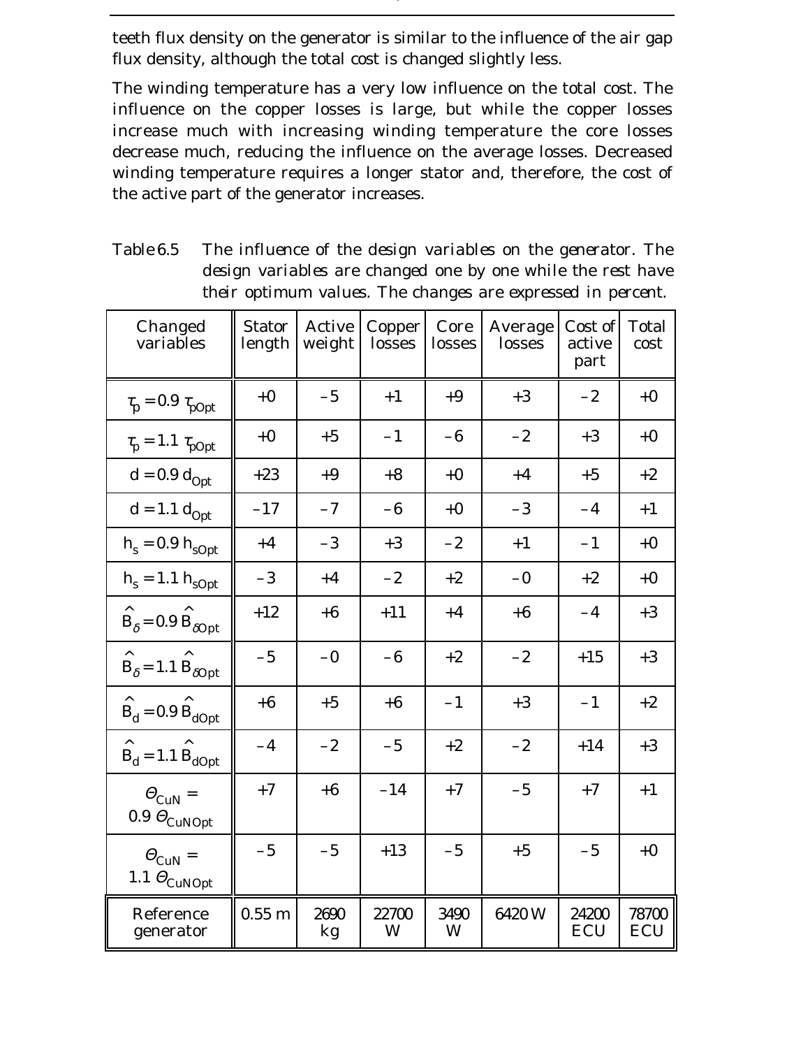teeth flux density on the generator is similar to the influence of the air gap flux density, although the total cost is changed slightly less.

The winding temperature has a very low influence on the total cost. The influence on the copper losses is large, but while the copper losses increase much with increasing winding temperature the core losses decrease much, reducing the influence on the average losses. Decreased winding temperature requires a longer stator and, therefore, the cost of the active part of the generator increases.

Table 6.5 The influence of the design variables on the generator. The design variables are changed one by one while the rest have their optimum values. The changes are expressed in percent.

| Changed variables | Stator length | Active weight | Copper losses | Core losses | Average losses | Cost of active part | Total cost |
|---|---|---|---|---|---|---|---|
| $\tau_p = 0.9\ \tau_{pOpt}$ | +0 | −5 | +1 | +9 | +3 | −2 | +0 |
| $\tau_p = 1.1\ \tau_{pOpt}$ | +0 | +5 | −1 | −6 | −2 | +3 | +0 |
| $d = 0.9\ d_{Opt}$ | +23 | +9 | +8 | +0 | +4 | +5 | +2 |
| $d = 1.1\ d_{Opt}$ | −17 | −7 | −6 | +0 | −3 | −4 | +1 |
| $h_s = 0.9\ h_{sOpt}$ | +4 | −3 | +3 | −2 | +1 | −1 | +0 |
| $h_s = 1.1\ h_{sOpt}$ | −3 | +4 | −2 | +2 | −0 | +2 | +0 |
| $\hat{B}_\delta = 0.9\ \hat{B}_{\delta Opt}$ | +12 | +6 | +11 | +4 | +6 | −4 | +3 |
| $\hat{B}_\delta = 1.1\ \hat{B}_{\delta Opt}$ | −5 | −0 | −6 | +2 | −2 | +15 | +3 |
| $\hat{B}_d = 0.9\ \hat{B}_{dOpt}$ | +6 | +5 | +6 | −1 | +3 | −1 | +2 |
| $\hat{B}_d = 1.1\ \hat{B}_{dOpt}$ | −4 | −2 | −5 | +2 | −2 | +14 | +3 |
| $\Theta_{CuN} = 0.9\ \Theta_{CuNOpt}$ | +7 | +6 | −14 | +7 | −5 | +7 | +1 |
| $\Theta_{CuN} = 1.1\ \Theta_{CuNOpt}$ | −5 | −5 | +13 | −5 | +5 | −5 | +0 |
| Reference generator | 0.55 m | 2690 kg | 22700 W | 3490 W | 6420 W | 24200 ECU | 78700 ECU |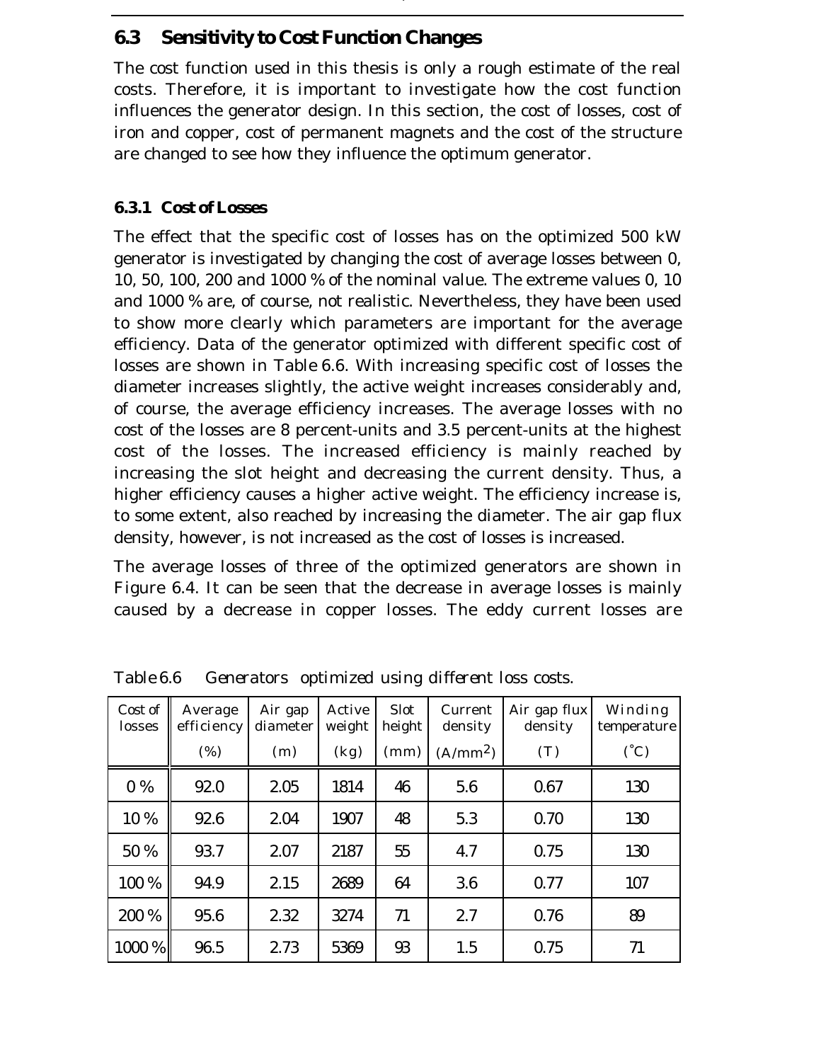## 6.3 Sensitivity to Cost Function Changes

The cost function used in this thesis is only a rough estimate of the real costs. Therefore, it is important to investigate how the cost function influences the generator design. In this section, the cost of losses, cost of iron and copper, cost of permanent magnets and the cost of the structure are changed to see how they influence the optimum generator.

### 6.3.1 Cost of Losses

The effect that the specific cost of losses has on the optimized 500 kW generator is investigated by changing the cost of average losses between 0, 10, 50, 100, 200 and 1000 % of the nominal value. The extreme values 0, 10 and 1000 % are, of course, not realistic. Nevertheless, they have been used to show more clearly which parameters are important for the average efficiency. Data of the generator optimized with different specific cost of losses are shown in Table 6.6. With increasing specific cost of losses the diameter increases slightly, the active weight increases considerably and, of course, the average efficiency increases. The average losses with no cost of the losses are 8 percent-units and 3.5 percent-units at the highest cost of the losses. The increased efficiency is mainly reached by increasing the slot height and decreasing the current density. Thus, a higher efficiency causes a higher active weight. The efficiency increase is, to some extent, also reached by increasing the diameter. The air gap flux density, however, is not increased as the cost of losses is increased.

The average losses of three of the optimized generators are shown in Figure 6.4. It can be seen that the decrease in average losses is mainly caused by a decrease in copper losses. The eddy current losses are

*Table 6.6 Generators optimized using different loss costs.*

| Cost of losses | Average efficiency (%) | Air gap diameter (m) | Active weight (kg) | Slot height (mm) | Current density (A/mm$^2$) | Air gap flux density (T) | Winding temperature (°C) |
|---|---|---|---|---|---|---|---|
| 0 % | 92.0 | 2.05 | 1814 | 46 | 5.6 | 0.67 | 130 |
| 10 % | 92.6 | 2.04 | 1907 | 48 | 5.3 | 0.70 | 130 |
| 50 % | 93.7 | 2.07 | 2187 | 55 | 4.7 | 0.75 | 130 |
| 100 % | 94.9 | 2.15 | 2689 | 64 | 3.6 | 0.77 | 107 |
| 200 % | 95.6 | 2.32 | 3274 | 71 | 2.7 | 0.76 | 89 |
| 1000 % | 96.5 | 2.73 | 5369 | 93 | 1.5 | 0.75 | 71 |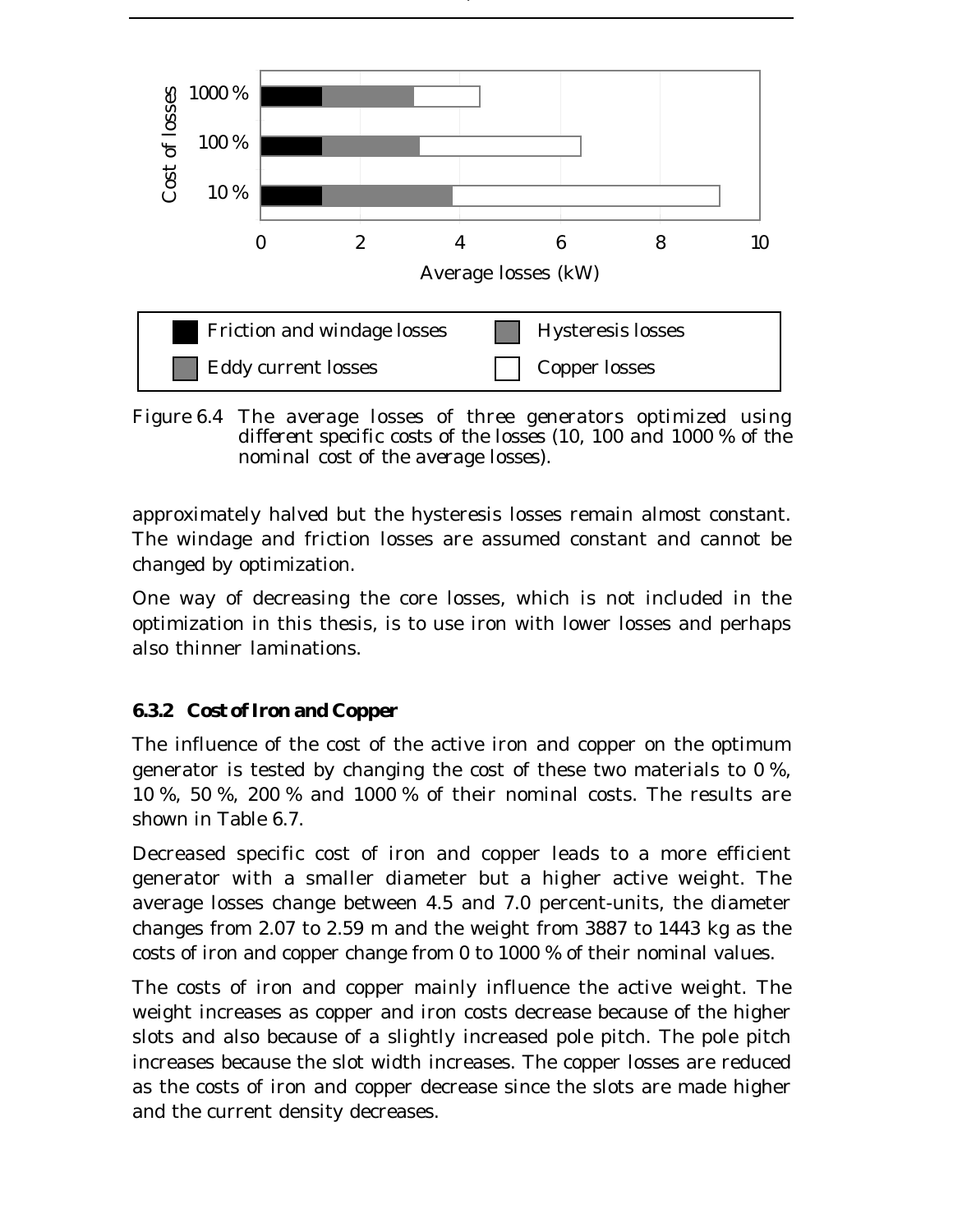Figure 6.4 The average losses of three generators optimized using different specific costs of the losses (10, 100 and 1000 % of the nominal cost of the average losses).

approximately halved but the hysteresis losses remain almost constant. The windage and friction losses are assumed constant and cannot be changed by optimization.

One way of decreasing the core losses, which is not included in the optimization in this thesis, is to use iron with lower losses and perhaps also thinner laminations.

### 6.3.2 Cost of Iron and Copper

The influence of the cost of the active iron and copper on the optimum generator is tested by changing the cost of these two materials to 0 %, 10 %, 50 %, 200 % and 1000 % of their nominal costs. The results are shown in Table 6.7.

Decreased specific cost of iron and copper leads to a more efficient generator with a smaller diameter but a higher active weight. The average losses change between 4.5 and 7.0 percent-units, the diameter changes from 2.07 to 2.59 m and the weight from 3887 to 1443 kg as the costs of iron and copper change from 0 to 1000 % of their nominal values.

The costs of iron and copper mainly influence the active weight. The weight increases as copper and iron costs decrease because of the higher slots and also because of a slightly increased pole pitch. The pole pitch increases because the slot width increases. The copper losses are reduced as the costs of iron and copper decrease since the slots are made higher and the current density decreases.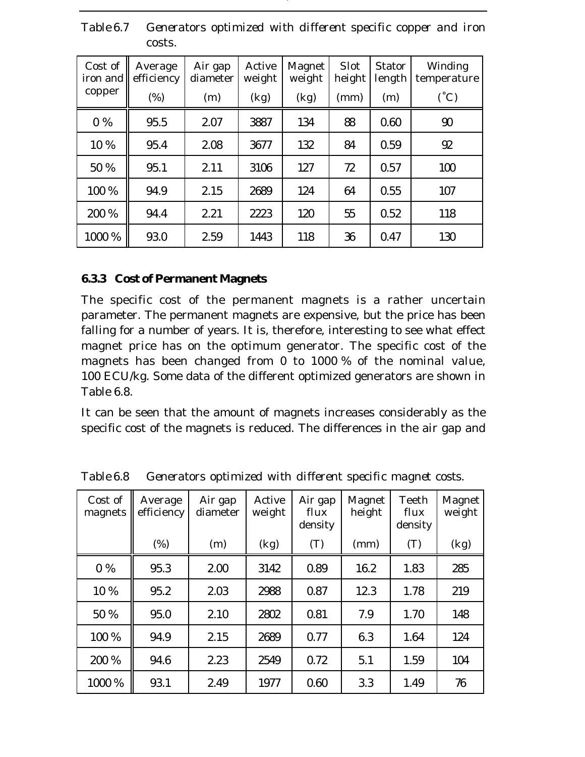Table 6.7 Generators optimized with different specific copper and iron costs.

| Cost of iron and copper | Average efficiency (%) | Air gap diameter (m) | Active weight (kg) | Magnet weight (kg) | Slot height (mm) | Stator length (m) | Winding temperature (°C) |
|---|---|---|---|---|---|---|---|
| 0 % | 95.5 | 2.07 | 3887 | 134 | 88 | 0.60 | 90 |
| 10 % | 95.4 | 2.08 | 3677 | 132 | 84 | 0.59 | 92 |
| 50 % | 95.1 | 2.11 | 3106 | 127 | 72 | 0.57 | 100 |
| 100 % | 94.9 | 2.15 | 2689 | 124 | 64 | 0.55 | 107 |
| 200 % | 94.4 | 2.21 | 2223 | 120 | 55 | 0.52 | 118 |
| 1000 % | 93.0 | 2.59 | 1443 | 118 | 36 | 0.47 | 130 |

### 6.3.3 Cost of Permanent Magnets

The specific cost of the permanent magnets is a rather uncertain parameter. The permanent magnets are expensive, but the price has been falling for a number of years. It is, therefore, interesting to see what effect magnet price has on the optimum generator. The specific cost of the magnets has been changed from 0 to 1000 % of the nominal value, 100 ECU/kg. Some data of the different optimized generators are shown in Table 6.8.

It can be seen that the amount of magnets increases considerably as the specific cost of the magnets is reduced. The differences in the air gap and

Table 6.8 Generators optimized with different specific magnet costs.

| Cost of magnets | Average efficiency (%) | Air gap diameter (m) | Active weight (kg) | Air gap flux density (T) | Magnet height (mm) | Teeth flux density (T) | Magnet weight (kg) |
|---|---|---|---|---|---|---|---|
| 0 % | 95.3 | 2.00 | 3142 | 0.89 | 16.2 | 1.83 | 285 |
| 10 % | 95.2 | 2.03 | 2988 | 0.87 | 12.3 | 1.78 | 219 |
| 50 % | 95.0 | 2.10 | 2802 | 0.81 | 7.9 | 1.70 | 148 |
| 100 % | 94.9 | 2.15 | 2689 | 0.77 | 6.3 | 1.64 | 124 |
| 200 % | 94.6 | 2.23 | 2549 | 0.72 | 5.1 | 1.59 | 104 |
| 1000 % | 93.1 | 2.49 | 1977 | 0.60 | 3.3 | 1.49 | 76 |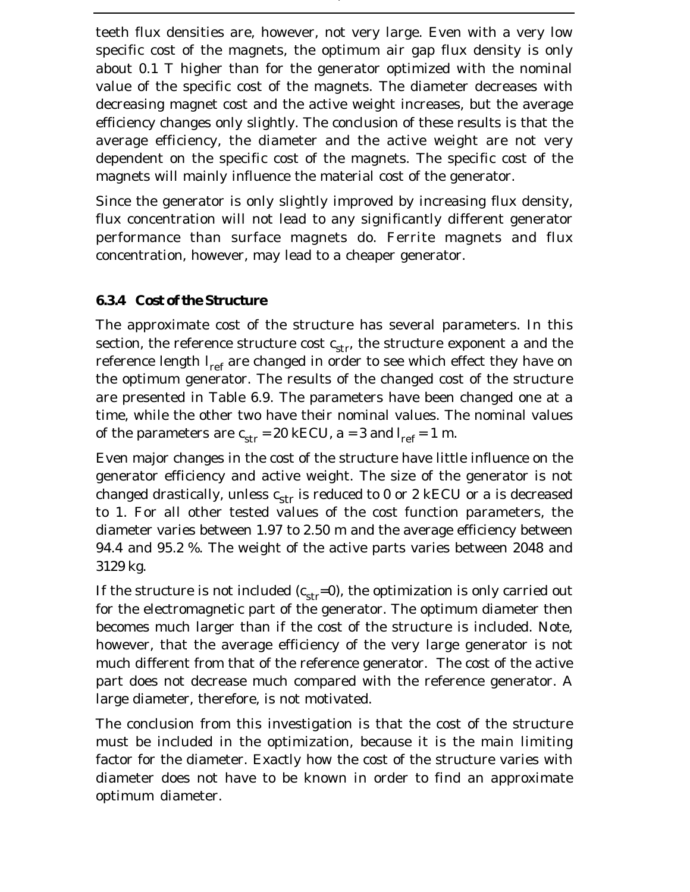teeth flux densities are, however, not very large. Even with a very low specific cost of the magnets, the optimum air gap flux density is only about 0.1 T higher than for the generator optimized with the nominal value of the specific cost of the magnets. The diameter decreases with decreasing magnet cost and the active weight increases, but the average efficiency changes only slightly. The conclusion of these results is that the average efficiency, the diameter and the active weight are not very dependent on the specific cost of the magnets. The specific cost of the magnets will mainly influence the material cost of the generator.

Since the generator is only slightly improved by increasing flux density, flux concentration will not lead to any significantly different generator performance than surface magnets do. Ferrite magnets and flux concentration, however, may lead to a cheaper generator.

### 6.3.4 Cost of the Structure

The approximate cost of the structure has several parameters. In this section, the reference structure cost $c_{str}$, the structure exponent a and the reference length $l_{ref}$ are changed in order to see which effect they have on the optimum generator. The results of the changed cost of the structure are presented in Table 6.9. The parameters have been changed one at a time, while the other two have their nominal values. The nominal values of the parameters are $c_{str}$ = 20 kECU, a = 3 and $l_{ref}$ = 1 m.

Even major changes in the cost of the structure have little influence on the generator efficiency and active weight. The size of the generator is not changed drastically, unless $c_{str}$ is reduced to 0 or 2 kECU or a is decreased to 1. For all other tested values of the cost function parameters, the diameter varies between 1.97 to 2.50 m and the average efficiency between 94.4 and 95.2 %. The weight of the active parts varies between 2048 and 3129 kg.

If the structure is not included ($c_{str}$=0), the optimization is only carried out for the electromagnetic part of the generator. The optimum diameter then becomes much larger than if the cost of the structure is included. Note, however, that the average efficiency of the very large generator is not much different from that of the reference generator. The cost of the active part does not decrease much compared with the reference generator. A large diameter, therefore, is not motivated.

The conclusion from this investigation is that the cost of the structure must be included in the optimization, because it is the main limiting factor for the diameter. Exactly how the cost of the structure varies with diameter does not have to be known in order to find an approximate optimum diameter.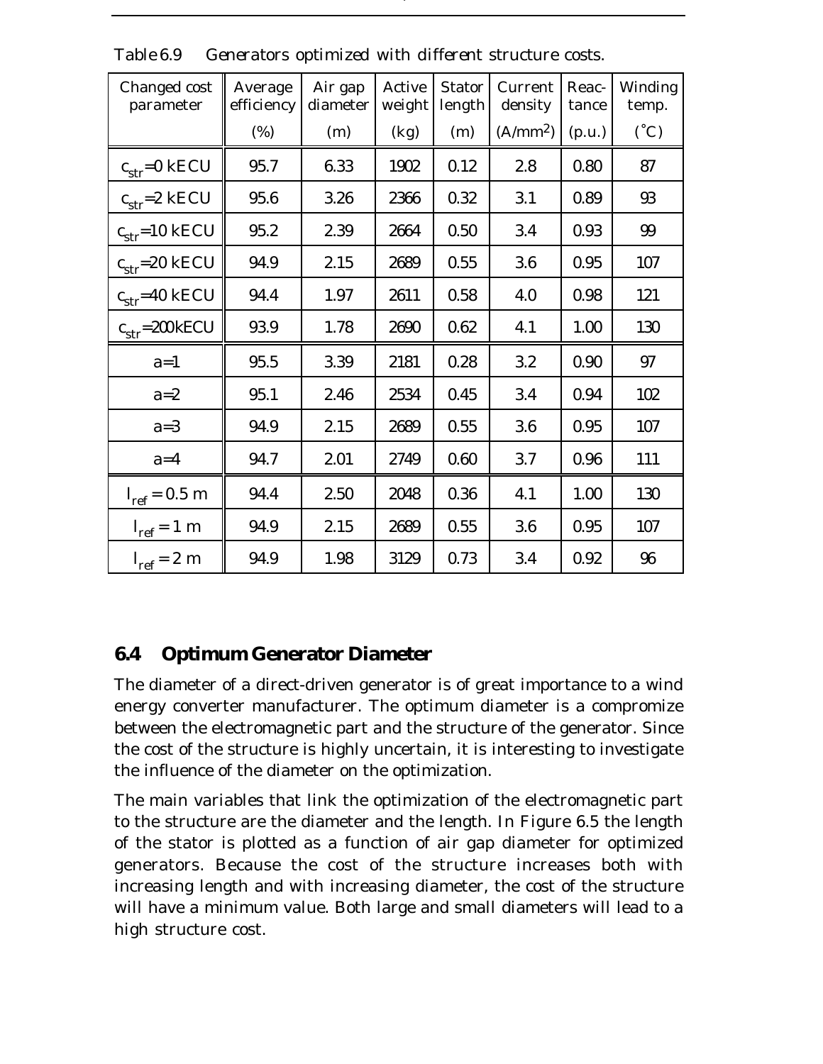Table 6.9 Generators optimized with different structure costs.

| Changed cost parameter | Average efficiency (%) | Air gap diameter (m) | Active weight (kg) | Stator length (m) | Current density (A/mm$^2$) | Reac-tance (p.u.) | Winding temp. (˚C) |
|---|---|---|---|---|---|---|---|
| $c_{str}$=0 kECU | 95.7 | 6.33 | 1902 | 0.12 | 2.8 | 0.80 | 87 |
| $c_{str}$=2 kECU | 95.6 | 3.26 | 2366 | 0.32 | 3.1 | 0.89 | 93 |
| $c_{str}$=10 kECU | 95.2 | 2.39 | 2664 | 0.50 | 3.4 | 0.93 | 99 |
| $c_{str}$=20 kECU | 94.9 | 2.15 | 2689 | 0.55 | 3.6 | 0.95 | 107 |
| $c_{str}$=40 kECU | 94.4 | 1.97 | 2611 | 0.58 | 4.0 | 0.98 | 121 |
| $c_{str}$=200kECU | 93.9 | 1.78 | 2690 | 0.62 | 4.1 | 1.00 | 130 |
| a=1 | 95.5 | 3.39 | 2181 | 0.28 | 3.2 | 0.90 | 97 |
| a=2 | 95.1 | 2.46 | 2534 | 0.45 | 3.4 | 0.94 | 102 |
| a=3 | 94.9 | 2.15 | 2689 | 0.55 | 3.6 | 0.95 | 107 |
| a=4 | 94.7 | 2.01 | 2749 | 0.60 | 3.7 | 0.96 | 111 |
| $l_{ref}$ = 0.5 m | 94.4 | 2.50 | 2048 | 0.36 | 4.1 | 1.00 | 130 |
| $l_{ref}$ = 1 m | 94.9 | 2.15 | 2689 | 0.55 | 3.6 | 0.95 | 107 |
| $l_{ref}$ = 2 m | 94.9 | 1.98 | 3129 | 0.73 | 3.4 | 0.92 | 96 |

## 6.4 Optimum Generator Diameter

The diameter of a direct-driven generator is of great importance to a wind energy converter manufacturer. The optimum diameter is a compromize between the electromagnetic part and the structure of the generator. Since the cost of the structure is highly uncertain, it is interesting to investigate the influence of the diameter on the optimization.

The main variables that link the optimization of the electromagnetic part to the structure are the diameter and the length. In Figure 6.5 the length of the stator is plotted as a function of air gap diameter for optimized generators. Because the cost of the structure increases both with increasing length and with increasing diameter, the cost of the structure will have a minimum value. Both large and small diameters will lead to a high structure cost.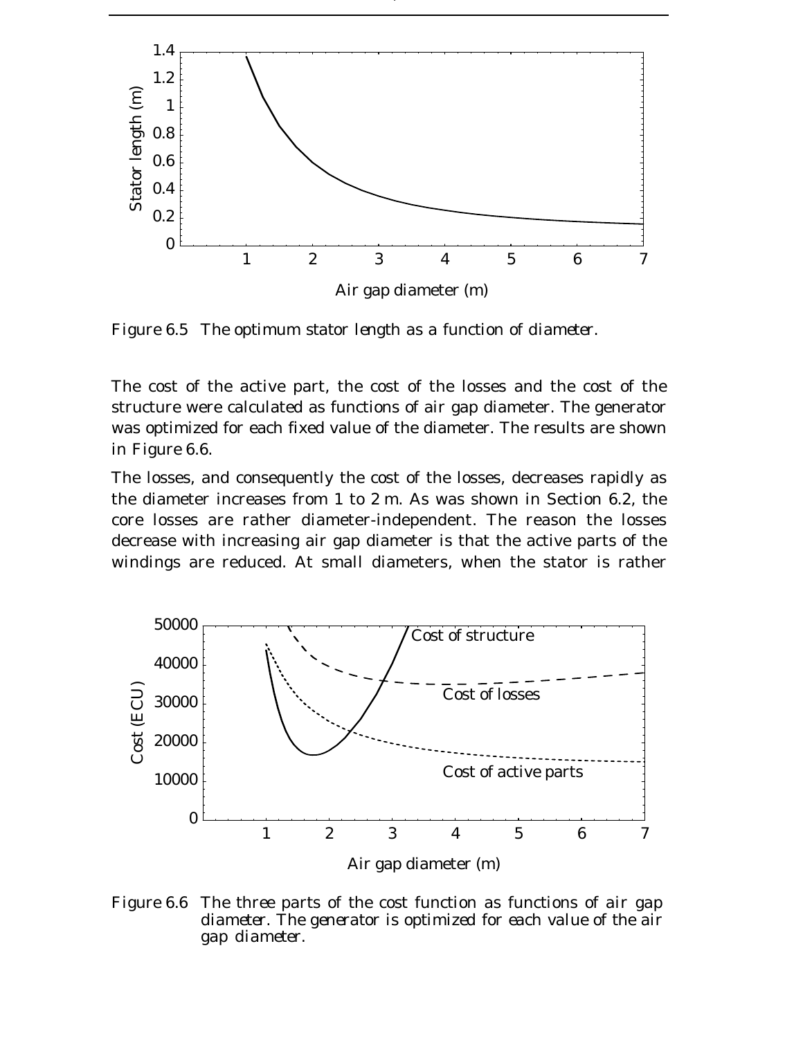Figure 6.5 The optimum stator length as a function of diameter.

The cost of the active part, the cost of the losses and the cost of the structure were calculated as functions of air gap diameter. The generator was optimized for each fixed value of the diameter. The results are shown in Figure 6.6.

The losses, and consequently the cost of the losses, decreases rapidly as the diameter increases from 1 to 2 m. As was shown in Section 6.2, the core losses are rather diameter-independent. The reason the losses decrease with increasing air gap diameter is that the active parts of the windings are reduced. At small diameters, when the stator is rather

Figure 6.6 The three parts of the cost function as functions of air gap diameter. The generator is optimized for each value of the air gap diameter.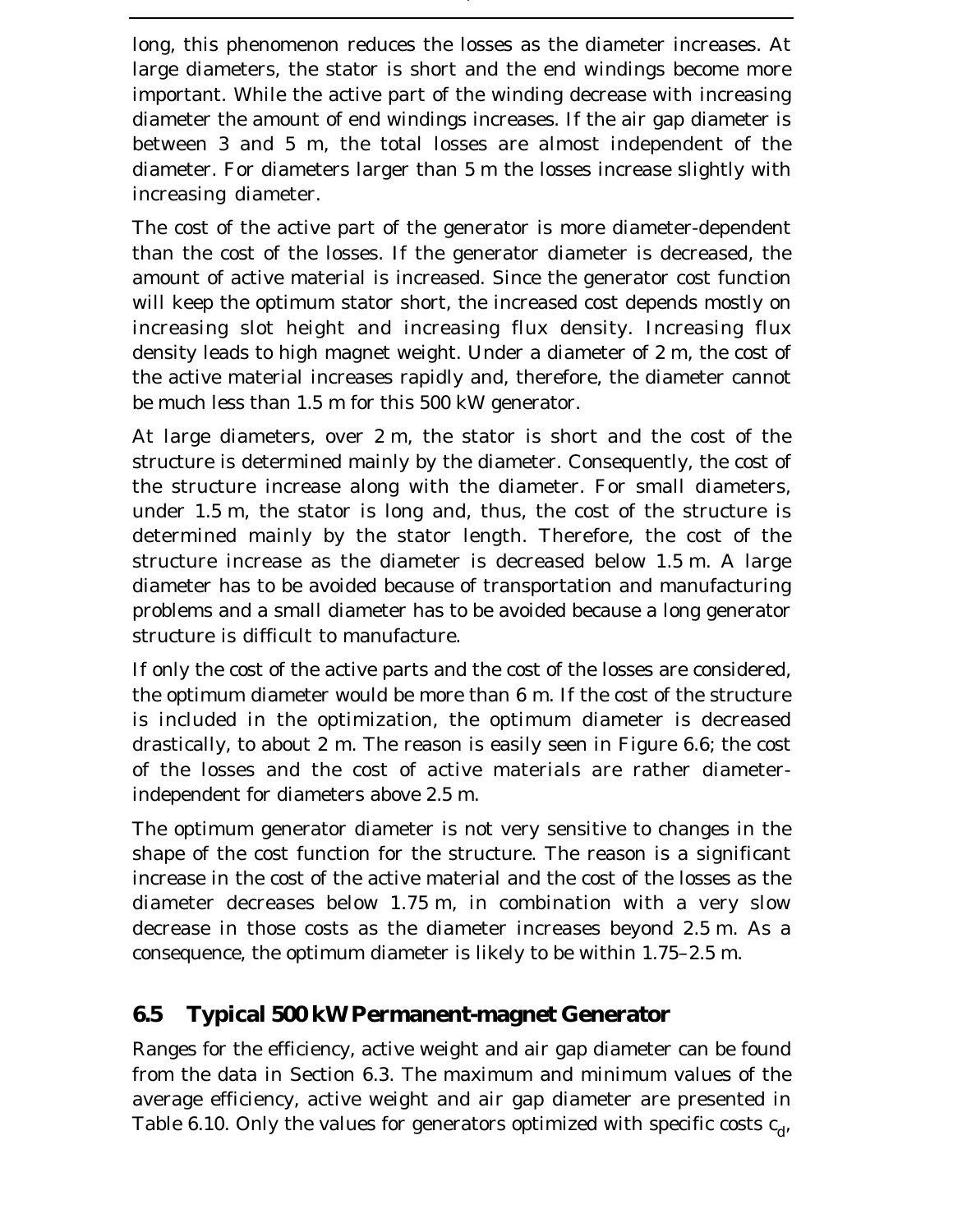long, this phenomenon reduces the losses as the diameter increases. At large diameters, the stator is short and the end windings become more important. While the active part of the winding decrease with increasing diameter the amount of end windings increases. If the air gap diameter is between 3 and 5 m, the total losses are almost independent of the diameter. For diameters larger than 5 m the losses increase slightly with increasing diameter.

The cost of the active part of the generator is more diameter-dependent than the cost of the losses. If the generator diameter is decreased, the amount of active material is increased. Since the generator cost function will keep the optimum stator short, the increased cost depends mostly on increasing slot height and increasing flux density. Increasing flux density leads to high magnet weight. Under a diameter of 2 m, the cost of the active material increases rapidly and, therefore, the diameter cannot be much less than 1.5 m for this 500 kW generator.

At large diameters, over 2 m, the stator is short and the cost of the structure is determined mainly by the diameter. Consequently, the cost of the structure increase along with the diameter. For small diameters, under 1.5 m, the stator is long and, thus, the cost of the structure is determined mainly by the stator length. Therefore, the cost of the structure increase as the diameter is decreased below 1.5 m. A large diameter has to be avoided because of transportation and manufacturing problems and a small diameter has to be avoided because a long generator structure is difficult to manufacture.

If only the cost of the active parts and the cost of the losses are considered, the optimum diameter would be more than 6 m. If the cost of the structure is included in the optimization, the optimum diameter is decreased drastically, to about 2 m. The reason is easily seen in Figure 6.6; the cost of the losses and the cost of active materials are rather diameter-independent for diameters above 2.5 m.

The optimum generator diameter is not very sensitive to changes in the shape of the cost function for the structure. The reason is a significant increase in the cost of the active material and the cost of the losses as the diameter decreases below 1.75 m, in combination with a very slow decrease in those costs as the diameter increases beyond 2.5 m. As a consequence, the optimum diameter is likely to be within 1.75–2.5 m.

## 6.5 Typical 500 kW Permanent-magnet Generator

Ranges for the efficiency, active weight and air gap diameter can be found from the data in Section 6.3. The maximum and minimum values of the average efficiency, active weight and air gap diameter are presented in Table 6.10. Only the values for generators optimized with specific costs $c_d$,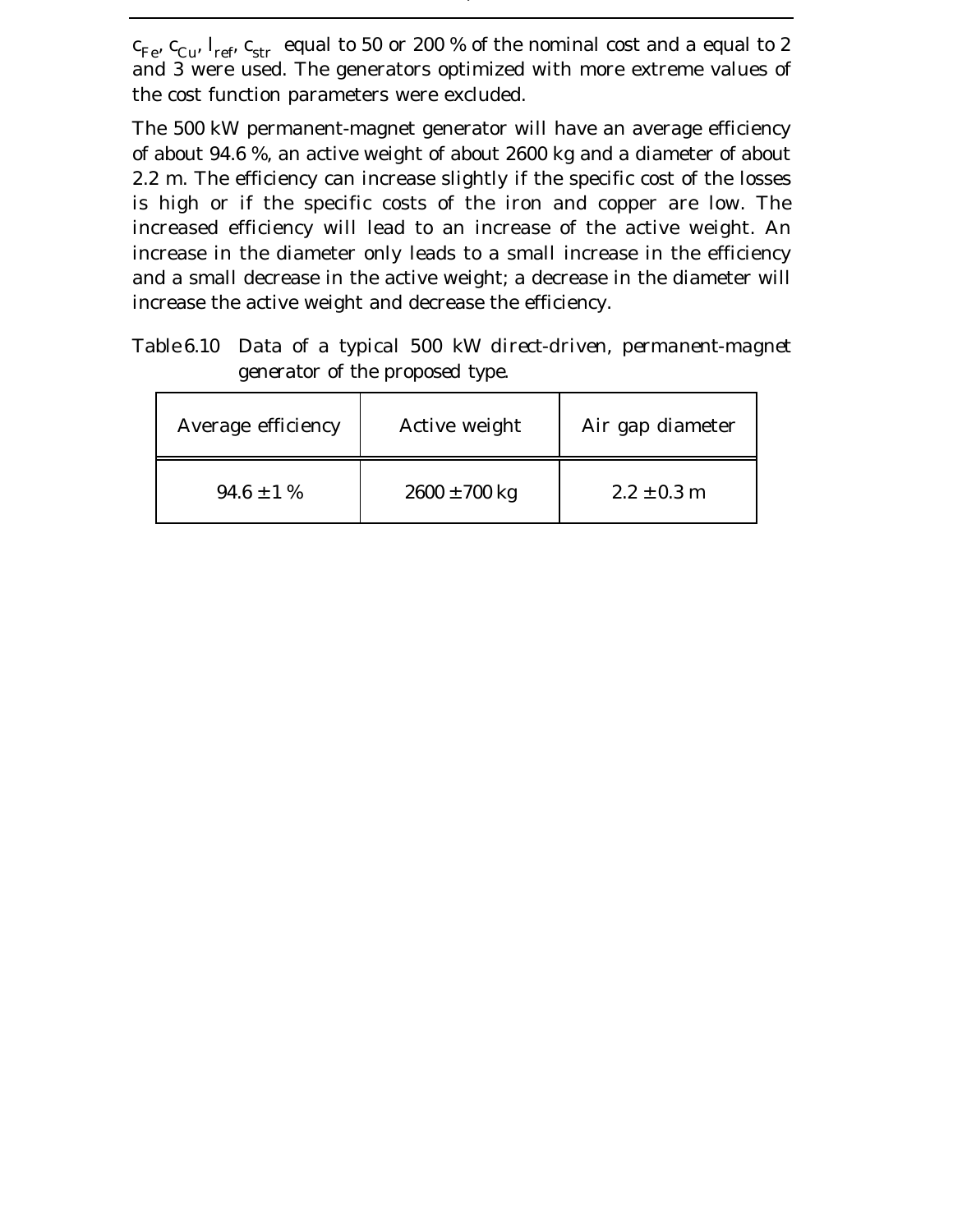$c_{Fe}$, $c_{Cu}$, $l_{ref}$, $c_{str}$ equal to 50 or 200 % of the nominal cost and a equal to 2 and 3 were used. The generators optimized with more extreme values of the cost function parameters were excluded.

The 500 kW permanent-magnet generator will have an average efficiency of about 94.6 %, an active weight of about 2600 kg and a diameter of about 2.2 m. The efficiency can increase slightly if the specific cost of the losses is high or if the specific costs of the iron and copper are low. The increased efficiency will lead to an increase of the active weight. An increase in the diameter only leads to a small increase in the efficiency and a small decrease in the active weight; a decrease in the diameter will increase the active weight and decrease the efficiency.

*Table 6.10 Data of a typical 500 kW direct-driven, permanent-magnet generator of the proposed type.*

| Average efficiency | Active weight | Air gap diameter |
|---|---|---|
| 94.6 ± 1 % | 2600 ± 700 kg | 2.2 ± 0.3 m |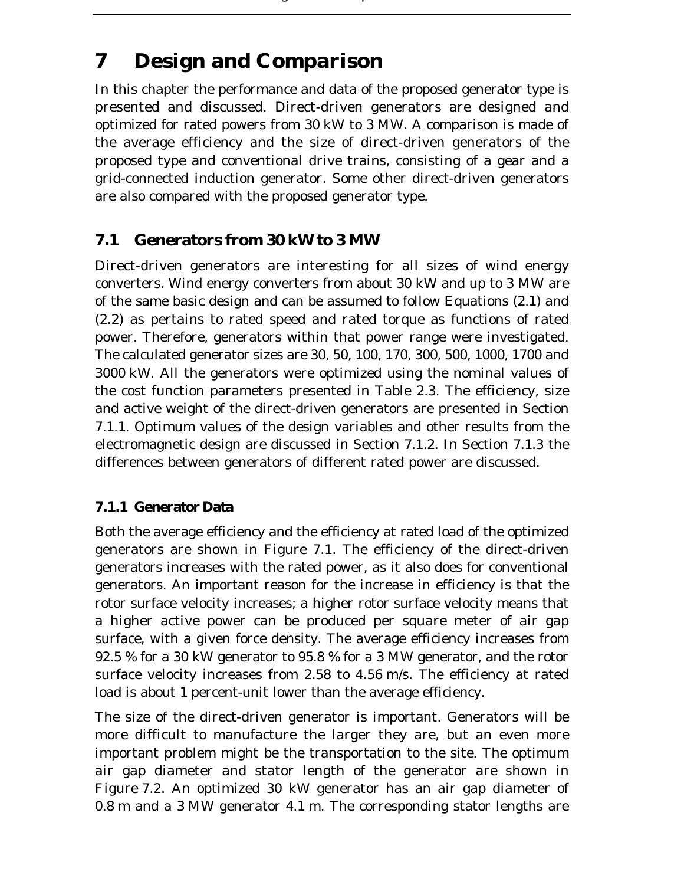# 7 Design and Comparison

In this chapter the performance and data of the proposed generator type is presented and discussed. Direct-driven generators are designed and optimized for rated powers from 30 kW to 3 MW. A comparison is made of the average efficiency and the size of direct-driven generators of the proposed type and conventional drive trains, consisting of a gear and a grid-connected induction generator. Some other direct-driven generators are also compared with the proposed generator type.

## 7.1 Generators from 30 kW to 3 MW

Direct-driven generators are interesting for all sizes of wind energy converters. Wind energy converters from about 30 kW and up to 3 MW are of the same basic design and can be assumed to follow Equations (2.1) and (2.2) as pertains to rated speed and rated torque as functions of rated power. Therefore, generators within that power range were investigated. The calculated generator sizes are 30, 50, 100, 170, 300, 500, 1000, 1700 and 3000 kW. All the generators were optimized using the nominal values of the cost function parameters presented in Table 2.3. The efficiency, size and active weight of the direct-driven generators are presented in Section 7.1.1. Optimum values of the design variables and other results from the electromagnetic design are discussed in Section 7.1.2. In Section 7.1.3 the differences between generators of different rated power are discussed.

### 7.1.1 Generator Data

Both the average efficiency and the efficiency at rated load of the optimized generators are shown in Figure 7.1. The efficiency of the direct-driven generators increases with the rated power, as it also does for conventional generators. An important reason for the increase in efficiency is that the rotor surface velocity increases; a higher rotor surface velocity means that a higher active power can be produced per square meter of air gap surface, with a given force density. The average efficiency increases from 92.5 % for a 30 kW generator to 95.8 % for a 3 MW generator, and the rotor surface velocity increases from 2.58 to 4.56 m/s. The efficiency at rated load is about 1 percent-unit lower than the average efficiency.

The size of the direct-driven generator is important. Generators will be more difficult to manufacture the larger they are, but an even more important problem might be the transportation to the site. The optimum air gap diameter and stator length of the generator are shown in Figure 7.2. An optimized 30 kW generator has an air gap diameter of 0.8 m and a 3 MW generator 4.1 m. The corresponding stator lengths are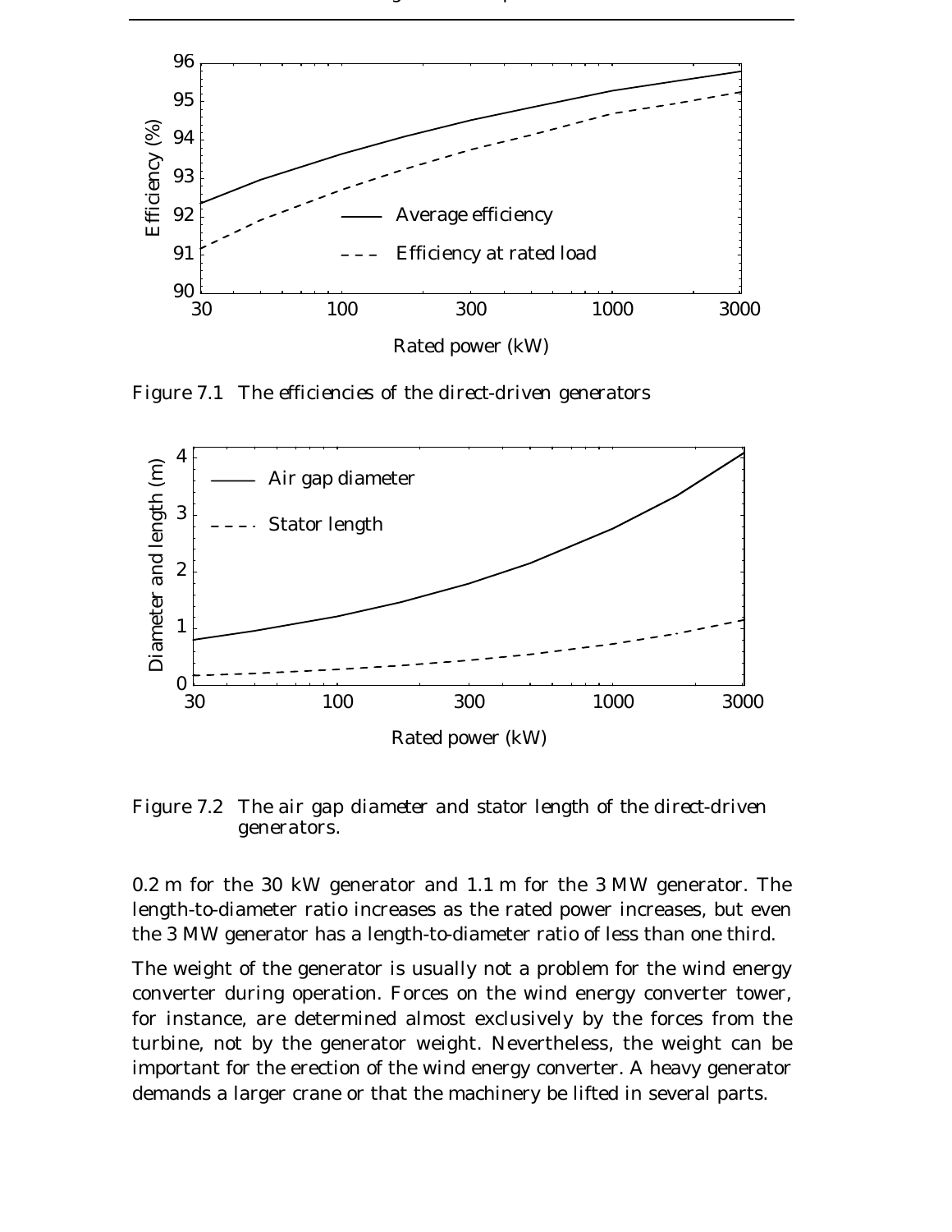Figure 7.1 The efficiencies of the direct-driven generators

Figure 7.2 The air gap diameter and stator length of the direct-driven generators.

0.2 m for the 30 kW generator and 1.1 m for the 3 MW generator. The length-to-diameter ratio increases as the rated power increases, but even the 3 MW generator has a length-to-diameter ratio of less than one third.

The weight of the generator is usually not a problem for the wind energy converter during operation. Forces on the wind energy converter tower, for instance, are determined almost exclusively by the forces from the turbine, not by the generator weight. Nevertheless, the weight can be important for the erection of the wind energy converter. A heavy generator demands a larger crane or that the machinery be lifted in several parts.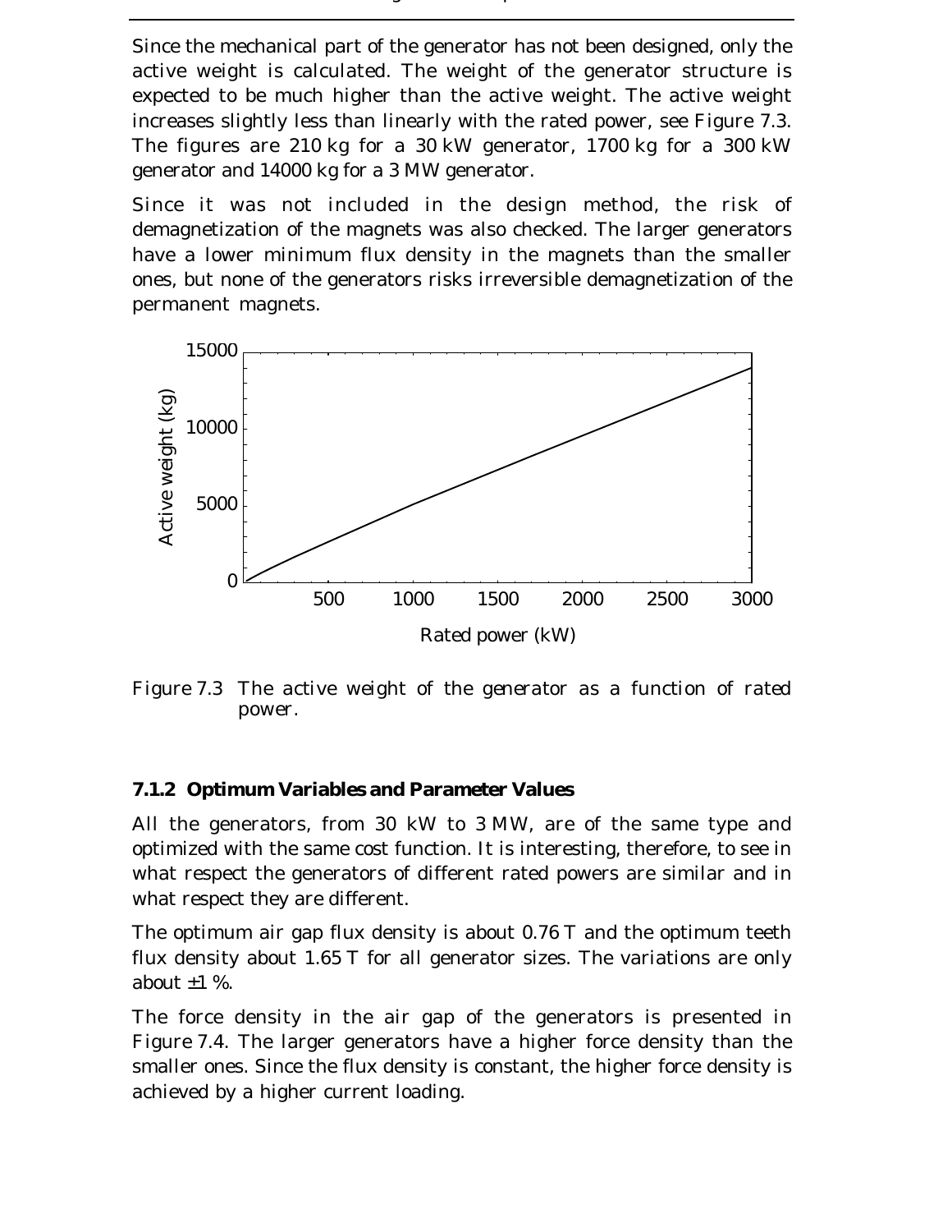Since the mechanical part of the generator has not been designed, only the active weight is calculated. The weight of the generator structure is expected to be much higher than the active weight. The active weight increases slightly less than linearly with the rated power, see Figure 7.3. The figures are 210 kg for a 30 kW generator, 1700 kg for a 300 kW generator and 14000 kg for a 3 MW generator.

Since it was not included in the design method, the risk of demagnetization of the magnets was also checked. The larger generators have a lower minimum flux density in the magnets than the smaller ones, but none of the generators risks irreversible demagnetization of the permanent magnets.

Figure 7.3 The active weight of the generator as a function of rated power.

### 7.1.2 Optimum Variables and Parameter Values

All the generators, from 30 kW to 3 MW, are of the same type and optimized with the same cost function. It is interesting, therefore, to see in what respect the generators of different rated powers are similar and in what respect they are different.

The optimum air gap flux density is about 0.76 T and the optimum teeth flux density about 1.65 T for all generator sizes. The variations are only about ±1 %.

The force density in the air gap of the generators is presented in Figure 7.4. The larger generators have a higher force density than the smaller ones. Since the flux density is constant, the higher force density is achieved by a higher current loading.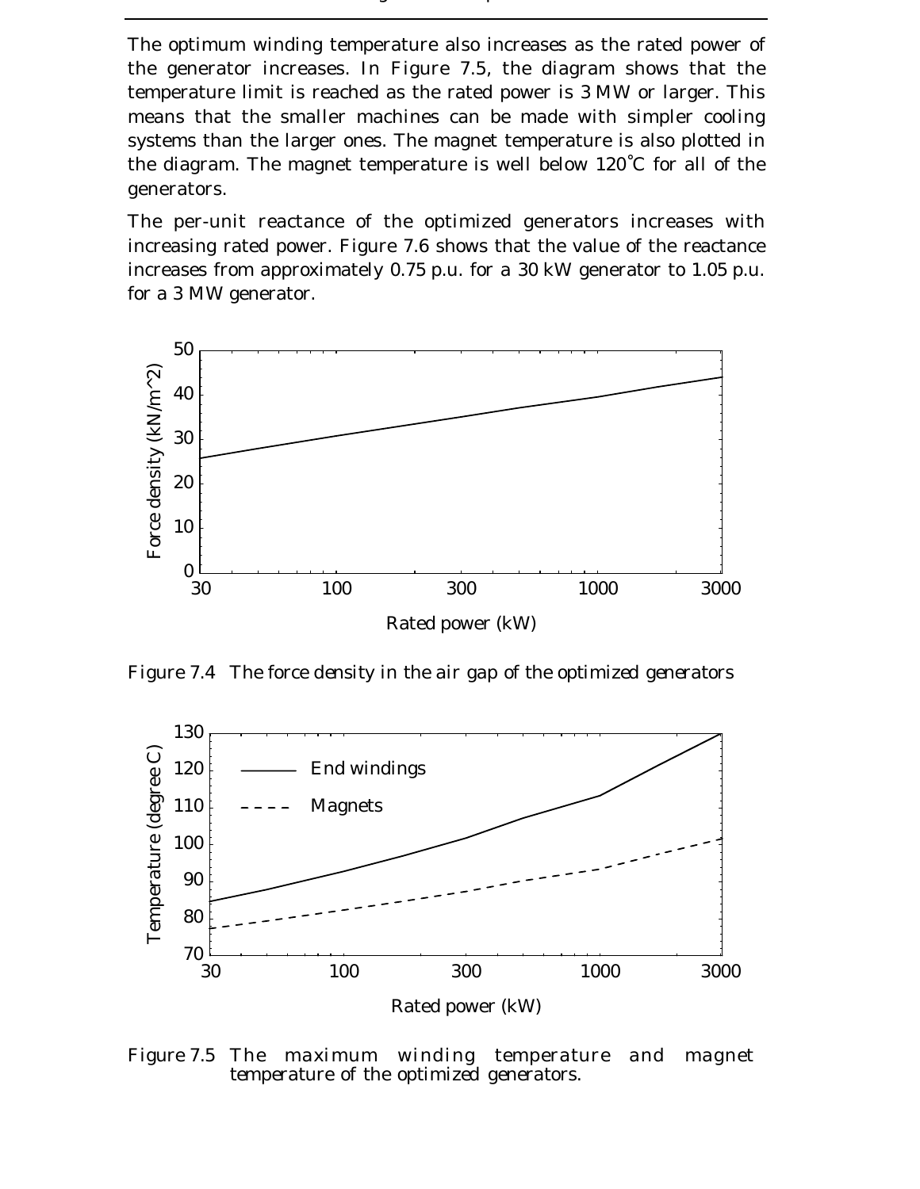The optimum winding temperature also increases as the rated power of the generator increases. In Figure 7.5, the diagram shows that the temperature limit is reached as the rated power is 3 MW or larger. This means that the smaller machines can be made with simpler cooling systems than the larger ones. The magnet temperature is also plotted in the diagram. The magnet temperature is well below 120°C for all of the generators.

The per-unit reactance of the optimized generators increases with increasing rated power. Figure 7.6 shows that the value of the reactance increases from approximately 0.75 p.u. for a 30 kW generator to 1.05 p.u. for a 3 MW generator.

Figure 7.4 The force density in the air gap of the optimized generators

Figure 7.5 The maximum winding temperature and magnet temperature of the optimized generators.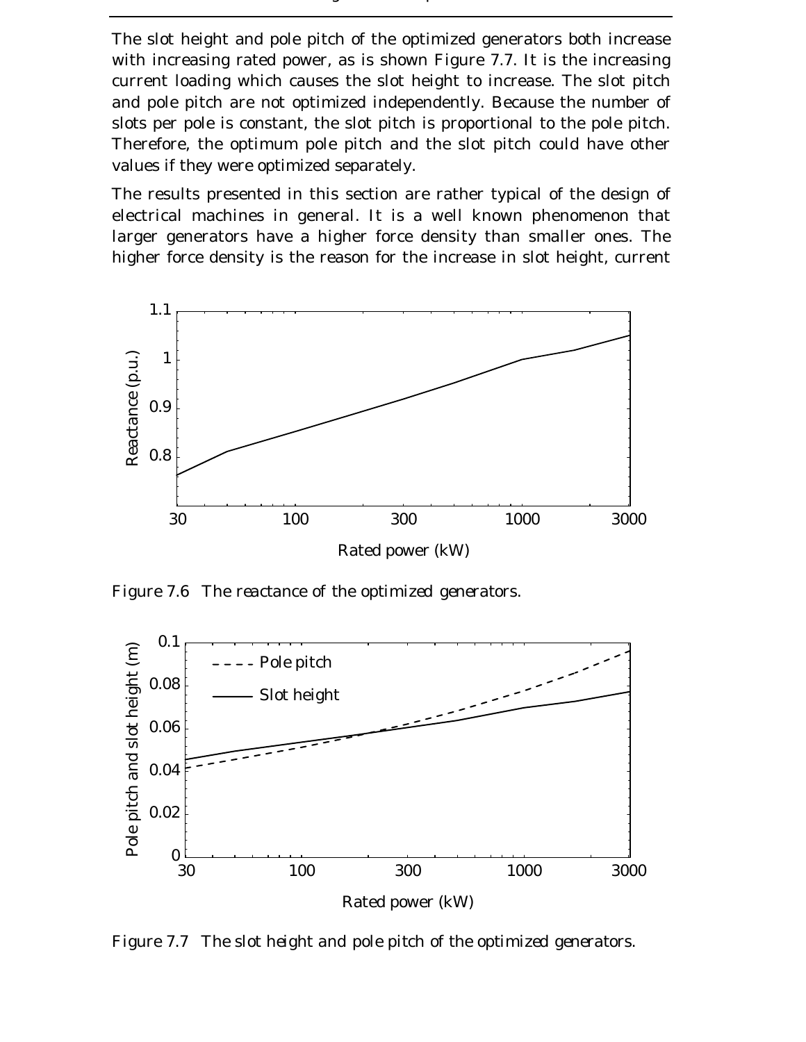The slot height and pole pitch of the optimized generators both increase with increasing rated power, as is shown Figure 7.7. It is the increasing current loading which causes the slot height to increase. The slot pitch and pole pitch are not optimized independently. Because the number of slots per pole is constant, the slot pitch is proportional to the pole pitch. Therefore, the optimum pole pitch and the slot pitch could have other values if they were optimized separately.

The results presented in this section are rather typical of the design of electrical machines in general. It is a well known phenomenon that larger generators have a higher force density than smaller ones. The higher force density is the reason for the increase in slot height, current

*Figure 7.6 The reactance of the optimized generators.*

*Figure 7.7 The slot height and pole pitch of the optimized generators.*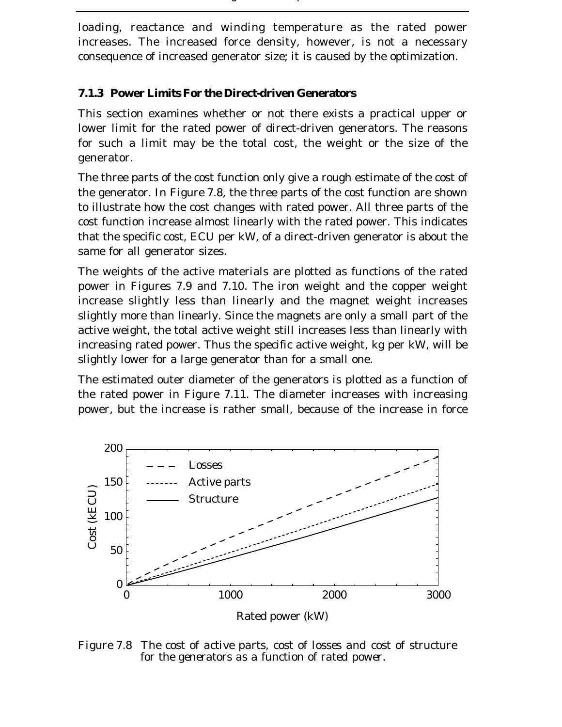loading, reactance and winding temperature as the rated power increases. The increased force density, however, is not a necessary consequence of increased generator size; it is caused by the optimization.

### 7.1.3 Power Limits For the Direct-driven Generators

This section examines whether or not there exists a practical upper or lower limit for the rated power of direct-driven generators. The reasons for such a limit may be the total cost, the weight or the size of the generator.

The three parts of the cost function only give a rough estimate of the cost of the generator. In Figure 7.8, the three parts of the cost function are shown to illustrate how the cost changes with rated power. All three parts of the cost function increase almost linearly with the rated power. This indicates that the specific cost, ECU per kW, of a direct-driven generator is about the same for all generator sizes.

The weights of the active materials are plotted as functions of the rated power in Figures 7.9 and 7.10. The iron weight and the copper weight increase slightly less than linearly and the magnet weight increases slightly more than linearly. Since the magnets are only a small part of the active weight, the total active weight still increases less than linearly with increasing rated power. Thus the specific active weight, kg per kW, will be slightly lower for a large generator than for a small one.

The estimated outer diameter of the generators is plotted as a function of the rated power in Figure 7.11. The diameter increases with increasing power, but the increase is rather small, because of the increase in force

Figure 7.8 The cost of active parts, cost of losses and cost of structure for the generators as a function of rated power.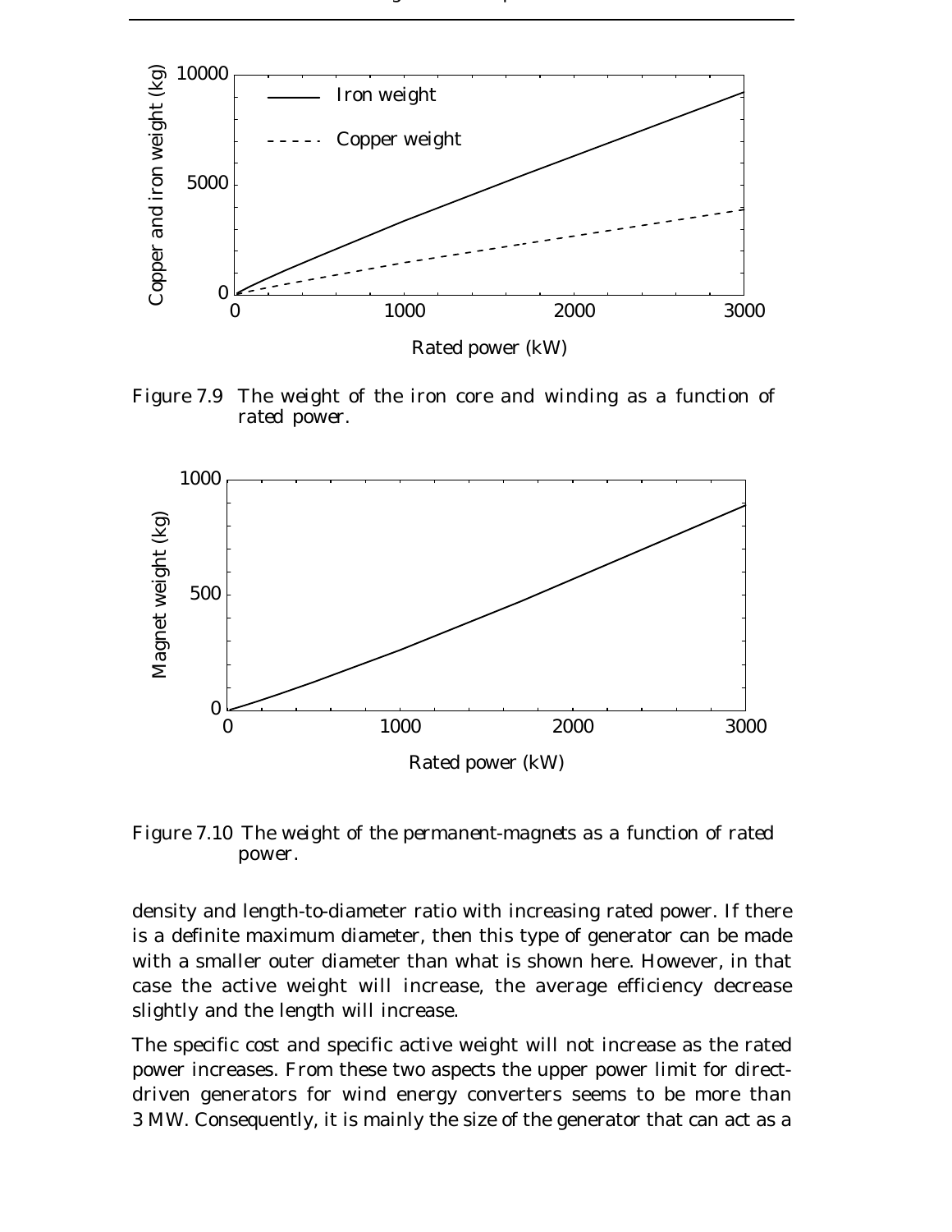Figure 7.9 The weight of the iron core and winding as a function of rated power.

Figure 7.10 The weight of the permanent-magnets as a function of rated power.

density and length-to-diameter ratio with increasing rated power. If there is a definite maximum diameter, then this type of generator can be made with a smaller outer diameter than what is shown here. However, in that case the active weight will increase, the average efficiency decrease slightly and the length will increase.

The specific cost and specific active weight will not increase as the rated power increases. From these two aspects the upper power limit for direct-driven generators for wind energy converters seems to be more than 3 MW. Consequently, it is mainly the size of the generator that can act as a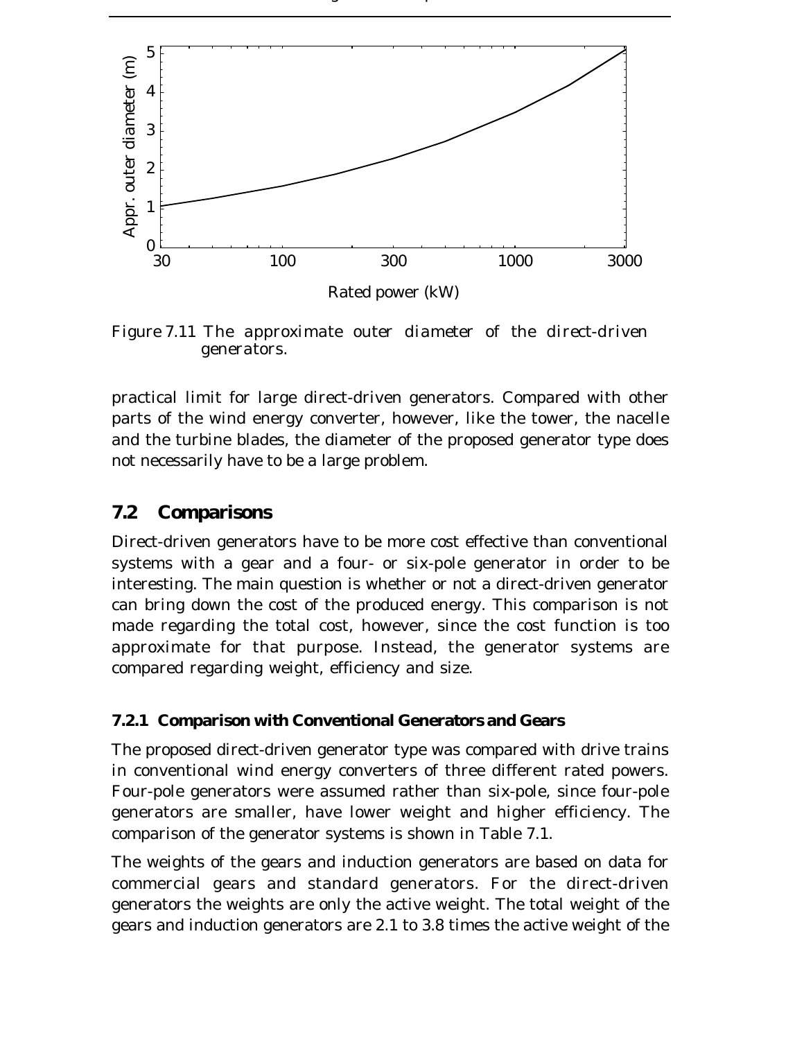Figure 7.11 The approximate outer diameter of the direct-driven generators.

practical limit for large direct-driven generators. Compared with other parts of the wind energy converter, however, like the tower, the nacelle and the turbine blades, the diameter of the proposed generator type does not necessarily have to be a large problem.

## 7.2 Comparisons

Direct-driven generators have to be more cost effective than conventional systems with a gear and a four- or six-pole generator in order to be interesting. The main question is whether or not a direct-driven generator can bring down the cost of the produced energy. This comparison is not made regarding the total cost, however, since the cost function is too approximate for that purpose. Instead, the generator systems are compared regarding weight, efficiency and size.

### 7.2.1 Comparison with Conventional Generators and Gears

The proposed direct-driven generator type was compared with drive trains in conventional wind energy converters of three different rated powers. Four-pole generators were assumed rather than six-pole, since four-pole generators are smaller, have lower weight and higher efficiency. The comparison of the generator systems is shown in Table 7.1.

The weights of the gears and induction generators are based on data for commercial gears and standard generators. For the direct-driven generators the weights are only the active weight. The total weight of the gears and induction generators are 2.1 to 3.8 times the active weight of the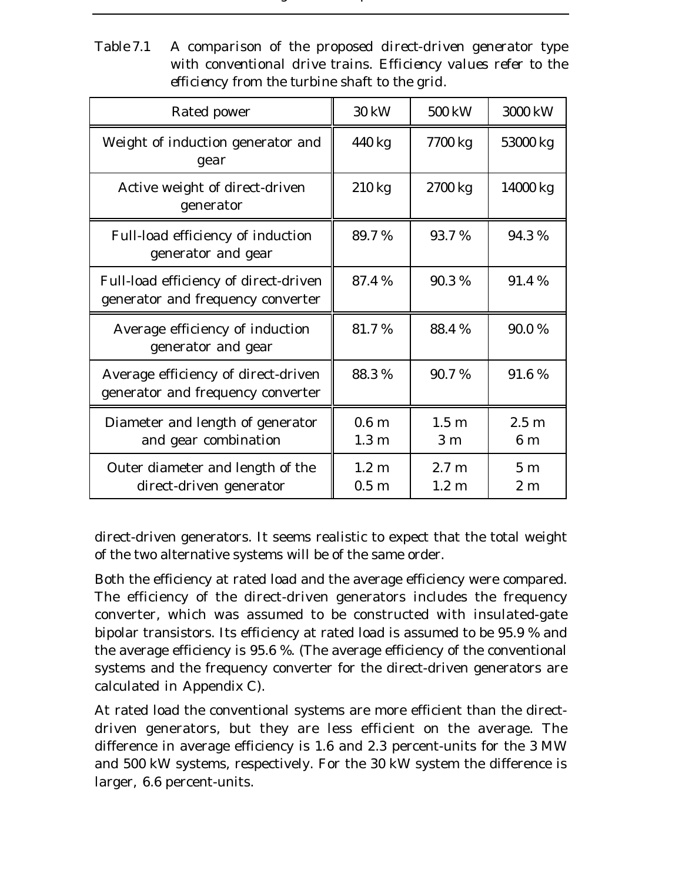Table 7.1 A comparison of the proposed direct-driven generator type with conventional drive trains. Efficiency values refer to the efficiency from the turbine shaft to the grid.

| Rated power | 30 kW | 500 kW | 3000 kW |
|---|---|---|---|
| Weight of induction generator and gear | 440 kg | 7700 kg | 53000 kg |
| Active weight of direct-driven generator | 210 kg | 2700 kg | 14000 kg |
| Full-load efficiency of induction generator and gear | 89.7 % | 93.7 % | 94.3 % |
| Full-load efficiency of direct-driven generator and frequency converter | 87.4 % | 90.3 % | 91.4 % |
| Average efficiency of induction generator and gear | 81.7 % | 88.4 % | 90.0 % |
| Average efficiency of direct-driven generator and frequency converter | 88.3 % | 90.7 % | 91.6 % |
| Diameter and length of generator and gear combination | 0.6 m<br>1.3 m | 1.5 m<br>3 m | 2.5 m<br>6 m |
| Outer diameter and length of the direct-driven generator | 1.2 m<br>0.5 m | 2.7 m<br>1.2 m | 5 m<br>2 m |

direct-driven generators. It seems realistic to expect that the total weight of the two alternative systems will be of the same order.

Both the efficiency at rated load and the average efficiency were compared. The efficiency of the direct-driven generators includes the frequency converter, which was assumed to be constructed with insulated-gate bipolar transistors. Its efficiency at rated load is assumed to be 95.9 % and the average efficiency is 95.6 %. (The average efficiency of the conventional systems and the frequency converter for the direct-driven generators are calculated in Appendix C).

At rated load the conventional systems are more efficient than the direct-driven generators, but they are less efficient on the average. The difference in average efficiency is 1.6 and 2.3 percent-units for the 3 MW and 500 kW systems, respectively. For the 30 kW system the difference is larger, 6.6 percent-units.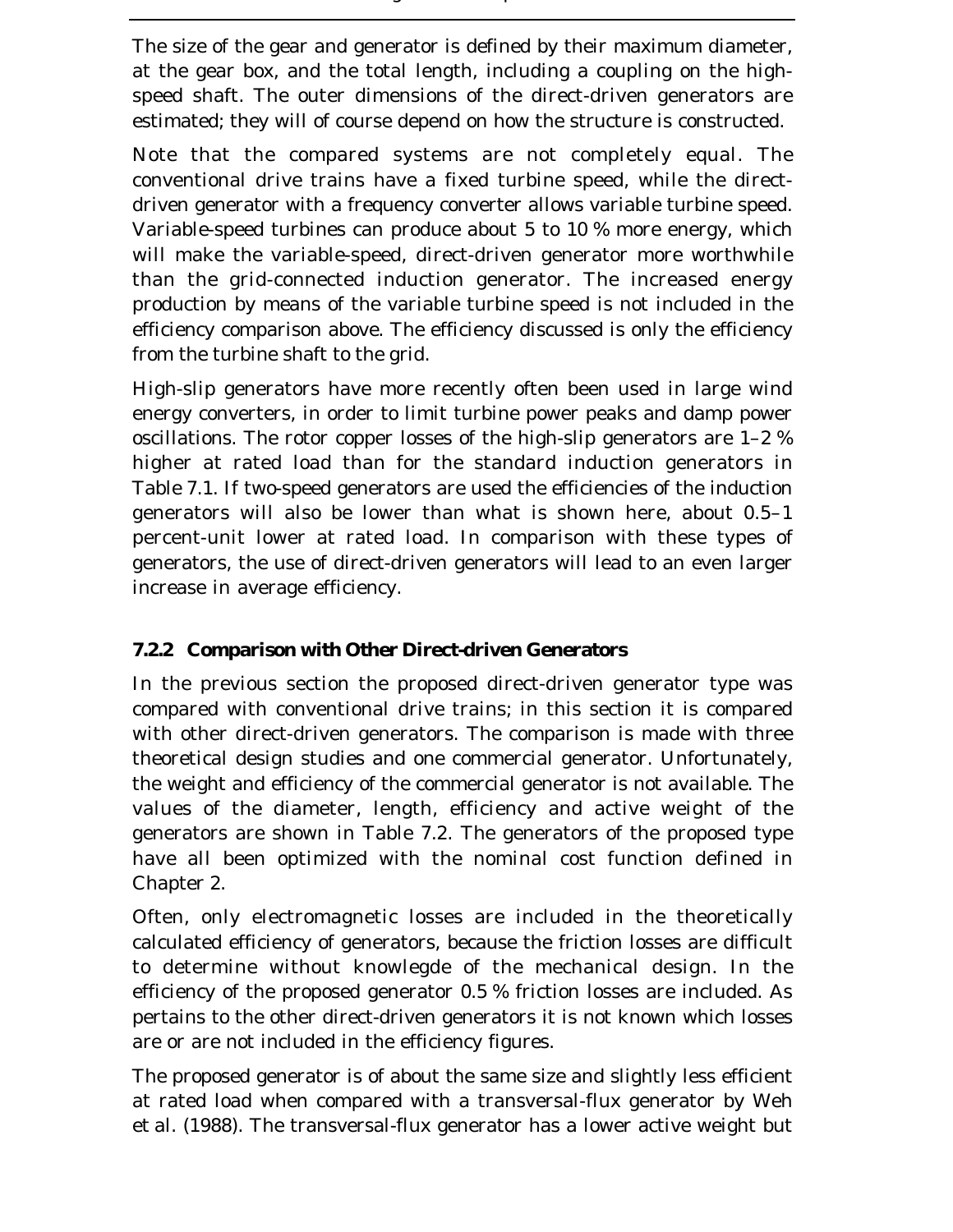The size of the gear and generator is defined by their maximum diameter, at the gear box, and the total length, including a coupling on the high-speed shaft. The outer dimensions of the direct-driven generators are estimated; they will of course depend on how the structure is constructed.

Note that the compared systems are not completely equal. The conventional drive trains have a fixed turbine speed, while the direct-driven generator with a frequency converter allows variable turbine speed. Variable-speed turbines can produce about 5 to 10 % more energy, which will make the variable-speed, direct-driven generator more worthwhile than the grid-connected induction generator. The increased energy production by means of the variable turbine speed is not included in the efficiency comparison above. The efficiency discussed is only the efficiency from the turbine shaft to the grid.

High-slip generators have more recently often been used in large wind energy converters, in order to limit turbine power peaks and damp power oscillations. The rotor copper losses of the high-slip generators are 1–2 % higher at rated load than for the standard induction generators in Table 7.1. If two-speed generators are used the efficiencies of the induction generators will also be lower than what is shown here, about 0.5–1 percent-unit lower at rated load. In comparison with these types of generators, the use of direct-driven generators will lead to an even larger increase in average efficiency.

### 7.2.2 Comparison with Other Direct-driven Generators

In the previous section the proposed direct-driven generator type was compared with conventional drive trains; in this section it is compared with other direct-driven generators. The comparison is made with three theoretical design studies and one commercial generator. Unfortunately, the weight and efficiency of the commercial generator is not available. The values of the diameter, length, efficiency and active weight of the generators are shown in Table 7.2. The generators of the proposed type have all been optimized with the nominal cost function defined in Chapter 2.

Often, only electromagnetic losses are included in the theoretically calculated efficiency of generators, because the friction losses are difficult to determine without knowlegde of the mechanical design. In the efficiency of the proposed generator 0.5 % friction losses are included. As pertains to the other direct-driven generators it is not known which losses are or are not included in the efficiency figures.

The proposed generator is of about the same size and slightly less efficient at rated load when compared with a transversal-flux generator by Weh et al. (1988). The transversal-flux generator has a lower active weight but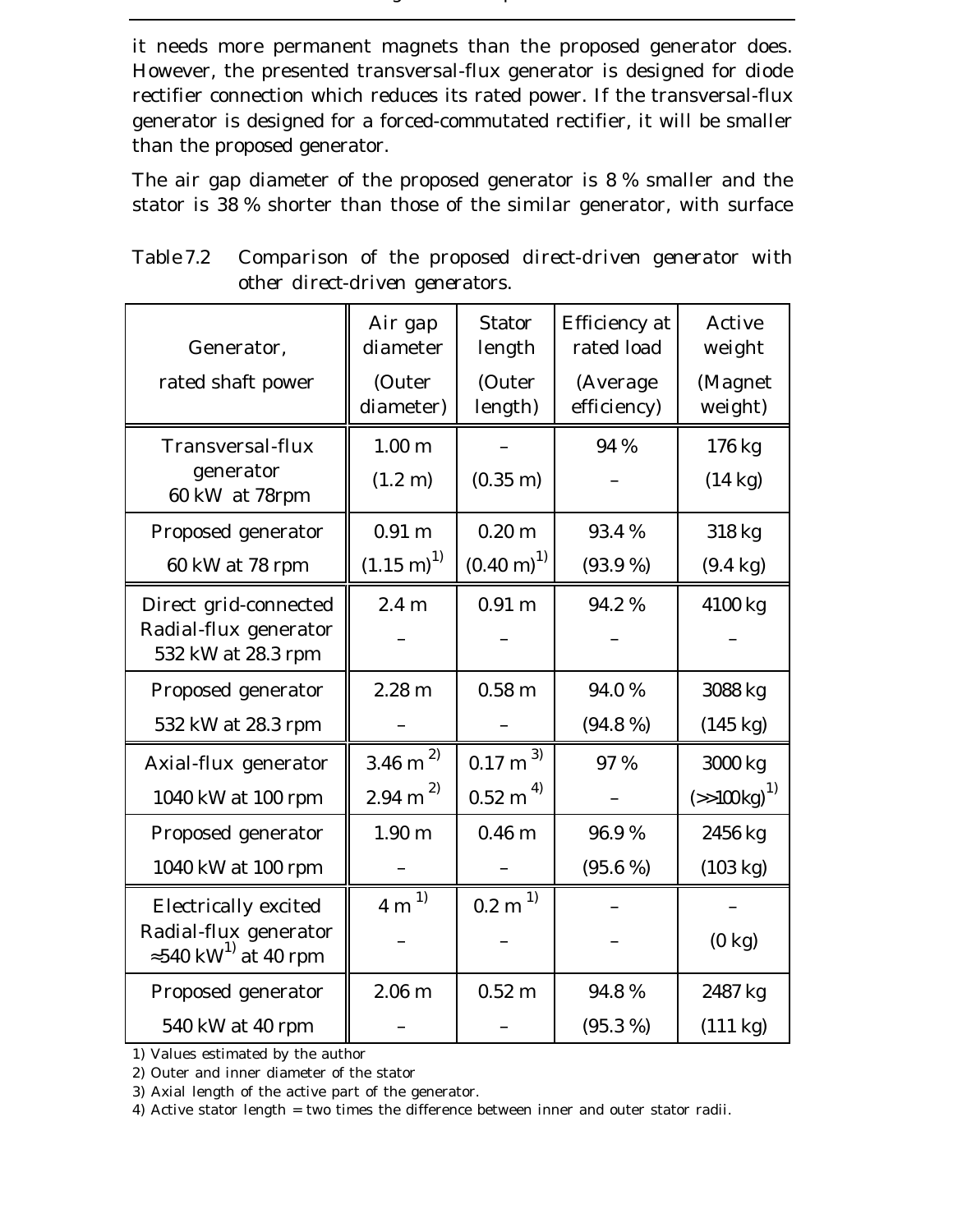it needs more permanent magnets than the proposed generator does. However, the presented transversal-flux generator is designed for diode rectifier connection which reduces its rated power. If the transversal-flux generator is designed for a forced-commutated rectifier, it will be smaller than the proposed generator.

The air gap diameter of the proposed generator is 8 % smaller and the stator is 38 % shorter than those of the similar generator, with surface

Table 7.2 Comparison of the proposed direct-driven generator with other direct-driven generators.

| Generator, rated shaft power | Air gap diameter (Outer diameter) | Stator length (Outer length) | Efficiency at rated load (Average efficiency) | Active weight (Magnet weight) |
|---|---|---|---|---|
| Transversal-flux generator 60 kW at 78rpm | 1.00 m (1.2 m) | – (0.35 m) | 94 % – | 176 kg (14 kg) |
| Proposed generator 60 kW at 78 rpm | 0.91 m (1.15 m)[1] | 0.20 m (0.40 m)[1] | 93.4 % (93.9 %) | 318 kg (9.4 kg) |
| Direct grid-connected Radial-flux generator 532 kW at 28.3 rpm | 2.4 m – | 0.91 m – | 94.2 % – | 4100 kg – |
| Proposed generator 532 kW at 28.3 rpm | 2.28 m – | 0.58 m – | 94.0 % (94.8 %) | 3088 kg (145 kg) |
| Axial-flux generator 1040 kW at 100 rpm | 3.46 m[2] 2.94 m[2] | 0.17 m[3] 0.52 m[4] | 97 % – | 3000 kg (>>100kg)[1] |
| Proposed generator 1040 kW at 100 rpm | 1.90 m – | 0.46 m – | 96.9 % (95.6 %) | 2456 kg (103 kg) |
| Electrically excited Radial-flux generator ≈540 kW[1] at 40 rpm | 4 m[1] – | 0.2 m[1] – | – – | – (0 kg) |
| Proposed generator 540 kW at 40 rpm | 2.06 m – | 0.52 m – | 94.8 % (95.3 %) | 2487 kg (111 kg) |

1) Values estimated by the author
2) Outer and inner diameter of the stator
3) Axial length of the active part of the generator.
4) Active stator length = two times the difference between inner and outer stator radii.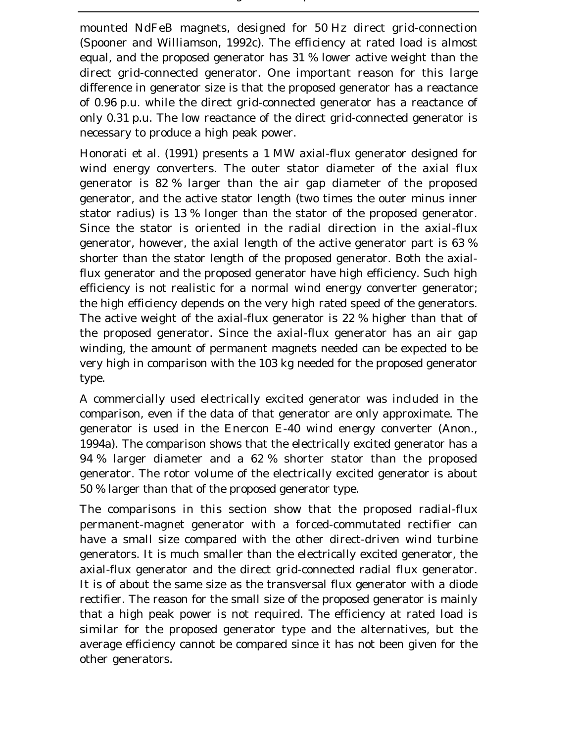mounted NdFeB magnets, designed for 50 Hz direct grid-connection (Spooner and Williamson, 1992c). The efficiency at rated load is almost equal, and the proposed generator has 31 % lower active weight than the direct grid-connected generator. One important reason for this large difference in generator size is that the proposed generator has a reactance of 0.96 p.u. while the direct grid-connected generator has a reactance of only 0.31 p.u. The low reactance of the direct grid-connected generator is necessary to produce a high peak power.

Honorati et al. (1991) presents a 1 MW axial-flux generator designed for wind energy converters. The outer stator diameter of the axial flux generator is 82 % larger than the air gap diameter of the proposed generator, and the active stator length (two times the outer minus inner stator radius) is 13 % longer than the stator of the proposed generator. Since the stator is oriented in the radial direction in the axial-flux generator, however, the axial length of the active generator part is 63 % shorter than the stator length of the proposed generator. Both the axial-flux generator and the proposed generator have high efficiency. Such high efficiency is not realistic for a normal wind energy converter generator; the high efficiency depends on the very high rated speed of the generators. The active weight of the axial-flux generator is 22 % higher than that of the proposed generator. Since the axial-flux generator has an air gap winding, the amount of permanent magnets needed can be expected to be very high in comparison with the 103 kg needed for the proposed generator type.

A commercially used electrically excited generator was included in the comparison, even if the data of that generator are only approximate. The generator is used in the Enercon E-40 wind energy converter (Anon., 1994a). The comparison shows that the electrically excited generator has a 94 % larger diameter and a 62 % shorter stator than the proposed generator. The rotor volume of the electrically excited generator is about 50 % larger than that of the proposed generator type.

The comparisons in this section show that the proposed radial-flux permanent-magnet generator with a forced-commutated rectifier can have a small size compared with the other direct-driven wind turbine generators. It is much smaller than the electrically excited generator, the axial-flux generator and the direct grid-connected radial flux generator. It is of about the same size as the transversal flux generator with a diode rectifier. The reason for the small size of the proposed generator is mainly that a high peak power is not required. The efficiency at rated load is similar for the proposed generator type and the alternatives, but the average efficiency cannot be compared since it has not been given for the other generators.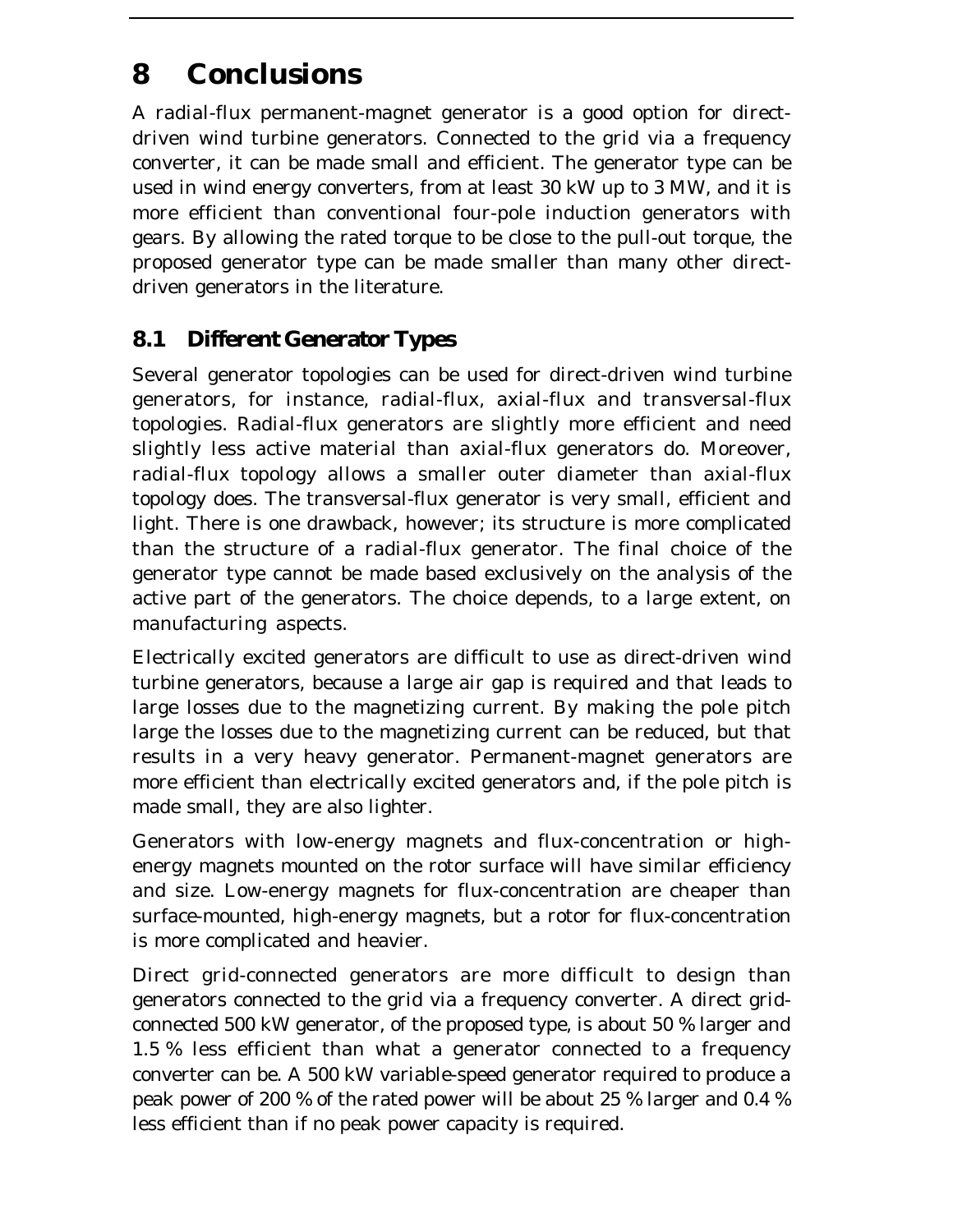# 8 Conclusions

A radial-flux permanent-magnet generator is a good option for direct-driven wind turbine generators. Connected to the grid via a frequency converter, it can be made small and efficient. The generator type can be used in wind energy converters, from at least 30 kW up to 3 MW, and it is more efficient than conventional four-pole induction generators with gears. By allowing the rated torque to be close to the pull-out torque, the proposed generator type can be made smaller than many other direct-driven generators in the literature.

## 8.1 Different Generator Types

Several generator topologies can be used for direct-driven wind turbine generators, for instance, radial-flux, axial-flux and transversal-flux topologies. Radial-flux generators are slightly more efficient and need slightly less active material than axial-flux generators do. Moreover, radial-flux topology allows a smaller outer diameter than axial-flux topology does. The transversal-flux generator is very small, efficient and light. There is one drawback, however; its structure is more complicated than the structure of a radial-flux generator. The final choice of the generator type cannot be made based exclusively on the analysis of the active part of the generators. The choice depends, to a large extent, on manufacturing aspects.

Electrically excited generators are difficult to use as direct-driven wind turbine generators, because a large air gap is required and that leads to large losses due to the magnetizing current. By making the pole pitch large the losses due to the magnetizing current can be reduced, but that results in a very heavy generator. Permanent-magnet generators are more efficient than electrically excited generators and, if the pole pitch is made small, they are also lighter.

Generators with low-energy magnets and flux-concentration or high-energy magnets mounted on the rotor surface will have similar efficiency and size. Low-energy magnets for flux-concentration are cheaper than surface-mounted, high-energy magnets, but a rotor for flux-concentration is more complicated and heavier.

Direct grid-connected generators are more difficult to design than generators connected to the grid via a frequency converter. A direct grid-connected 500 kW generator, of the proposed type, is about 50 % larger and 1.5 % less efficient than what a generator connected to a frequency converter can be. A 500 kW variable-speed generator required to produce a peak power of 200 % of the rated power will be about 25 % larger and 0.4 % less efficient than if no peak power capacity is required.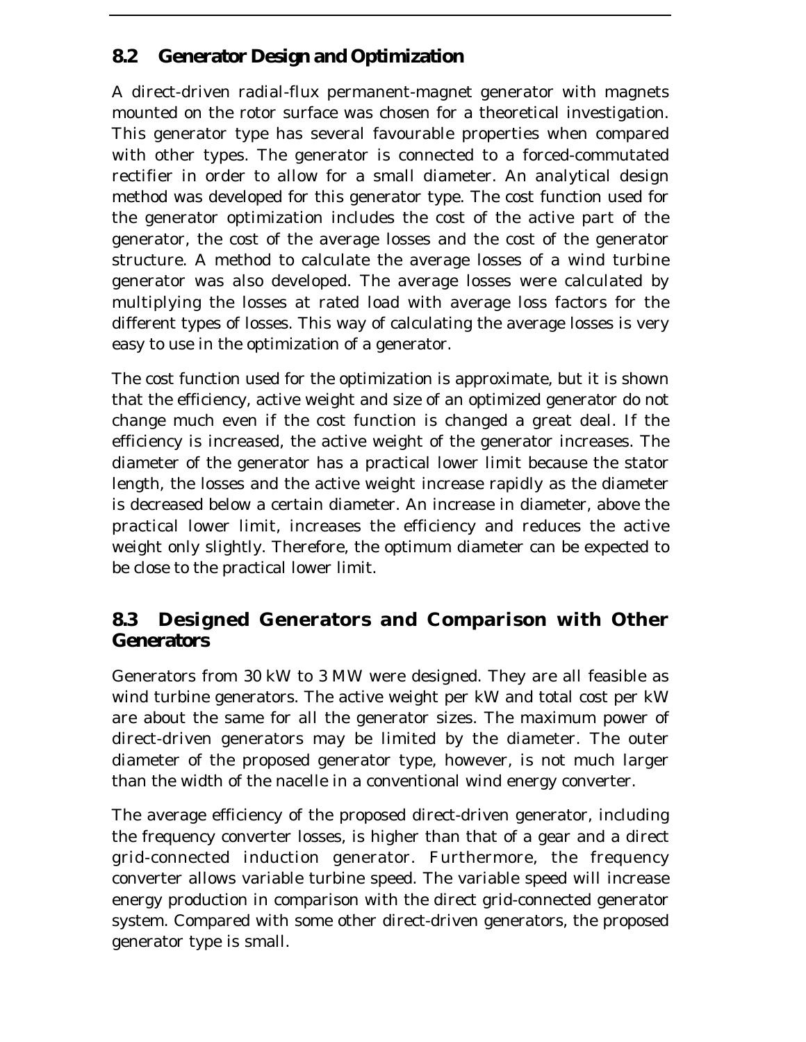## 8.2 Generator Design and Optimization

A direct-driven radial-flux permanent-magnet generator with magnets mounted on the rotor surface was chosen for a theoretical investigation. This generator type has several favourable properties when compared with other types. The generator is connected to a forced-commutated rectifier in order to allow for a small diameter. An analytical design method was developed for this generator type. The cost function used for the generator optimization includes the cost of the active part of the generator, the cost of the average losses and the cost of the generator structure. A method to calculate the average losses of a wind turbine generator was also developed. The average losses were calculated by multiplying the losses at rated load with average loss factors for the different types of losses. This way of calculating the average losses is very easy to use in the optimization of a generator.

The cost function used for the optimization is approximate, but it is shown that the efficiency, active weight and size of an optimized generator do not change much even if the cost function is changed a great deal. If the efficiency is increased, the active weight of the generator increases. The diameter of the generator has a practical lower limit because the stator length, the losses and the active weight increase rapidly as the diameter is decreased below a certain diameter. An increase in diameter, above the practical lower limit, increases the efficiency and reduces the active weight only slightly. Therefore, the optimum diameter can be expected to be close to the practical lower limit.

## 8.3 Designed Generators and Comparison with Other Generators

Generators from 30 kW to 3 MW were designed. They are all feasible as wind turbine generators. The active weight per kW and total cost per kW are about the same for all the generator sizes. The maximum power of direct-driven generators may be limited by the diameter. The outer diameter of the proposed generator type, however, is not much larger than the width of the nacelle in a conventional wind energy converter.

The average efficiency of the proposed direct-driven generator, including the frequency converter losses, is higher than that of a gear and a direct grid-connected induction generator. Furthermore, the frequency converter allows variable turbine speed. The variable speed will increase energy production in comparison with the direct grid-connected generator system. Compared with some other direct-driven generators, the proposed generator type is small.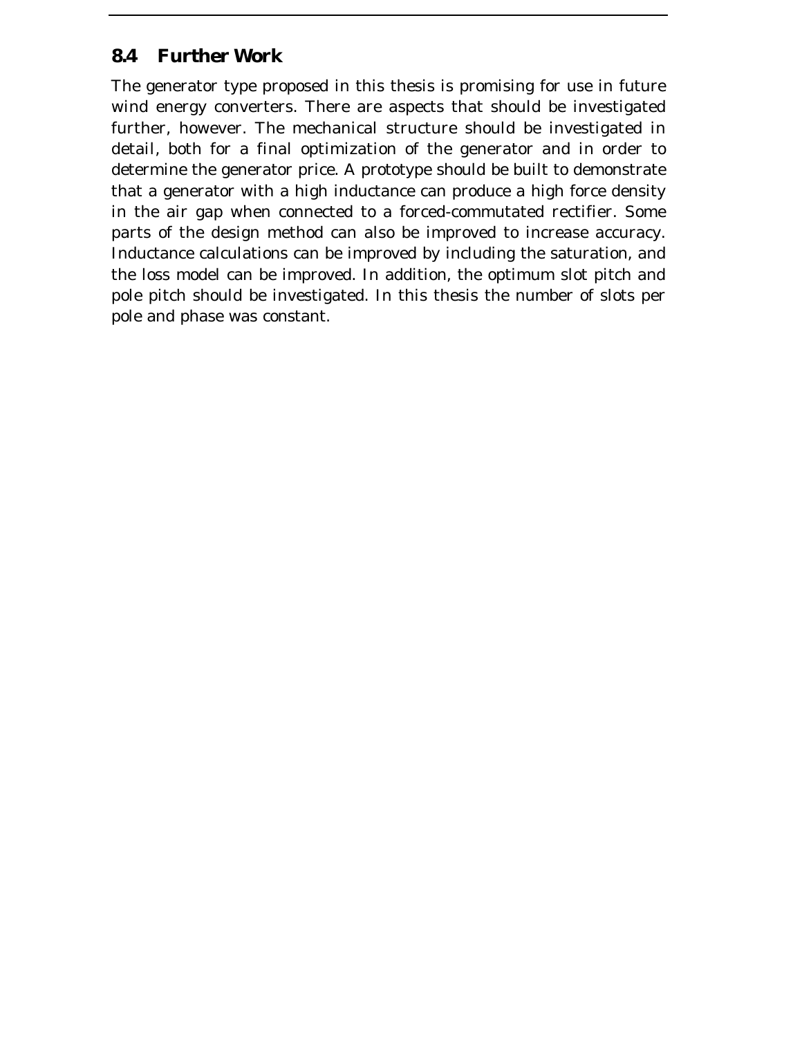## 8.4 Further Work

The generator type proposed in this thesis is promising for use in future wind energy converters. There are aspects that should be investigated further, however. The mechanical structure should be investigated in detail, both for a final optimization of the generator and in order to determine the generator price. A prototype should be built to demonstrate that a generator with a high inductance can produce a high force density in the air gap when connected to a forced-commutated rectifier. Some parts of the design method can also be improved to increase accuracy. Inductance calculations can be improved by including the saturation, and the loss model can be improved. In addition, the optimum slot pitch and pole pitch should be investigated. In this thesis the number of slots per pole and phase was constant.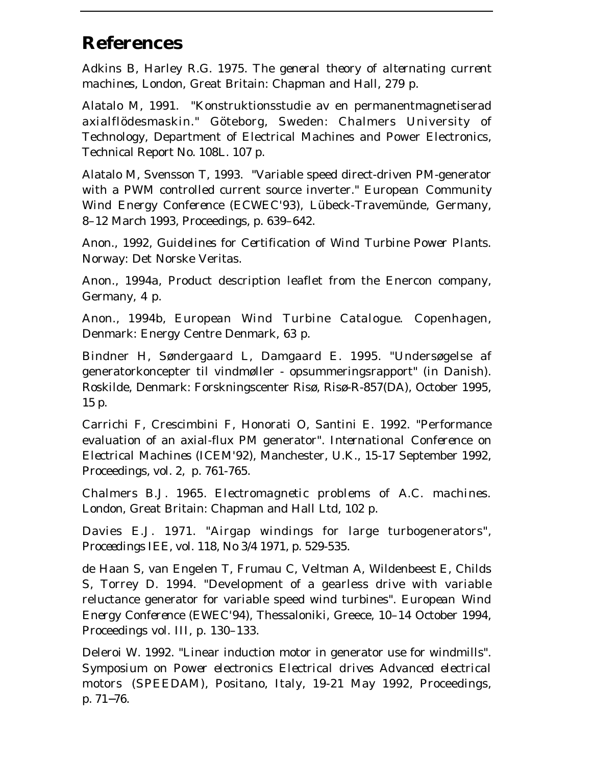# References

Adkins B, Harley R.G. 1975. *The general theory of alternating current machines*, London, Great Britain: Chapman and Hall, 279 p.

Alatalo M, 1991. "Konstruktionsstudie av en permanentmagnetiserad axialflödesmaskin." Göteborg, Sweden: Chalmers University of Technology, Department of Electrical Machines and Power Electronics, Technical Report No. 108L. 107 p.

Alatalo M, Svensson T, 1993. "Variable speed direct-driven PM-generator with a PWM controlled current source inverter." *European Community Wind Energy Conference (ECWEC'93)*, Lübeck-Travemünde, Germany, 8–12 March 1993, Proceedings, p. 639–642.

Anon., 1992, *Guidelines for Certification of Wind Turbine Power Plants*. Norway: Det Norske Veritas.

Anon., 1994a, Product description leaflet from the Enercon company, Germany, 4 p.

Anon., 1994b, *European Wind Turbine Catalogue*. Copenhagen, Denmark: Energy Centre Denmark, 63 p.

Bindner H, Søndergaard L, Damgaard E. 1995. "Undersøgelse af generatorkoncepter til vindmøller - opsummeringsrapport" (in Danish). Roskilde, Denmark: Forskningscenter Risø, Risø-R-857(DA), October 1995, 15 p.

Carrichi F, Crescimbini F, Honorati O, Santini E. 1992. "Performance evaluation of an axial-flux PM generator". *International Conference on Electrical Machines (ICEM'92)*, Manchester, U.K., 15-17 September 1992, Proceedings, vol. 2, p. 761-765.

Chalmers B.J. 1965. *Electromagnetic problems of A.C. machines*. London, Great Britain: Chapman and Hall Ltd, 102 p.

Davies E.J. 1971. "Airgap windings for large turbogenerators", *Proceedings IEE*, vol. 118, No 3/4 1971, p. 529-535.

de Haan S, van Engelen T, Frumau C, Veltman A, Wildenbeest E, Childs S, Torrey D. 1994. "Development of a gearless drive with variable reluctance generator for variable speed wind turbines". *European Wind Energy Conference (EWEC'94)*, Thessaloniki, Greece, 10–14 October 1994, Proceedings vol. III, p. 130–133.

Deleroi W. 1992. "Linear induction motor in generator use for windmills". *Symposium on Power electronics Electrical drives Advanced electrical motors (SPEEDAM)*, Positano, Italy, 19-21 May 1992, Proceedings, p. 71–76.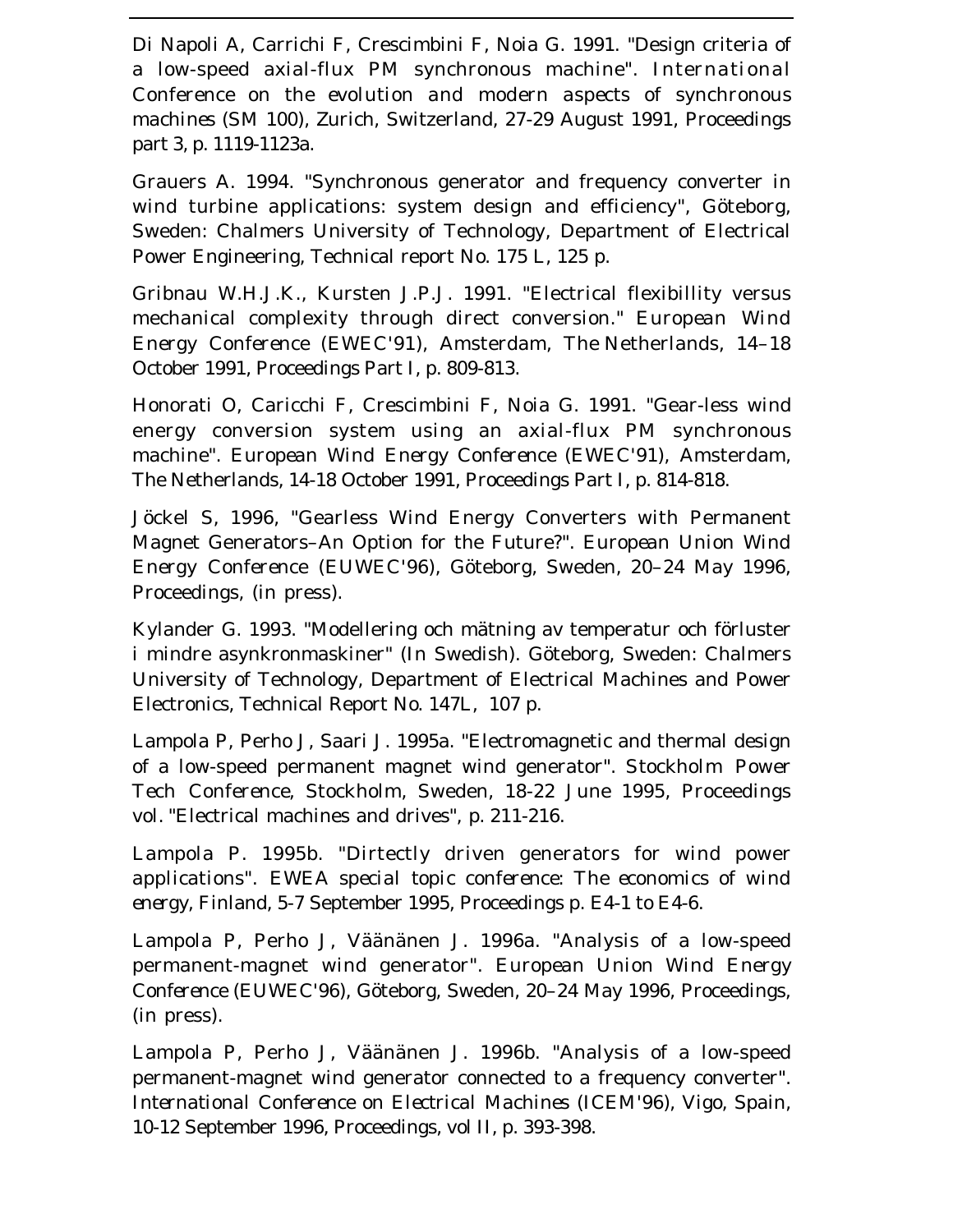Di Napoli A, Carrichi F, Crescimbini F, Noia G. 1991. "Design criteria of a low-speed axial-flux PM synchronous machine". International Conference on the evolution and modern aspects of synchronous machines (SM 100), Zurich, Switzerland, 27-29 August 1991, Proceedings part 3, p. 1119-1123a.

Grauers A. 1994. "Synchronous generator and frequency converter in wind turbine applications: system design and efficiency", Göteborg, Sweden: Chalmers University of Technology, Department of Electrical Power Engineering, Technical report No. 175 L, 125 p.

Gribnau W.H.J.K., Kursten J.P.J. 1991. "Electrical flexibillity versus mechanical complexity through direct conversion." European Wind Energy Conference (EWEC'91), Amsterdam, The Netherlands, 14–18 October 1991, Proceedings Part I, p. 809-813.

Honorati O, Caricchi F, Crescimbini F, Noia G. 1991. "Gear-less wind energy conversion system using an axial-flux PM synchronous machine". European Wind Energy Conference (EWEC'91), Amsterdam, The Netherlands, 14-18 October 1991, Proceedings Part I, p. 814-818.

Jöckel S, 1996, "Gearless Wind Energy Converters with Permanent Magnet Generators–An Option for the Future?". European Union Wind Energy Conference (EUWEC'96), Göteborg, Sweden, 20–24 May 1996, Proceedings, (in press).

Kylander G. 1993. "Modellering och mätning av temperatur och förluster i mindre asynkronmaskiner" (In Swedish). Göteborg, Sweden: Chalmers University of Technology, Department of Electrical Machines and Power Electronics, Technical Report No. 147L, 107 p.

Lampola P, Perho J, Saari J. 1995a. "Electromagnetic and thermal design of a low-speed permanent magnet wind generator". Stockholm Power Tech Conference, Stockholm, Sweden, 18-22 June 1995, Proceedings vol. "Electrical machines and drives", p. 211-216.

Lampola P. 1995b. "Dirtectly driven generators for wind power applications". EWEA special topic conference: The economics of wind energy, Finland, 5-7 September 1995, Proceedings p. E4-1 to E4-6.

Lampola P, Perho J, Väänänen J. 1996a. "Analysis of a low-speed permanent-magnet wind generator". European Union Wind Energy Conference (EUWEC'96), Göteborg, Sweden, 20–24 May 1996, Proceedings, (in press).

Lampola P, Perho J, Väänänen J. 1996b. "Analysis of a low-speed permanent-magnet wind generator connected to a frequency converter". International Conference on Electrical Machines (ICEM'96), Vigo, Spain, 10-12 September 1996, Proceedings, vol II, p. 393-398.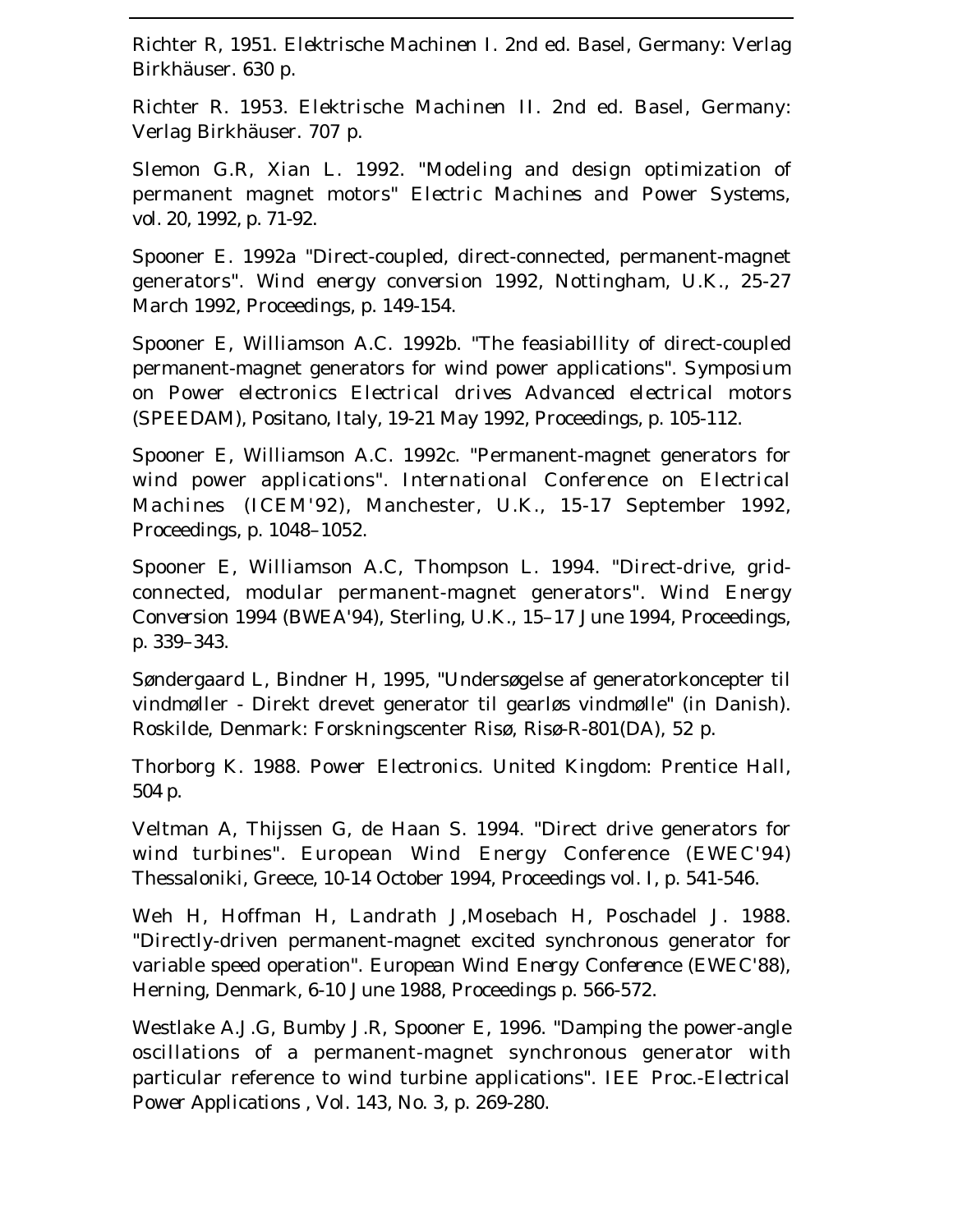Richter R, 1951. *Elektrische Machinen I*. 2nd ed. Basel, Germany: Verlag Birkhäuser. 630 p.

Richter R. 1953. *Elektrische Machinen II*. 2nd ed. Basel, Germany: Verlag Birkhäuser. 707 p.

Slemon G.R, Xian L. 1992. "Modeling and design optimization of permanent magnet motors" *Electric Machines and Power Systems*, vol. 20, 1992, p. 71-92.

Spooner E. 1992a "Direct-coupled, direct-connected, permanent-magnet generators". *Wind energy conversion 1992*, Nottingham, U.K., 25-27 March 1992, Proceedings, p. 149-154.

Spooner E, Williamson A.C. 1992b. "The feasiabillity of direct-coupled permanent-magnet generators for wind power applications". *Symposium on Power electronics Electrical drives Advanced electrical motors (SPEEDAM)*, Positano, Italy, 19-21 May 1992, Proceedings, p. 105-112.

Spooner E, Williamson A.C. 1992c. "Permanent-magnet generators for wind power applications". *International Conference on Electrical Machines (ICEM'92)*, Manchester, U.K., 15-17 September 1992, Proceedings, p. 1048–1052.

Spooner E, Williamson A.C, Thompson L. 1994. "Direct-drive, grid-connected, modular permanent-magnet generators". *Wind Energy Conversion 1994 (BWEA'94)*, Sterling, U.K., 15–17 June 1994, Proceedings, p. 339–343.

Søndergaard L, Bindner H, 1995, "Undersøgelse af generatorkoncepter til vindmøller - Direkt drevet generator til gearløs vindmølle" (in Danish). Roskilde, Denmark: Forskningscenter Risø, Risø-R-801(DA), 52 p.

Thorborg K. 1988. *Power Electronics*. United Kingdom: Prentice Hall, 504 p.

Veltman A, Thijssen G, de Haan S. 1994. "Direct drive generators for wind turbines". *European Wind Energy Conference (EWEC'94)* Thessaloniki, Greece, 10-14 October 1994, Proceedings vol. I, p. 541-546.

Weh H, Hoffman H, Landrath J,Mosebach H, Poschadel J. 1988. "Directly-driven permanent-magnet excited synchronous generator for variable speed operation". *European Wind Energy Conference (EWEC'88)*, Herning, Denmark, 6-10 June 1988, Proceedings p. 566-572.

Westlake A.J.G, Bumby J.R, Spooner E, 1996. "Damping the power-angle oscillations of a permanent-magnet synchronous generator with particular reference to wind turbine applications". *IEE Proc.-Electrical Power Applications* , Vol. 143, No. 3, p. 269-280.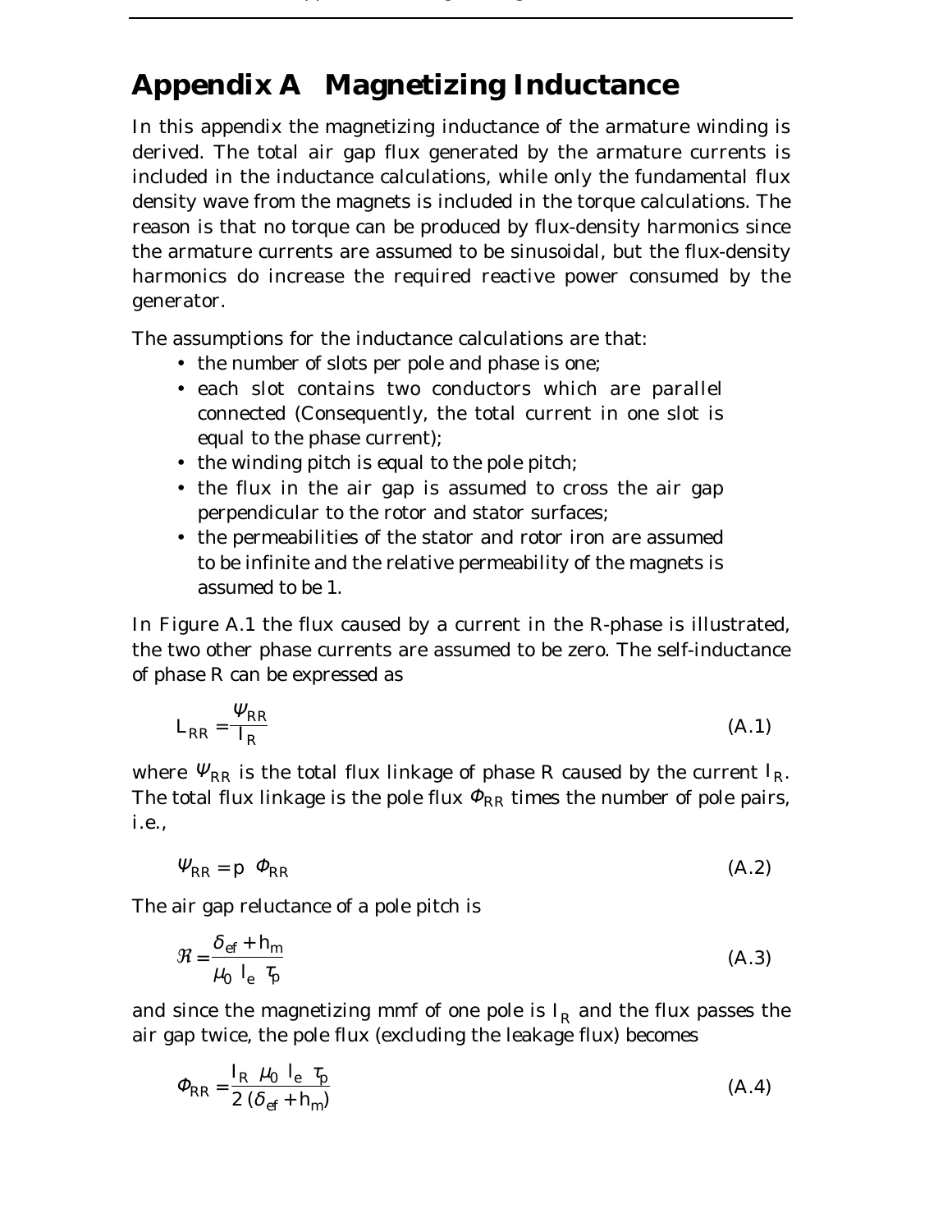# Appendix A Magnetizing Inductance

In this appendix the magnetizing inductance of the armature winding is derived. The total air gap flux generated by the armature currents is included in the inductance calculations, while only the fundamental flux density wave from the magnets is included in the torque calculations. The reason is that no torque can be produced by flux-density harmonics since the armature currents are assumed to be sinusoidal, but the flux-density harmonics do increase the required reactive power consumed by the generator.

The assumptions for the inductance calculations are that:

- the number of slots per pole and phase is one;
- each slot contains two conductors which are parallel connected (Consequently, the total current in one slot is equal to the phase current);
- the winding pitch is equal to the pole pitch;
- the flux in the air gap is assumed to cross the air gap perpendicular to the rotor and stator surfaces;
- the permeabilities of the stator and rotor iron are assumed to be infinite and the relative permeability of the magnets is assumed to be 1.

In Figure A.1 the flux caused by a current in the R-phase is illustrated, the two other phase currents are assumed to be zero. The self-inductance of phase R can be expressed as

$$L_{RR} = \frac{\Psi_{RR}}{I_R} \tag{A.1}$$

where $\Psi_{RR}$ is the total flux linkage of phase R caused by the current $I_R$. The total flux linkage is the pole flux $\Phi_{RR}$ times the number of pole pairs, i.e.,

$$\Psi_{RR} = p \; \Phi_{RR} \tag{A.2}$$

The air gap reluctance of a pole pitch is

$$\mathcal{R} = \frac{\delta_{ef} + h_m}{\mu_0 \; l_e \; \tau_p} \tag{A.3}$$

and since the magnetizing mmf of one pole is $I_R$ and the flux passes the air gap twice, the pole flux (excluding the leakage flux) becomes

$$\Phi_{RR} = \frac{I_R \; \mu_0 \; l_e \; \tau_p}{2 \, (\delta_{ef} + h_m)} \tag{A.4}$$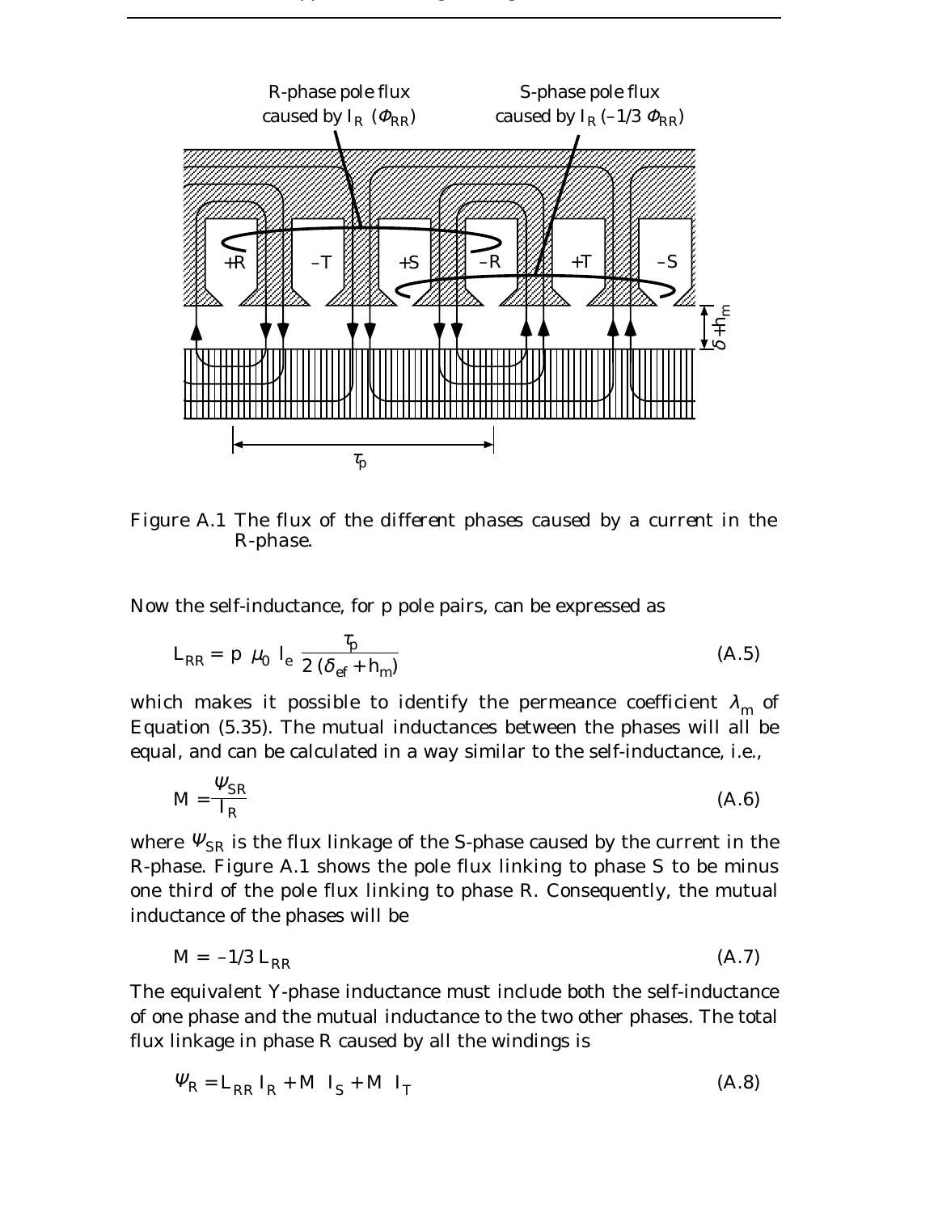Figure A.1 The flux of the different phases caused by a current in the R-phase.

Now the self-inductance, for p pole pairs, can be expressed as

$$L_{RR} = p\ \mu_0\ l_e\ \frac{\tau_p}{2\,(\delta_{ef} + h_m)} \tag{A.5}$$

which makes it possible to identify the permeance coefficient $\lambda_m$ of Equation (5.35). The mutual inductances between the phases will all be equal, and can be calculated in a way similar to the self-inductance, i.e.,

$$M = \frac{\Psi_{SR}}{I_R} \tag{A.6}$$

where $\Psi_{SR}$ is the flux linkage of the S-phase caused by the current in the R-phase. Figure A.1 shows the pole flux linking to phase S to be minus one third of the pole flux linking to phase R. Consequently, the mutual inductance of the phases will be

$$M = -1/3\, L_{RR} \tag{A.7}$$

The equivalent Y-phase inductance must include both the self-inductance of one phase and the mutual inductance to the two other phases. The total flux linkage in phase R caused by all the windings is

$$\Psi_R = L_{RR}\, I_R + M\ \ I_S + M\ \ I_T \tag{A.8}$$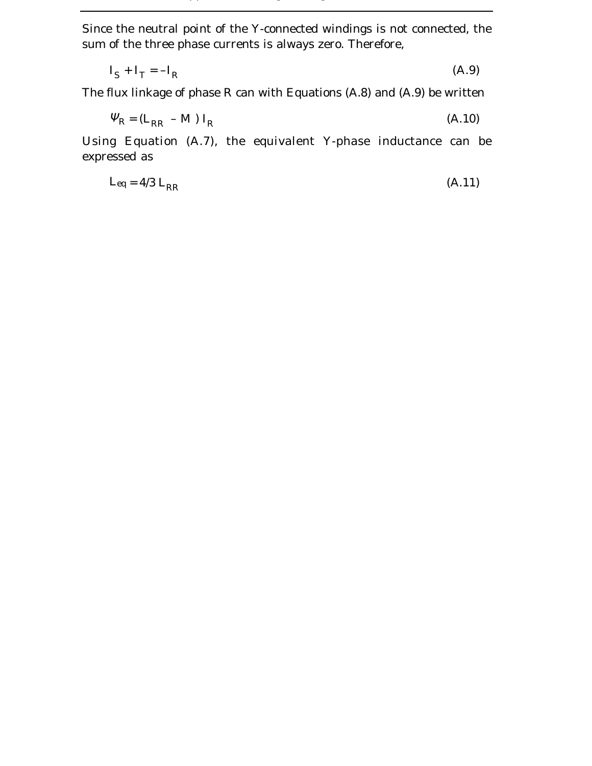Since the neutral point of the Y-connected windings is not connected, the sum of the three phase currents is always zero. Therefore,

$$I_S + I_T = -I_R \tag{A.9}$$

The flux linkage of phase R can with Equations (A.8) and (A.9) be written

$$\Psi_R = (L_{RR} - M)\, I_R \tag{A.10}$$

Using Equation (A.7), the equivalent Y-phase inductance can be expressed as

$$L_{eq} = 4/3\, L_{RR} \tag{A.11}$$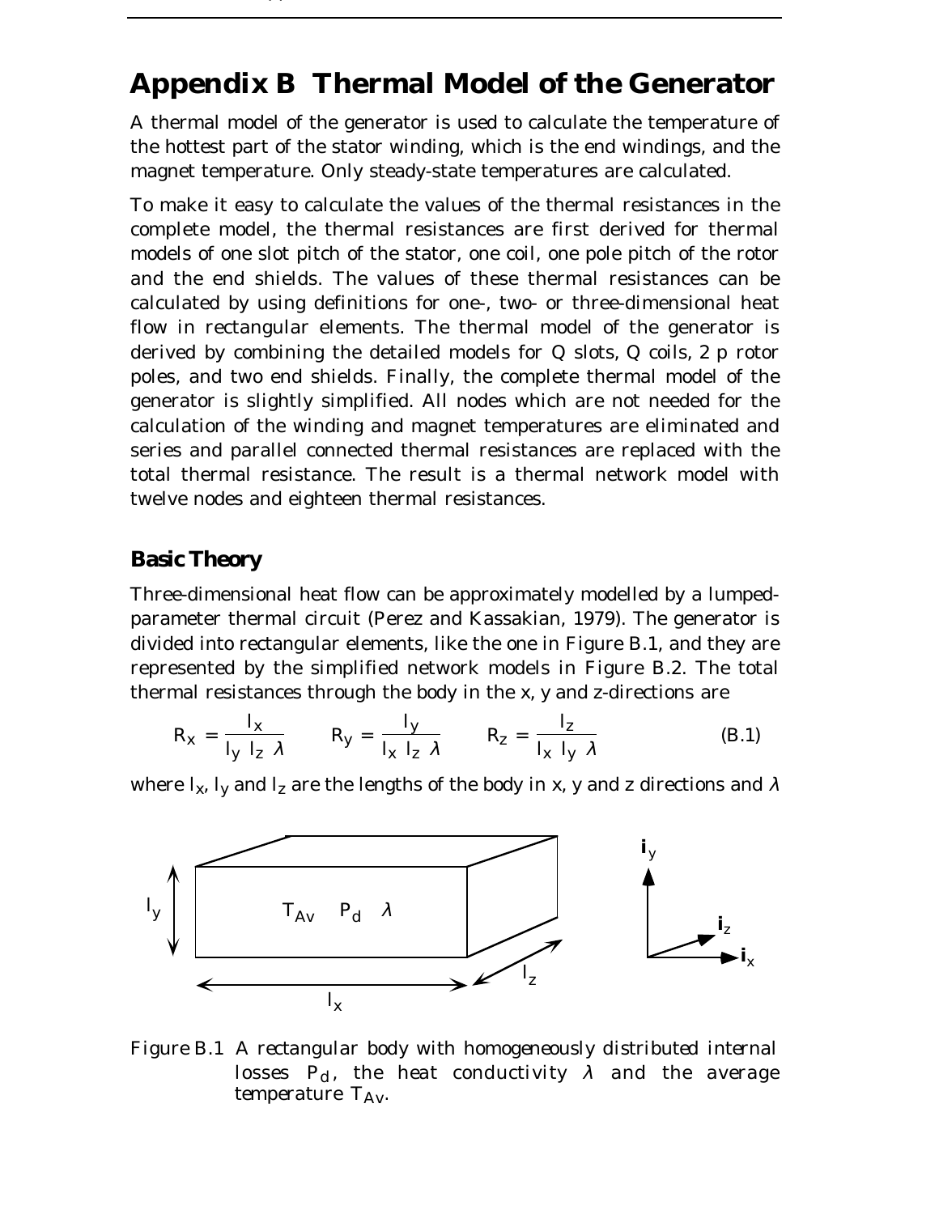# Appendix B Thermal Model of the Generator

A thermal model of the generator is used to calculate the temperature of the hottest part of the stator winding, which is the end windings, and the magnet temperature. Only steady-state temperatures are calculated.

To make it easy to calculate the values of the thermal resistances in the complete model, the thermal resistances are first derived for thermal models of one slot pitch of the stator, one coil, one pole pitch of the rotor and the end shields. The values of these thermal resistances can be calculated by using definitions for one-, two- or three-dimensional heat flow in rectangular elements. The thermal model of the generator is derived by combining the detailed models for $Q$ slots, $Q$ coils, $2\,p$ rotor poles, and two end shields. Finally, the complete thermal model of the generator is slightly simplified. All nodes which are not needed for the calculation of the winding and magnet temperatures are eliminated and series and parallel connected thermal resistances are replaced with the total thermal resistance. The result is a thermal network model with twelve nodes and eighteen thermal resistances.

## Basic Theory

Three-dimensional heat flow can be approximately modelled by a lumped-parameter thermal circuit (Perez and Kassakian, 1979). The generator is divided into rectangular elements, like the one in Figure B.1, and they are represented by the simplified network models in Figure B.2. The total thermal resistances through the body in the x, y and z-directions are

$$R_x = \frac{l_x}{l_y\, l_z\, \lambda} \qquad R_y = \frac{l_y}{l_x\, l_z\, \lambda} \qquad R_z = \frac{l_z}{l_x\, l_y\, \lambda} \tag{B.1}$$

where $l_x$, $l_y$ and $l_z$ are the lengths of the body in x, y and z directions and $\lambda$

Figure B.1 A rectangular body with homogeneously distributed internal losses $P_d$, the heat conductivity $\lambda$ and the average temperature $T_{Av}$.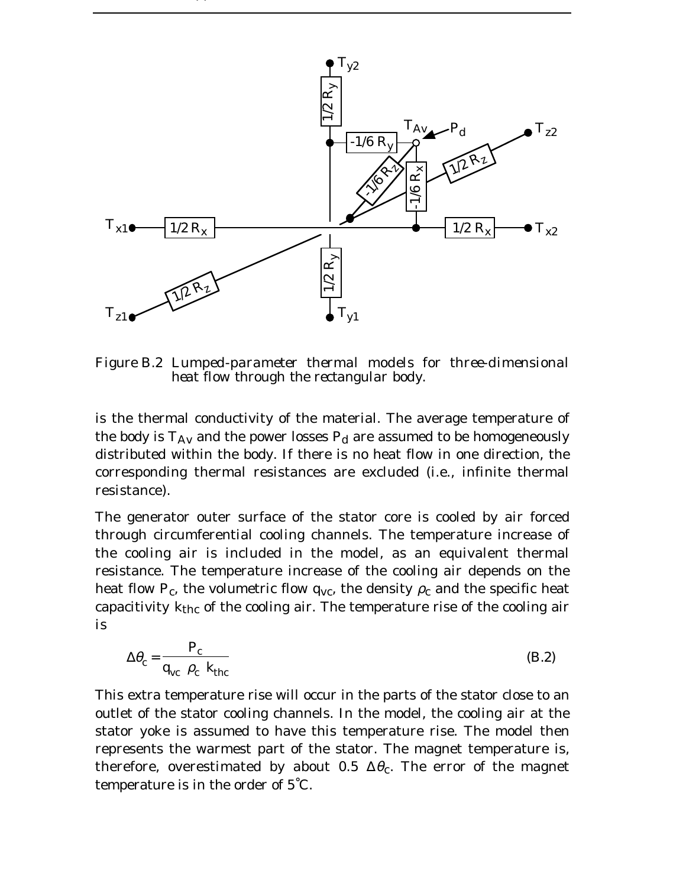Figure B.2 Lumped-parameter thermal models for three-dimensional heat flow through the rectangular body.

is the thermal conductivity of the material. The average temperature of the body is $T_{Av}$ and the power losses $P_d$ are assumed to be homogeneously distributed within the body. If there is no heat flow in one direction, the corresponding thermal resistances are excluded (i.e., infinite thermal resistance).

The generator outer surface of the stator core is cooled by air forced through circumferential cooling channels. The temperature increase of the cooling air is included in the model, as an equivalent thermal resistance. The temperature increase of the cooling air depends on the heat flow $P_c$, the volumetric flow $q_{vc}$, the density $\rho_c$ and the specific heat capacitivity $k_{thc}$ of the cooling air. The temperature rise of the cooling air is

$$\Delta\theta_c = \frac{P_c}{q_{vc}\ \rho_c\ k_{thc}} \tag{B.2}$$

This extra temperature rise will occur in the parts of the stator close to an outlet of the stator cooling channels. In the model, the cooling air at the stator yoke is assumed to have this temperature rise. The model then represents the warmest part of the stator. The magnet temperature is, therefore, overestimated by about 0.5 $\Delta\theta_c$. The error of the magnet temperature is in the order of 5°C.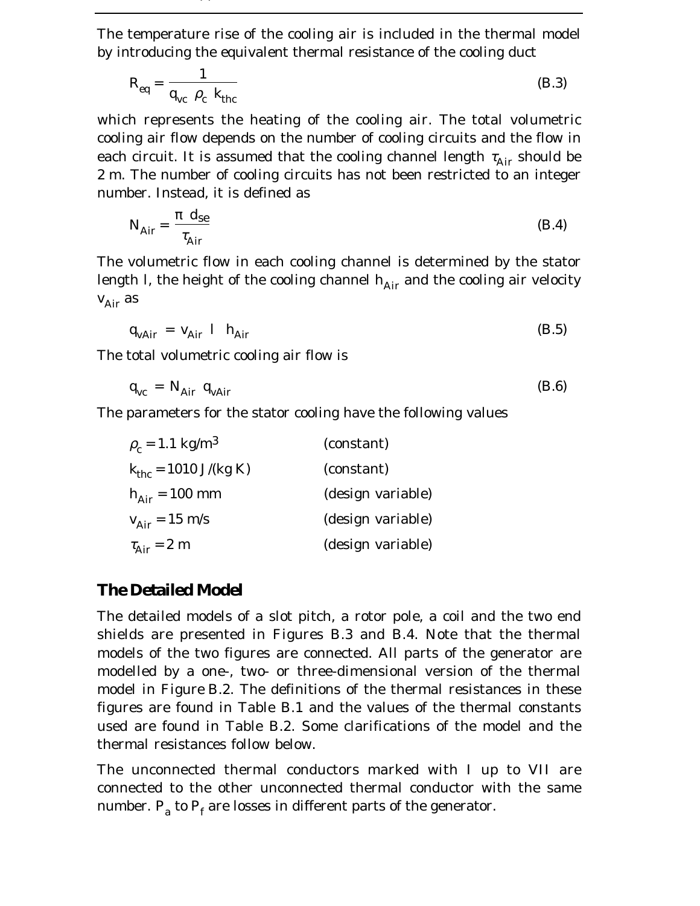The temperature rise of the cooling air is included in the thermal model by introducing the equivalent thermal resistance of the cooling duct

$$R_{eq} = \frac{1}{q_{vc}\ \rho_c\ k_{thc}} \tag{B.3}$$

which represents the heating of the cooling air. The total volumetric cooling air flow depends on the number of cooling circuits and the flow in each circuit. It is assumed that the cooling channel length $\tau_{Air}$ should be 2 m. The number of cooling circuits has not been restricted to an integer number. Instead, it is defined as

$$N_{Air} = \frac{\pi\ d_{se}}{\tau_{Air}} \tag{B.4}$$

The volumetric flow in each cooling channel is determined by the stator length l, the height of the cooling channel $h_{Air}$ and the cooling air velocity $v_{Air}$ as

$$q_{vAir} = v_{Air}\ l\ \ h_{Air} \tag{B.5}$$

The total volumetric cooling air flow is

$$q_{vc} = N_{Air}\ q_{vAir} \tag{B.6}$$

The parameters for the stator cooling have the following values

| | |
|---|---|
| $\rho_c = 1.1$ kg/m$^3$ | (constant) |
| $k_{thc} = 1010$ J/(kg K) | (constant) |
| $h_{Air} = 100$ mm | (design variable) |
| $v_{Air} = 15$ m/s | (design variable) |
| $\tau_{Air} = 2$ m | (design variable) |

## The Detailed Model

The detailed models of a slot pitch, a rotor pole, a coil and the two end shields are presented in Figures B.3 and B.4. Note that the thermal models of the two figures are connected. All parts of the generator are modelled by a one-, two- or three-dimensional version of the thermal model in Figure B.2. The definitions of the thermal resistances in these figures are found in Table B.1 and the values of the thermal constants used are found in Table B.2. Some clarifications of the model and the thermal resistances follow below.

The unconnected thermal conductors marked with I up to VII are connected to the other unconnected thermal conductor with the same number. $P_a$ to $P_f$ are losses in different parts of the generator.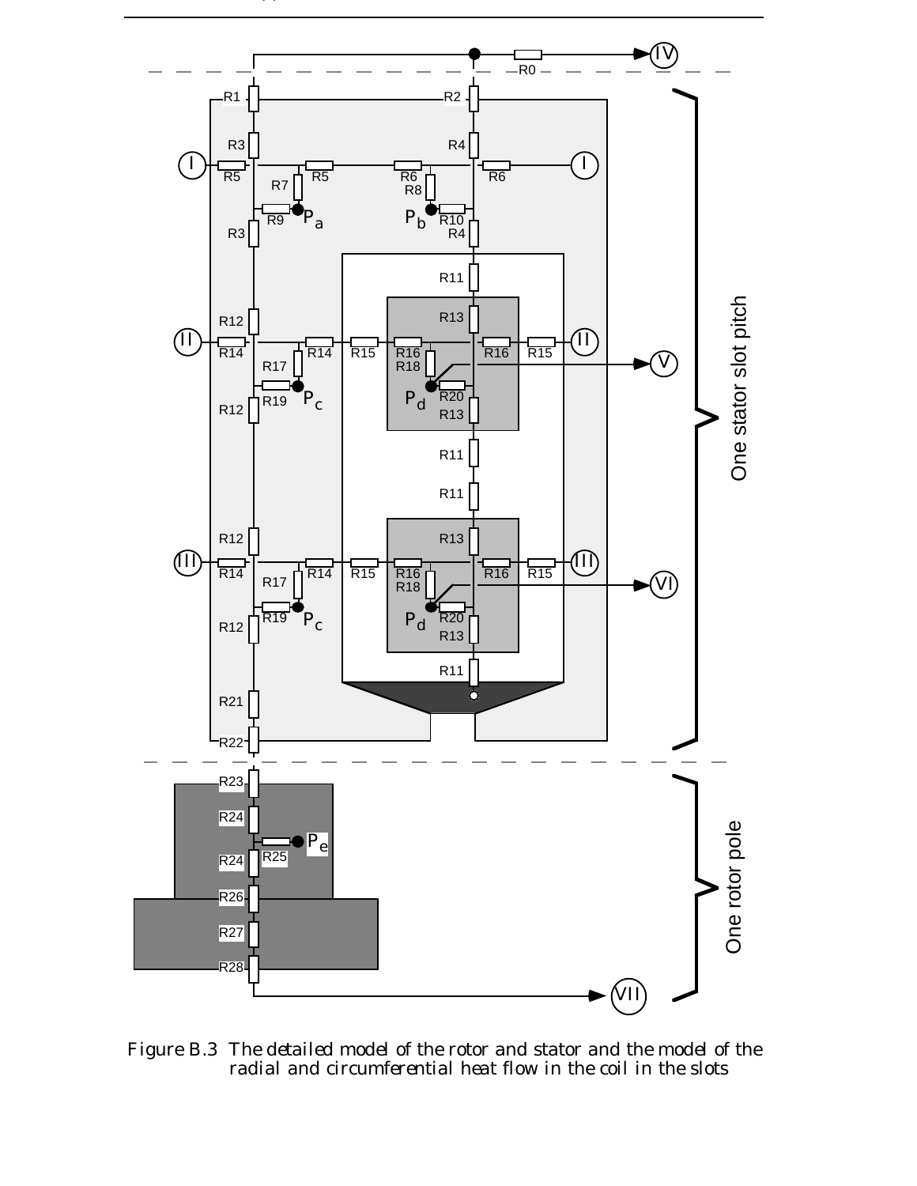Figure B.3 The detailed model of the rotor and stator and the model of the radial and circumferential heat flow in the coil in the slots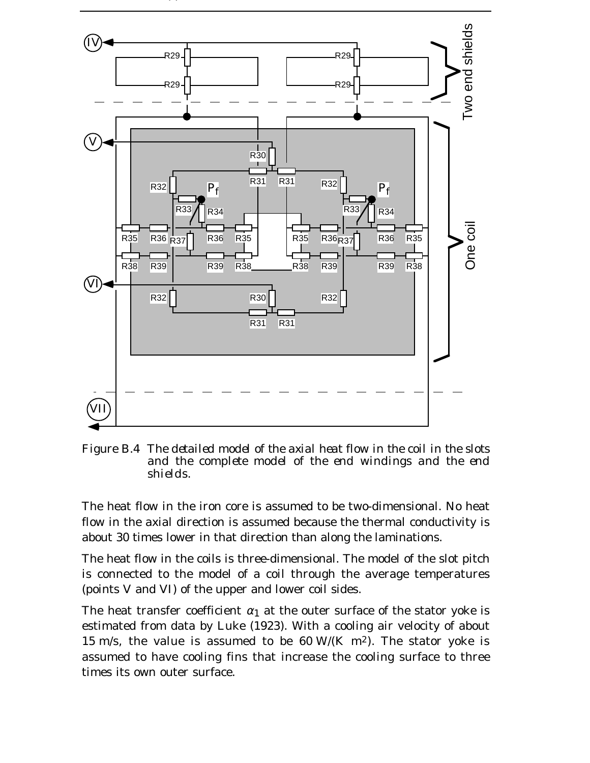Figure B.4 The detailed model of the axial heat flow in the coil in the slots and the complete model of the end windings and the end shields.

The heat flow in the iron core is assumed to be two-dimensional. No heat flow in the axial direction is assumed because the thermal conductivity is about 30 times lower in that direction than along the laminations.

The heat flow in the coils is three-dimensional. The model of the slot pitch is connected to the model of a coil through the average temperatures (points V and VI) of the upper and lower coil sides.

The heat transfer coefficient $\alpha_1$ at the outer surface of the stator yoke is estimated from data by Luke (1923). With a cooling air velocity of about 15 m/s, the value is assumed to be 60 W/(K m$^2$). The stator yoke is assumed to have cooling fins that increase the cooling surface to three times its own outer surface.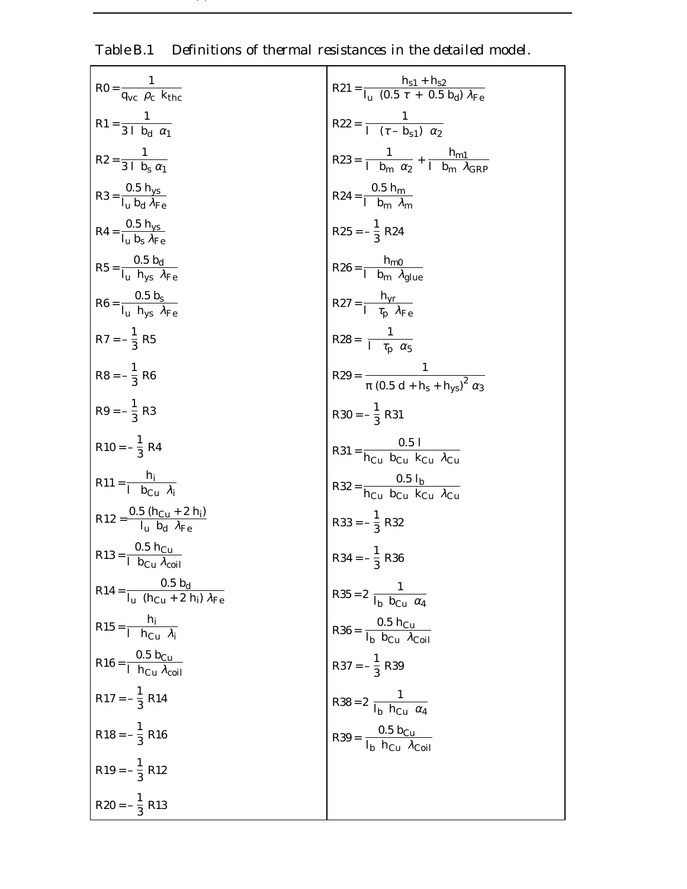Table B.1 Definitions of thermal resistances in the detailed model.

| | |
|---|---|
| $R0 = \frac{1}{q_{vc}\ \rho_c\ k_{thc}}$ | $R21 = \frac{h_{s1} + h_{s2}}{l_u\ (0.5\ \tau + 0.5\ b_d)\ \lambda_{Fe}}$ |
| $R1 = \frac{1}{3\ l\ b_d\ \alpha_1}$ | $R22 = \frac{1}{l\ (\tau - b_{s1})\ \alpha_2}$ |
| $R2 = \frac{1}{3\ l\ b_s\ \alpha_1}$ | $R23 = \frac{1}{l\ b_m\ \alpha_2} + \frac{h_{m1}}{l\ b_m\ \lambda_{GRP}}$ |
| $R3 = \frac{0.5\ h_{ys}}{l_u\ b_d\ \lambda_{Fe}}$ | $R24 = \frac{0.5\ h_m}{l\ b_m\ \lambda_m}$ |
| $R4 = \frac{0.5\ h_{ys}}{l_u\ b_s\ \lambda_{Fe}}$ | $R25 = -\frac{1}{3}\ R24$ |
| $R5 = \frac{0.5\ b_d}{l_u\ h_{ys}\ \lambda_{Fe}}$ | $R26 = \frac{h_{m0}}{l\ b_m\ \lambda_{glue}}$ |
| $R6 = \frac{0.5\ b_s}{l_u\ h_{ys}\ \lambda_{Fe}}$ | $R27 = \frac{h_{yr}}{l\ \tau_p\ \lambda_{Fe}}$ |
| $R7 = -\frac{1}{3}\ R5$ | $R28 = \frac{1}{l\ \tau_p\ \alpha_5}$ |
| $R8 = -\frac{1}{3}\ R6$ | $R29 = \frac{1}{\pi\ (0.5\ d + h_s + h_{ys})^2\ \alpha_3}$ |
| $R9 = -\frac{1}{3}\ R3$ | $R30 = -\frac{1}{3}\ R31$ |
| $R10 = -\frac{1}{3}\ R4$ | $R31 = \frac{0.5\ l}{h_{Cu}\ b_{Cu}\ k_{Cu}\ \lambda_{Cu}}$ |
| $R11 = \frac{h_i}{l\ b_{Cu}\ \lambda_i}$ | $R32 = \frac{0.5\ l_b}{h_{Cu}\ b_{Cu}\ k_{Cu}\ \lambda_{Cu}}$ |
| $R12 = \frac{0.5\ (h_{Cu} + 2\ h_i)}{l_u\ b_d\ \lambda_{Fe}}$ | $R33 = -\frac{1}{3}\ R32$ |
| $R13 = \frac{0.5\ h_{Cu}}{l\ b_{Cu}\ \lambda_{coil}}$ | $R34 = -\frac{1}{3}\ R36$ |
| $R14 = \frac{0.5\ b_d}{l_u\ (h_{Cu} + 2\ h_i)\ \lambda_{Fe}}$ | $R35 = 2\ \frac{1}{l_b\ b_{Cu}\ \alpha_4}$ |
| $R15 = \frac{h_i}{l\ h_{Cu}\ \lambda_i}$ | $R36 = \frac{0.5\ h_{Cu}}{l_b\ b_{Cu}\ \lambda_{Coil}}$ |
| $R16 = \frac{0.5\ b_{Cu}}{l\ h_{Cu}\ \lambda_{coil}}$ | $R37 = -\frac{1}{3}\ R39$ |
| $R17 = -\frac{1}{3}\ R14$ | $R38 = 2\ \frac{1}{l_b\ h_{Cu}\ \alpha_4}$ |
| $R18 = -\frac{1}{3}\ R16$ | $R39 = \frac{0.5\ b_{Cu}}{l_b\ h_{Cu}\ \lambda_{Coil}}$ |
| $R19 = -\frac{1}{3}\ R12$ | |
| $R20 = -\frac{1}{3}\ R13$ | |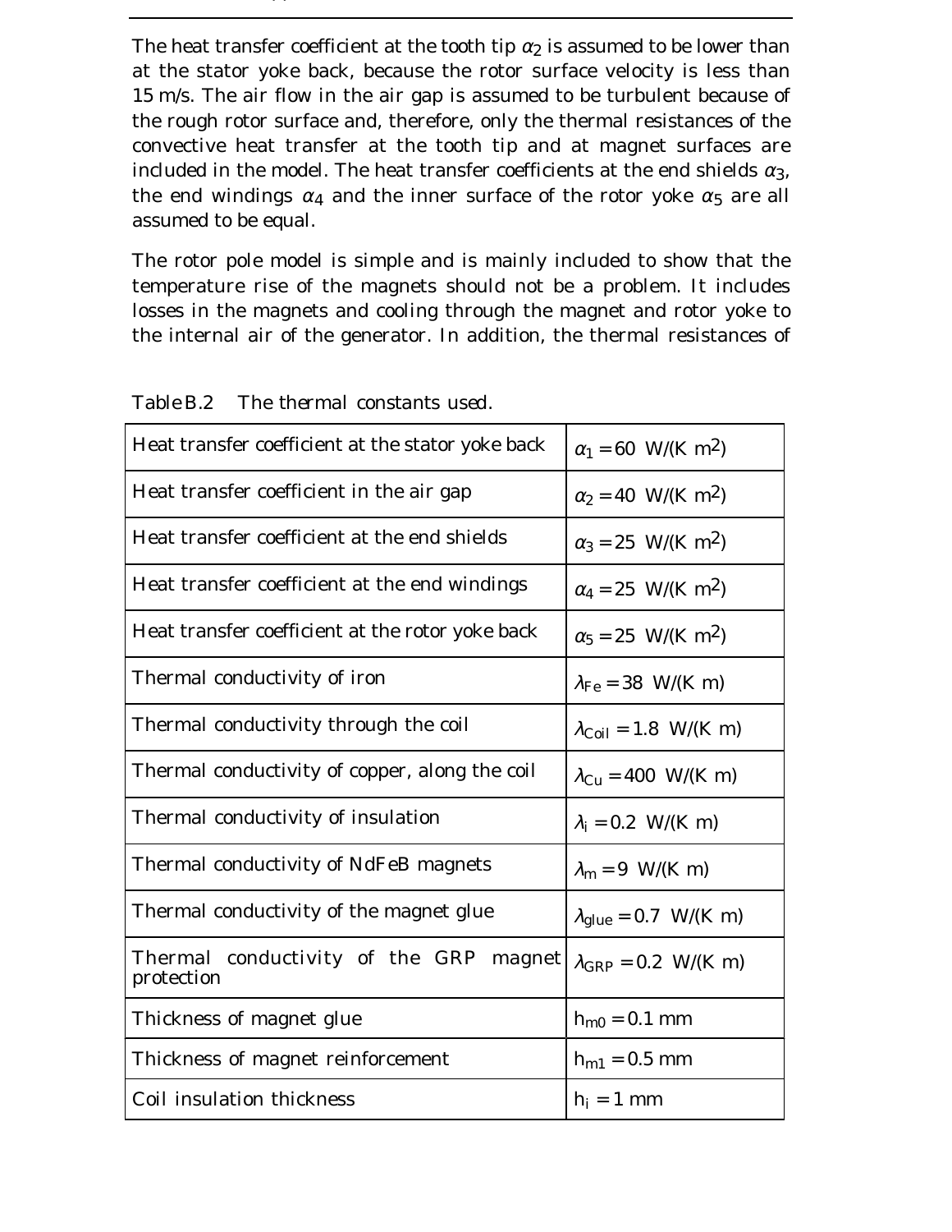The heat transfer coefficient at the tooth tip $\alpha_2$ is assumed to be lower than at the stator yoke back, because the rotor surface velocity is less than 15 m/s. The air flow in the air gap is assumed to be turbulent because of the rough rotor surface and, therefore, only the thermal resistances of the convective heat transfer at the tooth tip and at magnet surfaces are included in the model. The heat transfer coefficients at the end shields $\alpha_3$, the end windings $\alpha_4$ and the inner surface of the rotor yoke $\alpha_5$ are all assumed to be equal.

The rotor pole model is simple and is mainly included to show that the temperature rise of the magnets should not be a problem. It includes losses in the magnets and cooling through the magnet and rotor yoke to the internal air of the generator. In addition, the thermal resistances of

*Table B.2 The thermal constants used.*

| | |
|---|---|
| Heat transfer coefficient at the stator yoke back | $\alpha_1 = 60$ W/(K m$^2$) |
| Heat transfer coefficient in the air gap | $\alpha_2 = 40$ W/(K m$^2$) |
| Heat transfer coefficient at the end shields | $\alpha_3 = 25$ W/(K m$^2$) |
| Heat transfer coefficient at the end windings | $\alpha_4 = 25$ W/(K m$^2$) |
| Heat transfer coefficient at the rotor yoke back | $\alpha_5 = 25$ W/(K m$^2$) |
| Thermal conductivity of iron | $\lambda_{Fe} = 38$ W/(K m) |
| Thermal conductivity through the coil | $\lambda_{Coil} = 1.8$ W/(K m) |
| Thermal conductivity of copper, along the coil | $\lambda_{Cu} = 400$ W/(K m) |
| Thermal conductivity of insulation | $\lambda_i = 0.2$ W/(K m) |
| Thermal conductivity of NdFeB magnets | $\lambda_m = 9$ W/(K m) |
| Thermal conductivity of the magnet glue | $\lambda_{glue} = 0.7$ W/(K m) |
| Thermal conductivity of the GRP magnet protection | $\lambda_{GRP} = 0.2$ W/(K m) |
| Thickness of magnet glue | $h_{m0} = 0.1$ mm |
| Thickness of magnet reinforcement | $h_{m1} = 0.5$ mm |
| Coil insulation thickness | $h_i = 1$ mm |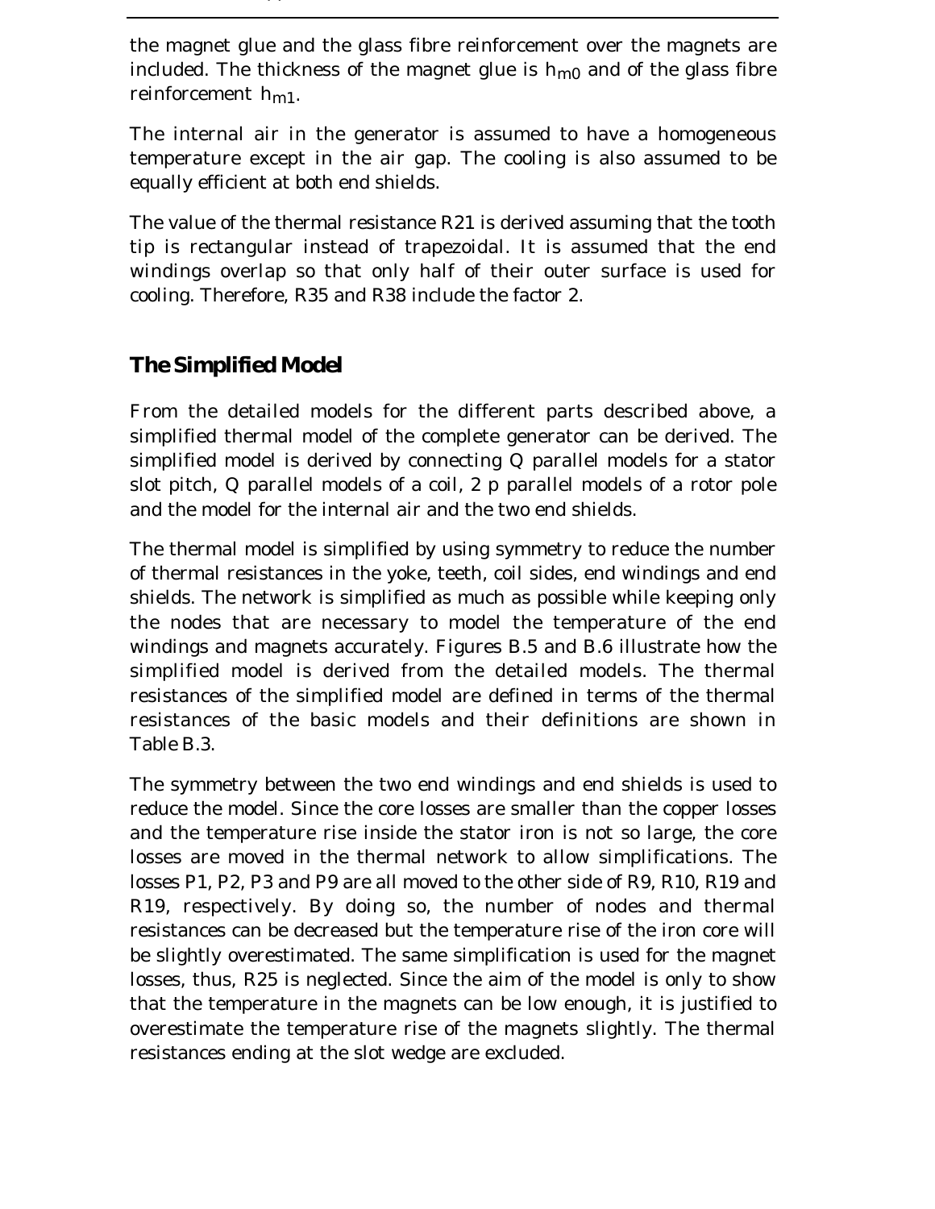the magnet glue and the glass fibre reinforcement over the magnets are included. The thickness of the magnet glue is $h_{m0}$ and of the glass fibre reinforcement $h_{m1}$.

The internal air in the generator is assumed to have a homogeneous temperature except in the air gap. The cooling is also assumed to be equally efficient at both end shields.

The value of the thermal resistance R21 is derived assuming that the tooth tip is rectangular instead of trapezoidal. It is assumed that the end windings overlap so that only half of their outer surface is used for cooling. Therefore, R35 and R38 include the factor 2.

## The Simplified Model

From the detailed models for the different parts described above, a simplified thermal model of the complete generator can be derived. The simplified model is derived by connecting Q parallel models for a stator slot pitch, Q parallel models of a coil, 2 p parallel models of a rotor pole and the model for the internal air and the two end shields.

The thermal model is simplified by using symmetry to reduce the number of thermal resistances in the yoke, teeth, coil sides, end windings and end shields. The network is simplified as much as possible while keeping only the nodes that are necessary to model the temperature of the end windings and magnets accurately. Figures B.5 and B.6 illustrate how the simplified model is derived from the detailed models. The thermal resistances of the simplified model are defined in terms of the thermal resistances of the basic models and their definitions are shown in Table B.3.

The symmetry between the two end windings and end shields is used to reduce the model. Since the core losses are smaller than the copper losses and the temperature rise inside the stator iron is not so large, the core losses are moved in the thermal network to allow simplifications. The losses P1, P2, P3 and P9 are all moved to the other side of R9, R10, R19 and R19, respectively. By doing so, the number of nodes and thermal resistances can be decreased but the temperature rise of the iron core will be slightly overestimated. The same simplification is used for the magnet losses, thus, R25 is neglected. Since the aim of the model is only to show that the temperature in the magnets can be low enough, it is justified to overestimate the temperature rise of the magnets slightly. The thermal resistances ending at the slot wedge are excluded.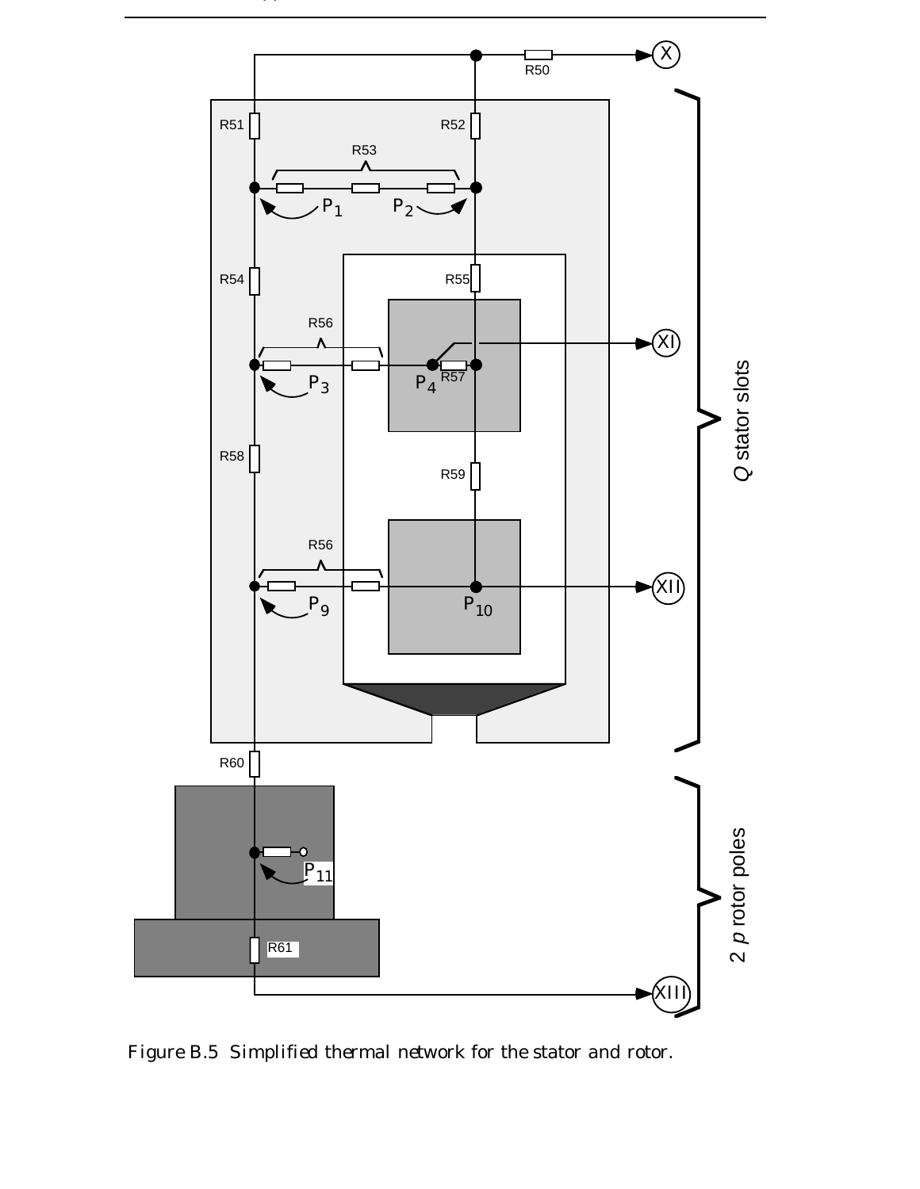Figure B.5 Simplified thermal network for the stator and rotor.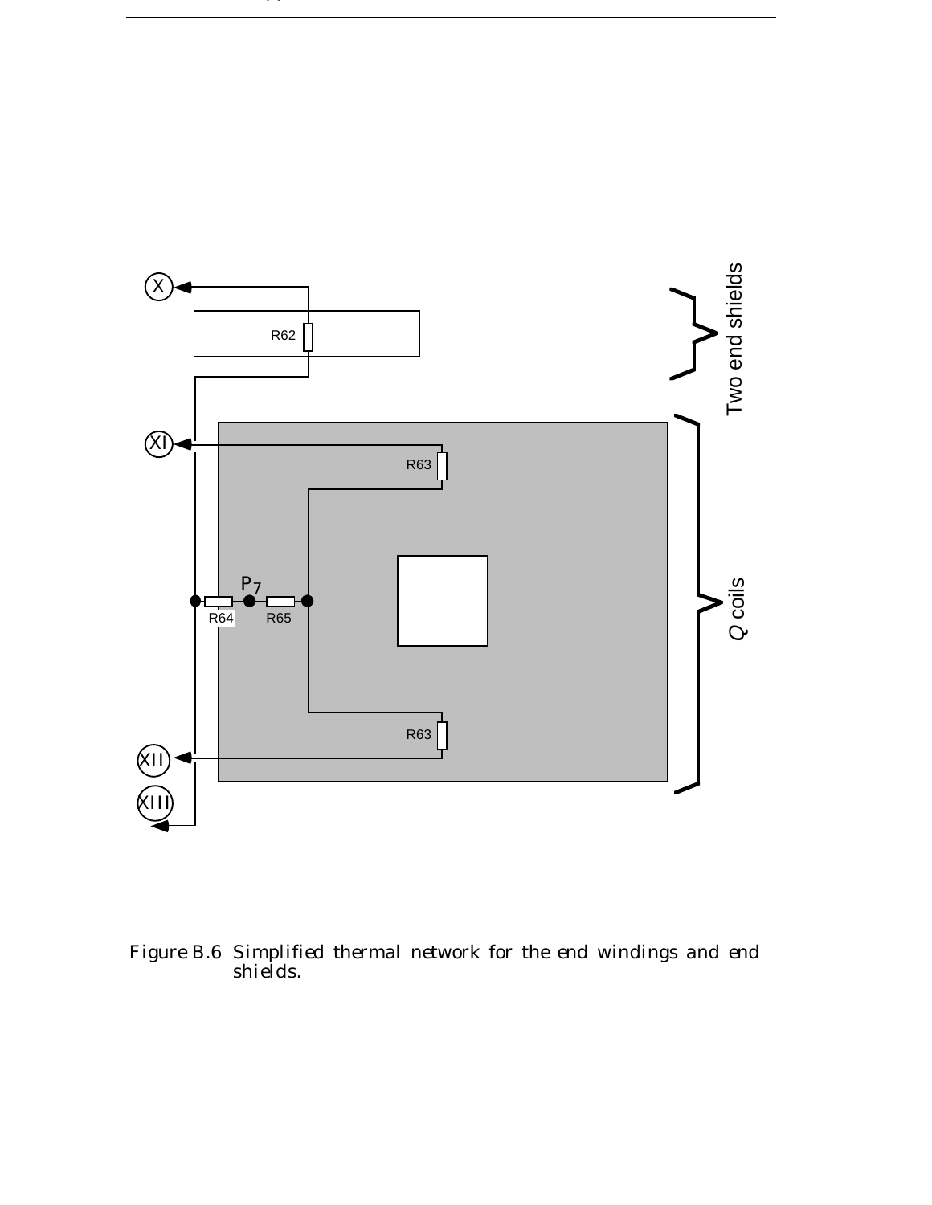Figure B.6 Simplified thermal network for the end windings and end shields.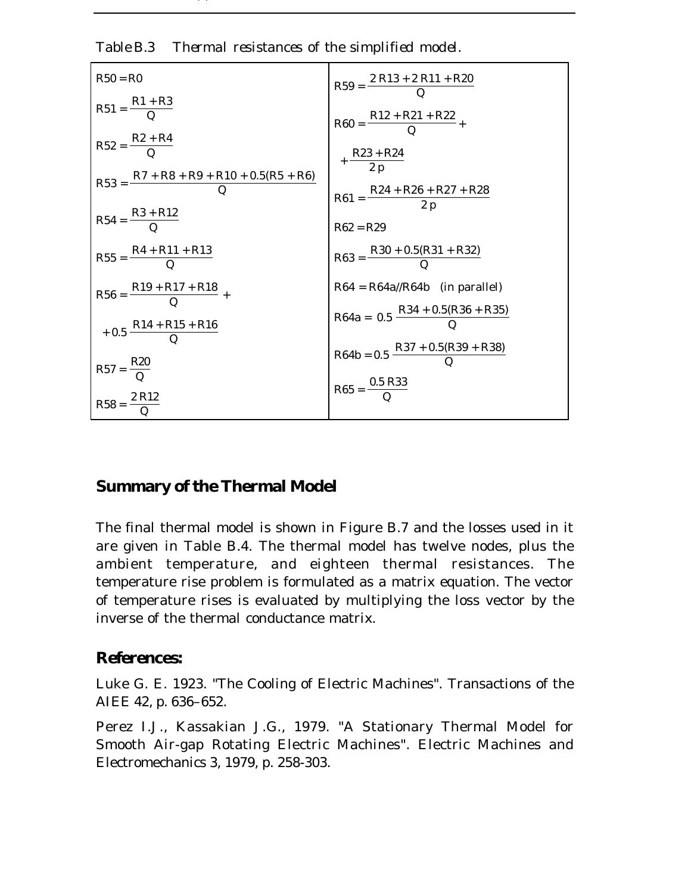Table B.3 Thermal resistances of the simplified model.

| | |
|---|---|
| $R50 = R0$ | $R59 = \dfrac{2\,R13 + 2\,R11 + R20}{Q}$ |
| $R51 = \dfrac{R1 + R3}{Q}$ | $R60 = \dfrac{R12 + R21 + R22}{Q} + \dfrac{R23 + R24}{2\,p}$ |
| $R52 = \dfrac{R2 + R4}{Q}$ | $R61 = \dfrac{R24 + R26 + R27 + R28}{2\,p}$ |
| $R53 = \dfrac{R7 + R8 + R9 + R10 + 0.5(R5 + R6)}{Q}$ | $R62 = R29$ |
| $R54 = \dfrac{R3 + R12}{Q}$ | $R63 = \dfrac{R30 + 0.5(R31 + R32)}{Q}$ |
| $R55 = \dfrac{R4 + R11 + R13}{Q}$ | $R64 = R64a // R64b$ (in parallel) |
| $R56 = \dfrac{R19 + R17 + R18}{Q} + 0.5\,\dfrac{R14 + R15 + R16}{Q}$ | $R64a = 0.5\,\dfrac{R34 + 0.5(R36 + R35)}{Q}$ |
| $R57 = \dfrac{R20}{Q}$ | $R64b = 0.5\,\dfrac{R37 + 0.5(R39 + R38)}{Q}$ |
| $R58 = \dfrac{2\,R12}{Q}$ | $R65 = \dfrac{0.5\,R33}{Q}$ |

## Summary of the Thermal Model

The final thermal model is shown in Figure B.7 and the losses used in it are given in Table B.4. The thermal model has twelve nodes, plus the ambient temperature, and eighteen thermal resistances. The temperature rise problem is formulated as a matrix equation. The vector of temperature rises is evaluated by multiplying the loss vector by the inverse of the thermal conductance matrix.

## References:

Luke G. E. 1923. "The Cooling of Electric Machines". Transactions of the AIEE 42, p. 636–652.

Perez I.J., Kassakian J.G., 1979. "A Stationary Thermal Model for Smooth Air-gap Rotating Electric Machines". Electric Machines and Electromechanics 3, 1979, p. 258-303.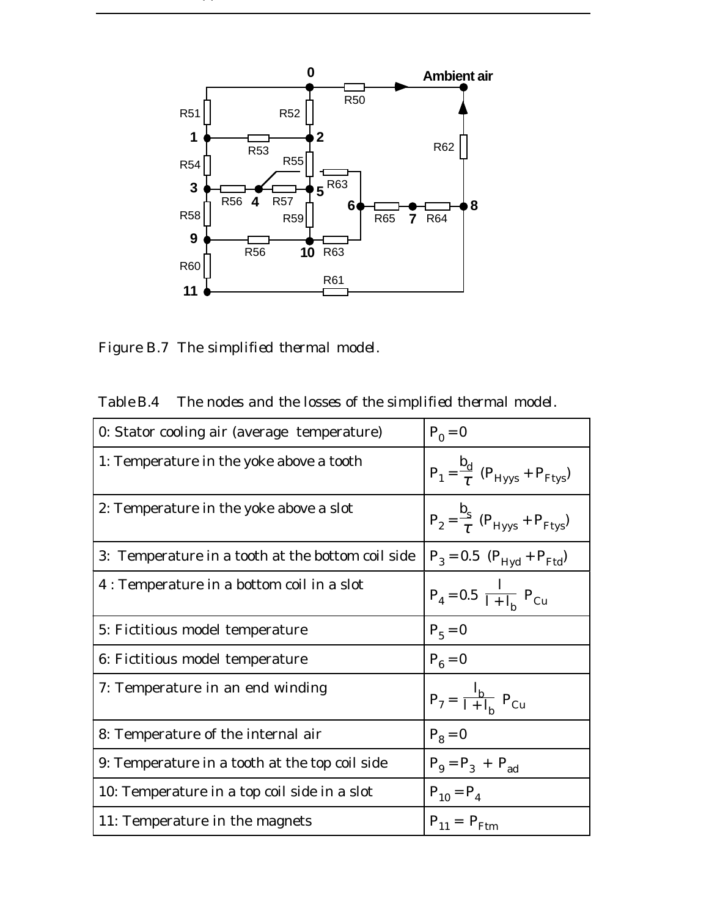Figure B.7 The simplified thermal model.

Table B.4 The nodes and the losses of the simplified thermal model.

| | |
|---|---|
| 0: Stator cooling air (average temperature) | $P_0 = 0$ |
| 1: Temperature in the yoke above a tooth | $P_1 = \frac{b_d}{\tau}\ (P_{Hyys} + P_{Ftys})$ |
| 2: Temperature in the yoke above a slot | $P_2 = \frac{b_s}{\tau}\ (P_{Hyys} + P_{Ftys})$ |
| 3: Temperature in a tooth at the bottom coil side | $P_3 = 0.5\ (P_{Hyd} + P_{Ftd})$ |
| 4 : Temperature in a bottom coil in a slot | $P_4 = 0.5\ \frac{l}{l + l_b}\ P_{Cu}$ |
| 5: Fictitious model temperature | $P_5 = 0$ |
| 6: Fictitious model temperature | $P_6 = 0$ |
| 7: Temperature in an end winding | $P_7 = \frac{l_b}{l + l_b}\ P_{Cu}$ |
| 8: Temperature of the internal air | $P_8 = 0$ |
| 9: Temperature in a tooth at the top coil side | $P_9 = P_3\ +\ P_{ad}$ |
| 10: Temperature in a top coil side in a slot | $P_{10} = P_4$ |
| 11: Temperature in the magnets | $P_{11} =\ P_{Ftm}$ |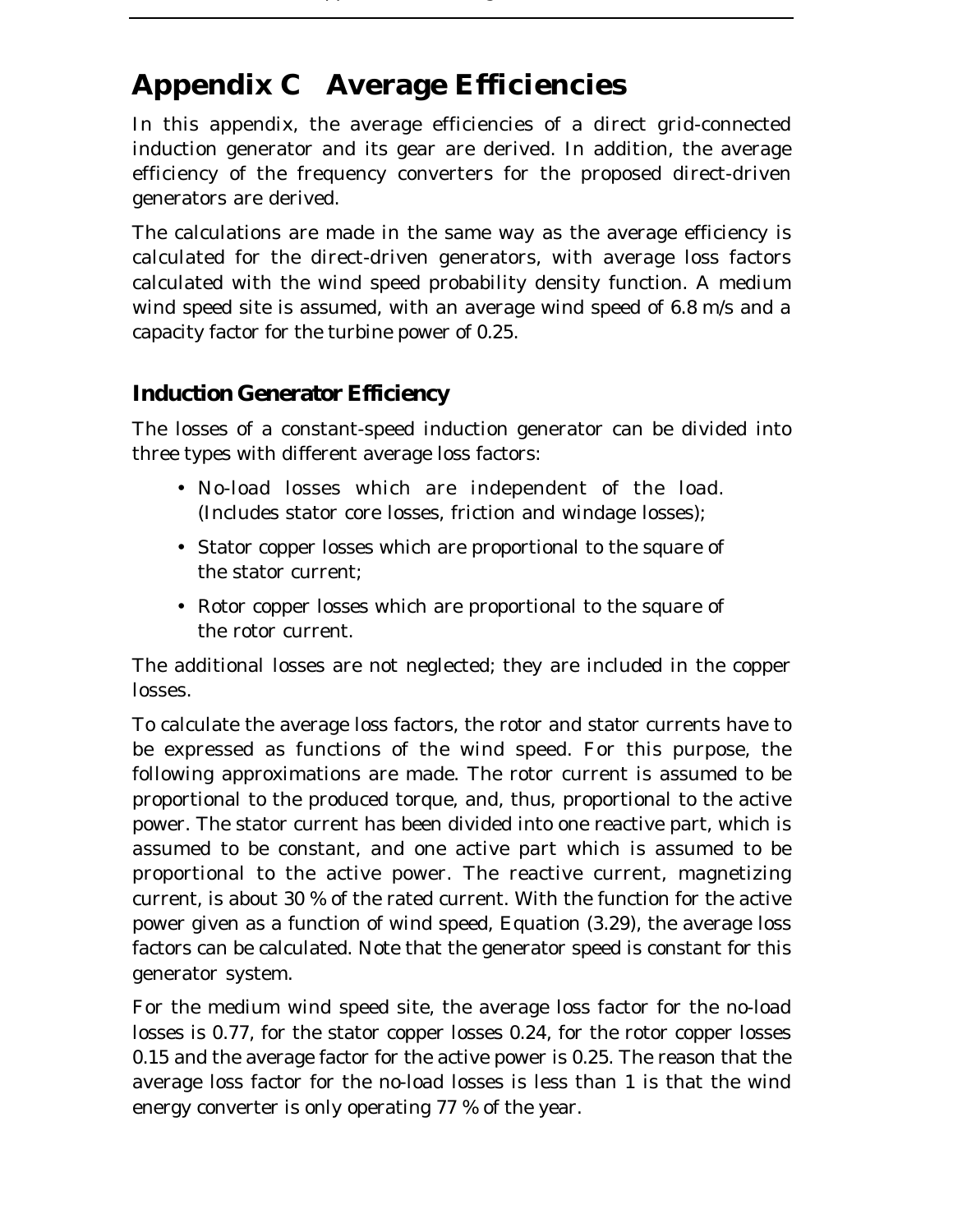# Appendix C Average Efficiencies

In this appendix, the average efficiencies of a direct grid-connected induction generator and its gear are derived. In addition, the average efficiency of the frequency converters for the proposed direct-driven generators are derived.

The calculations are made in the same way as the average efficiency is calculated for the direct-driven generators, with average loss factors calculated with the wind speed probability density function. A medium wind speed site is assumed, with an average wind speed of 6.8 m/s and a capacity factor for the turbine power of 0.25.

## Induction Generator Efficiency

The losses of a constant-speed induction generator can be divided into three types with different average loss factors:

- No-load losses which are independent of the load. (Includes stator core losses, friction and windage losses);
- Stator copper losses which are proportional to the square of the stator current;
- Rotor copper losses which are proportional to the square of the rotor current.

The additional losses are not neglected; they are included in the copper losses.

To calculate the average loss factors, the rotor and stator currents have to be expressed as functions of the wind speed. For this purpose, the following approximations are made. The rotor current is assumed to be proportional to the produced torque, and, thus, proportional to the active power. The stator current has been divided into one reactive part, which is assumed to be constant, and one active part which is assumed to be proportional to the active power. The reactive current, magnetizing current, is about 30 % of the rated current. With the function for the active power given as a function of wind speed, Equation (3.29), the average loss factors can be calculated. Note that the generator speed is constant for this generator system.

For the medium wind speed site, the average loss factor for the no-load losses is 0.77, for the stator copper losses 0.24, for the rotor copper losses 0.15 and the average factor for the active power is 0.25. The reason that the average loss factor for the no-load losses is less than 1 is that the wind energy converter is only operating 77 % of the year.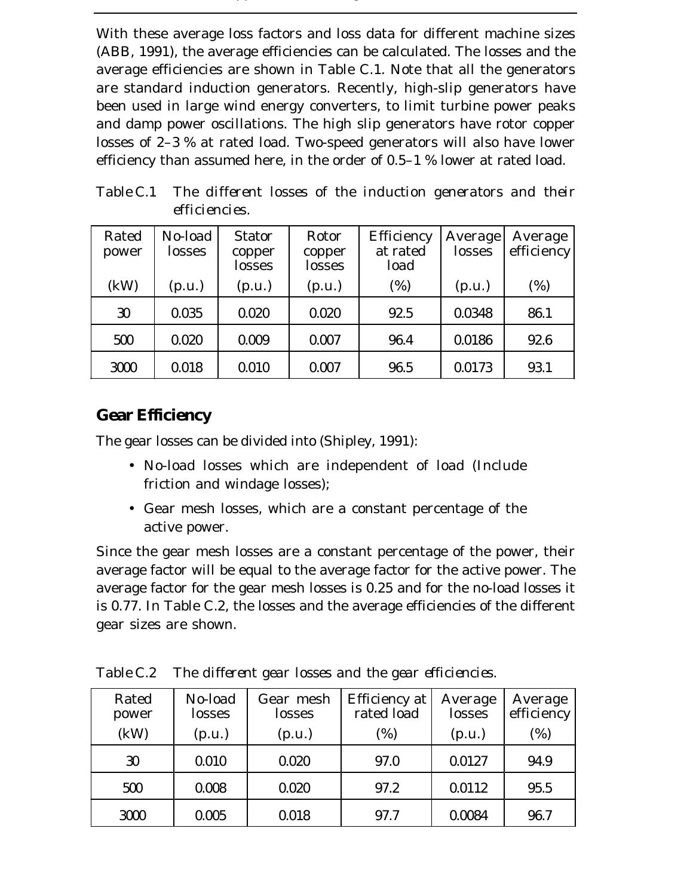With these average loss factors and loss data for different machine sizes (ABB, 1991), the average efficiencies can be calculated. The losses and the average efficiencies are shown in Table C.1. Note that all the generators are standard induction generators. Recently, high-slip generators have been used in large wind energy converters, to limit turbine power peaks and damp power oscillations. The high slip generators have rotor copper losses of 2–3 % at rated load. Two-speed generators will also have lower efficiency than assumed here, in the order of 0.5–1 % lower at rated load.

Table C.1 *The different losses of the induction generators and their efficiencies.*

| Rated power (kW) | No-load losses (p.u.) | Stator copper losses (p.u.) | Rotor copper losses (p.u.) | Efficiency at rated load (%) | Average losses (p.u.) | Average efficiency (%) |
|---|---|---|---|---|---|---|
| 30 | 0.035 | 0.020 | 0.020 | 92.5 | 0.0348 | 86.1 |
| 500 | 0.020 | 0.009 | 0.007 | 96.4 | 0.0186 | 92.6 |
| 3000 | 0.018 | 0.010 | 0.007 | 96.5 | 0.0173 | 93.1 |

## Gear Efficiency

The gear losses can be divided into (Shipley, 1991):

- No-load losses which are independent of load (Include friction and windage losses);
- Gear mesh losses, which are a constant percentage of the active power.

Since the gear mesh losses are a constant percentage of the power, their average factor will be equal to the average factor for the active power. The average factor for the gear mesh losses is 0.25 and for the no-load losses it is 0.77. In Table C.2, the losses and the average efficiencies of the different gear sizes are shown.

Table C.2 *The different gear losses and the gear efficiencies.*

| Rated power (kW) | No-load losses (p.u.) | Gear mesh losses (p.u.) | Efficiency at rated load (%) | Average losses (p.u.) | Average efficiency (%) |
|---|---|---|---|---|---|
| 30 | 0.010 | 0.020 | 97.0 | 0.0127 | 94.9 |
| 500 | 0.008 | 0.020 | 97.2 | 0.0112 | 95.5 |
| 3000 | 0.005 | 0.018 | 97.7 | 0.0084 | 96.7 |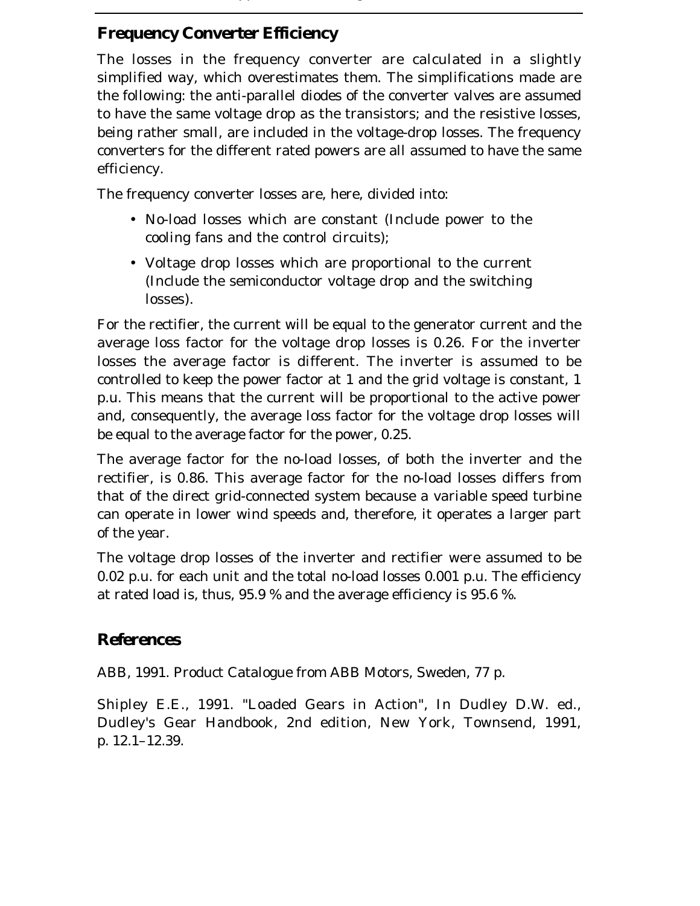## Frequency Converter Efficiency

The losses in the frequency converter are calculated in a slightly simplified way, which overestimates them. The simplifications made are the following: the anti-parallel diodes of the converter valves are assumed to have the same voltage drop as the transistors; and the resistive losses, being rather small, are included in the voltage-drop losses. The frequency converters for the different rated powers are all assumed to have the same efficiency.

The frequency converter losses are, here, divided into:

- No-load losses which are constant (Include power to the cooling fans and the control circuits);
- Voltage drop losses which are proportional to the current (Include the semiconductor voltage drop and the switching losses).

For the rectifier, the current will be equal to the generator current and the average loss factor for the voltage drop losses is 0.26. For the inverter losses the average factor is different. The inverter is assumed to be controlled to keep the power factor at 1 and the grid voltage is constant, 1 p.u. This means that the current will be proportional to the active power and, consequently, the average loss factor for the voltage drop losses will be equal to the average factor for the power, 0.25.

The average factor for the no-load losses, of both the inverter and the rectifier, is 0.86. This average factor for the no-load losses differs from that of the direct grid-connected system because a variable speed turbine can operate in lower wind speeds and, therefore, it operates a larger part of the year.

The voltage drop losses of the inverter and rectifier were assumed to be 0.02 p.u. for each unit and the total no-load losses 0.001 p.u. The efficiency at rated load is, thus, 95.9 % and the average efficiency is 95.6 %.

## References

ABB, 1991. Product Catalogue from ABB Motors, Sweden, 77 p.

Shipley E.E., 1991. "Loaded Gears in Action", In Dudley D.W. ed., Dudley's Gear Handbook, 2nd edition, New York, Townsend, 1991, p. 12.1–12.39.